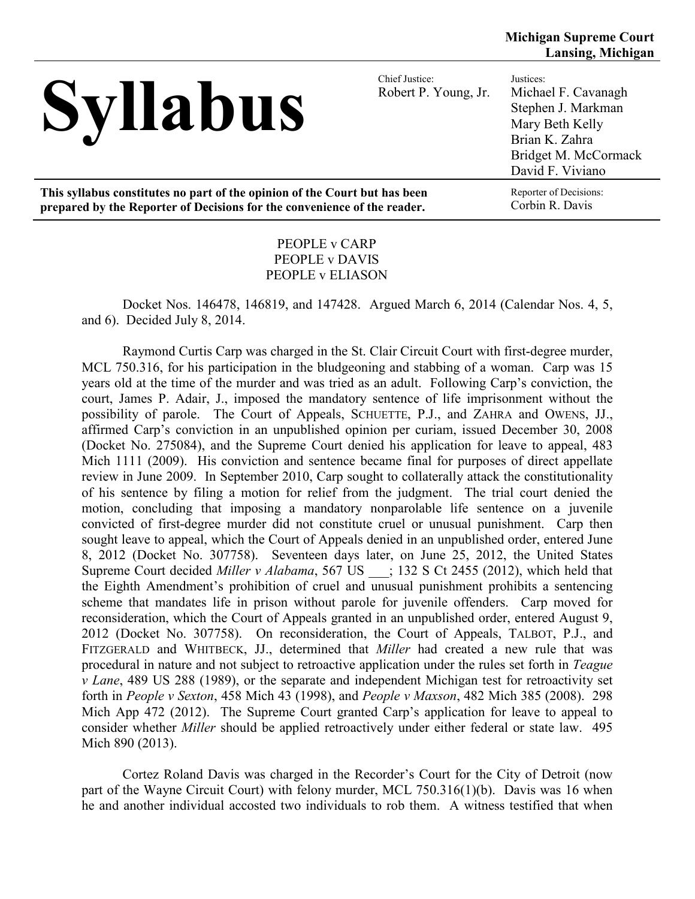**Michigan Supreme Court**
**Lansing, Michigan**

# Syllabus

Chief Justice:
Robert P. Young, Jr.

Justices:
Michael F. Cavanagh
Stephen J. Markman
Mary Beth Kelly
Brian K. Zahra
Bridget M. McCormack
David F. Viviano

**This syllabus constitutes no part of the opinion of the Court but has been prepared by the Reporter of Decisions for the convenience of the reader.**

Reporter of Decisions:
Corbin R. Davis

PEOPLE v CARP
PEOPLE v DAVIS
PEOPLE v ELIASON

Docket Nos. 146478, 146819, and 147428. Argued March 6, 2014 (Calendar Nos. 4, 5, and 6). Decided July 8, 2014.

Raymond Curtis Carp was charged in the St. Clair Circuit Court with first-degree murder, MCL 750.316, for his participation in the bludgeoning and stabbing of a woman. Carp was 15 years old at the time of the murder and was tried as an adult. Following Carp's conviction, the court, James P. Adair, J., imposed the mandatory sentence of life imprisonment without the possibility of parole. The Court of Appeals, SCHUETTE, P.J., and ZAHRA and OWENS, JJ., affirmed Carp's conviction in an unpublished opinion per curiam, issued December 30, 2008 (Docket No. 275084), and the Supreme Court denied his application for leave to appeal, 483 Mich 1111 (2009). His conviction and sentence became final for purposes of direct appellate review in June 2009. In September 2010, Carp sought to collaterally attack the constitutionality of his sentence by filing a motion for relief from the judgment. The trial court denied the motion, concluding that imposing a mandatory nonparolable life sentence on a juvenile convicted of first-degree murder did not constitute cruel or unusual punishment. Carp then sought leave to appeal, which the Court of Appeals denied in an unpublished order, entered June 8, 2012 (Docket No. 307758). Seventeen days later, on June 25, 2012, the United States Supreme Court decided *Miller v Alabama*, 567 US ___; 132 S Ct 2455 (2012), which held that the Eighth Amendment's prohibition of cruel and unusual punishment prohibits a sentencing scheme that mandates life in prison without parole for juvenile offenders. Carp moved for reconsideration, which the Court of Appeals granted in an unpublished order, entered August 9, 2012 (Docket No. 307758). On reconsideration, the Court of Appeals, TALBOT, P.J., and FITZGERALD and WHITBECK, JJ., determined that *Miller* had created a new rule that was procedural in nature and not subject to retroactive application under the rules set forth in *Teague v Lane*, 489 US 288 (1989), or the separate and independent Michigan test for retroactivity set forth in *People v Sexton*, 458 Mich 43 (1998), and *People v Maxson*, 482 Mich 385 (2008). 298 Mich App 472 (2012). The Supreme Court granted Carp's application for leave to appeal to consider whether *Miller* should be applied retroactively under either federal or state law. 495 Mich 890 (2013).

Cortez Roland Davis was charged in the Recorder's Court for the City of Detroit (now part of the Wayne Circuit Court) with felony murder, MCL 750.316(1)(b). Davis was 16 when he and another individual accosted two individuals to rob them. A witness testified that when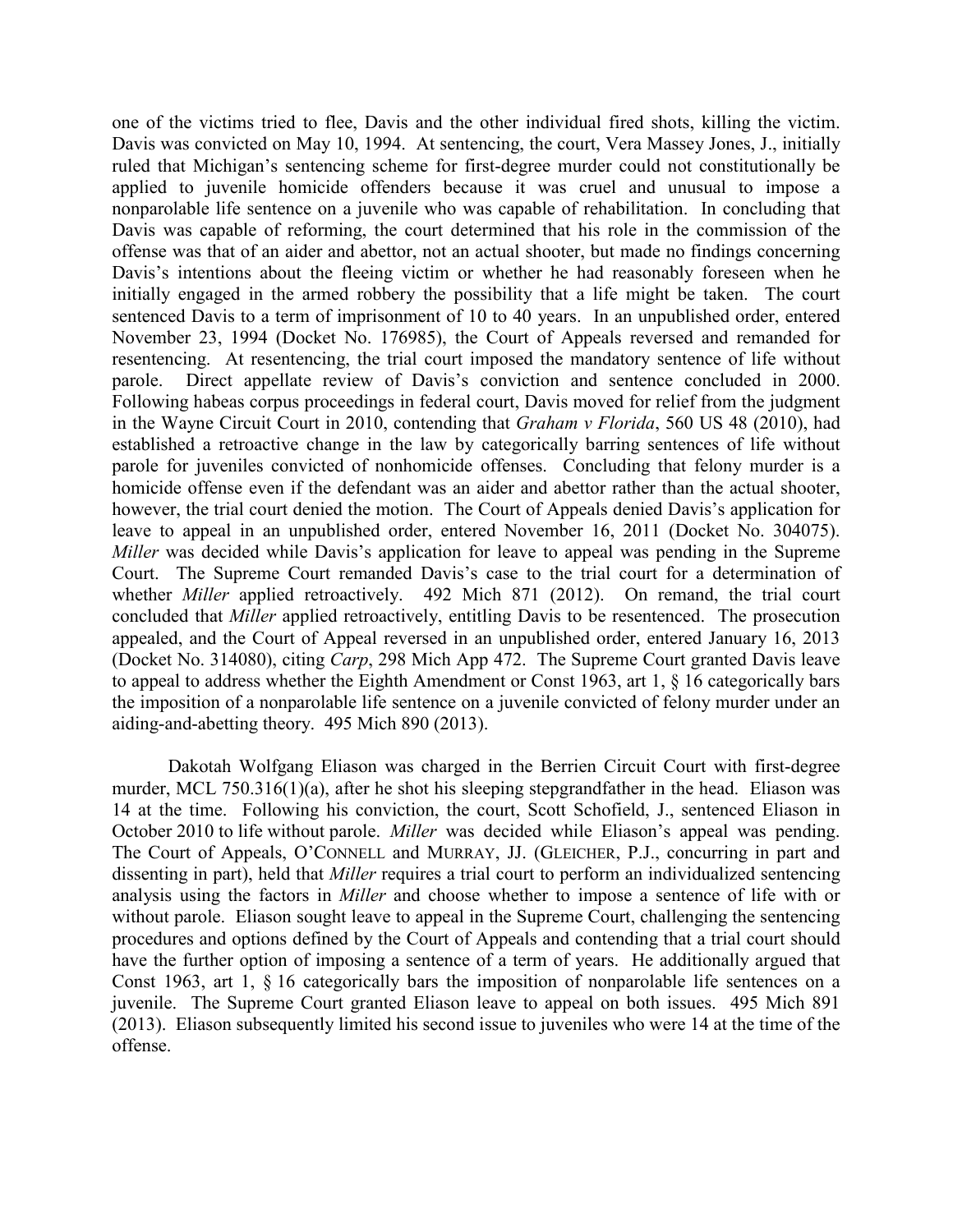one of the victims tried to flee, Davis and the other individual fired shots, killing the victim. Davis was convicted on May 10, 1994. At sentencing, the court, Vera Massey Jones, J., initially ruled that Michigan's sentencing scheme for first-degree murder could not constitutionally be applied to juvenile homicide offenders because it was cruel and unusual to impose a nonparolable life sentence on a juvenile who was capable of rehabilitation. In concluding that Davis was capable of reforming, the court determined that his role in the commission of the offense was that of an aider and abettor, not an actual shooter, but made no findings concerning Davis's intentions about the fleeing victim or whether he had reasonably foreseen when he initially engaged in the armed robbery the possibility that a life might be taken. The court sentenced Davis to a term of imprisonment of 10 to 40 years. In an unpublished order, entered November 23, 1994 (Docket No. 176985), the Court of Appeals reversed and remanded for resentencing. At resentencing, the trial court imposed the mandatory sentence of life without parole. Direct appellate review of Davis's conviction and sentence concluded in 2000. Following habeas corpus proceedings in federal court, Davis moved for relief from the judgment in the Wayne Circuit Court in 2010, contending that *Graham v Florida*, 560 US 48 (2010), had established a retroactive change in the law by categorically barring sentences of life without parole for juveniles convicted of nonhomicide offenses. Concluding that felony murder is a homicide offense even if the defendant was an aider and abettor rather than the actual shooter, however, the trial court denied the motion. The Court of Appeals denied Davis's application for leave to appeal in an unpublished order, entered November 16, 2011 (Docket No. 304075). *Miller* was decided while Davis's application for leave to appeal was pending in the Supreme Court. The Supreme Court remanded Davis's case to the trial court for a determination of whether *Miller* applied retroactively. 492 Mich 871 (2012). On remand, the trial court concluded that *Miller* applied retroactively, entitling Davis to be resentenced. The prosecution appealed, and the Court of Appeal reversed in an unpublished order, entered January 16, 2013 (Docket No. 314080), citing *Carp*, 298 Mich App 472. The Supreme Court granted Davis leave to appeal to address whether the Eighth Amendment or Const 1963, art 1, § 16 categorically bars the imposition of a nonparolable life sentence on a juvenile convicted of felony murder under an aiding-and-abetting theory. 495 Mich 890 (2013).

Dakotah Wolfgang Eliason was charged in the Berrien Circuit Court with first-degree murder, MCL 750.316(1)(a), after he shot his sleeping stepgrandfather in the head. Eliason was 14 at the time. Following his conviction, the court, Scott Schofield, J., sentenced Eliason in October 2010 to life without parole. *Miller* was decided while Eliason's appeal was pending. The Court of Appeals, O'CONNELL and MURRAY, JJ. (GLEICHER, P.J., concurring in part and dissenting in part), held that *Miller* requires a trial court to perform an individualized sentencing analysis using the factors in *Miller* and choose whether to impose a sentence of life with or without parole. Eliason sought leave to appeal in the Supreme Court, challenging the sentencing procedures and options defined by the Court of Appeals and contending that a trial court should have the further option of imposing a sentence of a term of years. He additionally argued that Const 1963, art 1, § 16 categorically bars the imposition of nonparolable life sentences on a juvenile. The Supreme Court granted Eliason leave to appeal on both issues. 495 Mich 891 (2013). Eliason subsequently limited his second issue to juveniles who were 14 at the time of the offense.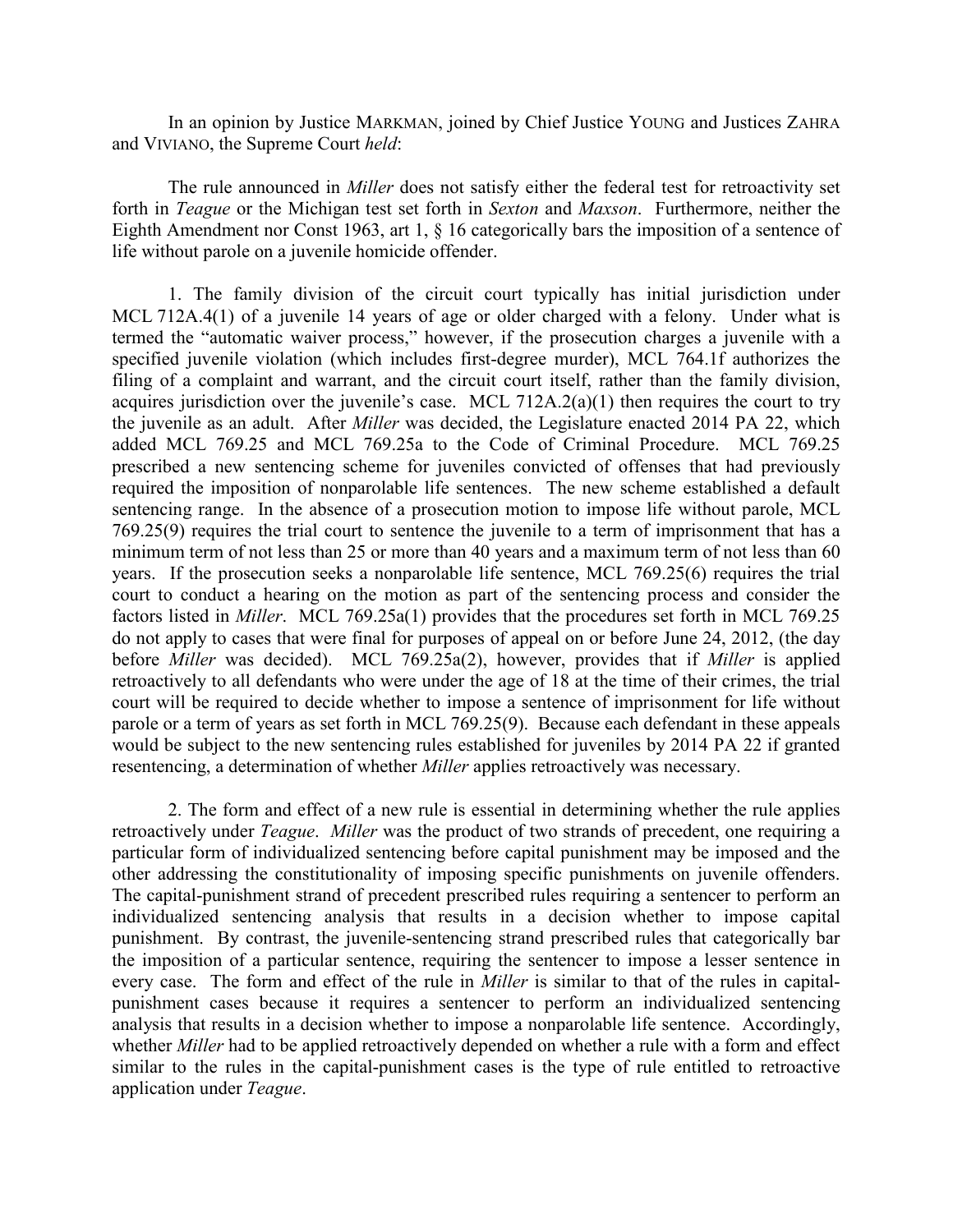In an opinion by Justice MARKMAN, joined by Chief Justice YOUNG and Justices ZAHRA and VIVIANO, the Supreme Court *held*:

The rule announced in *Miller* does not satisfy either the federal test for retroactivity set forth in *Teague* or the Michigan test set forth in *Sexton* and *Maxson*. Furthermore, neither the Eighth Amendment nor Const 1963, art 1, § 16 categorically bars the imposition of a sentence of life without parole on a juvenile homicide offender.

1. The family division of the circuit court typically has initial jurisdiction under MCL 712A.4(1) of a juvenile 14 years of age or older charged with a felony. Under what is termed the "automatic waiver process," however, if the prosecution charges a juvenile with a specified juvenile violation (which includes first-degree murder), MCL 764.1f authorizes the filing of a complaint and warrant, and the circuit court itself, rather than the family division, acquires jurisdiction over the juvenile's case. MCL 712A.2(a)(1) then requires the court to try the juvenile as an adult. After *Miller* was decided, the Legislature enacted 2014 PA 22, which added MCL 769.25 and MCL 769.25a to the Code of Criminal Procedure. MCL 769.25 prescribed a new sentencing scheme for juveniles convicted of offenses that had previously required the imposition of nonparolable life sentences. The new scheme established a default sentencing range. In the absence of a prosecution motion to impose life without parole, MCL 769.25(9) requires the trial court to sentence the juvenile to a term of imprisonment that has a minimum term of not less than 25 or more than 40 years and a maximum term of not less than 60 years. If the prosecution seeks a nonparolable life sentence, MCL 769.25(6) requires the trial court to conduct a hearing on the motion as part of the sentencing process and consider the factors listed in *Miller*. MCL 769.25a(1) provides that the procedures set forth in MCL 769.25 do not apply to cases that were final for purposes of appeal on or before June 24, 2012, (the day before *Miller* was decided). MCL 769.25a(2), however, provides that if *Miller* is applied retroactively to all defendants who were under the age of 18 at the time of their crimes, the trial court will be required to decide whether to impose a sentence of imprisonment for life without parole or a term of years as set forth in MCL 769.25(9). Because each defendant in these appeals would be subject to the new sentencing rules established for juveniles by 2014 PA 22 if granted resentencing, a determination of whether *Miller* applies retroactively was necessary.

2. The form and effect of a new rule is essential in determining whether the rule applies retroactively under *Teague*. *Miller* was the product of two strands of precedent, one requiring a particular form of individualized sentencing before capital punishment may be imposed and the other addressing the constitutionality of imposing specific punishments on juvenile offenders. The capital-punishment strand of precedent prescribed rules requiring a sentencer to perform an individualized sentencing analysis that results in a decision whether to impose capital punishment. By contrast, the juvenile-sentencing strand prescribed rules that categorically bar the imposition of a particular sentence, requiring the sentencer to impose a lesser sentence in every case. The form and effect of the rule in *Miller* is similar to that of the rules in capital-punishment cases because it requires a sentencer to perform an individualized sentencing analysis that results in a decision whether to impose a nonparolable life sentence. Accordingly, whether *Miller* had to be applied retroactively depended on whether a rule with a form and effect similar to the rules in the capital-punishment cases is the type of rule entitled to retroactive application under *Teague*.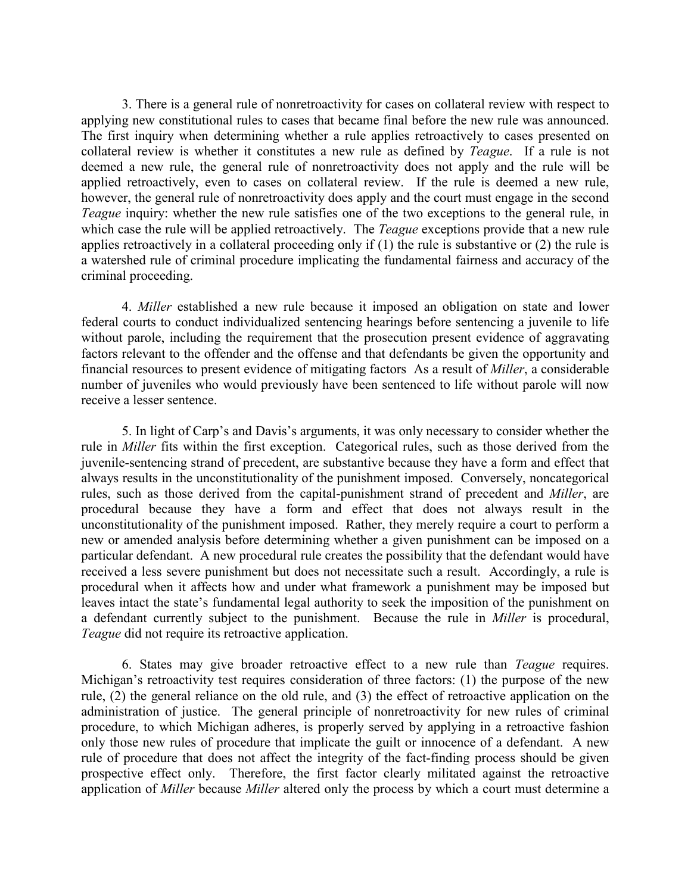3. There is a general rule of nonretroactivity for cases on collateral review with respect to applying new constitutional rules to cases that became final before the new rule was announced. The first inquiry when determining whether a rule applies retroactively to cases presented on collateral review is whether it constitutes a new rule as defined by *Teague*. If a rule is not deemed a new rule, the general rule of nonretroactivity does not apply and the rule will be applied retroactively, even to cases on collateral review. If the rule is deemed a new rule, however, the general rule of nonretroactivity does apply and the court must engage in the second *Teague* inquiry: whether the new rule satisfies one of the two exceptions to the general rule, in which case the rule will be applied retroactively. The *Teague* exceptions provide that a new rule applies retroactively in a collateral proceeding only if (1) the rule is substantive or (2) the rule is a watershed rule of criminal procedure implicating the fundamental fairness and accuracy of the criminal proceeding.

4. *Miller* established a new rule because it imposed an obligation on state and lower federal courts to conduct individualized sentencing hearings before sentencing a juvenile to life without parole, including the requirement that the prosecution present evidence of aggravating factors relevant to the offender and the offense and that defendants be given the opportunity and financial resources to present evidence of mitigating factors As a result of *Miller*, a considerable number of juveniles who would previously have been sentenced to life without parole will now receive a lesser sentence.

5. In light of Carp's and Davis's arguments, it was only necessary to consider whether the rule in *Miller* fits within the first exception. Categorical rules, such as those derived from the juvenile-sentencing strand of precedent, are substantive because they have a form and effect that always results in the unconstitutionality of the punishment imposed. Conversely, noncategorical rules, such as those derived from the capital-punishment strand of precedent and *Miller*, are procedural because they have a form and effect that does not always result in the unconstitutionality of the punishment imposed. Rather, they merely require a court to perform a new or amended analysis before determining whether a given punishment can be imposed on a particular defendant. A new procedural rule creates the possibility that the defendant would have received a less severe punishment but does not necessitate such a result. Accordingly, a rule is procedural when it affects how and under what framework a punishment may be imposed but leaves intact the state's fundamental legal authority to seek the imposition of the punishment on a defendant currently subject to the punishment. Because the rule in *Miller* is procedural, *Teague* did not require its retroactive application.

6. States may give broader retroactive effect to a new rule than *Teague* requires. Michigan's retroactivity test requires consideration of three factors: (1) the purpose of the new rule, (2) the general reliance on the old rule, and (3) the effect of retroactive application on the administration of justice. The general principle of nonretroactivity for new rules of criminal procedure, to which Michigan adheres, is properly served by applying in a retroactive fashion only those new rules of procedure that implicate the guilt or innocence of a defendant. A new rule of procedure that does not affect the integrity of the fact-finding process should be given prospective effect only. Therefore, the first factor clearly militated against the retroactive application of *Miller* because *Miller* altered only the process by which a court must determine a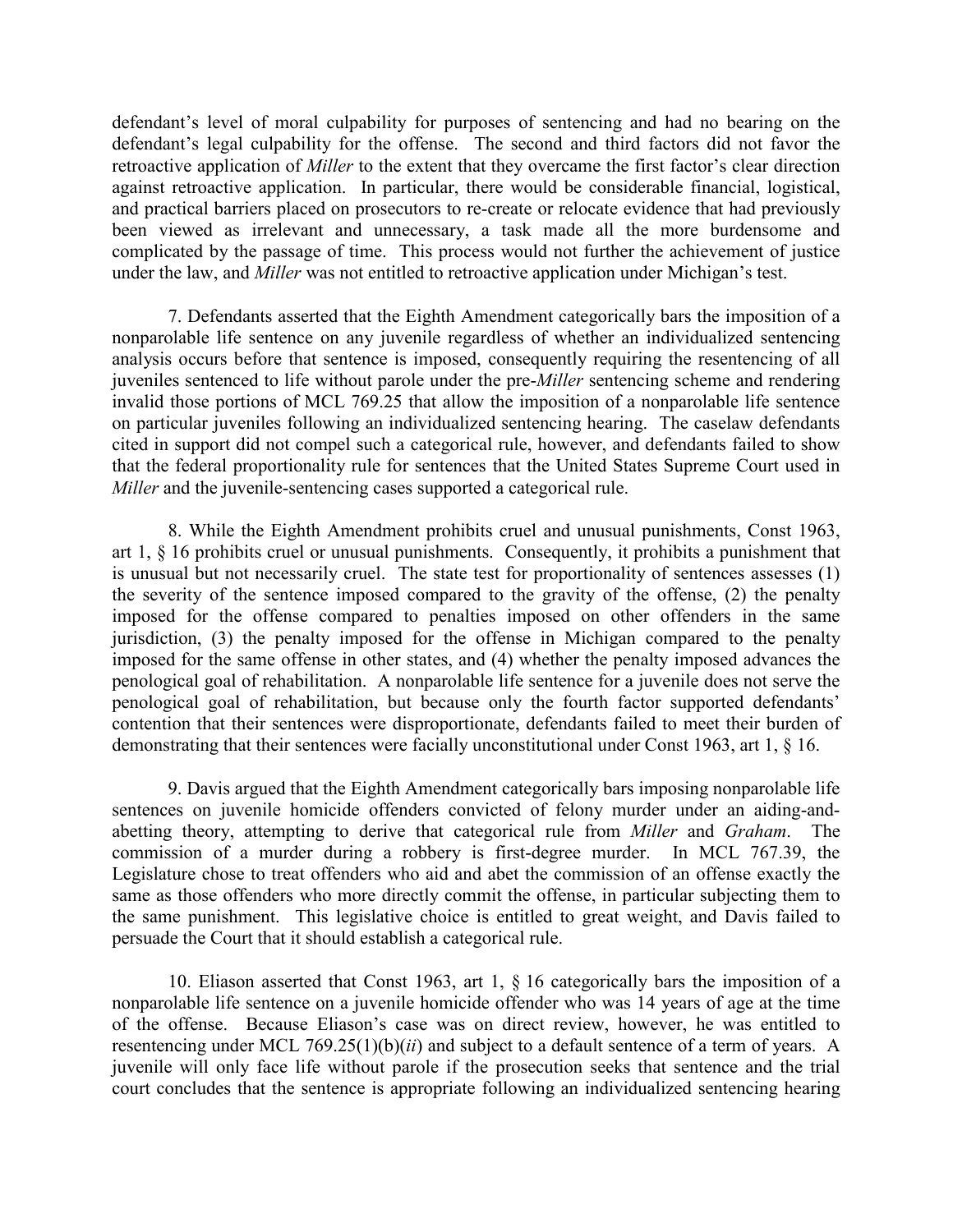defendant's level of moral culpability for purposes of sentencing and had no bearing on the defendant's legal culpability for the offense. The second and third factors did not favor the retroactive application of *Miller* to the extent that they overcame the first factor's clear direction against retroactive application. In particular, there would be considerable financial, logistical, and practical barriers placed on prosecutors to re-create or relocate evidence that had previously been viewed as irrelevant and unnecessary, a task made all the more burdensome and complicated by the passage of time. This process would not further the achievement of justice under the law, and *Miller* was not entitled to retroactive application under Michigan's test.

7. Defendants asserted that the Eighth Amendment categorically bars the imposition of a nonparolable life sentence on any juvenile regardless of whether an individualized sentencing analysis occurs before that sentence is imposed, consequently requiring the resentencing of all juveniles sentenced to life without parole under the pre-*Miller* sentencing scheme and rendering invalid those portions of MCL 769.25 that allow the imposition of a nonparolable life sentence on particular juveniles following an individualized sentencing hearing. The caselaw defendants cited in support did not compel such a categorical rule, however, and defendants failed to show that the federal proportionality rule for sentences that the United States Supreme Court used in *Miller* and the juvenile-sentencing cases supported a categorical rule.

8. While the Eighth Amendment prohibits cruel and unusual punishments, Const 1963, art 1, § 16 prohibits cruel or unusual punishments. Consequently, it prohibits a punishment that is unusual but not necessarily cruel. The state test for proportionality of sentences assesses (1) the severity of the sentence imposed compared to the gravity of the offense, (2) the penalty imposed for the offense compared to penalties imposed on other offenders in the same jurisdiction, (3) the penalty imposed for the offense in Michigan compared to the penalty imposed for the same offense in other states, and (4) whether the penalty imposed advances the penological goal of rehabilitation. A nonparolable life sentence for a juvenile does not serve the penological goal of rehabilitation, but because only the fourth factor supported defendants' contention that their sentences were disproportionate, defendants failed to meet their burden of demonstrating that their sentences were facially unconstitutional under Const 1963, art 1, § 16.

9. Davis argued that the Eighth Amendment categorically bars imposing nonparolable life sentences on juvenile homicide offenders convicted of felony murder under an aiding-and-abetting theory, attempting to derive that categorical rule from *Miller* and *Graham*. The commission of a murder during a robbery is first-degree murder. In MCL 767.39, the Legislature chose to treat offenders who aid and abet the commission of an offense exactly the same as those offenders who more directly commit the offense, in particular subjecting them to the same punishment. This legislative choice is entitled to great weight, and Davis failed to persuade the Court that it should establish a categorical rule.

10. Eliason asserted that Const 1963, art 1, § 16 categorically bars the imposition of a nonparolable life sentence on a juvenile homicide offender who was 14 years of age at the time of the offense. Because Eliason's case was on direct review, however, he was entitled to resentencing under MCL 769.25(1)(b)(*ii*) and subject to a default sentence of a term of years. A juvenile will only face life without parole if the prosecution seeks that sentence and the trial court concludes that the sentence is appropriate following an individualized sentencing hearing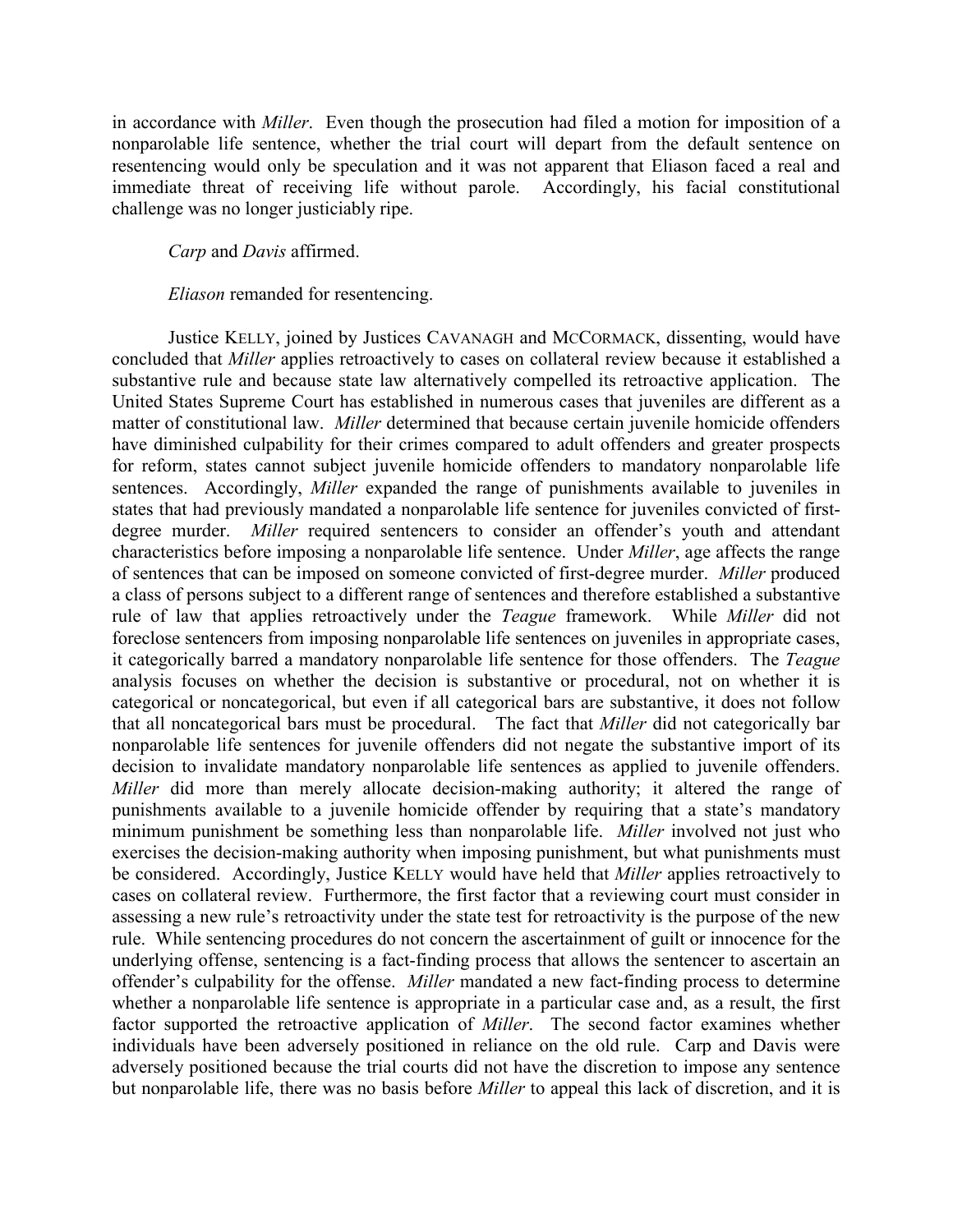in accordance with *Miller*. Even though the prosecution had filed a motion for imposition of a nonparolable life sentence, whether the trial court will depart from the default sentence on resentencing would only be speculation and it was not apparent that Eliason faced a real and immediate threat of receiving life without parole. Accordingly, his facial constitutional challenge was no longer justiciably ripe.

*Carp* and *Davis* affirmed.

*Eliason* remanded for resentencing.

Justice KELLY, joined by Justices CAVANAGH and MCCORMACK, dissenting, would have concluded that *Miller* applies retroactively to cases on collateral review because it established a substantive rule and because state law alternatively compelled its retroactive application. The United States Supreme Court has established in numerous cases that juveniles are different as a matter of constitutional law. *Miller* determined that because certain juvenile homicide offenders have diminished culpability for their crimes compared to adult offenders and greater prospects for reform, states cannot subject juvenile homicide offenders to mandatory nonparolable life sentences. Accordingly, *Miller* expanded the range of punishments available to juveniles in states that had previously mandated a nonparolable life sentence for juveniles convicted of first-degree murder. *Miller* required sentencers to consider an offender's youth and attendant characteristics before imposing a nonparolable life sentence. Under *Miller*, age affects the range of sentences that can be imposed on someone convicted of first-degree murder. *Miller* produced a class of persons subject to a different range of sentences and therefore established a substantive rule of law that applies retroactively under the *Teague* framework. While *Miller* did not foreclose sentencers from imposing nonparolable life sentences on juveniles in appropriate cases, it categorically barred a mandatory nonparolable life sentence for those offenders. The *Teague* analysis focuses on whether the decision is substantive or procedural, not on whether it is categorical or noncategorical, but even if all categorical bars are substantive, it does not follow that all noncategorical bars must be procedural. The fact that *Miller* did not categorically bar nonparolable life sentences for juvenile offenders did not negate the substantive import of its decision to invalidate mandatory nonparolable life sentences as applied to juvenile offenders. *Miller* did more than merely allocate decision-making authority; it altered the range of punishments available to a juvenile homicide offender by requiring that a state's mandatory minimum punishment be something less than nonparolable life. *Miller* involved not just who exercises the decision-making authority when imposing punishment, but what punishments must be considered. Accordingly, Justice KELLY would have held that *Miller* applies retroactively to cases on collateral review. Furthermore, the first factor that a reviewing court must consider in assessing a new rule's retroactivity under the state test for retroactivity is the purpose of the new rule. While sentencing procedures do not concern the ascertainment of guilt or innocence for the underlying offense, sentencing is a fact-finding process that allows the sentencer to ascertain an offender's culpability for the offense. *Miller* mandated a new fact-finding process to determine whether a nonparolable life sentence is appropriate in a particular case and, as a result, the first factor supported the retroactive application of *Miller*. The second factor examines whether individuals have been adversely positioned in reliance on the old rule. Carp and Davis were adversely positioned because the trial courts did not have the discretion to impose any sentence but nonparolable life, there was no basis before *Miller* to appeal this lack of discretion, and it is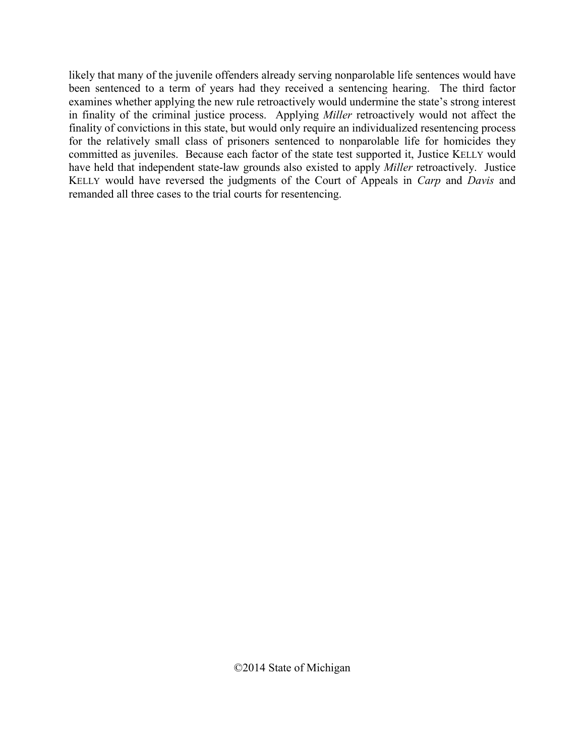likely that many of the juvenile offenders already serving nonparolable life sentences would have been sentenced to a term of years had they received a sentencing hearing. The third factor examines whether applying the new rule retroactively would undermine the state's strong interest in finality of the criminal justice process. Applying *Miller* retroactively would not affect the finality of convictions in this state, but would only require an individualized resentencing process for the relatively small class of prisoners sentenced to nonparolable life for homicides they committed as juveniles. Because each factor of the state test supported it, Justice KELLY would have held that independent state-law grounds also existed to apply *Miller* retroactively. Justice KELLY would have reversed the judgments of the Court of Appeals in *Carp* and *Davis* and remanded all three cases to the trial courts for resentencing.

©2014 State of Michigan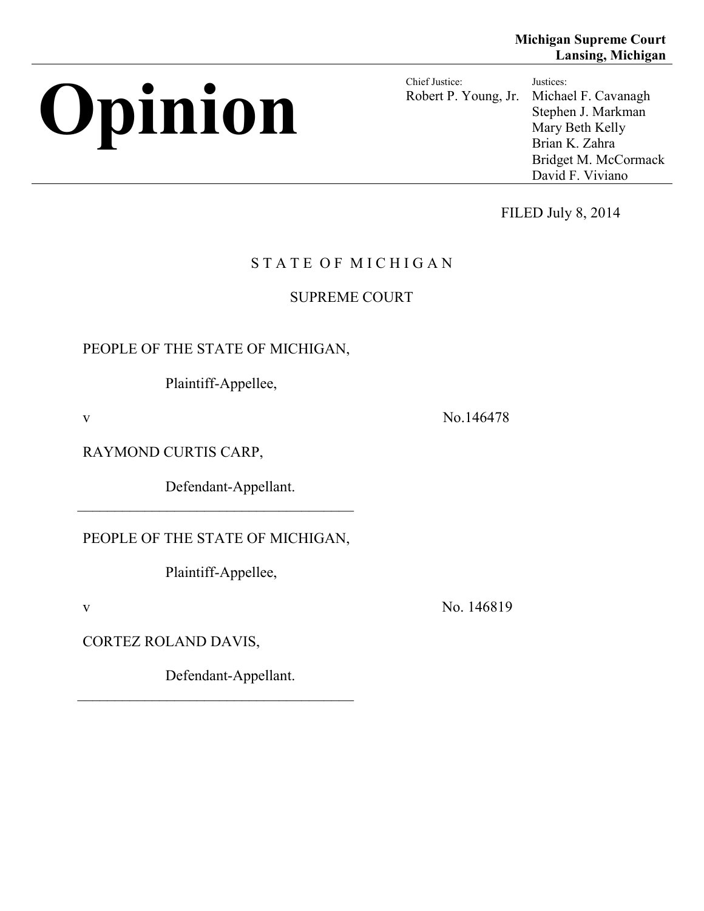Michigan Supreme Court
Lansing, Michigan

# Opinion

Chief Justice:
Robert P. Young, Jr.

Justices:
Michael F. Cavanagh
Stephen J. Markman
Mary Beth Kelly
Brian K. Zahra
Bridget M. McCormack
David F. Viviano

FILED July 8, 2014

S T A T E O F M I C H I G A N

SUPREME COURT

PEOPLE OF THE STATE OF MICHIGAN,

Plaintiff-Appellee,

v No.146478

RAYMOND CURTIS CARP,

Defendant-Appellant.

---

PEOPLE OF THE STATE OF MICHIGAN,

Plaintiff-Appellee,

v No. 146819

CORTEZ ROLAND DAVIS,

Defendant-Appellant.

---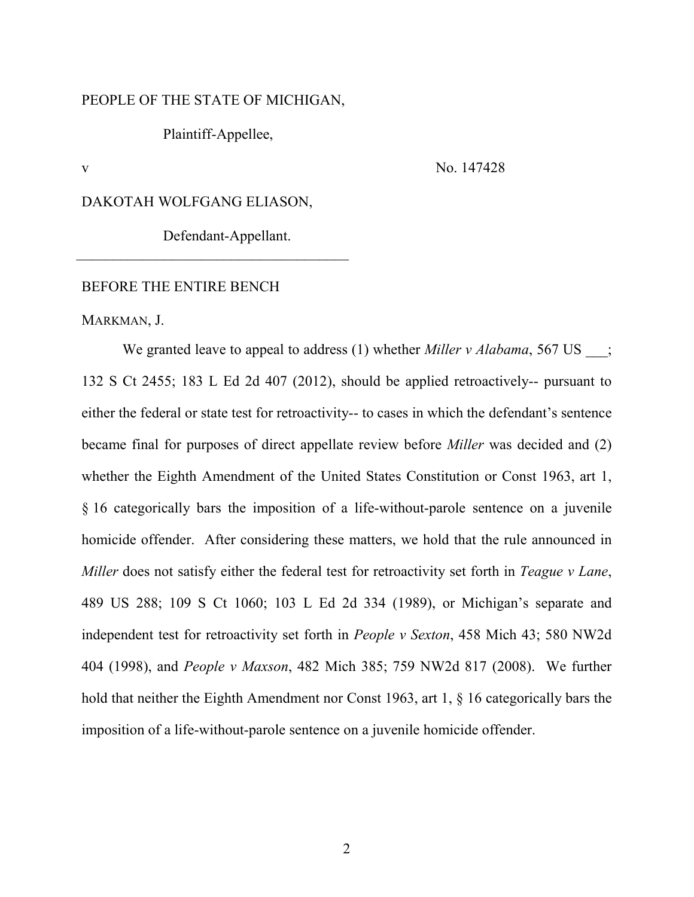PEOPLE OF THE STATE OF MICHIGAN,

Plaintiff-Appellee,

v No. 147428

DAKOTAH WOLFGANG ELIASON,

Defendant-Appellant.

---

BEFORE THE ENTIRE BENCH

MARKMAN, J.

We granted leave to appeal to address (1) whether *Miller v Alabama*, 567 US ___; 132 S Ct 2455; 183 L Ed 2d 407 (2012), should be applied retroactively-- pursuant to either the federal or state test for retroactivity-- to cases in which the defendant's sentence became final for purposes of direct appellate review before *Miller* was decided and (2) whether the Eighth Amendment of the United States Constitution or Const 1963, art 1, § 16 categorically bars the imposition of a life-without-parole sentence on a juvenile homicide offender. After considering these matters, we hold that the rule announced in *Miller* does not satisfy either the federal test for retroactivity set forth in *Teague v Lane*, 489 US 288; 109 S Ct 1060; 103 L Ed 2d 334 (1989), or Michigan's separate and independent test for retroactivity set forth in *People v Sexton*, 458 Mich 43; 580 NW2d 404 (1998), and *People v Maxson*, 482 Mich 385; 759 NW2d 817 (2008). We further hold that neither the Eighth Amendment nor Const 1963, art 1, § 16 categorically bars the imposition of a life-without-parole sentence on a juvenile homicide offender.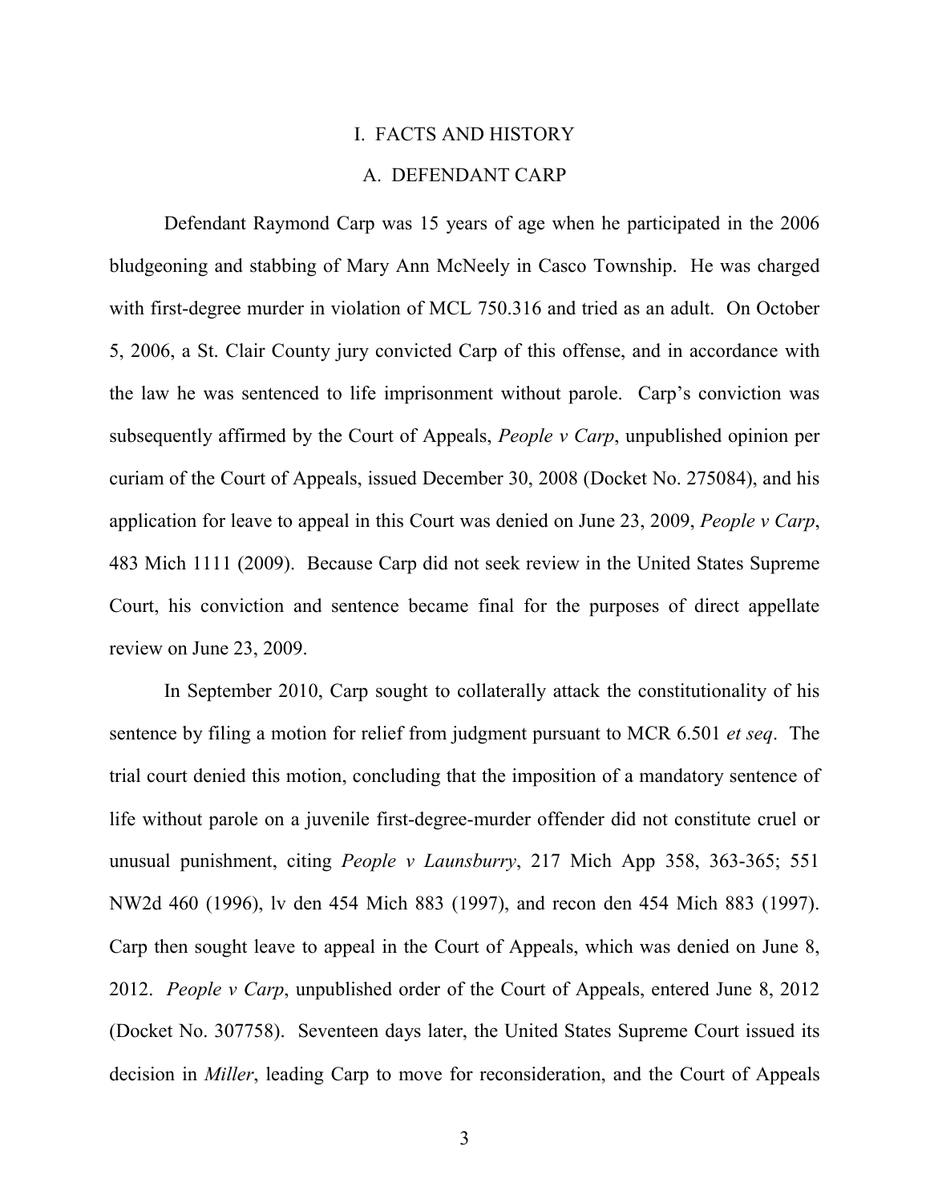## I. FACTS AND HISTORY

### A. DEFENDANT CARP

Defendant Raymond Carp was 15 years of age when he participated in the 2006 bludgeoning and stabbing of Mary Ann McNeely in Casco Township. He was charged with first-degree murder in violation of MCL 750.316 and tried as an adult. On October 5, 2006, a St. Clair County jury convicted Carp of this offense, and in accordance with the law he was sentenced to life imprisonment without parole. Carp's conviction was subsequently affirmed by the Court of Appeals, *People v Carp*, unpublished opinion per curiam of the Court of Appeals, issued December 30, 2008 (Docket No. 275084), and his application for leave to appeal in this Court was denied on June 23, 2009, *People v Carp*, 483 Mich 1111 (2009). Because Carp did not seek review in the United States Supreme Court, his conviction and sentence became final for the purposes of direct appellate review on June 23, 2009.

In September 2010, Carp sought to collaterally attack the constitutionality of his sentence by filing a motion for relief from judgment pursuant to MCR 6.501 *et seq*. The trial court denied this motion, concluding that the imposition of a mandatory sentence of life without parole on a juvenile first-degree-murder offender did not constitute cruel or unusual punishment, citing *People v Launsburry*, 217 Mich App 358, 363-365; 551 NW2d 460 (1996), lv den 454 Mich 883 (1997), and recon den 454 Mich 883 (1997). Carp then sought leave to appeal in the Court of Appeals, which was denied on June 8, 2012. *People v Carp*, unpublished order of the Court of Appeals, entered June 8, 2012 (Docket No. 307758). Seventeen days later, the United States Supreme Court issued its decision in *Miller*, leading Carp to move for reconsideration, and the Court of Appeals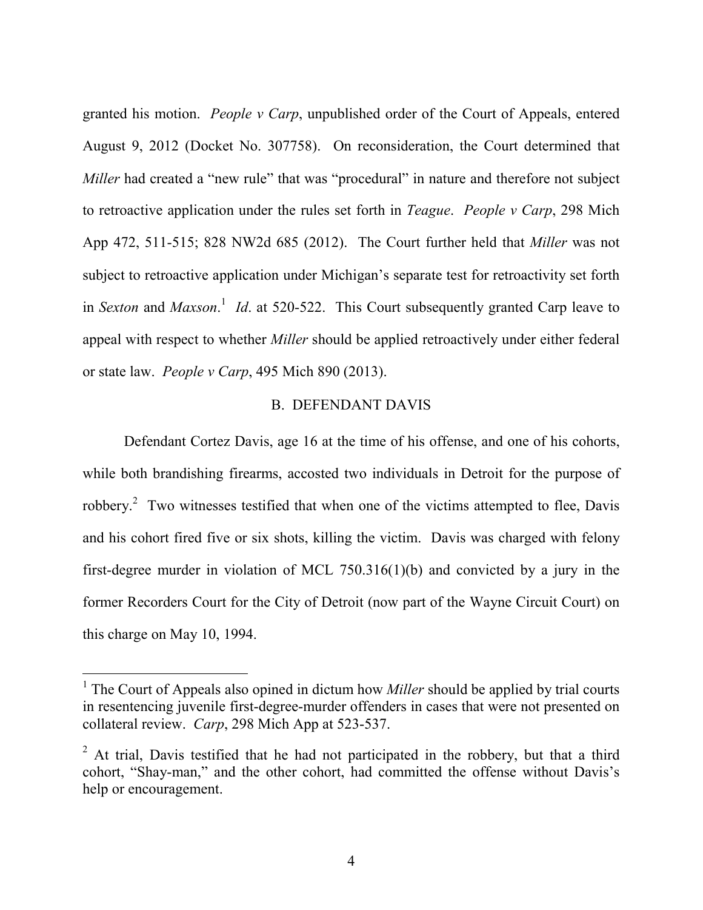granted his motion. *People v Carp*, unpublished order of the Court of Appeals, entered August 9, 2012 (Docket No. 307758). On reconsideration, the Court determined that *Miller* had created a "new rule" that was "procedural" in nature and therefore not subject to retroactive application under the rules set forth in *Teague*. *People v Carp*, 298 Mich App 472, 511-515; 828 NW2d 685 (2012). The Court further held that *Miller* was not subject to retroactive application under Michigan's separate test for retroactivity set forth in *Sexton* and *Maxson*.[1] *Id*. at 520-522. This Court subsequently granted Carp leave to appeal with respect to whether *Miller* should be applied retroactively under either federal or state law. *People v Carp*, 495 Mich 890 (2013).

## B. DEFENDANT DAVIS

Defendant Cortez Davis, age 16 at the time of his offense, and one of his cohorts, while both brandishing firearms, accosted two individuals in Detroit for the purpose of robbery.[2] Two witnesses testified that when one of the victims attempted to flee, Davis and his cohort fired five or six shots, killing the victim. Davis was charged with felony first-degree murder in violation of MCL 750.316(1)(b) and convicted by a jury in the former Recorders Court for the City of Detroit (now part of the Wayne Circuit Court) on this charge on May 10, 1994.

---

[1] The Court of Appeals also opined in dictum how *Miller* should be applied by trial courts in resentencing juvenile first-degree-murder offenders in cases that were not presented on collateral review. *Carp*, 298 Mich App at 523-537.

[2] At trial, Davis testified that he had not participated in the robbery, but that a third cohort, "Shay-man," and the other cohort, had committed the offense without Davis's help or encouragement.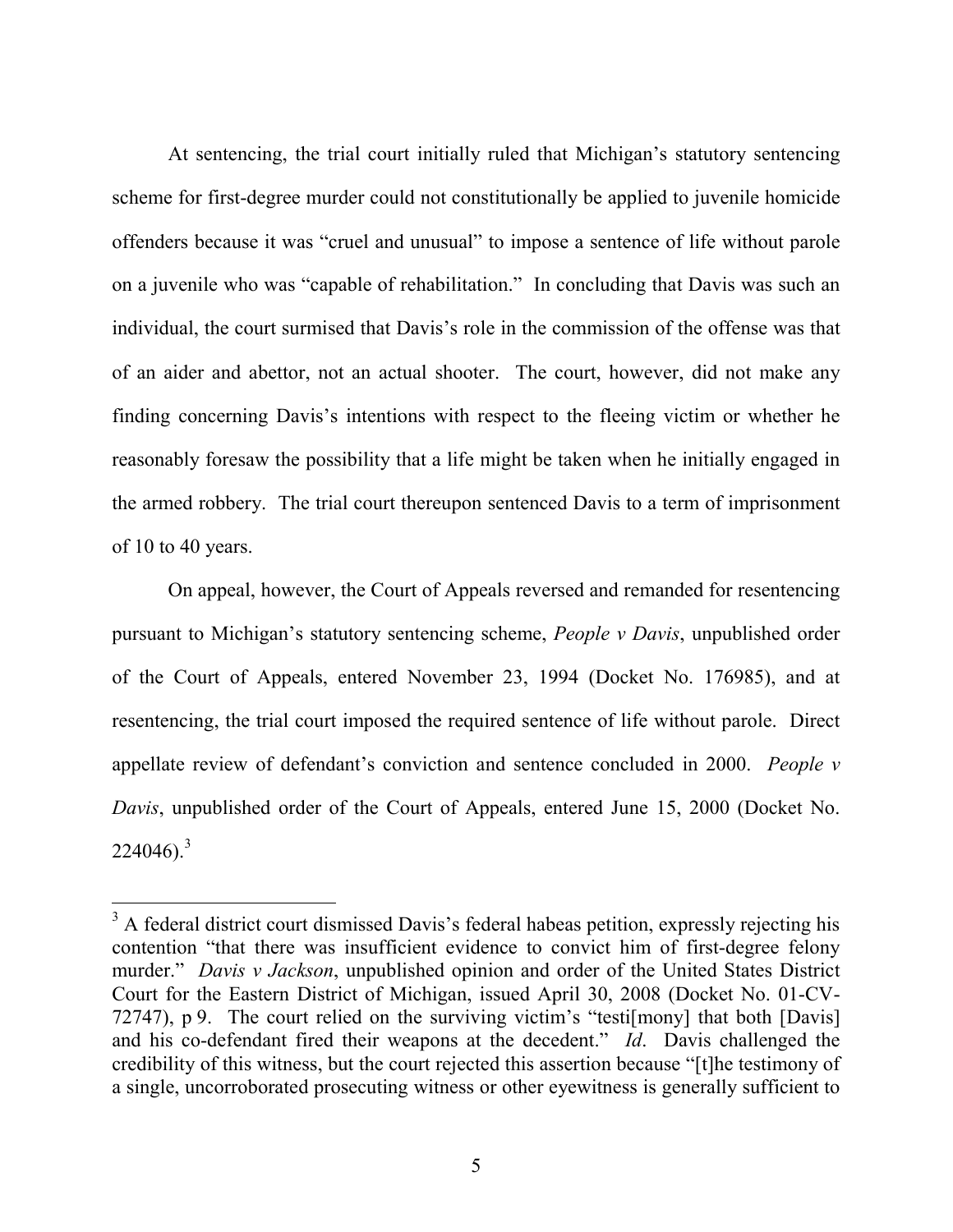At sentencing, the trial court initially ruled that Michigan's statutory sentencing scheme for first-degree murder could not constitutionally be applied to juvenile homicide offenders because it was "cruel and unusual" to impose a sentence of life without parole on a juvenile who was "capable of rehabilitation." In concluding that Davis was such an individual, the court surmised that Davis's role in the commission of the offense was that of an aider and abettor, not an actual shooter. The court, however, did not make any finding concerning Davis's intentions with respect to the fleeing victim or whether he reasonably foresaw the possibility that a life might be taken when he initially engaged in the armed robbery. The trial court thereupon sentenced Davis to a term of imprisonment of 10 to 40 years.

On appeal, however, the Court of Appeals reversed and remanded for resentencing pursuant to Michigan's statutory sentencing scheme, *People v Davis*, unpublished order of the Court of Appeals, entered November 23, 1994 (Docket No. 176985), and at resentencing, the trial court imposed the required sentence of life without parole. Direct appellate review of defendant's conviction and sentence concluded in 2000. *People v Davis*, unpublished order of the Court of Appeals, entered June 15, 2000 (Docket No. 224046).[3]

---

[3] A federal district court dismissed Davis's federal habeas petition, expressly rejecting his contention "that there was insufficient evidence to convict him of first-degree felony murder." *Davis v Jackson*, unpublished opinion and order of the United States District Court for the Eastern District of Michigan, issued April 30, 2008 (Docket No. 01-CV-72747), p 9. The court relied on the surviving victim's "testi[mony] that both [Davis] and his co-defendant fired their weapons at the decedent." *Id*. Davis challenged the credibility of this witness, but the court rejected this assertion because "[t]he testimony of a single, uncorroborated prosecuting witness or other eyewitness is generally sufficient to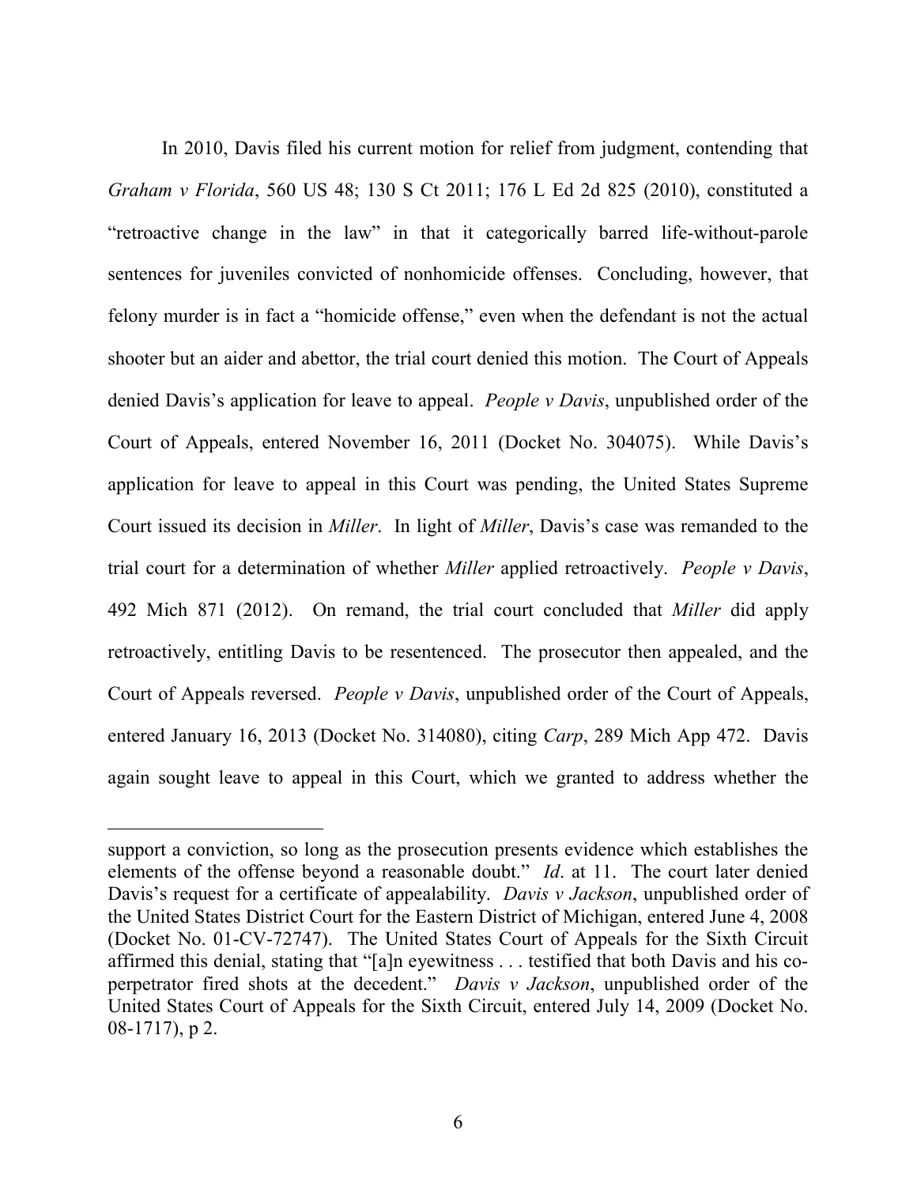In 2010, Davis filed his current motion for relief from judgment, contending that *Graham v Florida*, 560 US 48; 130 S Ct 2011; 176 L Ed 2d 825 (2010), constituted a "retroactive change in the law" in that it categorically barred life-without-parole sentences for juveniles convicted of nonhomicide offenses. Concluding, however, that felony murder is in fact a "homicide offense," even when the defendant is not the actual shooter but an aider and abettor, the trial court denied this motion. The Court of Appeals denied Davis's application for leave to appeal. *People v Davis*, unpublished order of the Court of Appeals, entered November 16, 2011 (Docket No. 304075). While Davis's application for leave to appeal in this Court was pending, the United States Supreme Court issued its decision in *Miller*. In light of *Miller*, Davis's case was remanded to the trial court for a determination of whether *Miller* applied retroactively. *People v Davis*, 492 Mich 871 (2012). On remand, the trial court concluded that *Miller* did apply retroactively, entitling Davis to be resentenced. The prosecutor then appealed, and the Court of Appeals reversed. *People v Davis*, unpublished order of the Court of Appeals, entered January 16, 2013 (Docket No. 314080), citing *Carp*, 289 Mich App 472. Davis again sought leave to appeal in this Court, which we granted to address whether the

---

support a conviction, so long as the prosecution presents evidence which establishes the elements of the offense beyond a reasonable doubt." *Id*. at 11. The court later denied Davis's request for a certificate of appealability. *Davis v Jackson*, unpublished order of the United States District Court for the Eastern District of Michigan, entered June 4, 2008 (Docket No. 01-CV-72747). The United States Court of Appeals for the Sixth Circuit affirmed this denial, stating that "[a]n eyewitness . . . testified that both Davis and his co-perpetrator fired shots at the decedent." *Davis v Jackson*, unpublished order of the United States Court of Appeals for the Sixth Circuit, entered July 14, 2009 (Docket No. 08-1717), p 2.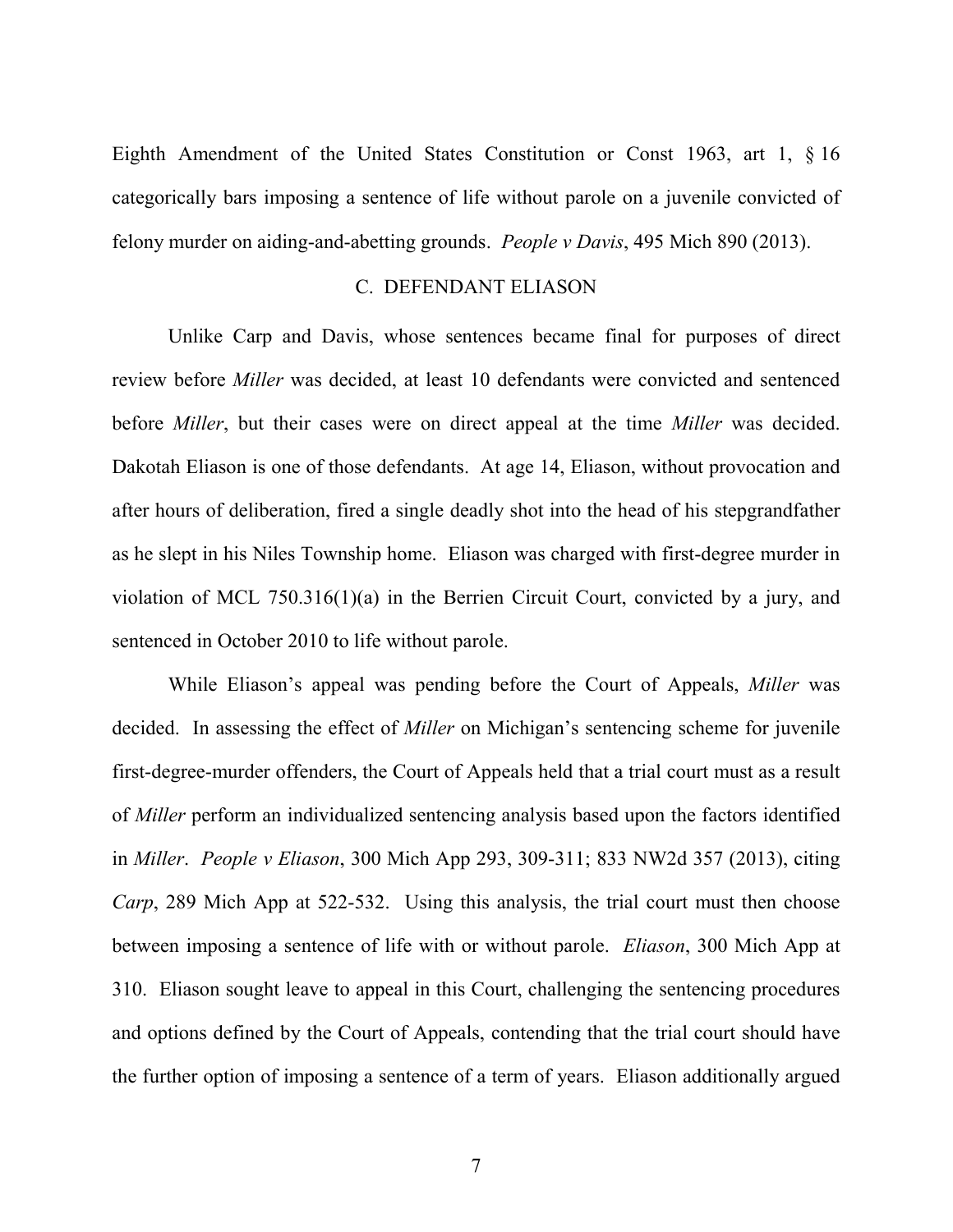Eighth Amendment of the United States Constitution or Const 1963, art 1, § 16 categorically bars imposing a sentence of life without parole on a juvenile convicted of felony murder on aiding-and-abetting grounds. *People v Davis*, 495 Mich 890 (2013).

### C. DEFENDANT ELIASON

Unlike Carp and Davis, whose sentences became final for purposes of direct review before *Miller* was decided, at least 10 defendants were convicted and sentenced before *Miller*, but their cases were on direct appeal at the time *Miller* was decided. Dakotah Eliason is one of those defendants. At age 14, Eliason, without provocation and after hours of deliberation, fired a single deadly shot into the head of his stepgrandfather as he slept in his Niles Township home. Eliason was charged with first-degree murder in violation of MCL 750.316(1)(a) in the Berrien Circuit Court, convicted by a jury, and sentenced in October 2010 to life without parole.

While Eliason's appeal was pending before the Court of Appeals, *Miller* was decided. In assessing the effect of *Miller* on Michigan's sentencing scheme for juvenile first-degree-murder offenders, the Court of Appeals held that a trial court must as a result of *Miller* perform an individualized sentencing analysis based upon the factors identified in *Miller*. *People v Eliason*, 300 Mich App 293, 309-311; 833 NW2d 357 (2013), citing *Carp*, 289 Mich App at 522-532. Using this analysis, the trial court must then choose between imposing a sentence of life with or without parole. *Eliason*, 300 Mich App at 310. Eliason sought leave to appeal in this Court, challenging the sentencing procedures and options defined by the Court of Appeals, contending that the trial court should have the further option of imposing a sentence of a term of years. Eliason additionally argued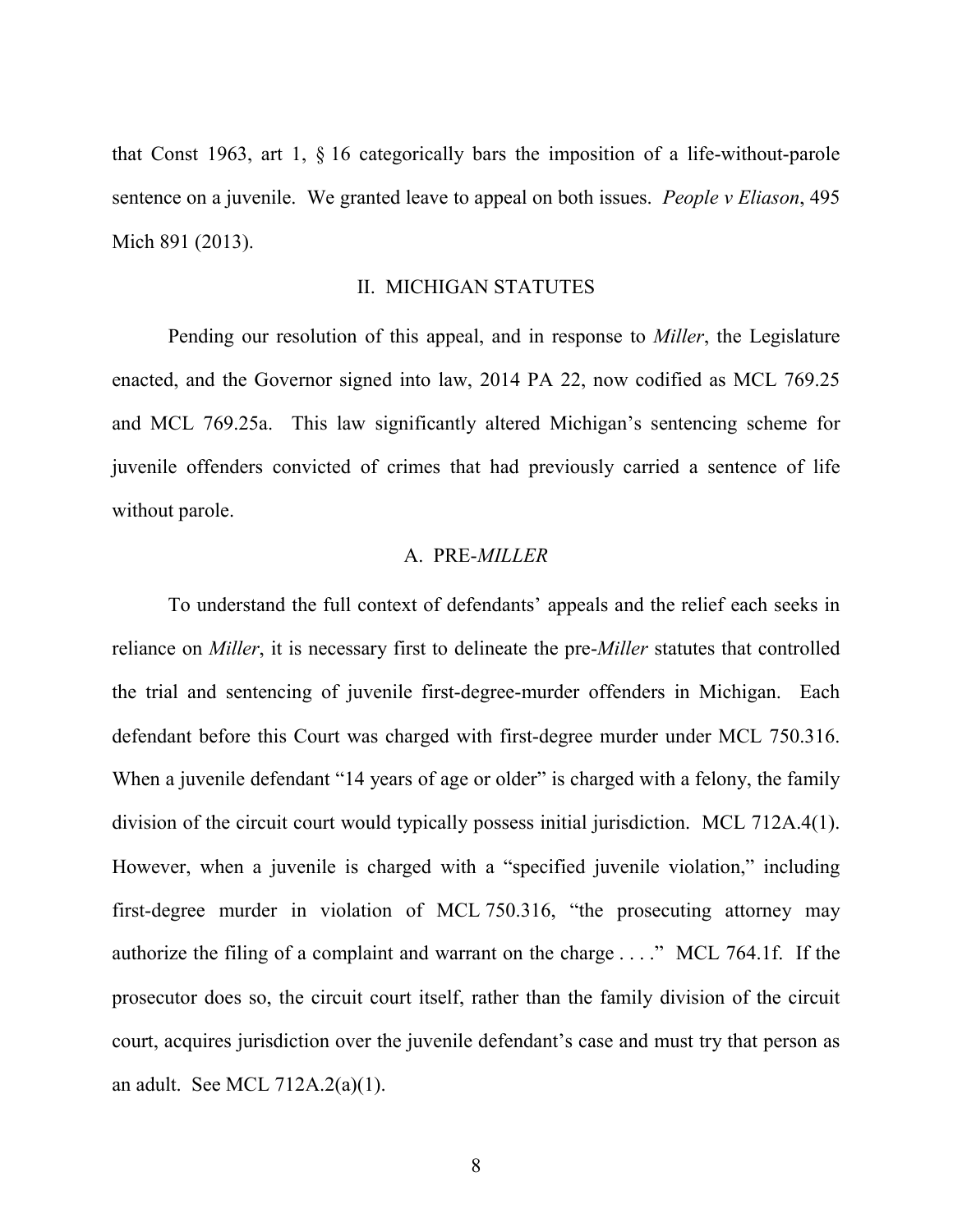that Const 1963, art 1, § 16 categorically bars the imposition of a life-without-parole sentence on a juvenile. We granted leave to appeal on both issues. *People v Eliason*, 495 Mich 891 (2013).

## II. MICHIGAN STATUTES

Pending our resolution of this appeal, and in response to *Miller*, the Legislature enacted, and the Governor signed into law, 2014 PA 22, now codified as MCL 769.25 and MCL 769.25a. This law significantly altered Michigan's sentencing scheme for juvenile offenders convicted of crimes that had previously carried a sentence of life without parole.

### A. PRE-*MILLER*

To understand the full context of defendants' appeals and the relief each seeks in reliance on *Miller*, it is necessary first to delineate the pre-*Miller* statutes that controlled the trial and sentencing of juvenile first-degree-murder offenders in Michigan. Each defendant before this Court was charged with first-degree murder under MCL 750.316. When a juvenile defendant "14 years of age or older" is charged with a felony, the family division of the circuit court would typically possess initial jurisdiction. MCL 712A.4(1). However, when a juvenile is charged with a "specified juvenile violation," including first-degree murder in violation of MCL 750.316, "the prosecuting attorney may authorize the filing of a complaint and warrant on the charge . . . ." MCL 764.1f. If the prosecutor does so, the circuit court itself, rather than the family division of the circuit court, acquires jurisdiction over the juvenile defendant's case and must try that person as an adult. See MCL 712A.2(a)(1).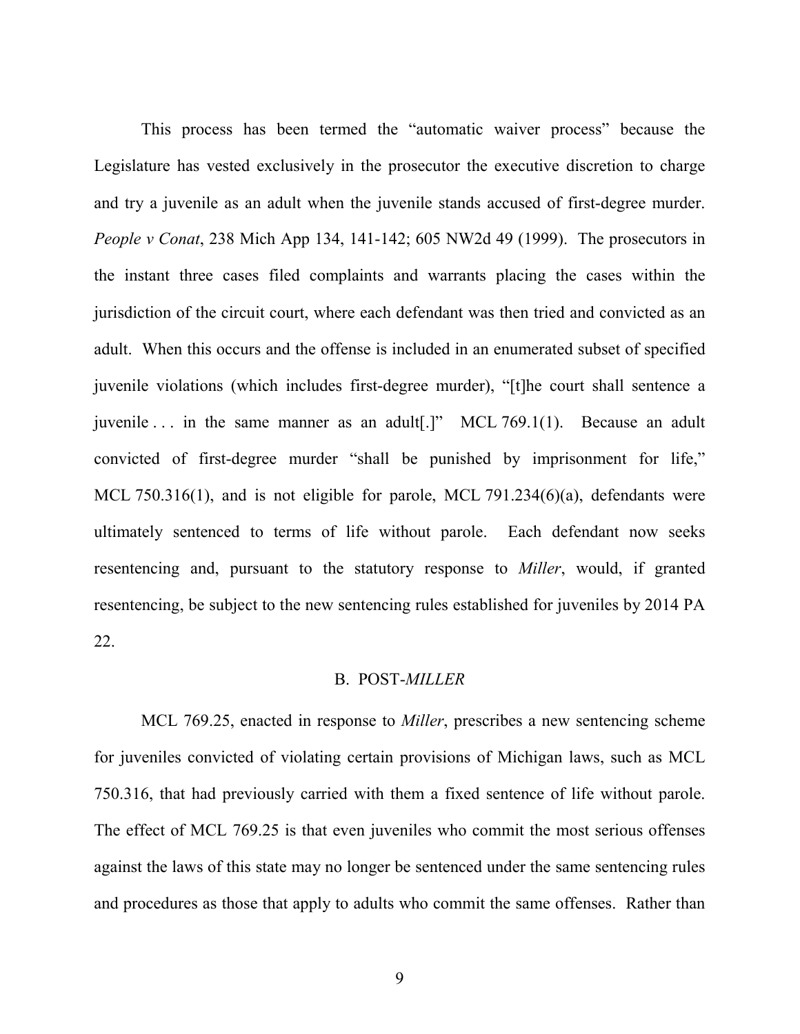This process has been termed the "automatic waiver process" because the Legislature has vested exclusively in the prosecutor the executive discretion to charge and try a juvenile as an adult when the juvenile stands accused of first-degree murder. *People v Conat*, 238 Mich App 134, 141-142; 605 NW2d 49 (1999). The prosecutors in the instant three cases filed complaints and warrants placing the cases within the jurisdiction of the circuit court, where each defendant was then tried and convicted as an adult. When this occurs and the offense is included in an enumerated subset of specified juvenile violations (which includes first-degree murder), "[t]he court shall sentence a juvenile . . . in the same manner as an adult[.]" MCL 769.1(1). Because an adult convicted of first-degree murder "shall be punished by imprisonment for life," MCL 750.316(1), and is not eligible for parole, MCL 791.234(6)(a), defendants were ultimately sentenced to terms of life without parole. Each defendant now seeks resentencing and, pursuant to the statutory response to *Miller*, would, if granted resentencing, be subject to the new sentencing rules established for juveniles by 2014 PA 22.

### B. POST-*MILLER*

MCL 769.25, enacted in response to *Miller*, prescribes a new sentencing scheme for juveniles convicted of violating certain provisions of Michigan laws, such as MCL 750.316, that had previously carried with them a fixed sentence of life without parole. The effect of MCL 769.25 is that even juveniles who commit the most serious offenses against the laws of this state may no longer be sentenced under the same sentencing rules and procedures as those that apply to adults who commit the same offenses. Rather than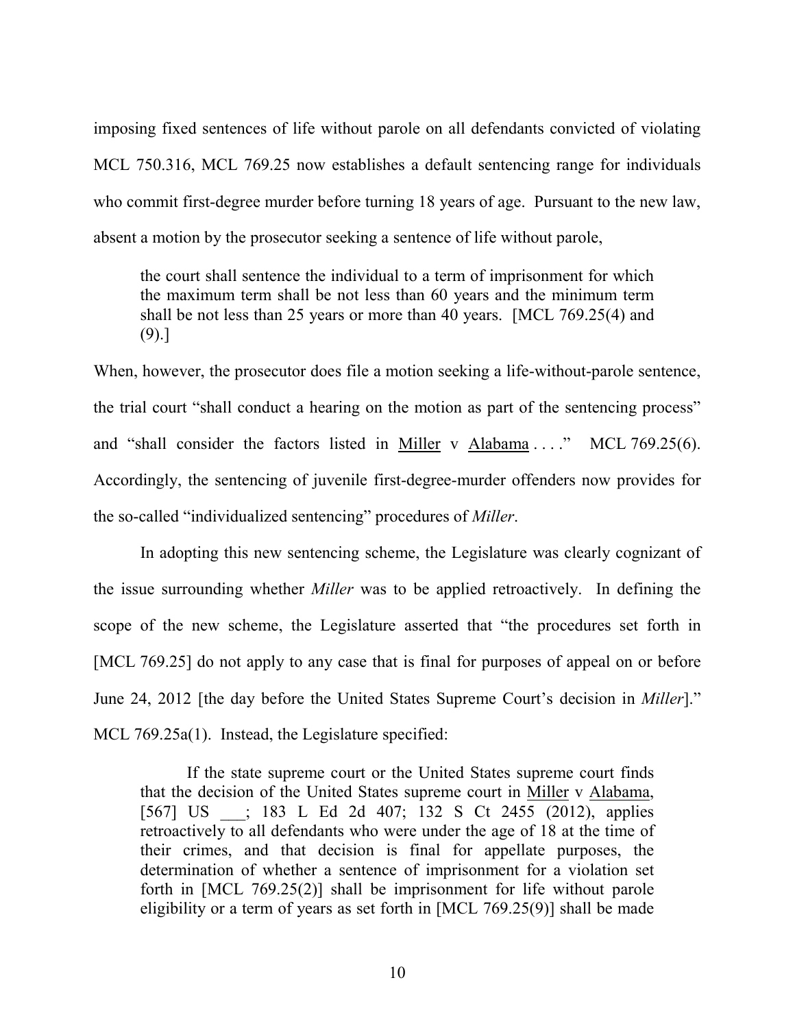imposing fixed sentences of life without parole on all defendants convicted of violating MCL 750.316, MCL 769.25 now establishes a default sentencing range for individuals who commit first-degree murder before turning 18 years of age. Pursuant to the new law, absent a motion by the prosecutor seeking a sentence of life without parole,

> the court shall sentence the individual to a term of imprisonment for which the maximum term shall be not less than 60 years and the minimum term shall be not less than 25 years or more than 40 years. [MCL 769.25(4) and (9).]

When, however, the prosecutor does file a motion seeking a life-without-parole sentence, the trial court "shall conduct a hearing on the motion as part of the sentencing process" and "shall consider the factors listed in Miller v Alabama . . . ." MCL 769.25(6). Accordingly, the sentencing of juvenile first-degree-murder offenders now provides for the so-called "individualized sentencing" procedures of *Miller*.

In adopting this new sentencing scheme, the Legislature was clearly cognizant of the issue surrounding whether *Miller* was to be applied retroactively. In defining the scope of the new scheme, the Legislature asserted that "the procedures set forth in [MCL 769.25] do not apply to any case that is final for purposes of appeal on or before June 24, 2012 [the day before the United States Supreme Court's decision in *Miller*]." MCL 769.25a(1). Instead, the Legislature specified:

> If the state supreme court or the United States supreme court finds that the decision of the United States supreme court in Miller v Alabama, [567] US ___; 183 L Ed 2d 407; 132 S Ct 2455 (2012), applies retroactively to all defendants who were under the age of 18 at the time of their crimes, and that decision is final for appellate purposes, the determination of whether a sentence of imprisonment for a violation set forth in [MCL 769.25(2)] shall be imprisonment for life without parole eligibility or a term of years as set forth in [MCL 769.25(9)] shall be made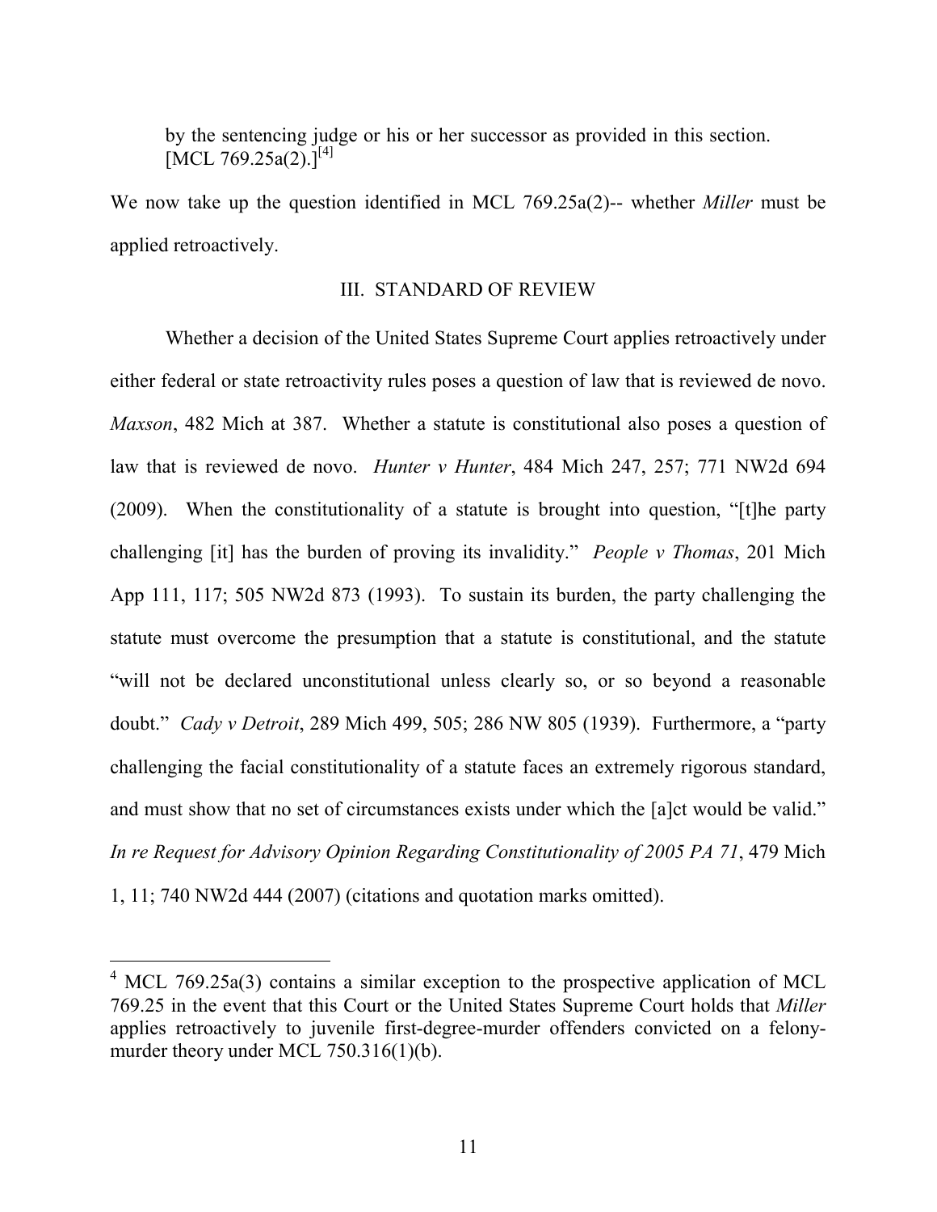by the sentencing judge or his or her successor as provided in this section. [MCL 769.25a(2).][4]

We now take up the question identified in MCL 769.25a(2)-- whether *Miller* must be applied retroactively.

## III. STANDARD OF REVIEW

Whether a decision of the United States Supreme Court applies retroactively under either federal or state retroactivity rules poses a question of law that is reviewed de novo. *Maxson*, 482 Mich at 387. Whether a statute is constitutional also poses a question of law that is reviewed de novo. *Hunter v Hunter*, 484 Mich 247, 257; 771 NW2d 694 (2009). When the constitutionality of a statute is brought into question, "[t]he party challenging [it] has the burden of proving its invalidity." *People v Thomas*, 201 Mich App 111, 117; 505 NW2d 873 (1993). To sustain its burden, the party challenging the statute must overcome the presumption that a statute is constitutional, and the statute "will not be declared unconstitutional unless clearly so, or so beyond a reasonable doubt." *Cady v Detroit*, 289 Mich 499, 505; 286 NW 805 (1939). Furthermore, a "party challenging the facial constitutionality of a statute faces an extremely rigorous standard, and must show that no set of circumstances exists under which the [a]ct would be valid." *In re Request for Advisory Opinion Regarding Constitutionality of 2005 PA 71*, 479 Mich 1, 11; 740 NW2d 444 (2007) (citations and quotation marks omitted).

---

[4] MCL 769.25a(3) contains a similar exception to the prospective application of MCL 769.25 in the event that this Court or the United States Supreme Court holds that *Miller* applies retroactively to juvenile first-degree-murder offenders convicted on a felony-murder theory under MCL 750.316(1)(b).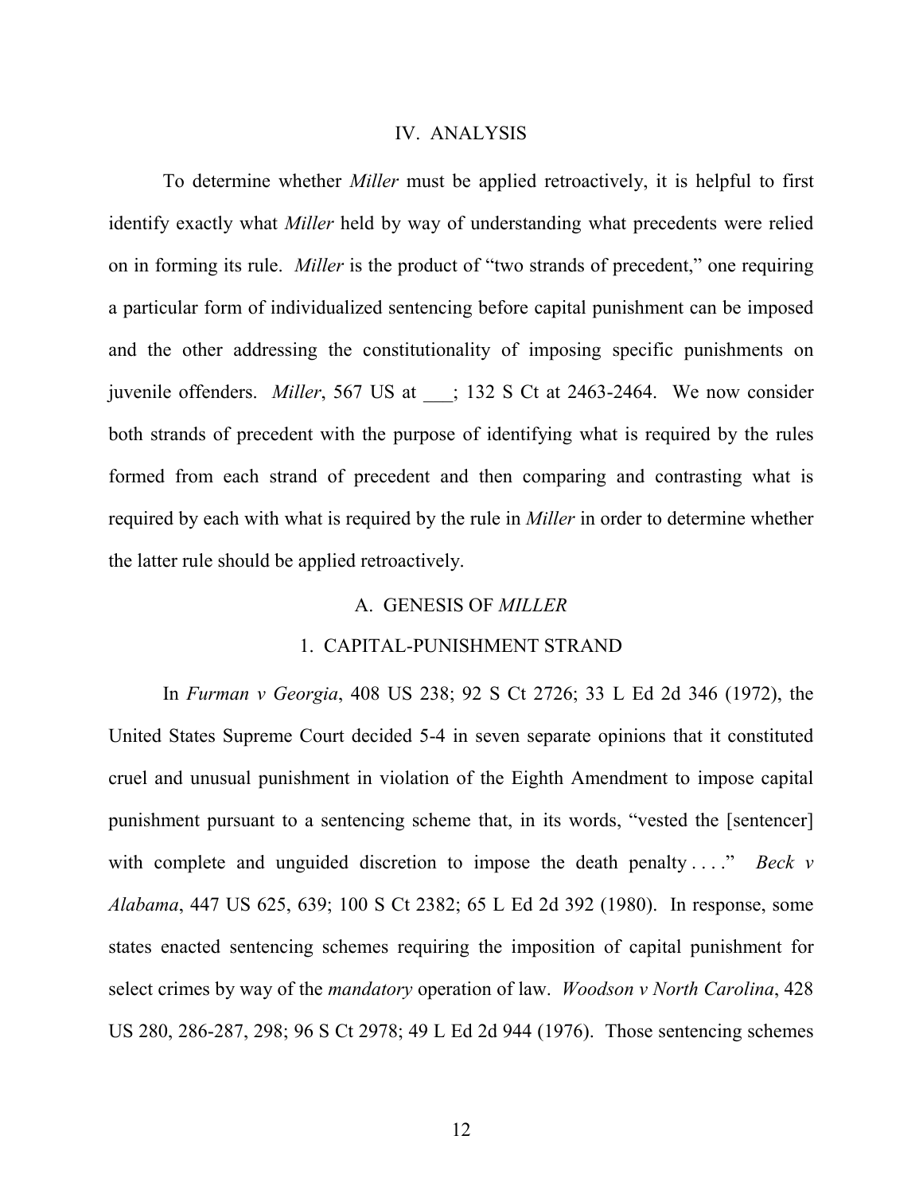## IV. ANALYSIS

To determine whether *Miller* must be applied retroactively, it is helpful to first identify exactly what *Miller* held by way of understanding what precedents were relied on in forming its rule. *Miller* is the product of "two strands of precedent," one requiring a particular form of individualized sentencing before capital punishment can be imposed and the other addressing the constitutionality of imposing specific punishments on juvenile offenders. *Miller*, 567 US at ___; 132 S Ct at 2463-2464. We now consider both strands of precedent with the purpose of identifying what is required by the rules formed from each strand of precedent and then comparing and contrasting what is required by each with what is required by the rule in *Miller* in order to determine whether the latter rule should be applied retroactively.

### A. GENESIS OF *MILLER*

#### 1. CAPITAL-PUNISHMENT STRAND

In *Furman v Georgia*, 408 US 238; 92 S Ct 2726; 33 L Ed 2d 346 (1972), the United States Supreme Court decided 5-4 in seven separate opinions that it constituted cruel and unusual punishment in violation of the Eighth Amendment to impose capital punishment pursuant to a sentencing scheme that, in its words, "vested the [sentencer] with complete and unguided discretion to impose the death penalty . . . ." *Beck v Alabama*, 447 US 625, 639; 100 S Ct 2382; 65 L Ed 2d 392 (1980). In response, some states enacted sentencing schemes requiring the imposition of capital punishment for select crimes by way of the *mandatory* operation of law. *Woodson v North Carolina*, 428 US 280, 286-287, 298; 96 S Ct 2978; 49 L Ed 2d 944 (1976). Those sentencing schemes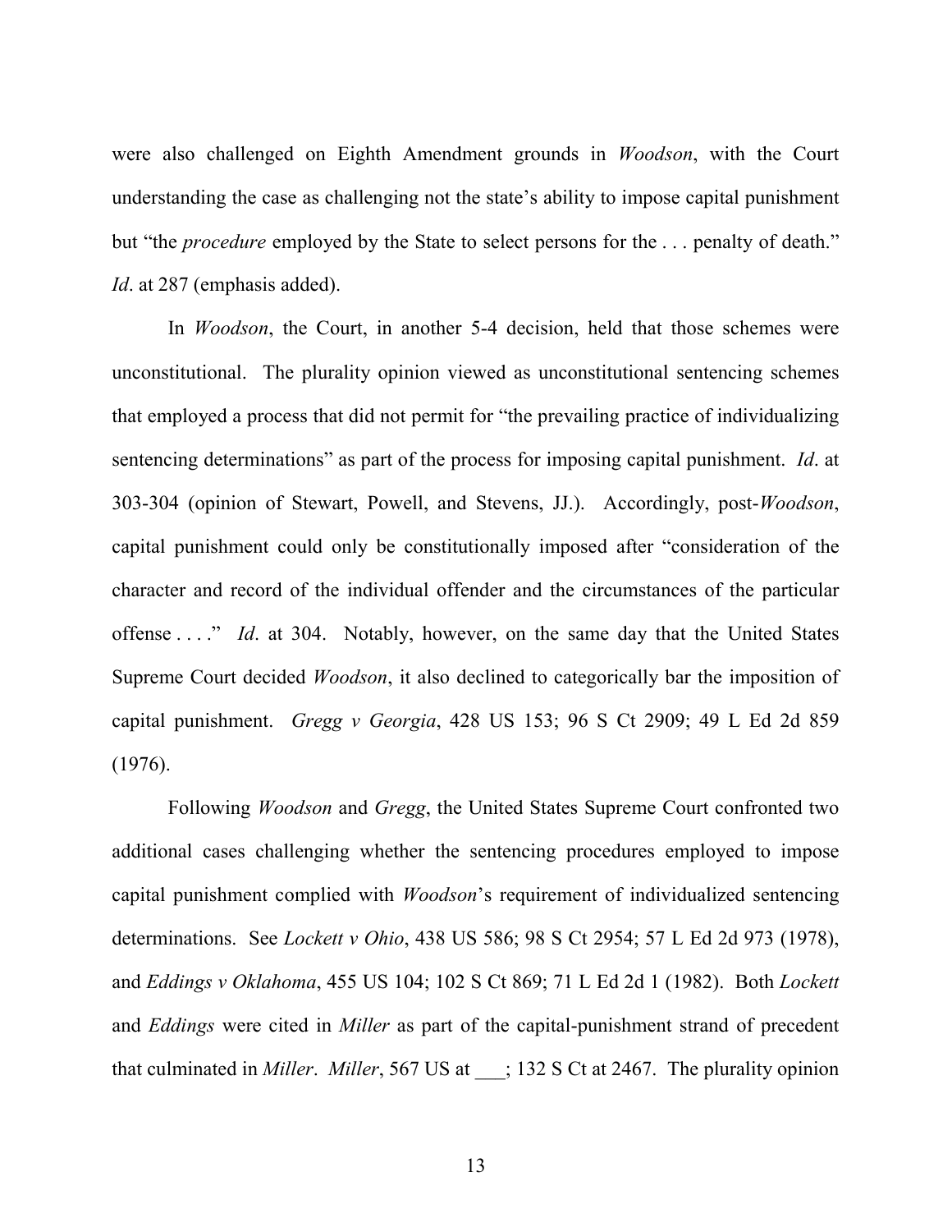were also challenged on Eighth Amendment grounds in *Woodson*, with the Court understanding the case as challenging not the state's ability to impose capital punishment but "the *procedure* employed by the State to select persons for the . . . penalty of death." *Id*. at 287 (emphasis added).

In *Woodson*, the Court, in another 5-4 decision, held that those schemes were unconstitutional. The plurality opinion viewed as unconstitutional sentencing schemes that employed a process that did not permit for "the prevailing practice of individualizing sentencing determinations" as part of the process for imposing capital punishment. *Id*. at 303-304 (opinion of Stewart, Powell, and Stevens, JJ.). Accordingly, post-*Woodson*, capital punishment could only be constitutionally imposed after "consideration of the character and record of the individual offender and the circumstances of the particular offense . . . ." *Id*. at 304. Notably, however, on the same day that the United States Supreme Court decided *Woodson*, it also declined to categorically bar the imposition of capital punishment. *Gregg v Georgia*, 428 US 153; 96 S Ct 2909; 49 L Ed 2d 859 (1976).

Following *Woodson* and *Gregg*, the United States Supreme Court confronted two additional cases challenging whether the sentencing procedures employed to impose capital punishment complied with *Woodson*'s requirement of individualized sentencing determinations. See *Lockett v Ohio*, 438 US 586; 98 S Ct 2954; 57 L Ed 2d 973 (1978), and *Eddings v Oklahoma*, 455 US 104; 102 S Ct 869; 71 L Ed 2d 1 (1982). Both *Lockett* and *Eddings* were cited in *Miller* as part of the capital-punishment strand of precedent that culminated in *Miller*. *Miller*, 567 US at ___; 132 S Ct at 2467. The plurality opinion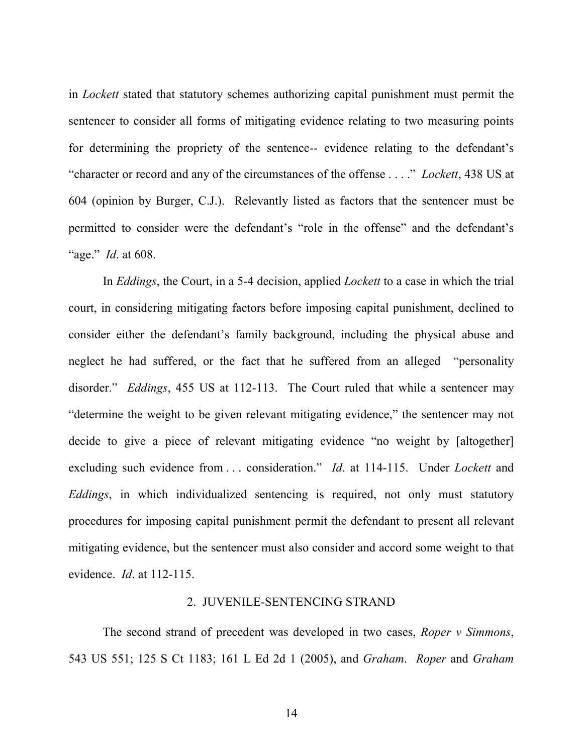in *Lockett* stated that statutory schemes authorizing capital punishment must permit the sentencer to consider all forms of mitigating evidence relating to two measuring points for determining the propriety of the sentence-- evidence relating to the defendant's "character or record and any of the circumstances of the offense . . . ." *Lockett*, 438 US at 604 (opinion by Burger, C.J.). Relevantly listed as factors that the sentencer must be permitted to consider were the defendant's "role in the offense" and the defendant's "age." *Id*. at 608.

In *Eddings*, the Court, in a 5-4 decision, applied *Lockett* to a case in which the trial court, in considering mitigating factors before imposing capital punishment, declined to consider either the defendant's family background, including the physical abuse and neglect he had suffered, or the fact that he suffered from an alleged "personality disorder." *Eddings*, 455 US at 112-113. The Court ruled that while a sentencer may "determine the weight to be given relevant mitigating evidence," the sentencer may not decide to give a piece of relevant mitigating evidence "no weight by [altogether] excluding such evidence from . . . consideration." *Id*. at 114-115. Under *Lockett* and *Eddings*, in which individualized sentencing is required, not only must statutory procedures for imposing capital punishment permit the defendant to present all relevant mitigating evidence, but the sentencer must also consider and accord some weight to that evidence. *Id*. at 112-115.

## 2. JUVENILE-SENTENCING STRAND

The second strand of precedent was developed in two cases, *Roper v Simmons*, 543 US 551; 125 S Ct 1183; 161 L Ed 2d 1 (2005), and *Graham*. *Roper* and *Graham*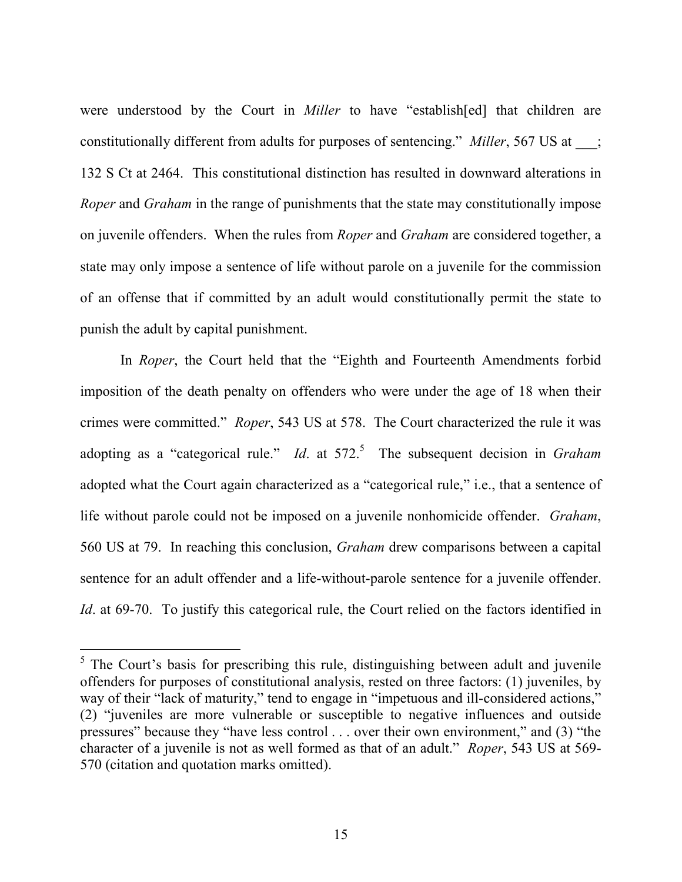were understood by the Court in *Miller* to have "establish[ed] that children are constitutionally different from adults for purposes of sentencing." *Miller*, 567 US at ___; 132 S Ct at 2464. This constitutional distinction has resulted in downward alterations in *Roper* and *Graham* in the range of punishments that the state may constitutionally impose on juvenile offenders. When the rules from *Roper* and *Graham* are considered together, a state may only impose a sentence of life without parole on a juvenile for the commission of an offense that if committed by an adult would constitutionally permit the state to punish the adult by capital punishment.

In *Roper*, the Court held that the "Eighth and Fourteenth Amendments forbid imposition of the death penalty on offenders who were under the age of 18 when their crimes were committed." *Roper*, 543 US at 578. The Court characterized the rule it was adopting as a "categorical rule." *Id*. at 572.[5] The subsequent decision in *Graham* adopted what the Court again characterized as a "categorical rule," i.e., that a sentence of life without parole could not be imposed on a juvenile nonhomicide offender. *Graham*, 560 US at 79. In reaching this conclusion, *Graham* drew comparisons between a capital sentence for an adult offender and a life-without-parole sentence for a juvenile offender. *Id*. at 69-70. To justify this categorical rule, the Court relied on the factors identified in

[5] The Court's basis for prescribing this rule, distinguishing between adult and juvenile offenders for purposes of constitutional analysis, rested on three factors: (1) juveniles, by way of their "lack of maturity," tend to engage in "impetuous and ill-considered actions," (2) "juveniles are more vulnerable or susceptible to negative influences and outside pressures" because they "have less control . . . over their own environment," and (3) "the character of a juvenile is not as well formed as that of an adult." *Roper*, 543 US at 569-570 (citation and quotation marks omitted).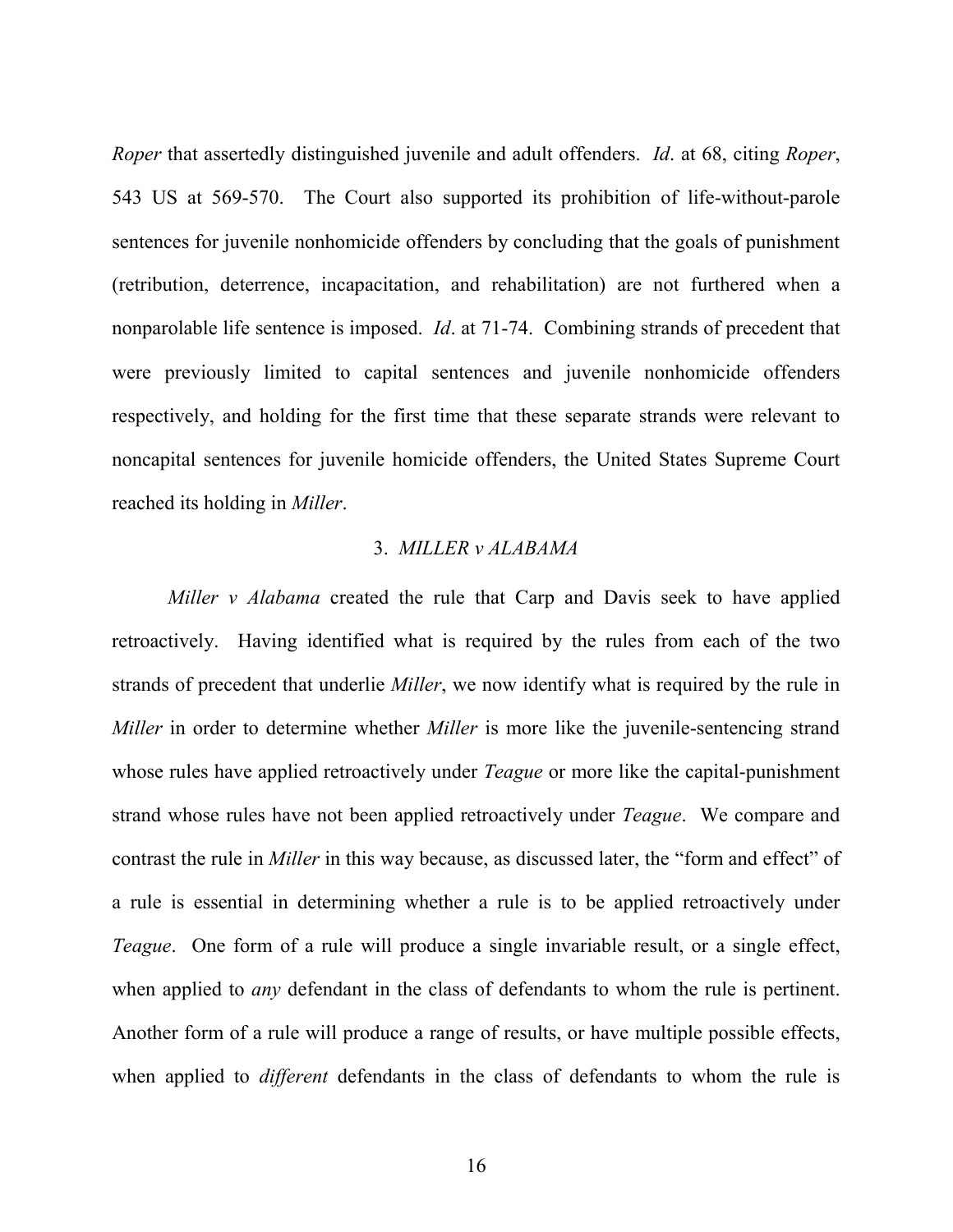*Roper* that assertedly distinguished juvenile and adult offenders. *Id*. at 68, citing *Roper*, 543 US at 569-570. The Court also supported its prohibition of life-without-parole sentences for juvenile nonhomicide offenders by concluding that the goals of punishment (retribution, deterrence, incapacitation, and rehabilitation) are not furthered when a nonparolable life sentence is imposed. *Id*. at 71-74. Combining strands of precedent that were previously limited to capital sentences and juvenile nonhomicide offenders respectively, and holding for the first time that these separate strands were relevant to noncapital sentences for juvenile homicide offenders, the United States Supreme Court reached its holding in *Miller*.

### 3. *MILLER v ALABAMA*

*Miller v Alabama* created the rule that Carp and Davis seek to have applied retroactively. Having identified what is required by the rules from each of the two strands of precedent that underlie *Miller*, we now identify what is required by the rule in *Miller* in order to determine whether *Miller* is more like the juvenile-sentencing strand whose rules have applied retroactively under *Teague* or more like the capital-punishment strand whose rules have not been applied retroactively under *Teague*. We compare and contrast the rule in *Miller* in this way because, as discussed later, the "form and effect" of a rule is essential in determining whether a rule is to be applied retroactively under *Teague*. One form of a rule will produce a single invariable result, or a single effect, when applied to *any* defendant in the class of defendants to whom the rule is pertinent. Another form of a rule will produce a range of results, or have multiple possible effects, when applied to *different* defendants in the class of defendants to whom the rule is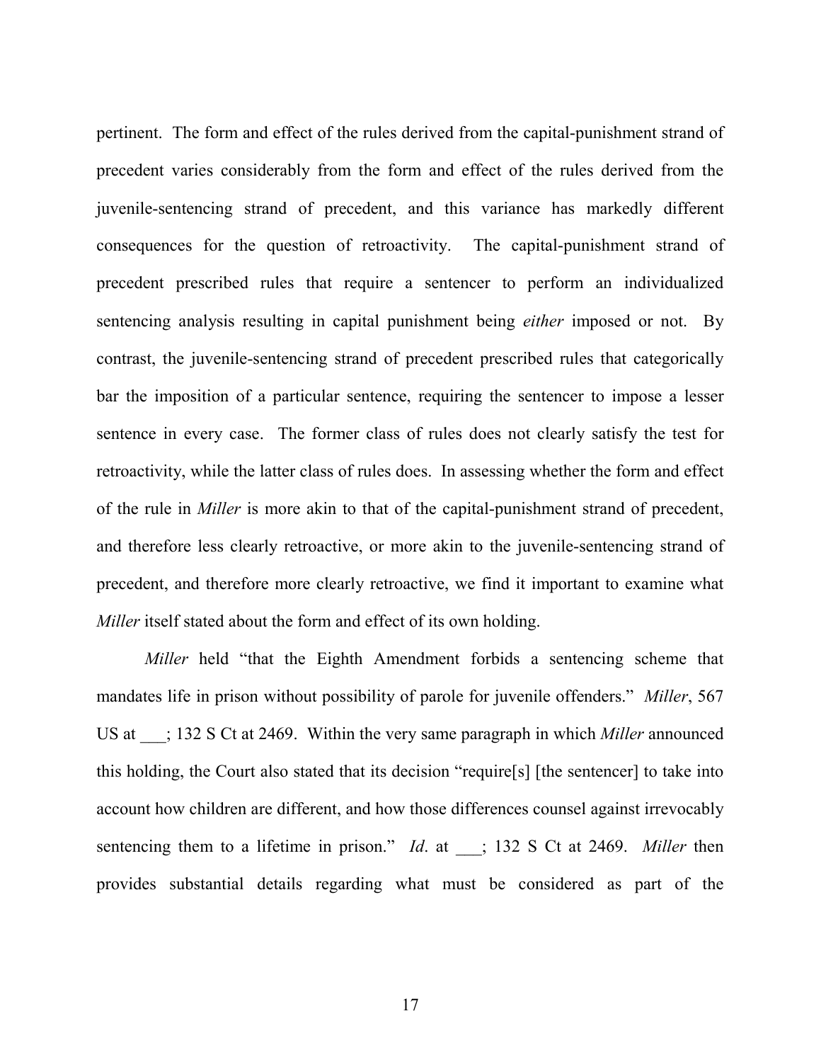pertinent. The form and effect of the rules derived from the capital-punishment strand of precedent varies considerably from the form and effect of the rules derived from the juvenile-sentencing strand of precedent, and this variance has markedly different consequences for the question of retroactivity. The capital-punishment strand of precedent prescribed rules that require a sentencer to perform an individualized sentencing analysis resulting in capital punishment being *either* imposed or not. By contrast, the juvenile-sentencing strand of precedent prescribed rules that categorically bar the imposition of a particular sentence, requiring the sentencer to impose a lesser sentence in every case. The former class of rules does not clearly satisfy the test for retroactivity, while the latter class of rules does. In assessing whether the form and effect of the rule in *Miller* is more akin to that of the capital-punishment strand of precedent, and therefore less clearly retroactive, or more akin to the juvenile-sentencing strand of precedent, and therefore more clearly retroactive, we find it important to examine what *Miller* itself stated about the form and effect of its own holding.

*Miller* held "that the Eighth Amendment forbids a sentencing scheme that mandates life in prison without possibility of parole for juvenile offenders." *Miller*, 567 US at ___; 132 S Ct at 2469. Within the very same paragraph in which *Miller* announced this holding, the Court also stated that its decision "require[s] [the sentencer] to take into account how children are different, and how those differences counsel against irrevocably sentencing them to a lifetime in prison." *Id*. at ___; 132 S Ct at 2469. *Miller* then provides substantial details regarding what must be considered as part of the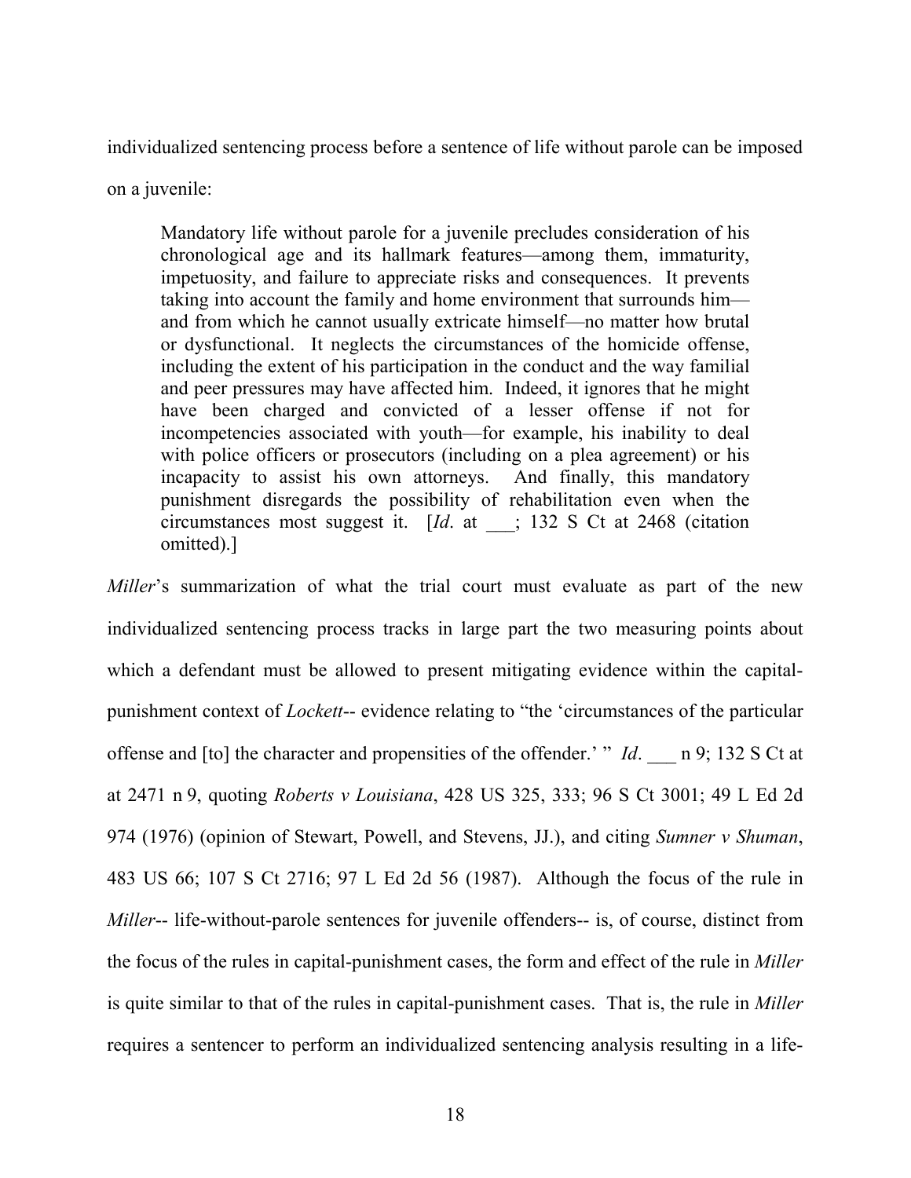individualized sentencing process before a sentence of life without parole can be imposed on a juvenile:

> Mandatory life without parole for a juvenile precludes consideration of his chronological age and its hallmark features—among them, immaturity, impetuosity, and failure to appreciate risks and consequences. It prevents taking into account the family and home environment that surrounds him—and from which he cannot usually extricate himself—no matter how brutal or dysfunctional. It neglects the circumstances of the homicide offense, including the extent of his participation in the conduct and the way familial and peer pressures may have affected him. Indeed, it ignores that he might have been charged and convicted of a lesser offense if not for incompetencies associated with youth—for example, his inability to deal with police officers or prosecutors (including on a plea agreement) or his incapacity to assist his own attorneys. And finally, this mandatory punishment disregards the possibility of rehabilitation even when the circumstances most suggest it. [*Id*. at ___; 132 S Ct at 2468 (citation omitted).]

*Miller*'s summarization of what the trial court must evaluate as part of the new individualized sentencing process tracks in large part the two measuring points about which a defendant must be allowed to present mitigating evidence within the capital-punishment context of *Lockett*-- evidence relating to "the 'circumstances of the particular offense and [to] the character and propensities of the offender.' " *Id*. ___ n 9; 132 S Ct at at 2471 n 9, quoting *Roberts v Louisiana*, 428 US 325, 333; 96 S Ct 3001; 49 L Ed 2d 974 (1976) (opinion of Stewart, Powell, and Stevens, JJ.), and citing *Sumner v Shuman*, 483 US 66; 107 S Ct 2716; 97 L Ed 2d 56 (1987). Although the focus of the rule in *Miller*-- life-without-parole sentences for juvenile offenders-- is, of course, distinct from the focus of the rules in capital-punishment cases, the form and effect of the rule in *Miller* is quite similar to that of the rules in capital-punishment cases. That is, the rule in *Miller* requires a sentencer to perform an individualized sentencing analysis resulting in a life-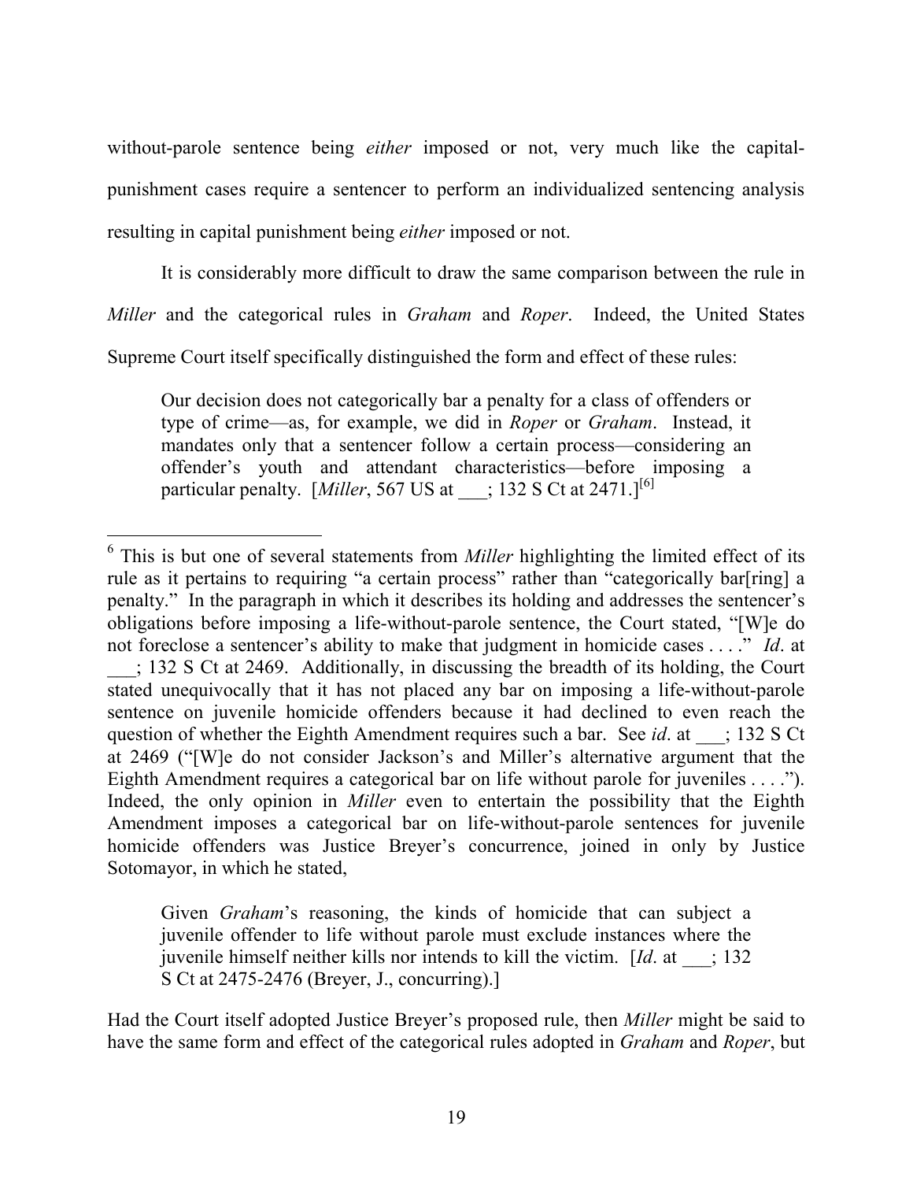without-parole sentence being *either* imposed or not, very much like the capital-punishment cases require a sentencer to perform an individualized sentencing analysis resulting in capital punishment being *either* imposed or not.

It is considerably more difficult to draw the same comparison between the rule in *Miller* and the categorical rules in *Graham* and *Roper*. Indeed, the United States Supreme Court itself specifically distinguished the form and effect of these rules:

> Our decision does not categorically bar a penalty for a class of offenders or type of crime—as, for example, we did in *Roper* or *Graham*. Instead, it mandates only that a sentencer follow a certain process—considering an offender's youth and attendant characteristics—before imposing a particular penalty. [*Miller*, 567 US at ___; 132 S Ct at 2471.][6]

[6] This is but one of several statements from *Miller* highlighting the limited effect of its rule as it pertains to requiring "a certain process" rather than "categorically bar[ring] a penalty." In the paragraph in which it describes its holding and addresses the sentencer's obligations before imposing a life-without-parole sentence, the Court stated, "[W]e do not foreclose a sentencer's ability to make that judgment in homicide cases . . . ." *Id*. at ___; 132 S Ct at 2469. Additionally, in discussing the breadth of its holding, the Court stated unequivocally that it has not placed any bar on imposing a life-without-parole sentence on juvenile homicide offenders because it had declined to even reach the question of whether the Eighth Amendment requires such a bar. See *id*. at ___; 132 S Ct at 2469 ("[W]e do not consider Jackson's and Miller's alternative argument that the Eighth Amendment requires a categorical bar on life without parole for juveniles . . . ."). Indeed, the only opinion in *Miller* even to entertain the possibility that the Eighth Amendment imposes a categorical bar on life-without-parole sentences for juvenile homicide offenders was Justice Breyer's concurrence, joined in only by Justice Sotomayor, in which he stated,

> Given *Graham*'s reasoning, the kinds of homicide that can subject a juvenile offender to life without parole must exclude instances where the juvenile himself neither kills nor intends to kill the victim. [*Id*. at ___; 132 S Ct at 2475-2476 (Breyer, J., concurring).]

Had the Court itself adopted Justice Breyer's proposed rule, then *Miller* might be said to have the same form and effect of the categorical rules adopted in *Graham* and *Roper*, but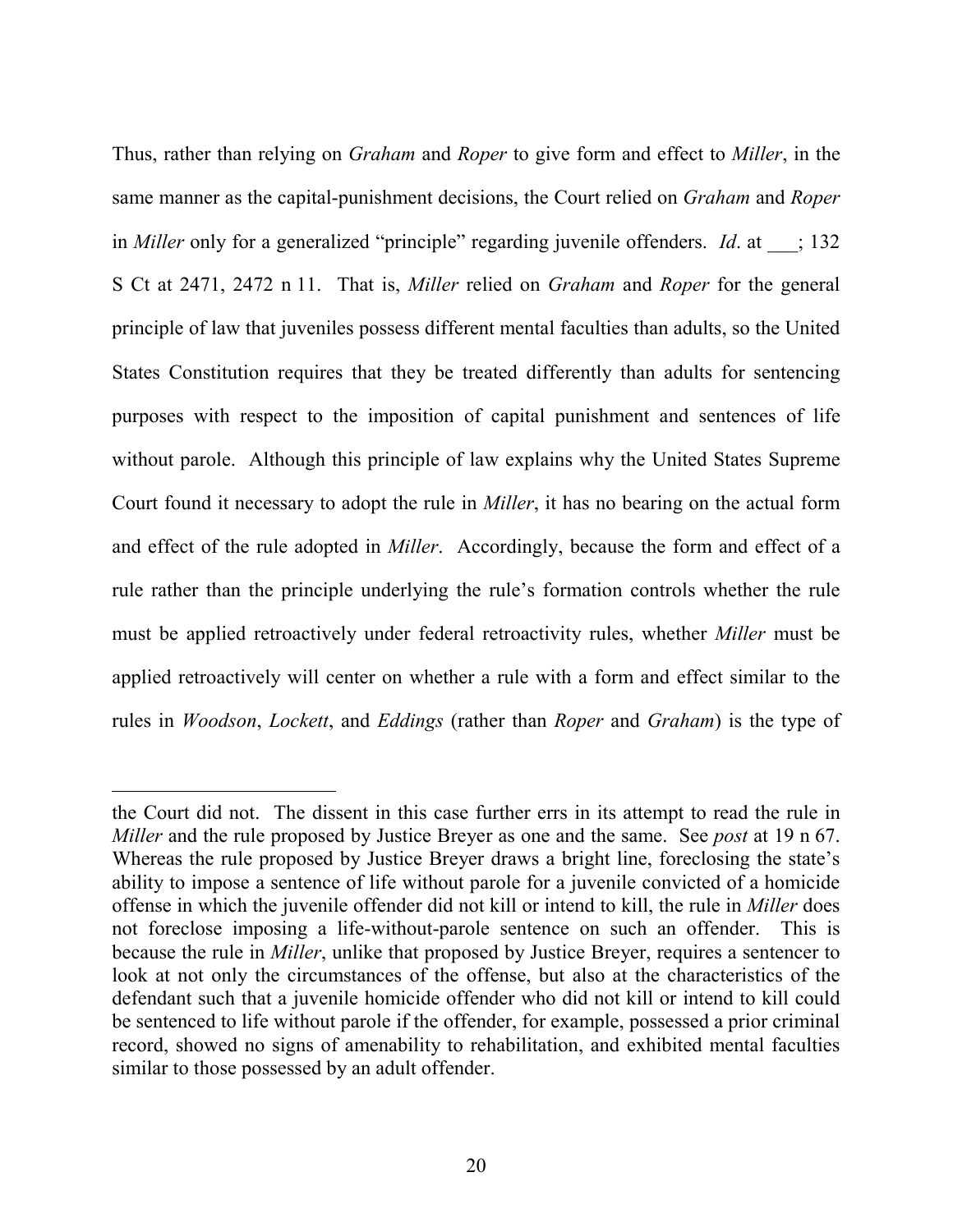Thus, rather than relying on *Graham* and *Roper* to give form and effect to *Miller*, in the same manner as the capital-punishment decisions, the Court relied on *Graham* and *Roper* in *Miller* only for a generalized "principle" regarding juvenile offenders. *Id*. at ___; 132 S Ct at 2471, 2472 n 11. That is, *Miller* relied on *Graham* and *Roper* for the general principle of law that juveniles possess different mental faculties than adults, so the United States Constitution requires that they be treated differently than adults for sentencing purposes with respect to the imposition of capital punishment and sentences of life without parole. Although this principle of law explains why the United States Supreme Court found it necessary to adopt the rule in *Miller*, it has no bearing on the actual form and effect of the rule adopted in *Miller*. Accordingly, because the form and effect of a rule rather than the principle underlying the rule's formation controls whether the rule must be applied retroactively under federal retroactivity rules, whether *Miller* must be applied retroactively will center on whether a rule with a form and effect similar to the rules in *Woodson*, *Lockett*, and *Eddings* (rather than *Roper* and *Graham*) is the type of

---

the Court did not. The dissent in this case further errs in its attempt to read the rule in *Miller* and the rule proposed by Justice Breyer as one and the same. See *post* at 19 n 67. Whereas the rule proposed by Justice Breyer draws a bright line, foreclosing the state's ability to impose a sentence of life without parole for a juvenile convicted of a homicide offense in which the juvenile offender did not kill or intend to kill, the rule in *Miller* does not foreclose imposing a life-without-parole sentence on such an offender. This is because the rule in *Miller*, unlike that proposed by Justice Breyer, requires a sentencer to look at not only the circumstances of the offense, but also at the characteristics of the defendant such that a juvenile homicide offender who did not kill or intend to kill could be sentenced to life without parole if the offender, for example, possessed a prior criminal record, showed no signs of amenability to rehabilitation, and exhibited mental faculties similar to those possessed by an adult offender.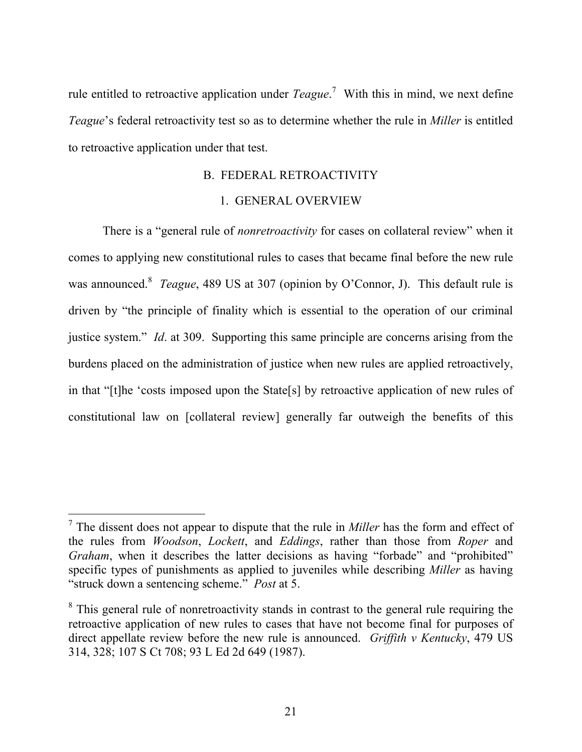rule entitled to retroactive application under *Teague*.[7] With this in mind, we next define *Teague*'s federal retroactivity test so as to determine whether the rule in *Miller* is entitled to retroactive application under that test.

## B. FEDERAL RETROACTIVITY

### 1. GENERAL OVERVIEW

There is a "general rule of *nonretroactivity* for cases on collateral review" when it comes to applying new constitutional rules to cases that became final before the new rule was announced.[8] *Teague*, 489 US at 307 (opinion by O'Connor, J). This default rule is driven by "the principle of finality which is essential to the operation of our criminal justice system." *Id*. at 309. Supporting this same principle are concerns arising from the burdens placed on the administration of justice when new rules are applied retroactively, in that "[t]he 'costs imposed upon the State[s] by retroactive application of new rules of constitutional law on [collateral review] generally far outweigh the benefits of this

---

[7] The dissent does not appear to dispute that the rule in *Miller* has the form and effect of the rules from *Woodson*, *Lockett*, and *Eddings*, rather than those from *Roper* and *Graham*, when it describes the latter decisions as having "forbade" and "prohibited" specific types of punishments as applied to juveniles while describing *Miller* as having "struck down a sentencing scheme." *Post* at 5.

[8] This general rule of nonretroactivity stands in contrast to the general rule requiring the retroactive application of new rules to cases that have not become final for purposes of direct appellate review before the new rule is announced. *Griffith v Kentucky*, 479 US 314, 328; 107 S Ct 708; 93 L Ed 2d 649 (1987).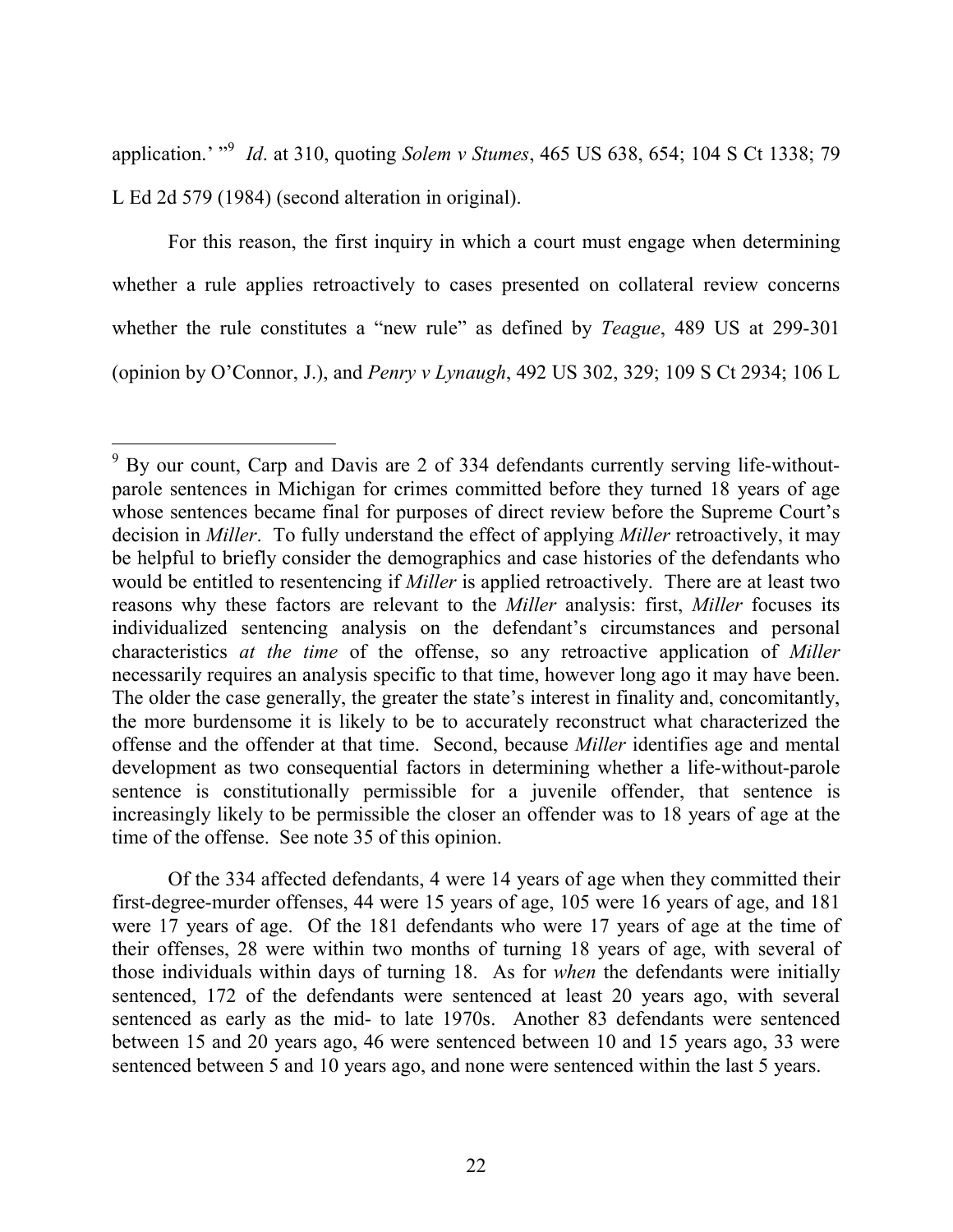application.' "[9] *Id*. at 310, quoting *Solem v Stumes*, 465 US 638, 654; 104 S Ct 1338; 79 L Ed 2d 579 (1984) (second alteration in original).

For this reason, the first inquiry in which a court must engage when determining whether a rule applies retroactively to cases presented on collateral review concerns whether the rule constitutes a "new rule" as defined by *Teague*, 489 US at 299-301 (opinion by O'Connor, J.), and *Penry v Lynaugh*, 492 US 302, 329; 109 S Ct 2934; 106 L

---

[9] By our count, Carp and Davis are 2 of 334 defendants currently serving life-without-parole sentences in Michigan for crimes committed before they turned 18 years of age whose sentences became final for purposes of direct review before the Supreme Court's decision in *Miller*. To fully understand the effect of applying *Miller* retroactively, it may be helpful to briefly consider the demographics and case histories of the defendants who would be entitled to resentencing if *Miller* is applied retroactively. There are at least two reasons why these factors are relevant to the *Miller* analysis: first, *Miller* focuses its individualized sentencing analysis on the defendant's circumstances and personal characteristics *at the time* of the offense, so any retroactive application of *Miller* necessarily requires an analysis specific to that time, however long ago it may have been. The older the case generally, the greater the state's interest in finality and, concomitantly, the more burdensome it is likely to be to accurately reconstruct what characterized the offense and the offender at that time. Second, because *Miller* identifies age and mental development as two consequential factors in determining whether a life-without-parole sentence is constitutionally permissible for a juvenile offender, that sentence is increasingly likely to be permissible the closer an offender was to 18 years of age at the time of the offense. See note 35 of this opinion.

Of the 334 affected defendants, 4 were 14 years of age when they committed their first-degree-murder offenses, 44 were 15 years of age, 105 were 16 years of age, and 181 were 17 years of age. Of the 181 defendants who were 17 years of age at the time of their offenses, 28 were within two months of turning 18 years of age, with several of those individuals within days of turning 18. As for *when* the defendants were initially sentenced, 172 of the defendants were sentenced at least 20 years ago, with several sentenced as early as the mid- to late 1970s. Another 83 defendants were sentenced between 15 and 20 years ago, 46 were sentenced between 10 and 15 years ago, 33 were sentenced between 5 and 10 years ago, and none were sentenced within the last 5 years.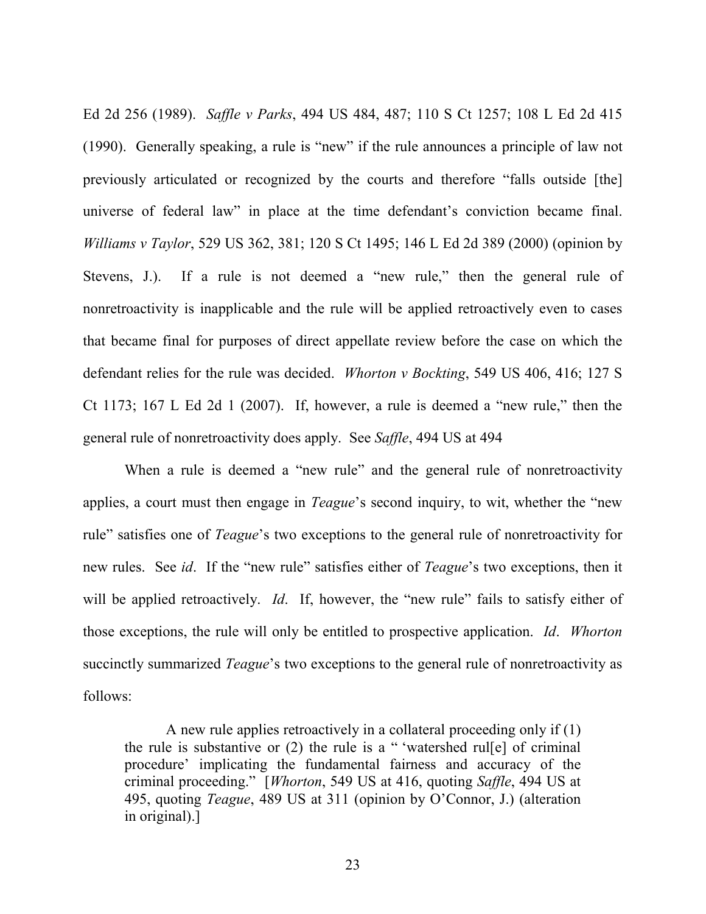Ed 2d 256 (1989). *Saffle v Parks*, 494 US 484, 487; 110 S Ct 1257; 108 L Ed 2d 415 (1990). Generally speaking, a rule is "new" if the rule announces a principle of law not previously articulated or recognized by the courts and therefore "falls outside [the] universe of federal law" in place at the time defendant's conviction became final. *Williams v Taylor*, 529 US 362, 381; 120 S Ct 1495; 146 L Ed 2d 389 (2000) (opinion by Stevens, J.). If a rule is not deemed a "new rule," then the general rule of nonretroactivity is inapplicable and the rule will be applied retroactively even to cases that became final for purposes of direct appellate review before the case on which the defendant relies for the rule was decided. *Whorton v Bockting*, 549 US 406, 416; 127 S Ct 1173; 167 L Ed 2d 1 (2007). If, however, a rule is deemed a "new rule," then the general rule of nonretroactivity does apply. See *Saffle*, 494 US at 494

When a rule is deemed a "new rule" and the general rule of nonretroactivity applies, a court must then engage in *Teague*'s second inquiry, to wit, whether the "new rule" satisfies one of *Teague*'s two exceptions to the general rule of nonretroactivity for new rules. See *id*. If the "new rule" satisfies either of *Teague*'s two exceptions, then it will be applied retroactively. *Id*. If, however, the "new rule" fails to satisfy either of those exceptions, the rule will only be entitled to prospective application. *Id*. *Whorton* succinctly summarized *Teague*'s two exceptions to the general rule of nonretroactivity as follows:

> A new rule applies retroactively in a collateral proceeding only if (1) the rule is substantive or (2) the rule is a " 'watershed rul[e] of criminal procedure' implicating the fundamental fairness and accuracy of the criminal proceeding." [*Whorton*, 549 US at 416, quoting *Saffle*, 494 US at 495, quoting *Teague*, 489 US at 311 (opinion by O'Connor, J.) (alteration in original).]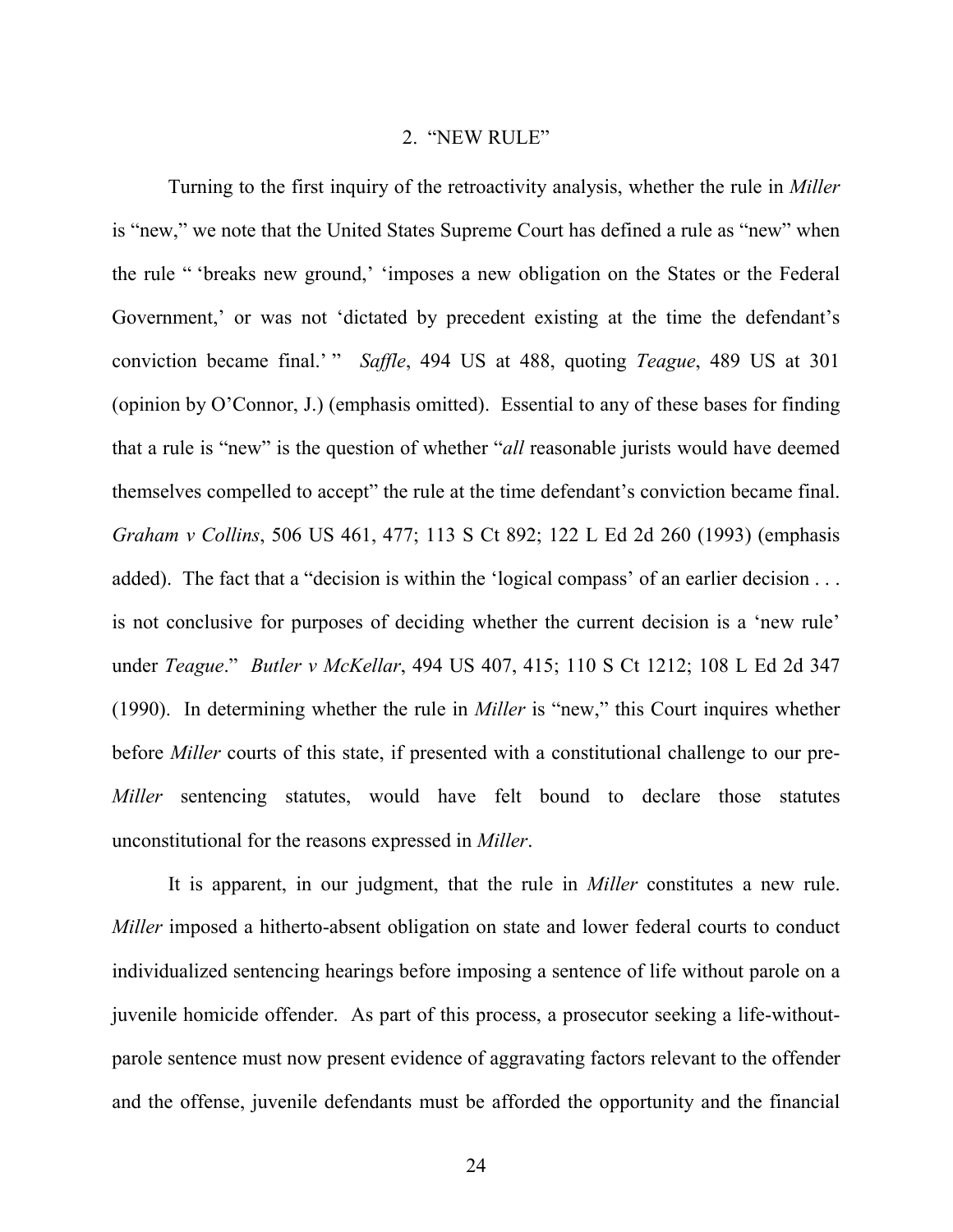## 2. "NEW RULE"

Turning to the first inquiry of the retroactivity analysis, whether the rule in *Miller* is "new," we note that the United States Supreme Court has defined a rule as "new" when the rule " 'breaks new ground,' 'imposes a new obligation on the States or the Federal Government,' or was not 'dictated by precedent existing at the time the defendant's conviction became final.' " *Saffle*, 494 US at 488, quoting *Teague*, 489 US at 301 (opinion by O'Connor, J.) (emphasis omitted). Essential to any of these bases for finding that a rule is "new" is the question of whether "*all* reasonable jurists would have deemed themselves compelled to accept" the rule at the time defendant's conviction became final. *Graham v Collins*, 506 US 461, 477; 113 S Ct 892; 122 L Ed 2d 260 (1993) (emphasis added). The fact that a "decision is within the 'logical compass' of an earlier decision . . . is not conclusive for purposes of deciding whether the current decision is a 'new rule' under *Teague*." *Butler v McKellar*, 494 US 407, 415; 110 S Ct 1212; 108 L Ed 2d 347 (1990). In determining whether the rule in *Miller* is "new," this Court inquires whether before *Miller* courts of this state, if presented with a constitutional challenge to our pre-*Miller* sentencing statutes, would have felt bound to declare those statutes unconstitutional for the reasons expressed in *Miller*.

It is apparent, in our judgment, that the rule in *Miller* constitutes a new rule. *Miller* imposed a hitherto-absent obligation on state and lower federal courts to conduct individualized sentencing hearings before imposing a sentence of life without parole on a juvenile homicide offender. As part of this process, a prosecutor seeking a life-without-parole sentence must now present evidence of aggravating factors relevant to the offender and the offense, juvenile defendants must be afforded the opportunity and the financial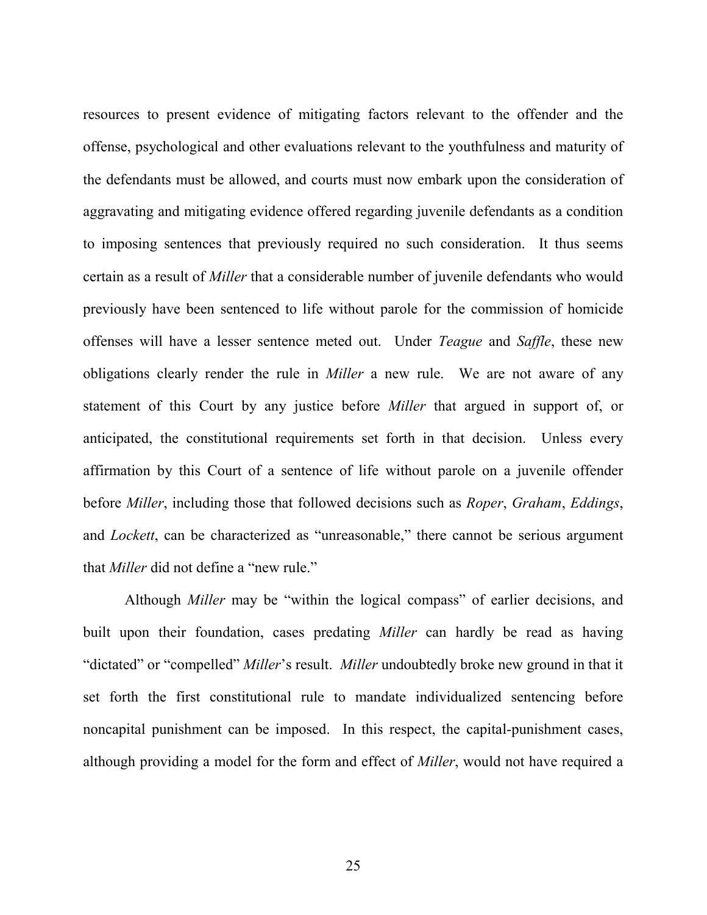resources to present evidence of mitigating factors relevant to the offender and the offense, psychological and other evaluations relevant to the youthfulness and maturity of the defendants must be allowed, and courts must now embark upon the consideration of aggravating and mitigating evidence offered regarding juvenile defendants as a condition to imposing sentences that previously required no such consideration. It thus seems certain as a result of *Miller* that a considerable number of juvenile defendants who would previously have been sentenced to life without parole for the commission of homicide offenses will have a lesser sentence meted out. Under *Teague* and *Saffle*, these new obligations clearly render the rule in *Miller* a new rule. We are not aware of any statement of this Court by any justice before *Miller* that argued in support of, or anticipated, the constitutional requirements set forth in that decision. Unless every affirmation by this Court of a sentence of life without parole on a juvenile offender before *Miller*, including those that followed decisions such as *Roper*, *Graham*, *Eddings*, and *Lockett*, can be characterized as "unreasonable," there cannot be serious argument that *Miller* did not define a "new rule."

Although *Miller* may be "within the logical compass" of earlier decisions, and built upon their foundation, cases predating *Miller* can hardly be read as having "dictated" or "compelled" *Miller*'s result. *Miller* undoubtedly broke new ground in that it set forth the first constitutional rule to mandate individualized sentencing before noncapital punishment can be imposed. In this respect, the capital-punishment cases, although providing a model for the form and effect of *Miller*, would not have required a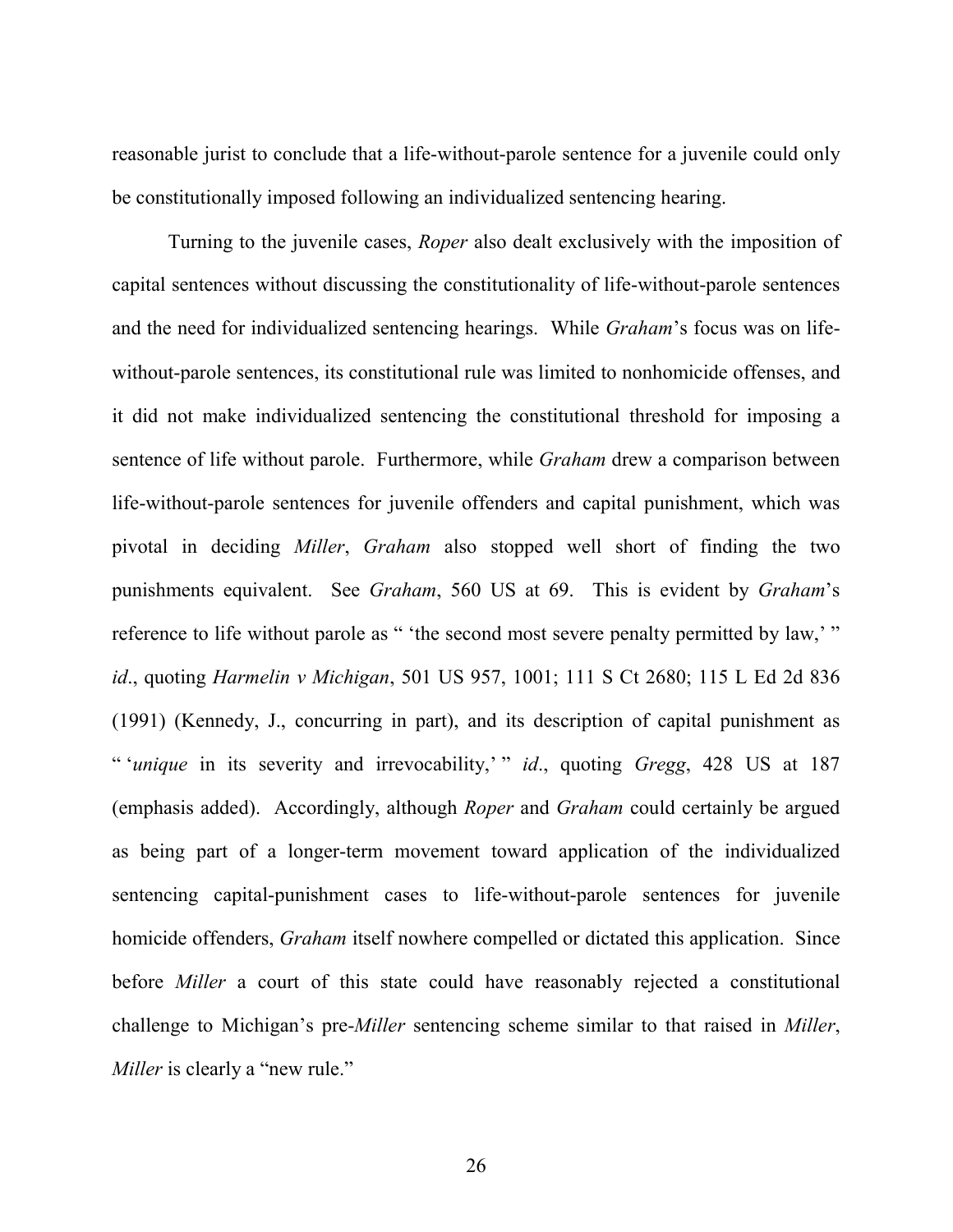reasonable jurist to conclude that a life-without-parole sentence for a juvenile could only be constitutionally imposed following an individualized sentencing hearing.

Turning to the juvenile cases, *Roper* also dealt exclusively with the imposition of capital sentences without discussing the constitutionality of life-without-parole sentences and the need for individualized sentencing hearings. While *Graham*'s focus was on life-without-parole sentences, its constitutional rule was limited to nonhomicide offenses, and it did not make individualized sentencing the constitutional threshold for imposing a sentence of life without parole. Furthermore, while *Graham* drew a comparison between life-without-parole sentences for juvenile offenders and capital punishment, which was pivotal in deciding *Miller*, *Graham* also stopped well short of finding the two punishments equivalent. See *Graham*, 560 US at 69. This is evident by *Graham*'s reference to life without parole as " 'the second most severe penalty permitted by law,' " *id*., quoting *Harmelin v Michigan*, 501 US 957, 1001; 111 S Ct 2680; 115 L Ed 2d 836 (1991) (Kennedy, J., concurring in part), and its description of capital punishment as " '*unique* in its severity and irrevocability,' " *id*., quoting *Gregg*, 428 US at 187 (emphasis added). Accordingly, although *Roper* and *Graham* could certainly be argued as being part of a longer-term movement toward application of the individualized sentencing capital-punishment cases to life-without-parole sentences for juvenile homicide offenders, *Graham* itself nowhere compelled or dictated this application. Since before *Miller* a court of this state could have reasonably rejected a constitutional challenge to Michigan's pre-*Miller* sentencing scheme similar to that raised in *Miller*, *Miller* is clearly a "new rule."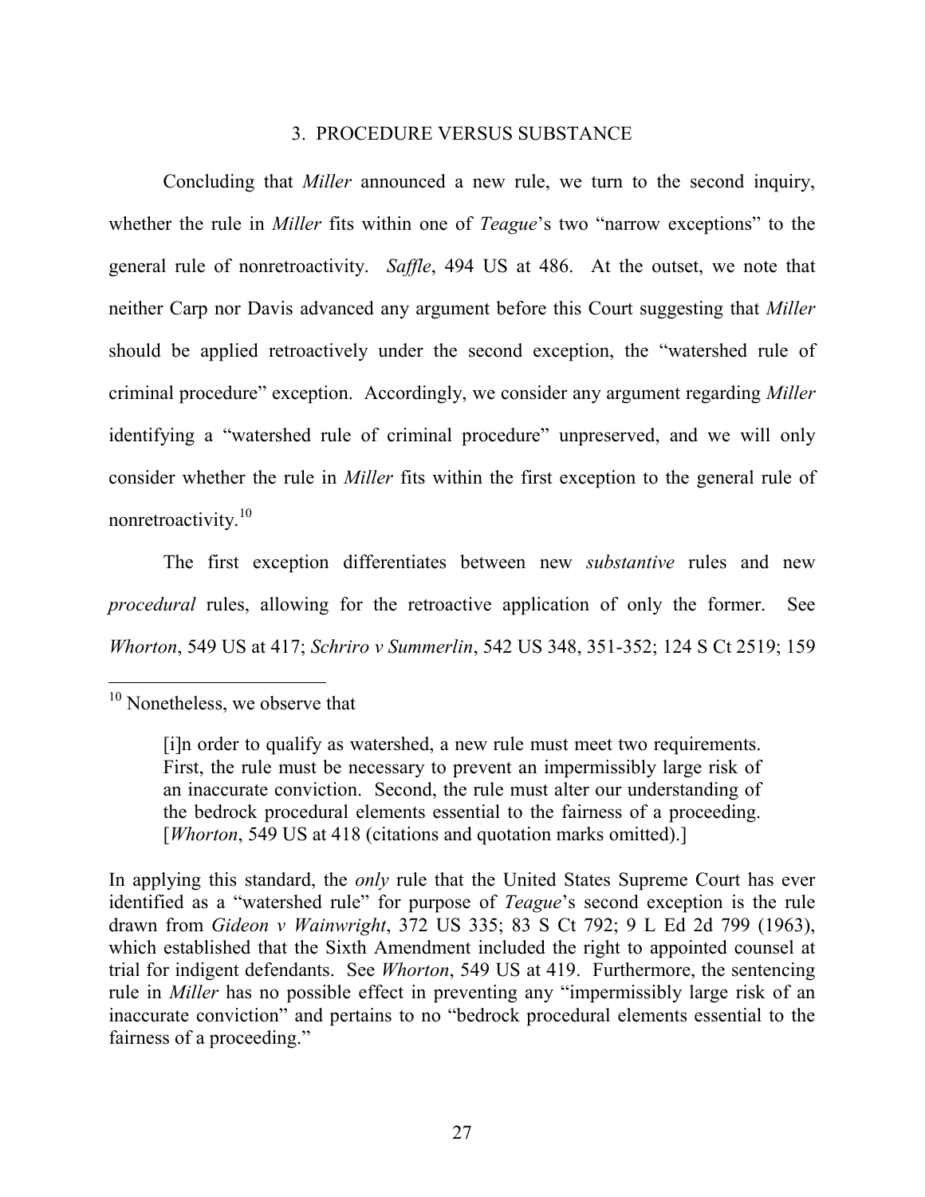### 3. PROCEDURE VERSUS SUBSTANCE

Concluding that *Miller* announced a new rule, we turn to the second inquiry, whether the rule in *Miller* fits within one of *Teague*'s two "narrow exceptions" to the general rule of nonretroactivity. *Saffle*, 494 US at 486. At the outset, we note that neither Carp nor Davis advanced any argument before this Court suggesting that *Miller* should be applied retroactively under the second exception, the "watershed rule of criminal procedure" exception. Accordingly, we consider any argument regarding *Miller* identifying a "watershed rule of criminal procedure" unpreserved, and we will only consider whether the rule in *Miller* fits within the first exception to the general rule of nonretroactivity.[10]

The first exception differentiates between new *substantive* rules and new *procedural* rules, allowing for the retroactive application of only the former. See *Whorton*, 549 US at 417; *Schriro v Summerlin*, 542 US 348, 351-352; 124 S Ct 2519; 159

---

[10] Nonetheless, we observe that

> [i]n order to qualify as watershed, a new rule must meet two requirements. First, the rule must be necessary to prevent an impermissibly large risk of an inaccurate conviction. Second, the rule must alter our understanding of the bedrock procedural elements essential to the fairness of a proceeding. [*Whorton*, 549 US at 418 (citations and quotation marks omitted).]

In applying this standard, the *only* rule that the United States Supreme Court has ever identified as a "watershed rule" for purpose of *Teague*'s second exception is the rule drawn from *Gideon v Wainwright*, 372 US 335; 83 S Ct 792; 9 L Ed 2d 799 (1963), which established that the Sixth Amendment included the right to appointed counsel at trial for indigent defendants. See *Whorton*, 549 US at 419. Furthermore, the sentencing rule in *Miller* has no possible effect in preventing any "impermissibly large risk of an inaccurate conviction" and pertains to no "bedrock procedural elements essential to the fairness of a proceeding."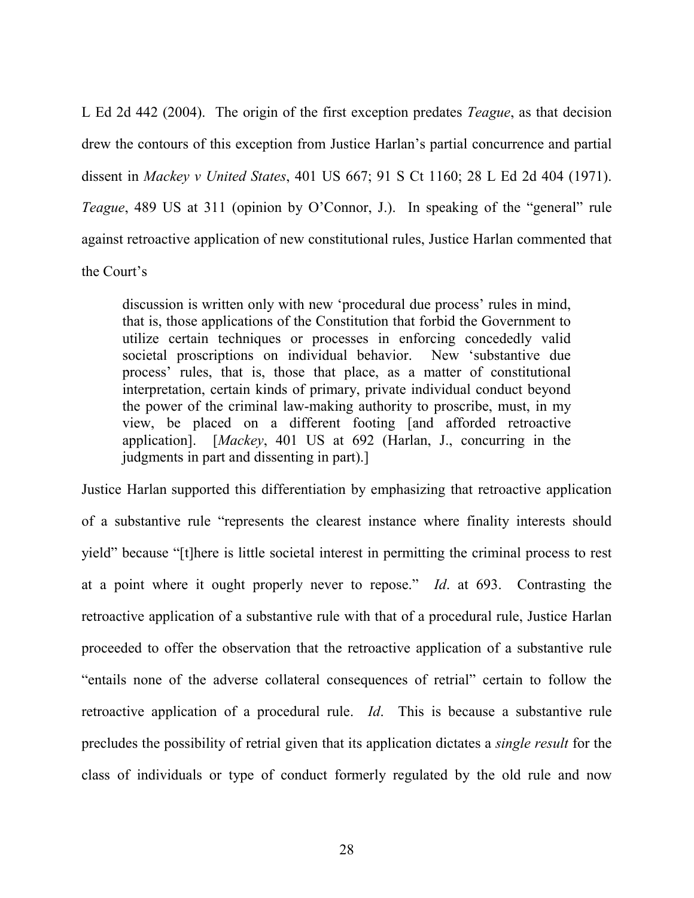L Ed 2d 442 (2004). The origin of the first exception predates *Teague*, as that decision drew the contours of this exception from Justice Harlan's partial concurrence and partial dissent in *Mackey v United States*, 401 US 667; 91 S Ct 1160; 28 L Ed 2d 404 (1971). *Teague*, 489 US at 311 (opinion by O'Connor, J.). In speaking of the "general" rule against retroactive application of new constitutional rules, Justice Harlan commented that the Court's

> discussion is written only with new 'procedural due process' rules in mind, that is, those applications of the Constitution that forbid the Government to utilize certain techniques or processes in enforcing concededly valid societal proscriptions on individual behavior. New 'substantive due process' rules, that is, those that place, as a matter of constitutional interpretation, certain kinds of primary, private individual conduct beyond the power of the criminal law-making authority to proscribe, must, in my view, be placed on a different footing [and afforded retroactive application]. [*Mackey*, 401 US at 692 (Harlan, J., concurring in the judgments in part and dissenting in part).]

Justice Harlan supported this differentiation by emphasizing that retroactive application of a substantive rule "represents the clearest instance where finality interests should yield" because "[t]here is little societal interest in permitting the criminal process to rest at a point where it ought properly never to repose." *Id*. at 693. Contrasting the retroactive application of a substantive rule with that of a procedural rule, Justice Harlan proceeded to offer the observation that the retroactive application of a substantive rule "entails none of the adverse collateral consequences of retrial" certain to follow the retroactive application of a procedural rule. *Id*. This is because a substantive rule precludes the possibility of retrial given that its application dictates a *single result* for the class of individuals or type of conduct formerly regulated by the old rule and now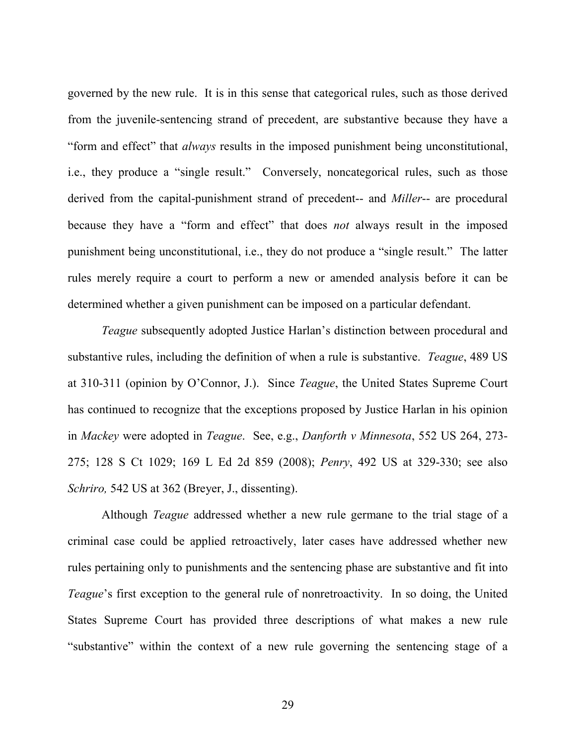governed by the new rule. It is in this sense that categorical rules, such as those derived from the juvenile-sentencing strand of precedent, are substantive because they have a "form and effect" that *always* results in the imposed punishment being unconstitutional, i.e., they produce a "single result." Conversely, noncategorical rules, such as those derived from the capital-punishment strand of precedent-- and *Miller*-- are procedural because they have a "form and effect" that does *not* always result in the imposed punishment being unconstitutional, i.e., they do not produce a "single result." The latter rules merely require a court to perform a new or amended analysis before it can be determined whether a given punishment can be imposed on a particular defendant.

*Teague* subsequently adopted Justice Harlan's distinction between procedural and substantive rules, including the definition of when a rule is substantive. *Teague*, 489 US at 310-311 (opinion by O'Connor, J.). Since *Teague*, the United States Supreme Court has continued to recognize that the exceptions proposed by Justice Harlan in his opinion in *Mackey* were adopted in *Teague*. See, e.g., *Danforth v Minnesota*, 552 US 264, 273-275; 128 S Ct 1029; 169 L Ed 2d 859 (2008); *Penry*, 492 US at 329-330; see also *Schriro,* 542 US at 362 (Breyer, J., dissenting).

Although *Teague* addressed whether a new rule germane to the trial stage of a criminal case could be applied retroactively, later cases have addressed whether new rules pertaining only to punishments and the sentencing phase are substantive and fit into *Teague*'s first exception to the general rule of nonretroactivity. In so doing, the United States Supreme Court has provided three descriptions of what makes a new rule "substantive" within the context of a new rule governing the sentencing stage of a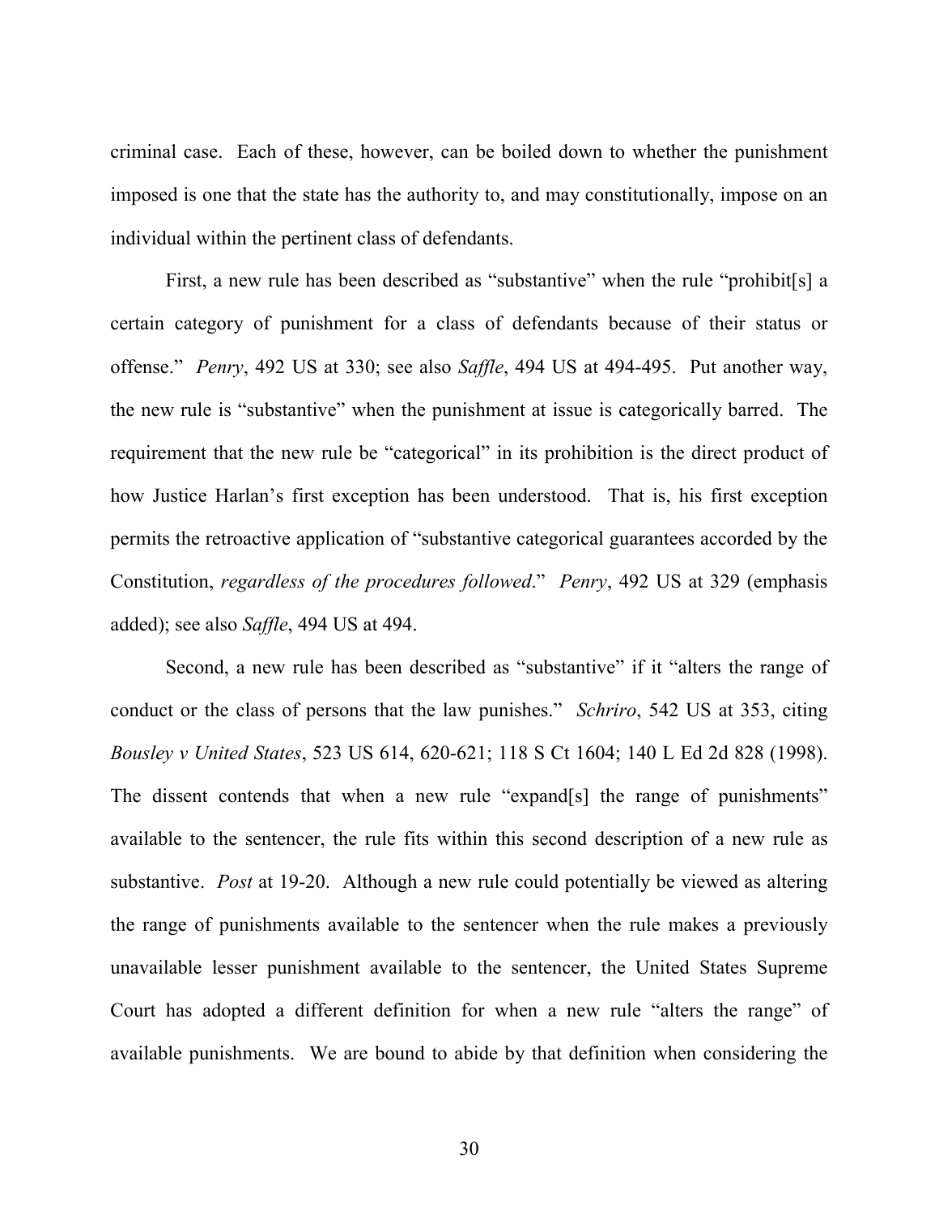criminal case. Each of these, however, can be boiled down to whether the punishment imposed is one that the state has the authority to, and may constitutionally, impose on an individual within the pertinent class of defendants.

First, a new rule has been described as "substantive" when the rule "prohibit[s] a certain category of punishment for a class of defendants because of their status or offense." *Penry*, 492 US at 330; see also *Saffle*, 494 US at 494-495. Put another way, the new rule is "substantive" when the punishment at issue is categorically barred. The requirement that the new rule be "categorical" in its prohibition is the direct product of how Justice Harlan's first exception has been understood. That is, his first exception permits the retroactive application of "substantive categorical guarantees accorded by the Constitution, *regardless of the procedures followed*." *Penry*, 492 US at 329 (emphasis added); see also *Saffle*, 494 US at 494.

Second, a new rule has been described as "substantive" if it "alters the range of conduct or the class of persons that the law punishes." *Schriro*, 542 US at 353, citing *Bousley v United States*, 523 US 614, 620-621; 118 S Ct 1604; 140 L Ed 2d 828 (1998). The dissent contends that when a new rule "expand[s] the range of punishments" available to the sentencer, the rule fits within this second description of a new rule as substantive. *Post* at 19-20. Although a new rule could potentially be viewed as altering the range of punishments available to the sentencer when the rule makes a previously unavailable lesser punishment available to the sentencer, the United States Supreme Court has adopted a different definition for when a new rule "alters the range" of available punishments. We are bound to abide by that definition when considering the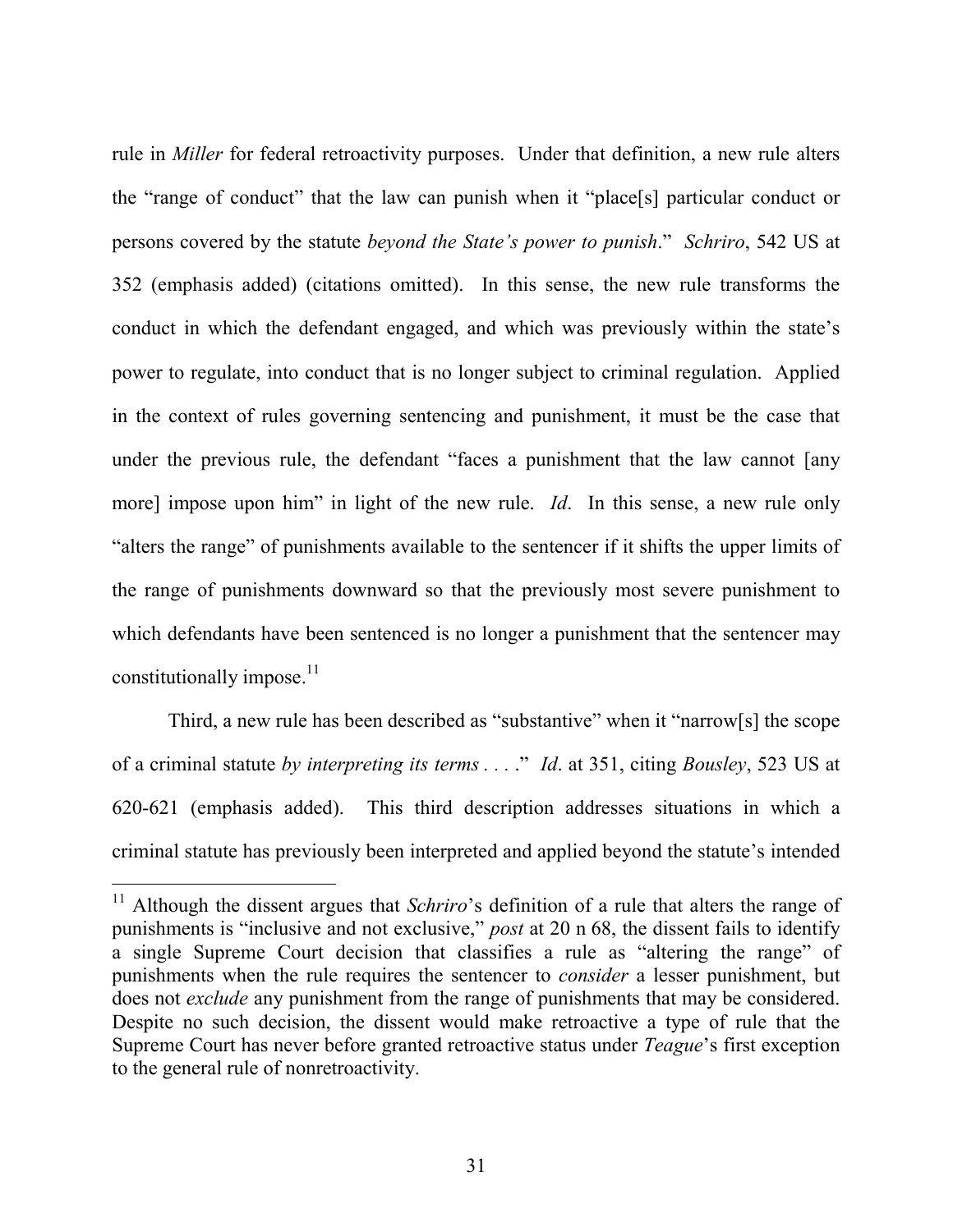rule in *Miller* for federal retroactivity purposes. Under that definition, a new rule alters the "range of conduct" that the law can punish when it "place[s] particular conduct or persons covered by the statute *beyond the State's power to punish*." *Schriro*, 542 US at 352 (emphasis added) (citations omitted). In this sense, the new rule transforms the conduct in which the defendant engaged, and which was previously within the state's power to regulate, into conduct that is no longer subject to criminal regulation. Applied in the context of rules governing sentencing and punishment, it must be the case that under the previous rule, the defendant "faces a punishment that the law cannot [any more] impose upon him" in light of the new rule. *Id*. In this sense, a new rule only "alters the range" of punishments available to the sentencer if it shifts the upper limits of the range of punishments downward so that the previously most severe punishment to which defendants have been sentenced is no longer a punishment that the sentencer may constitutionally impose.[11]

Third, a new rule has been described as "substantive" when it "narrow[s] the scope of a criminal statute *by interpreting its terms* . . . ." *Id*. at 351, citing *Bousley*, 523 US at 620-621 (emphasis added). This third description addresses situations in which a criminal statute has previously been interpreted and applied beyond the statute's intended

---

[11] Although the dissent argues that *Schriro*'s definition of a rule that alters the range of punishments is "inclusive and not exclusive," *post* at 20 n 68, the dissent fails to identify a single Supreme Court decision that classifies a rule as "altering the range" of punishments when the rule requires the sentencer to *consider* a lesser punishment, but does not *exclude* any punishment from the range of punishments that may be considered. Despite no such decision, the dissent would make retroactive a type of rule that the Supreme Court has never before granted retroactive status under *Teague*'s first exception to the general rule of nonretroactivity.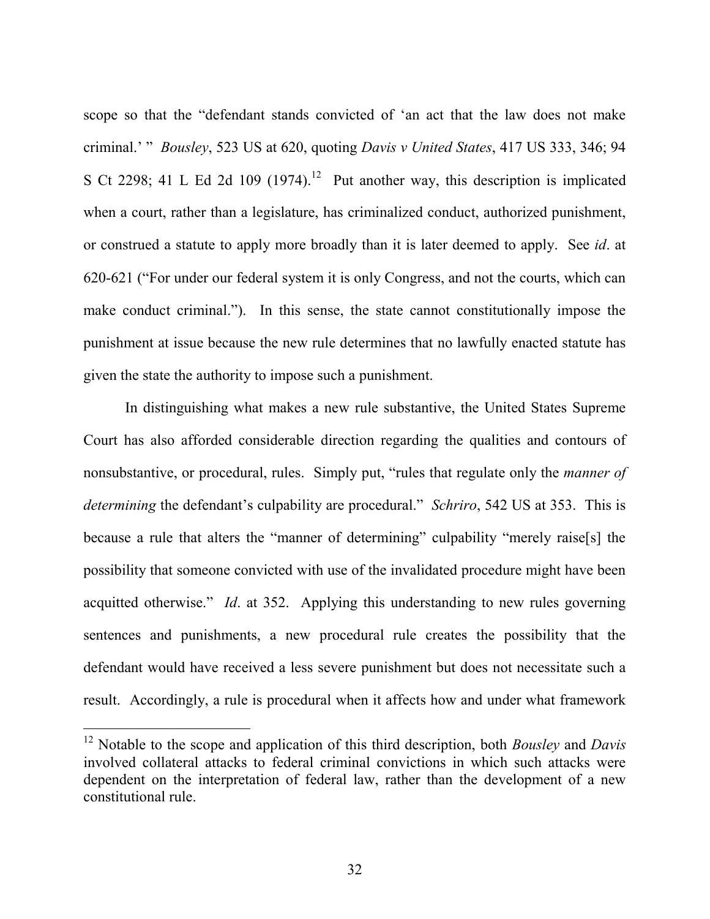scope so that the "defendant stands convicted of 'an act that the law does not make criminal.' " *Bousley*, 523 US at 620, quoting *Davis v United States*, 417 US 333, 346; 94 S Ct 2298; 41 L Ed 2d 109 (1974).[12] Put another way, this description is implicated when a court, rather than a legislature, has criminalized conduct, authorized punishment, or construed a statute to apply more broadly than it is later deemed to apply. See *id*. at 620-621 ("For under our federal system it is only Congress, and not the courts, which can make conduct criminal."). In this sense, the state cannot constitutionally impose the punishment at issue because the new rule determines that no lawfully enacted statute has given the state the authority to impose such a punishment.

In distinguishing what makes a new rule substantive, the United States Supreme Court has also afforded considerable direction regarding the qualities and contours of nonsubstantive, or procedural, rules. Simply put, "rules that regulate only the *manner of determining* the defendant's culpability are procedural." *Schriro*, 542 US at 353. This is because a rule that alters the "manner of determining" culpability "merely raise[s] the possibility that someone convicted with use of the invalidated procedure might have been acquitted otherwise." *Id*. at 352. Applying this understanding to new rules governing sentences and punishments, a new procedural rule creates the possibility that the defendant would have received a less severe punishment but does not necessitate such a result. Accordingly, a rule is procedural when it affects how and under what framework

[12] Notable to the scope and application of this third description, both *Bousley* and *Davis* involved collateral attacks to federal criminal convictions in which such attacks were dependent on the interpretation of federal law, rather than the development of a new constitutional rule.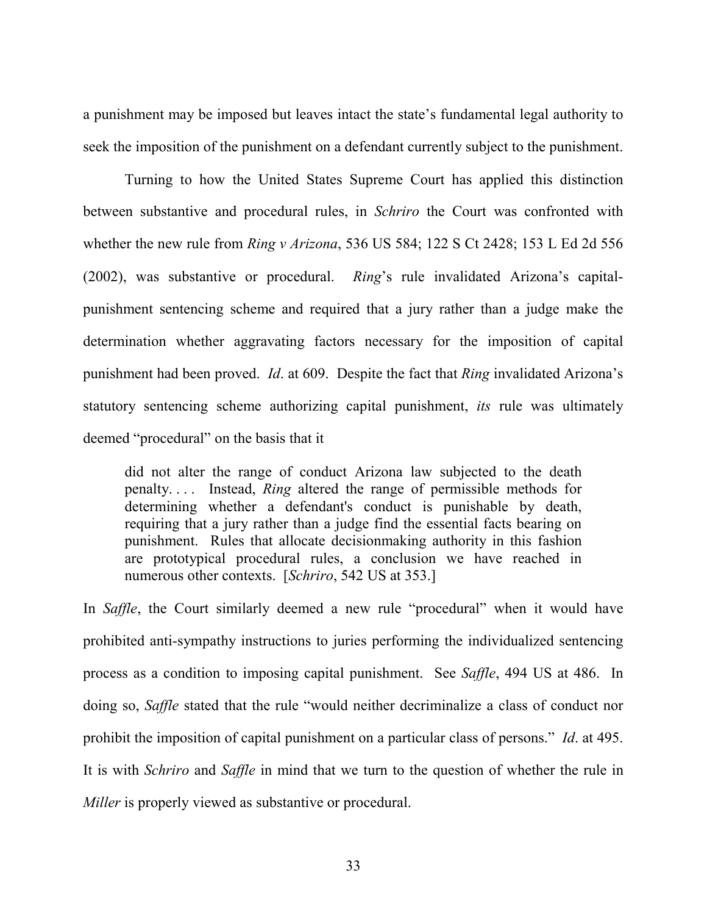a punishment may be imposed but leaves intact the state's fundamental legal authority to seek the imposition of the punishment on a defendant currently subject to the punishment.

Turning to how the United States Supreme Court has applied this distinction between substantive and procedural rules, in *Schriro* the Court was confronted with whether the new rule from *Ring v Arizona*, 536 US 584; 122 S Ct 2428; 153 L Ed 2d 556 (2002), was substantive or procedural. *Ring*'s rule invalidated Arizona's capital-punishment sentencing scheme and required that a jury rather than a judge make the determination whether aggravating factors necessary for the imposition of capital punishment had been proved. *Id*. at 609. Despite the fact that *Ring* invalidated Arizona's statutory sentencing scheme authorizing capital punishment, *its* rule was ultimately deemed "procedural" on the basis that it

> did not alter the range of conduct Arizona law subjected to the death penalty. . . . Instead, *Ring* altered the range of permissible methods for determining whether a defendant's conduct is punishable by death, requiring that a jury rather than a judge find the essential facts bearing on punishment. Rules that allocate decisionmaking authority in this fashion are prototypical procedural rules, a conclusion we have reached in numerous other contexts. [*Schriro*, 542 US at 353.]

In *Saffle*, the Court similarly deemed a new rule "procedural" when it would have prohibited anti-sympathy instructions to juries performing the individualized sentencing process as a condition to imposing capital punishment. See *Saffle*, 494 US at 486. In doing so, *Saffle* stated that the rule "would neither decriminalize a class of conduct nor prohibit the imposition of capital punishment on a particular class of persons." *Id*. at 495. It is with *Schriro* and *Saffle* in mind that we turn to the question of whether the rule in *Miller* is properly viewed as substantive or procedural.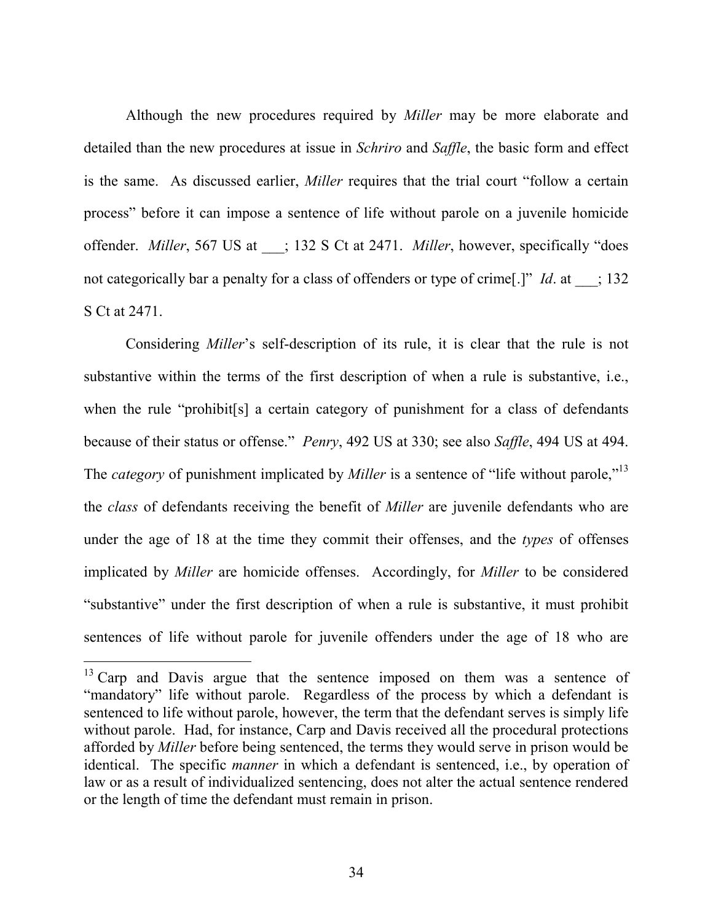Although the new procedures required by *Miller* may be more elaborate and detailed than the new procedures at issue in *Schriro* and *Saffle*, the basic form and effect is the same. As discussed earlier, *Miller* requires that the trial court "follow a certain process" before it can impose a sentence of life without parole on a juvenile homicide offender. *Miller*, 567 US at ___; 132 S Ct at 2471. *Miller*, however, specifically "does not categorically bar a penalty for a class of offenders or type of crime[.]" *Id*. at ___; 132 S Ct at 2471.

Considering *Miller*'s self-description of its rule, it is clear that the rule is not substantive within the terms of the first description of when a rule is substantive, i.e., when the rule "prohibit[s] a certain category of punishment for a class of defendants because of their status or offense." *Penry*, 492 US at 330; see also *Saffle*, 494 US at 494. The *category* of punishment implicated by *Miller* is a sentence of "life without parole,"[13] the *class* of defendants receiving the benefit of *Miller* are juvenile defendants who are under the age of 18 at the time they commit their offenses, and the *types* of offenses implicated by *Miller* are homicide offenses. Accordingly, for *Miller* to be considered "substantive" under the first description of when a rule is substantive, it must prohibit sentences of life without parole for juvenile offenders under the age of 18 who are

---

[13] Carp and Davis argue that the sentence imposed on them was a sentence of "mandatory" life without parole. Regardless of the process by which a defendant is sentenced to life without parole, however, the term that the defendant serves is simply life without parole. Had, for instance, Carp and Davis received all the procedural protections afforded by *Miller* before being sentenced, the terms they would serve in prison would be identical. The specific *manner* in which a defendant is sentenced, i.e., by operation of law or as a result of individualized sentencing, does not alter the actual sentence rendered or the length of time the defendant must remain in prison.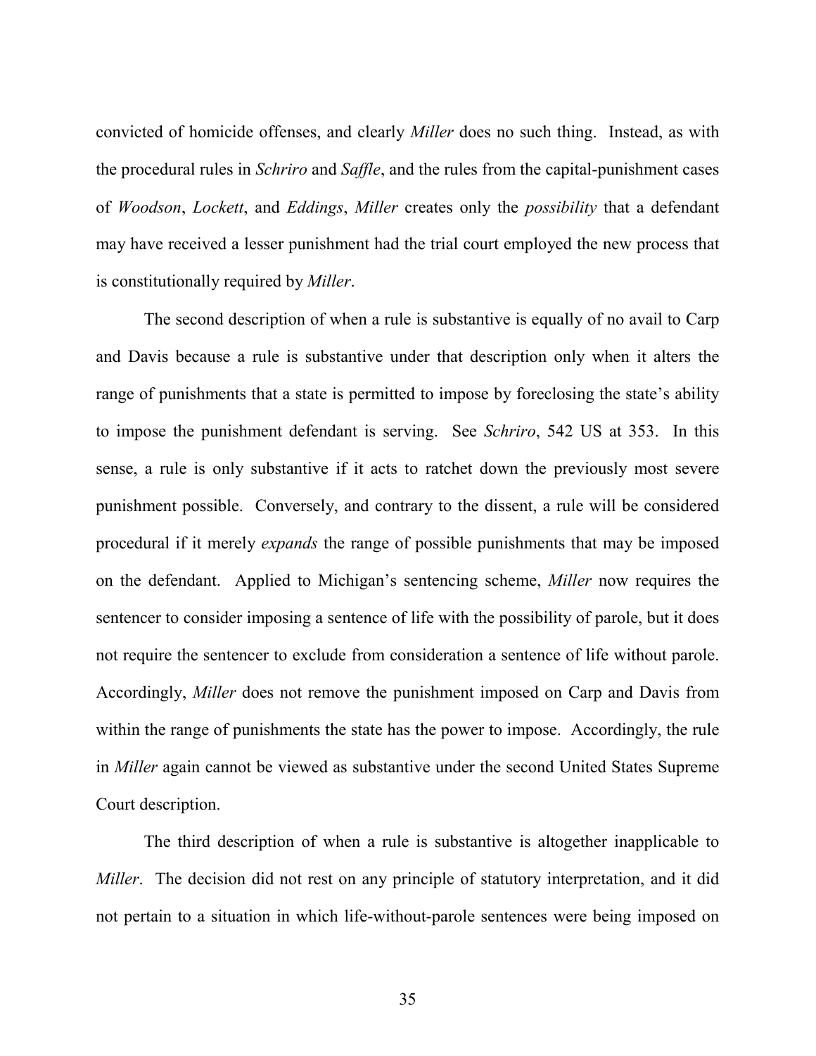convicted of homicide offenses, and clearly *Miller* does no such thing. Instead, as with the procedural rules in *Schriro* and *Saffle*, and the rules from the capital-punishment cases of *Woodson*, *Lockett*, and *Eddings*, *Miller* creates only the *possibility* that a defendant may have received a lesser punishment had the trial court employed the new process that is constitutionally required by *Miller*.

The second description of when a rule is substantive is equally of no avail to Carp and Davis because a rule is substantive under that description only when it alters the range of punishments that a state is permitted to impose by foreclosing the state's ability to impose the punishment defendant is serving. See *Schriro*, 542 US at 353. In this sense, a rule is only substantive if it acts to ratchet down the previously most severe punishment possible. Conversely, and contrary to the dissent, a rule will be considered procedural if it merely *expands* the range of possible punishments that may be imposed on the defendant. Applied to Michigan's sentencing scheme, *Miller* now requires the sentencer to consider imposing a sentence of life with the possibility of parole, but it does not require the sentencer to exclude from consideration a sentence of life without parole. Accordingly, *Miller* does not remove the punishment imposed on Carp and Davis from within the range of punishments the state has the power to impose. Accordingly, the rule in *Miller* again cannot be viewed as substantive under the second United States Supreme Court description.

The third description of when a rule is substantive is altogether inapplicable to *Miller*. The decision did not rest on any principle of statutory interpretation, and it did not pertain to a situation in which life-without-parole sentences were being imposed on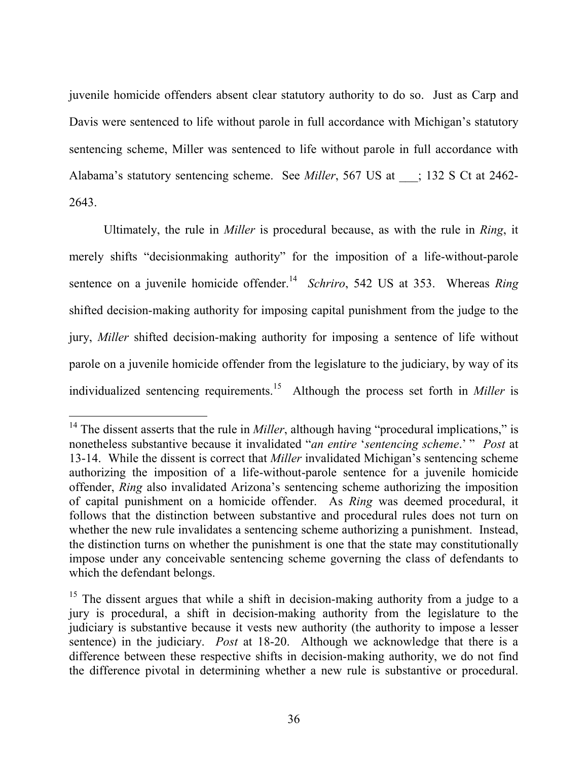juvenile homicide offenders absent clear statutory authority to do so. Just as Carp and Davis were sentenced to life without parole in full accordance with Michigan's statutory sentencing scheme, Miller was sentenced to life without parole in full accordance with Alabama's statutory sentencing scheme. See *Miller*, 567 US at ___; 132 S Ct at 2462-2643.

Ultimately, the rule in *Miller* is procedural because, as with the rule in *Ring*, it merely shifts "decisionmaking authority" for the imposition of a life-without-parole sentence on a juvenile homicide offender.[14] *Schriro*, 542 US at 353. Whereas *Ring* shifted decision-making authority for imposing capital punishment from the judge to the jury, *Miller* shifted decision-making authority for imposing a sentence of life without parole on a juvenile homicide offender from the legislature to the judiciary, by way of its individualized sentencing requirements.[15] Although the process set forth in *Miller* is

---

[14] The dissent asserts that the rule in *Miller*, although having "procedural implications," is nonetheless substantive because it invalidated "*an entire* '*sentencing scheme*.' " *Post* at 13-14. While the dissent is correct that *Miller* invalidated Michigan's sentencing scheme authorizing the imposition of a life-without-parole sentence for a juvenile homicide offender, *Ring* also invalidated Arizona's sentencing scheme authorizing the imposition of capital punishment on a homicide offender. As *Ring* was deemed procedural, it follows that the distinction between substantive and procedural rules does not turn on whether the new rule invalidates a sentencing scheme authorizing a punishment. Instead, the distinction turns on whether the punishment is one that the state may constitutionally impose under any conceivable sentencing scheme governing the class of defendants to which the defendant belongs.

[15] The dissent argues that while a shift in decision-making authority from a judge to a jury is procedural, a shift in decision-making authority from the legislature to the judiciary is substantive because it vests new authority (the authority to impose a lesser sentence) in the judiciary. *Post* at 18-20. Although we acknowledge that there is a difference between these respective shifts in decision-making authority, we do not find the difference pivotal in determining whether a new rule is substantive or procedural.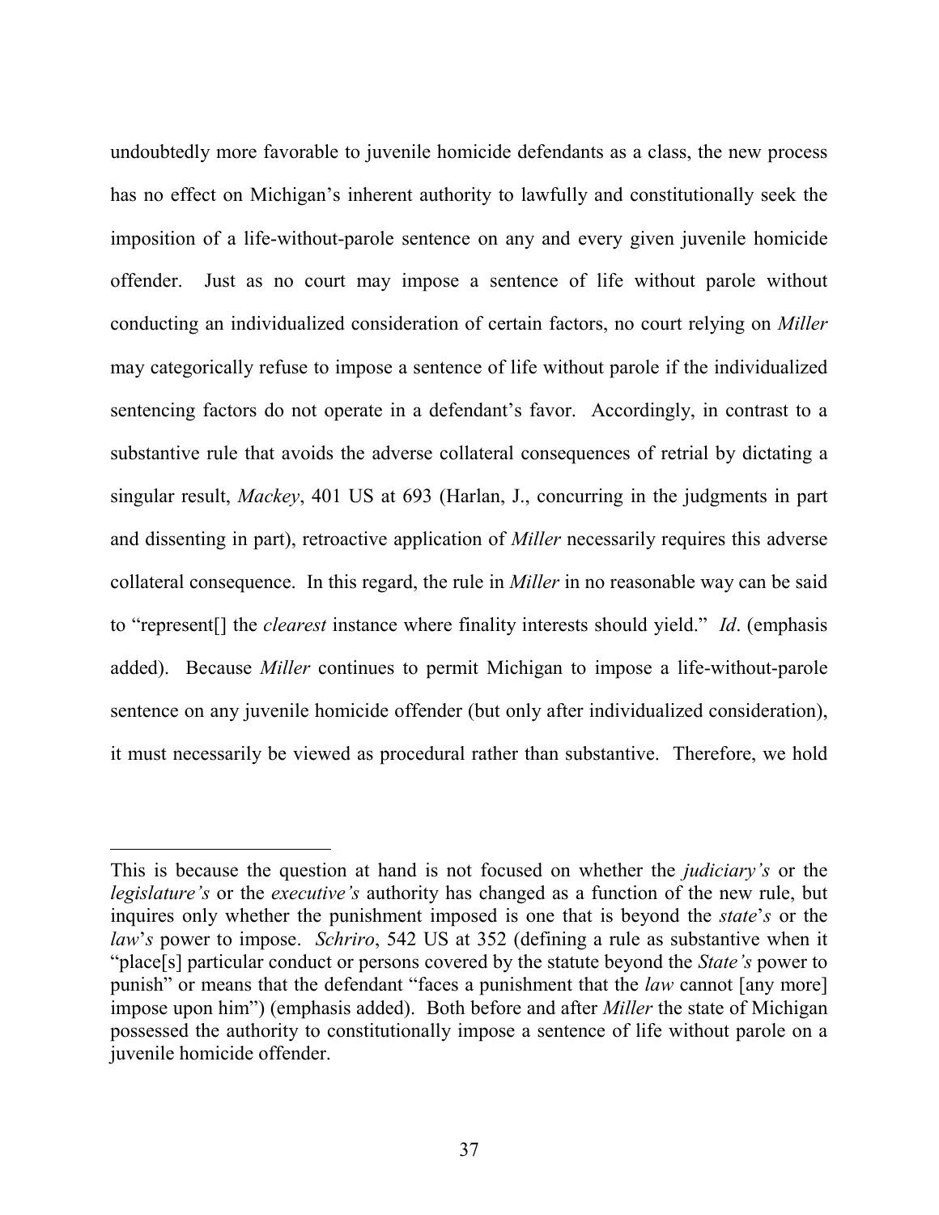undoubtedly more favorable to juvenile homicide defendants as a class, the new process has no effect on Michigan's inherent authority to lawfully and constitutionally seek the imposition of a life-without-parole sentence on any and every given juvenile homicide offender. Just as no court may impose a sentence of life without parole without conducting an individualized consideration of certain factors, no court relying on *Miller* may categorically refuse to impose a sentence of life without parole if the individualized sentencing factors do not operate in a defendant's favor. Accordingly, in contrast to a substantive rule that avoids the adverse collateral consequences of retrial by dictating a singular result, *Mackey*, 401 US at 693 (Harlan, J., concurring in the judgments in part and dissenting in part), retroactive application of *Miller* necessarily requires this adverse collateral consequence. In this regard, the rule in *Miller* in no reasonable way can be said to "represent[] the *clearest* instance where finality interests should yield." *Id*. (emphasis added). Because *Miller* continues to permit Michigan to impose a life-without-parole sentence on any juvenile homicide offender (but only after individualized consideration), it must necessarily be viewed as procedural rather than substantive. Therefore, we hold

---

This is because the question at hand is not focused on whether the *judiciary's* or the *legislature's* or the *executive's* authority has changed as a function of the new rule, but inquires only whether the punishment imposed is one that is beyond the *state*'*s* or the *law*'*s* power to impose. *Schriro*, 542 US at 352 (defining a rule as substantive when it "place[s] particular conduct or persons covered by the statute beyond the *State's* power to punish" or means that the defendant "faces a punishment that the *law* cannot [any more] impose upon him") (emphasis added). Both before and after *Miller* the state of Michigan possessed the authority to constitutionally impose a sentence of life without parole on a juvenile homicide offender.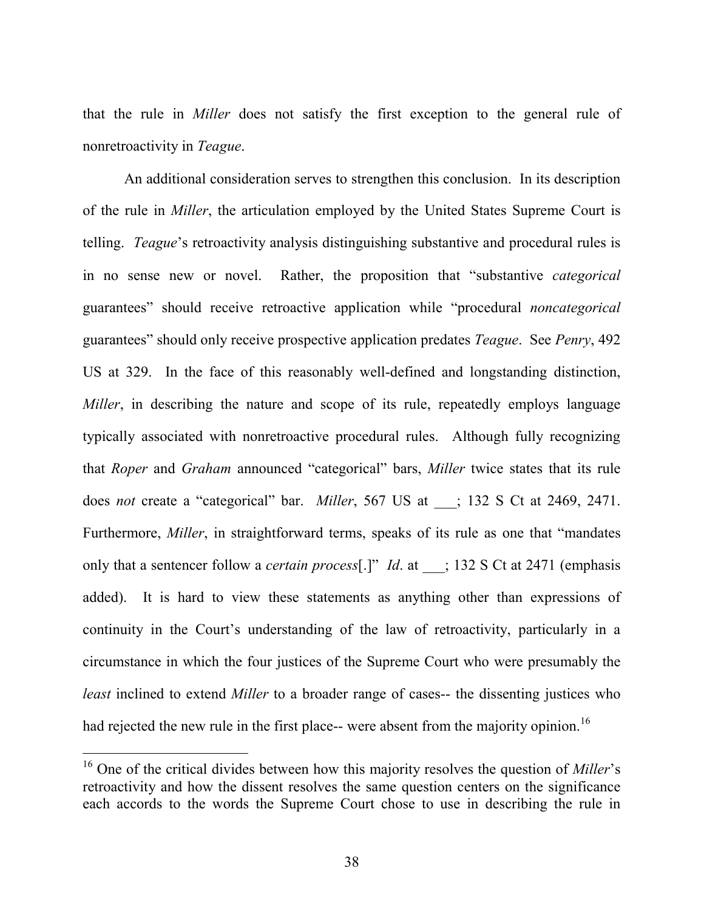that the rule in *Miller* does not satisfy the first exception to the general rule of nonretroactivity in *Teague*.

An additional consideration serves to strengthen this conclusion. In its description of the rule in *Miller*, the articulation employed by the United States Supreme Court is telling. *Teague*'s retroactivity analysis distinguishing substantive and procedural rules is in no sense new or novel. Rather, the proposition that "substantive *categorical* guarantees" should receive retroactive application while "procedural *noncategorical* guarantees" should only receive prospective application predates *Teague*. See *Penry*, 492 US at 329. In the face of this reasonably well-defined and longstanding distinction, *Miller*, in describing the nature and scope of its rule, repeatedly employs language typically associated with nonretroactive procedural rules. Although fully recognizing that *Roper* and *Graham* announced "categorical" bars, *Miller* twice states that its rule does *not* create a "categorical" bar. *Miller*, 567 US at ___; 132 S Ct at 2469, 2471. Furthermore, *Miller*, in straightforward terms, speaks of its rule as one that "mandates only that a sentencer follow a *certain process*[.]" *Id*. at ___; 132 S Ct at 2471 (emphasis added). It is hard to view these statements as anything other than expressions of continuity in the Court's understanding of the law of retroactivity, particularly in a circumstance in which the four justices of the Supreme Court who were presumably the *least* inclined to extend *Miller* to a broader range of cases-- the dissenting justices who had rejected the new rule in the first place-- were absent from the majority opinion.[16]

[16] One of the critical divides between how this majority resolves the question of *Miller*'s retroactivity and how the dissent resolves the same question centers on the significance each accords to the words the Supreme Court chose to use in describing the rule in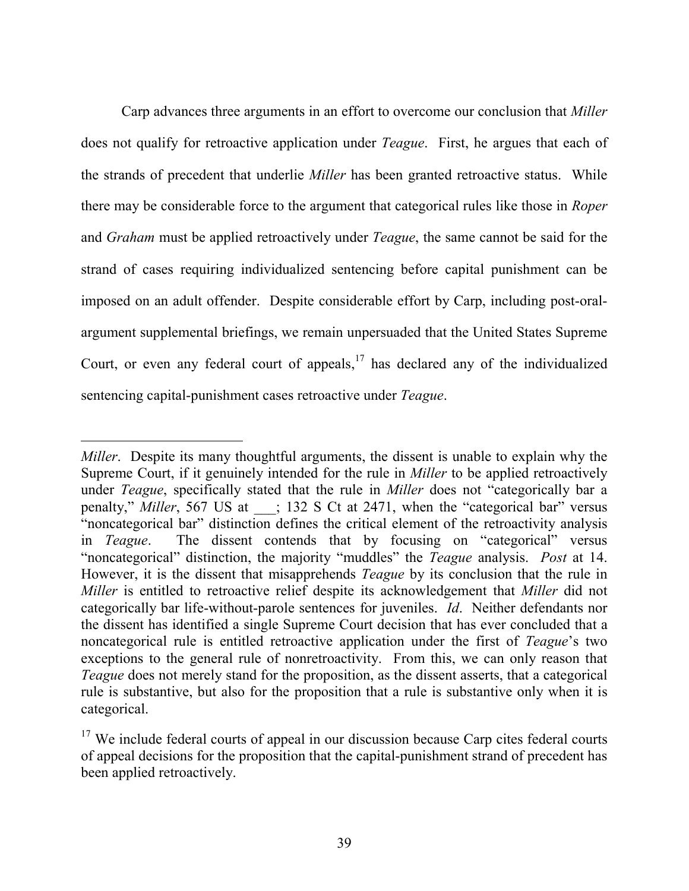Carp advances three arguments in an effort to overcome our conclusion that *Miller* does not qualify for retroactive application under *Teague*. First, he argues that each of the strands of precedent that underlie *Miller* has been granted retroactive status. While there may be considerable force to the argument that categorical rules like those in *Roper* and *Graham* must be applied retroactively under *Teague*, the same cannot be said for the strand of cases requiring individualized sentencing before capital punishment can be imposed on an adult offender. Despite considerable effort by Carp, including post-oral-argument supplemental briefings, we remain unpersuaded that the United States Supreme Court, or even any federal court of appeals,[17] has declared any of the individualized sentencing capital-punishment cases retroactive under *Teague*.

---

*Miller*. Despite its many thoughtful arguments, the dissent is unable to explain why the Supreme Court, if it genuinely intended for the rule in *Miller* to be applied retroactively under *Teague*, specifically stated that the rule in *Miller* does not "categorically bar a penalty," *Miller*, 567 US at ___; 132 S Ct at 2471, when the "categorical bar" versus "noncategorical bar" distinction defines the critical element of the retroactivity analysis in *Teague*. The dissent contends that by focusing on "categorical" versus "noncategorical" distinction, the majority "muddles" the *Teague* analysis. *Post* at 14. However, it is the dissent that misapprehends *Teague* by its conclusion that the rule in *Miller* is entitled to retroactive relief despite its acknowledgement that *Miller* did not categorically bar life-without-parole sentences for juveniles. *Id*. Neither defendants nor the dissent has identified a single Supreme Court decision that has ever concluded that a noncategorical rule is entitled retroactive application under the first of *Teague*'s two exceptions to the general rule of nonretroactivity. From this, we can only reason that *Teague* does not merely stand for the proposition, as the dissent asserts, that a categorical rule is substantive, but also for the proposition that a rule is substantive only when it is categorical.

[17] We include federal courts of appeal in our discussion because Carp cites federal courts of appeal decisions for the proposition that the capital-punishment strand of precedent has been applied retroactively.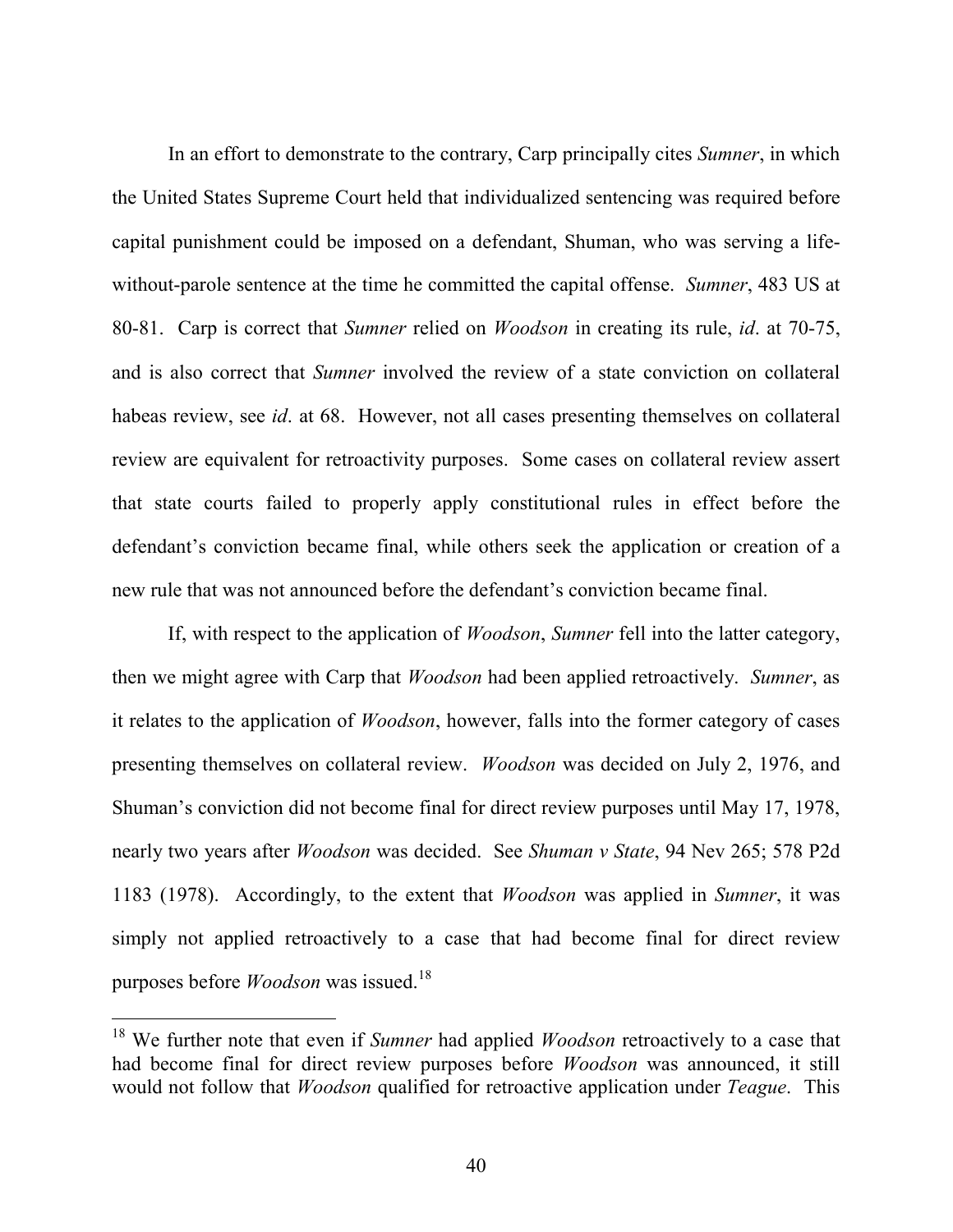In an effort to demonstrate to the contrary, Carp principally cites *Sumner*, in which the United States Supreme Court held that individualized sentencing was required before capital punishment could be imposed on a defendant, Shuman, who was serving a life-without-parole sentence at the time he committed the capital offense. *Sumner*, 483 US at 80-81. Carp is correct that *Sumner* relied on *Woodson* in creating its rule, *id*. at 70-75, and is also correct that *Sumner* involved the review of a state conviction on collateral habeas review, see *id*. at 68. However, not all cases presenting themselves on collateral review are equivalent for retroactivity purposes. Some cases on collateral review assert that state courts failed to properly apply constitutional rules in effect before the defendant's conviction became final, while others seek the application or creation of a new rule that was not announced before the defendant's conviction became final.

If, with respect to the application of *Woodson*, *Sumner* fell into the latter category, then we might agree with Carp that *Woodson* had been applied retroactively. *Sumner*, as it relates to the application of *Woodson*, however, falls into the former category of cases presenting themselves on collateral review. *Woodson* was decided on July 2, 1976, and Shuman's conviction did not become final for direct review purposes until May 17, 1978, nearly two years after *Woodson* was decided. See *Shuman v State*, 94 Nev 265; 578 P2d 1183 (1978). Accordingly, to the extent that *Woodson* was applied in *Sumner*, it was simply not applied retroactively to a case that had become final for direct review purposes before *Woodson* was issued.[18]

[18] We further note that even if *Sumner* had applied *Woodson* retroactively to a case that had become final for direct review purposes before *Woodson* was announced, it still would not follow that *Woodson* qualified for retroactive application under *Teague*. This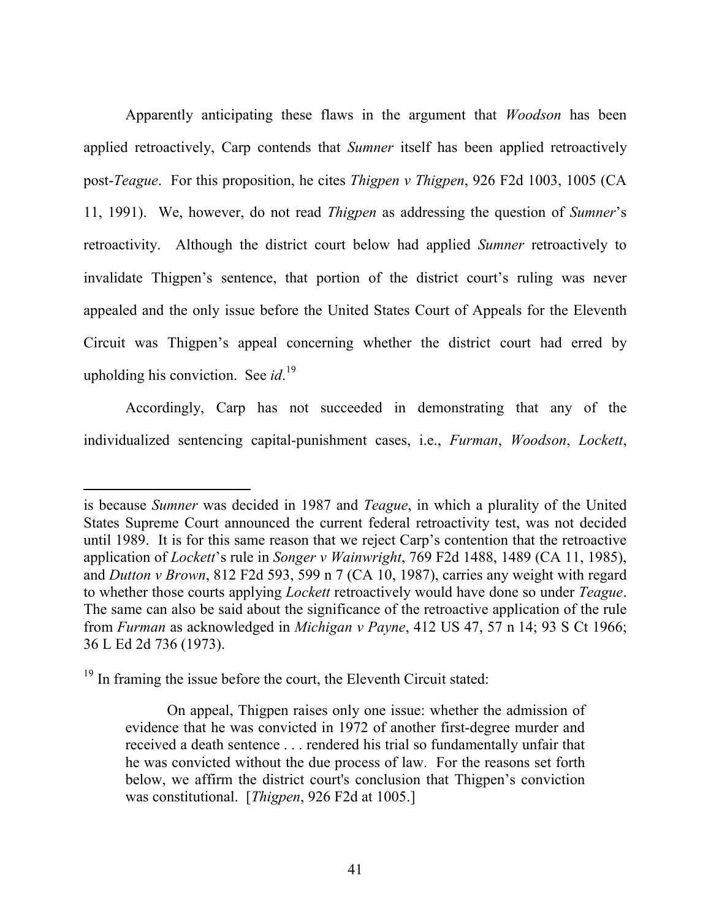Apparently anticipating these flaws in the argument that *Woodson* has been applied retroactively, Carp contends that *Sumner* itself has been applied retroactively post-*Teague*. For this proposition, he cites *Thigpen v Thigpen*, 926 F2d 1003, 1005 (CA 11, 1991). We, however, do not read *Thigpen* as addressing the question of *Sumner*'s retroactivity. Although the district court below had applied *Sumner* retroactively to invalidate Thigpen's sentence, that portion of the district court's ruling was never appealed and the only issue before the United States Court of Appeals for the Eleventh Circuit was Thigpen's appeal concerning whether the district court had erred by upholding his conviction. See *id*.[19]

Accordingly, Carp has not succeeded in demonstrating that any of the individualized sentencing capital-punishment cases, i.e., *Furman*, *Woodson*, *Lockett*,

---

is because *Sumner* was decided in 1987 and *Teague*, in which a plurality of the United States Supreme Court announced the current federal retroactivity test, was not decided until 1989. It is for this same reason that we reject Carp's contention that the retroactive application of *Lockett*'s rule in *Songer v Wainwright*, 769 F2d 1488, 1489 (CA 11, 1985), and *Dutton v Brown*, 812 F2d 593, 599 n 7 (CA 10, 1987), carries any weight with regard to whether those courts applying *Lockett* retroactively would have done so under *Teague*. The same can also be said about the significance of the retroactive application of the rule from *Furman* as acknowledged in *Michigan v Payne*, 412 US 47, 57 n 14; 93 S Ct 1966; 36 L Ed 2d 736 (1973).

[19] In framing the issue before the court, the Eleventh Circuit stated:

> On appeal, Thigpen raises only one issue: whether the admission of evidence that he was convicted in 1972 of another first-degree murder and received a death sentence . . . rendered his trial so fundamentally unfair that he was convicted without the due process of law. For the reasons set forth below, we affirm the district court's conclusion that Thigpen's conviction was constitutional. [*Thigpen*, 926 F2d at 1005.]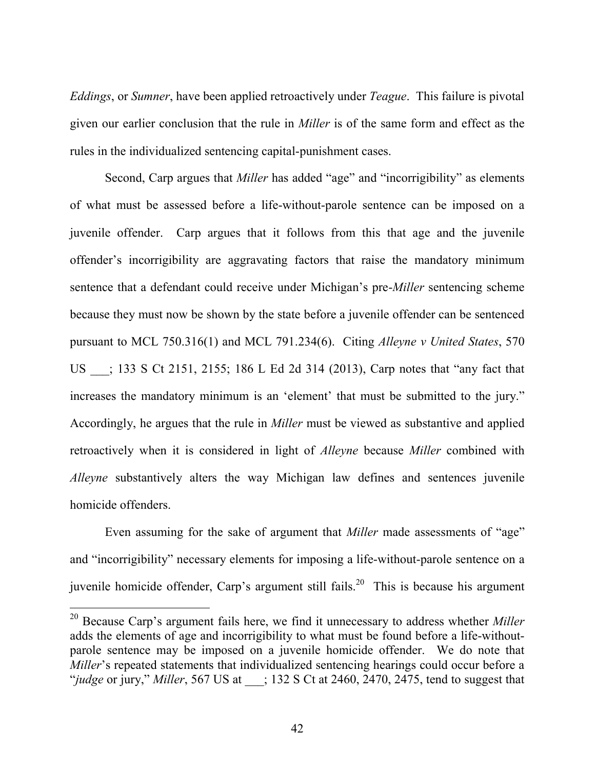*Eddings*, or *Sumner*, have been applied retroactively under *Teague*. This failure is pivotal given our earlier conclusion that the rule in *Miller* is of the same form and effect as the rules in the individualized sentencing capital-punishment cases.

Second, Carp argues that *Miller* has added "age" and "incorrigibility" as elements of what must be assessed before a life-without-parole sentence can be imposed on a juvenile offender. Carp argues that it follows from this that age and the juvenile offender's incorrigibility are aggravating factors that raise the mandatory minimum sentence that a defendant could receive under Michigan's pre-*Miller* sentencing scheme because they must now be shown by the state before a juvenile offender can be sentenced pursuant to MCL 750.316(1) and MCL 791.234(6). Citing *Alleyne v United States*, 570 US ___; 133 S Ct 2151, 2155; 186 L Ed 2d 314 (2013), Carp notes that "any fact that increases the mandatory minimum is an 'element' that must be submitted to the jury." Accordingly, he argues that the rule in *Miller* must be viewed as substantive and applied retroactively when it is considered in light of *Alleyne* because *Miller* combined with *Alleyne* substantively alters the way Michigan law defines and sentences juvenile homicide offenders.

Even assuming for the sake of argument that *Miller* made assessments of "age" and "incorrigibility" necessary elements for imposing a life-without-parole sentence on a juvenile homicide offender, Carp's argument still fails.[20] This is because his argument

[20] Because Carp's argument fails here, we find it unnecessary to address whether *Miller* adds the elements of age and incorrigibility to what must be found before a life-without-parole sentence may be imposed on a juvenile homicide offender. We do note that *Miller*'s repeated statements that individualized sentencing hearings could occur before a "*judge* or jury," *Miller*, 567 US at ___; 132 S Ct at 2460, 2470, 2475, tend to suggest that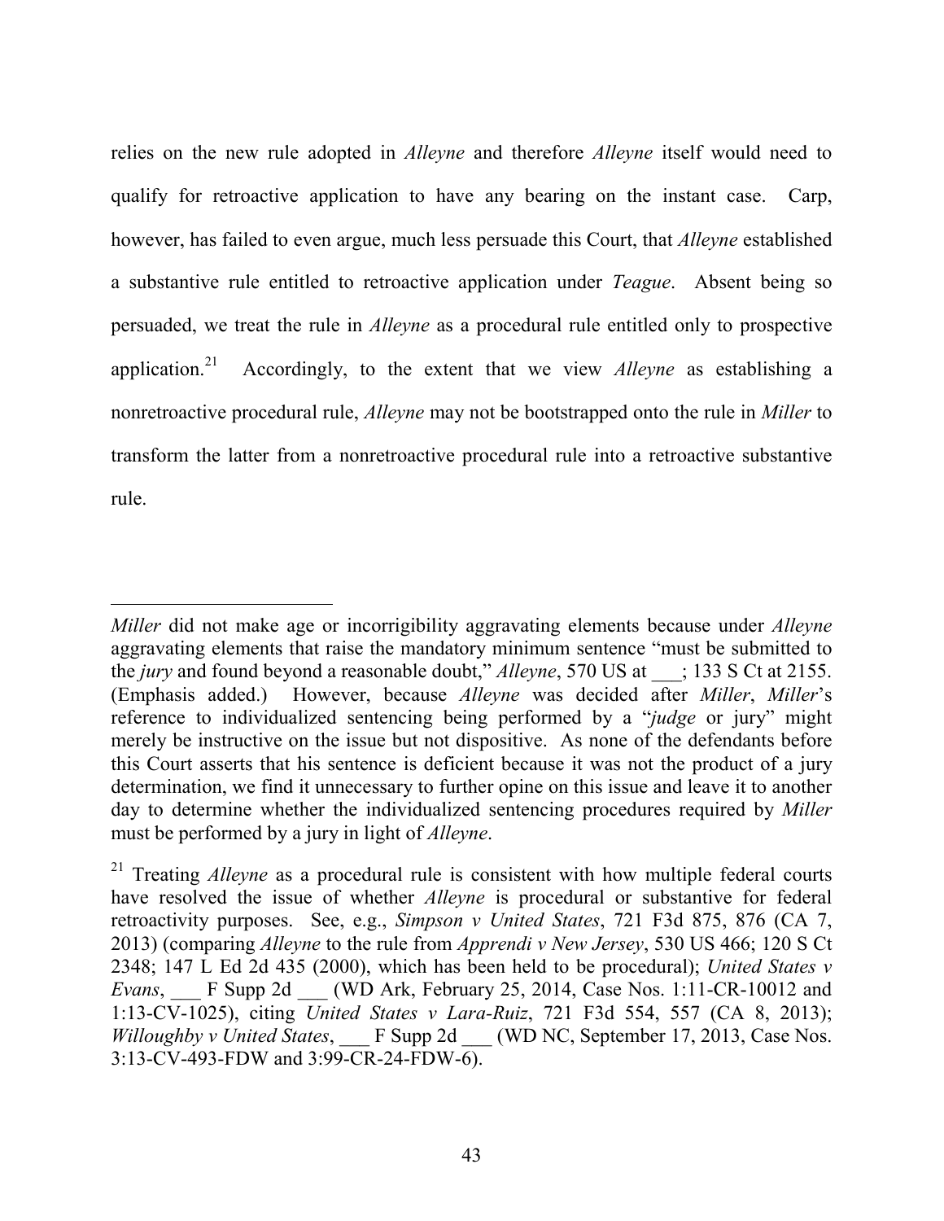relies on the new rule adopted in *Alleyne* and therefore *Alleyne* itself would need to qualify for retroactive application to have any bearing on the instant case. Carp, however, has failed to even argue, much less persuade this Court, that *Alleyne* established a substantive rule entitled to retroactive application under *Teague*. Absent being so persuaded, we treat the rule in *Alleyne* as a procedural rule entitled only to prospective application.[21] Accordingly, to the extent that we view *Alleyne* as establishing a nonretroactive procedural rule, *Alleyne* may not be bootstrapped onto the rule in *Miller* to transform the latter from a nonretroactive procedural rule into a retroactive substantive rule.

---

*Miller* did not make age or incorrigibility aggravating elements because under *Alleyne* aggravating elements that raise the mandatory minimum sentence "must be submitted to the *jury* and found beyond a reasonable doubt," *Alleyne*, 570 US at \_\_\_; 133 S Ct at 2155. (Emphasis added.) However, because *Alleyne* was decided after *Miller*, *Miller*'s reference to individualized sentencing being performed by a "*judge* or jury" might merely be instructive on the issue but not dispositive. As none of the defendants before this Court asserts that his sentence is deficient because it was not the product of a jury determination, we find it unnecessary to further opine on this issue and leave it to another day to determine whether the individualized sentencing procedures required by *Miller* must be performed by a jury in light of *Alleyne*.

[21] Treating *Alleyne* as a procedural rule is consistent with how multiple federal courts have resolved the issue of whether *Alleyne* is procedural or substantive for federal retroactivity purposes. See, e.g., *Simpson v United States*, 721 F3d 875, 876 (CA 7, 2013) (comparing *Alleyne* to the rule from *Apprendi v New Jersey*, 530 US 466; 120 S Ct 2348; 147 L Ed 2d 435 (2000), which has been held to be procedural); *United States v Evans*, \_\_\_ F Supp 2d \_\_\_ (WD Ark, February 25, 2014, Case Nos. 1:11-CR-10012 and 1:13-CV-1025), citing *United States v Lara-Ruiz*, 721 F3d 554, 557 (CA 8, 2013); *Willoughby v United States*, \_\_\_ F Supp 2d \_\_\_ (WD NC, September 17, 2013, Case Nos. 3:13-CV-493-FDW and 3:99-CR-24-FDW-6).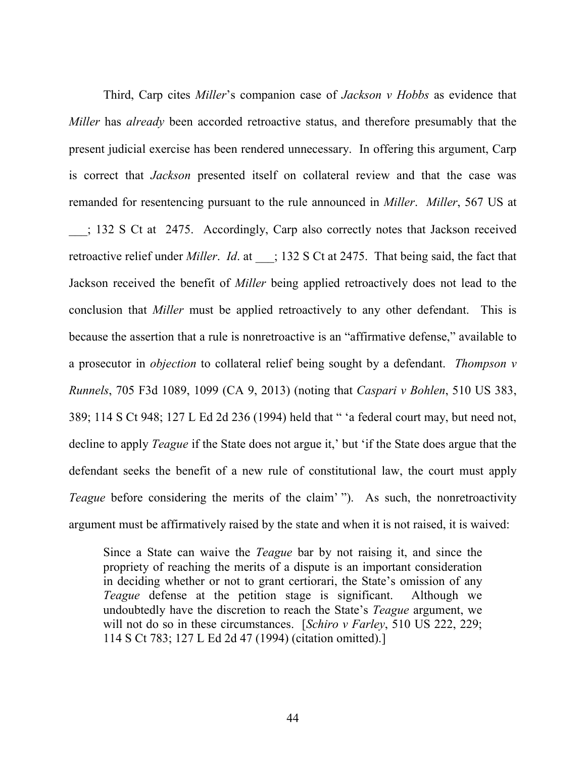Third, Carp cites *Miller*'s companion case of *Jackson v Hobbs* as evidence that *Miller* has *already* been accorded retroactive status, and therefore presumably that the present judicial exercise has been rendered unnecessary. In offering this argument, Carp is correct that *Jackson* presented itself on collateral review and that the case was remanded for resentencing pursuant to the rule announced in *Miller*. *Miller*, 567 US at ___; 132 S Ct at 2475. Accordingly, Carp also correctly notes that Jackson received retroactive relief under *Miller*. *Id*. at ___; 132 S Ct at 2475. That being said, the fact that Jackson received the benefit of *Miller* being applied retroactively does not lead to the conclusion that *Miller* must be applied retroactively to any other defendant. This is because the assertion that a rule is nonretroactive is an "affirmative defense," available to a prosecutor in *objection* to collateral relief being sought by a defendant. *Thompson v Runnels*, 705 F3d 1089, 1099 (CA 9, 2013) (noting that *Caspari v Bohlen*, 510 US 383, 389; 114 S Ct 948; 127 L Ed 2d 236 (1994) held that " 'a federal court may, but need not, decline to apply *Teague* if the State does not argue it,' but 'if the State does argue that the defendant seeks the benefit of a new rule of constitutional law, the court must apply *Teague* before considering the merits of the claim' "). As such, the nonretroactivity argument must be affirmatively raised by the state and when it is not raised, it is waived:

> Since a State can waive the *Teague* bar by not raising it, and since the propriety of reaching the merits of a dispute is an important consideration in deciding whether or not to grant certiorari, the State's omission of any *Teague* defense at the petition stage is significant. Although we undoubtedly have the discretion to reach the State's *Teague* argument, we will not do so in these circumstances. [*Schiro v Farley*, 510 US 222, 229; 114 S Ct 783; 127 L Ed 2d 47 (1994) (citation omitted).]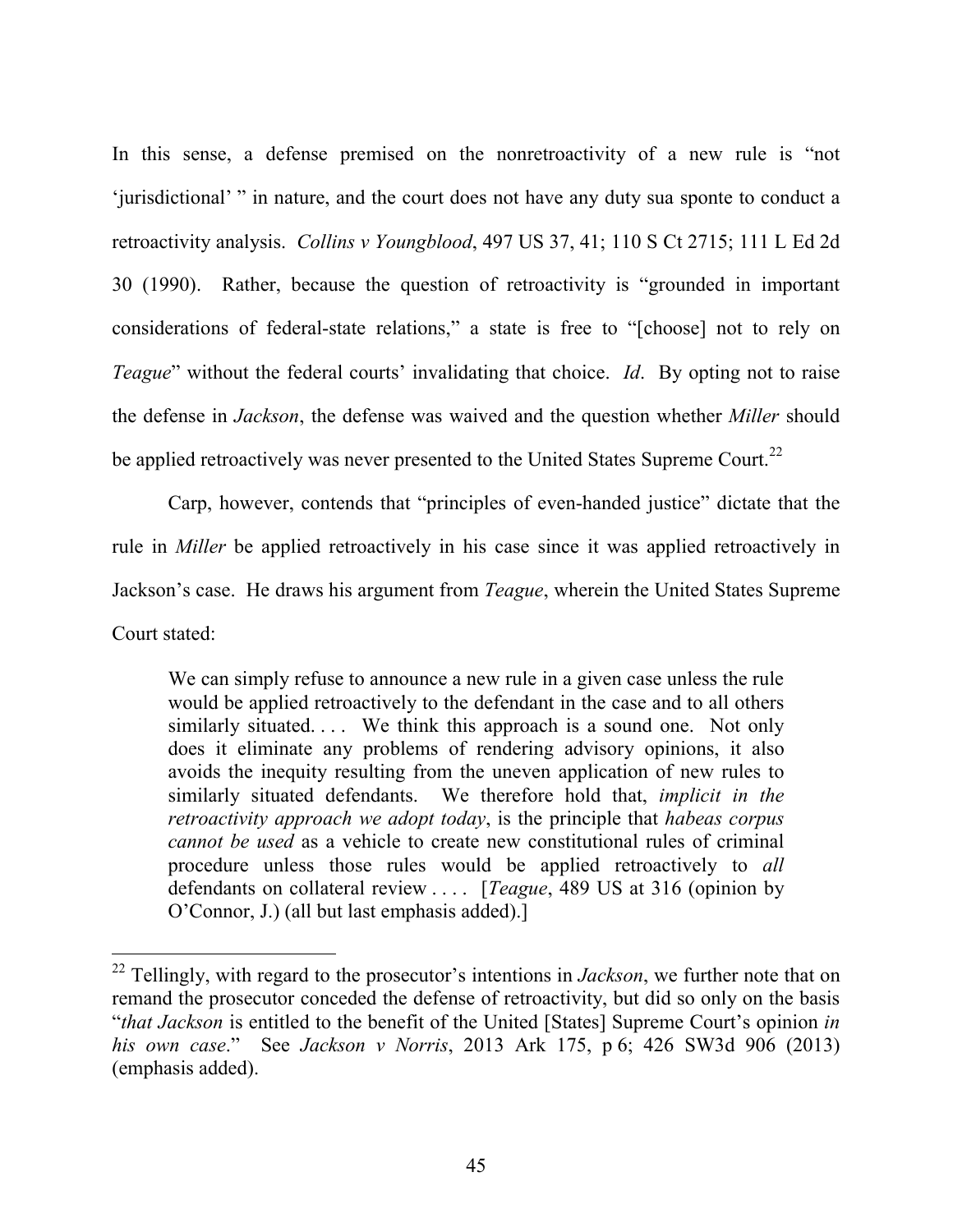In this sense, a defense premised on the nonretroactivity of a new rule is "not 'jurisdictional' " in nature, and the court does not have any duty sua sponte to conduct a retroactivity analysis. *Collins v Youngblood*, 497 US 37, 41; 110 S Ct 2715; 111 L Ed 2d 30 (1990). Rather, because the question of retroactivity is "grounded in important considerations of federal-state relations," a state is free to "[choose] not to rely on *Teague*" without the federal courts' invalidating that choice. *Id*. By opting not to raise the defense in *Jackson*, the defense was waived and the question whether *Miller* should be applied retroactively was never presented to the United States Supreme Court.[22]

Carp, however, contends that "principles of even-handed justice" dictate that the rule in *Miller* be applied retroactively in his case since it was applied retroactively in Jackson's case. He draws his argument from *Teague*, wherein the United States Supreme Court stated:

> We can simply refuse to announce a new rule in a given case unless the rule would be applied retroactively to the defendant in the case and to all others similarly situated. . . . We think this approach is a sound one. Not only does it eliminate any problems of rendering advisory opinions, it also avoids the inequity resulting from the uneven application of new rules to similarly situated defendants. We therefore hold that, *implicit in the retroactivity approach we adopt today*, is the principle that *habeas corpus cannot be used* as a vehicle to create new constitutional rules of criminal procedure unless those rules would be applied retroactively to *all* defendants on collateral review . . . . [*Teague*, 489 US at 316 (opinion by O'Connor, J.) (all but last emphasis added).]

[22] Tellingly, with regard to the prosecutor's intentions in *Jackson*, we further note that on remand the prosecutor conceded the defense of retroactivity, but did so only on the basis "*that Jackson* is entitled to the benefit of the United [States] Supreme Court's opinion *in his own case*." See *Jackson v Norris*, 2013 Ark 175, p 6; 426 SW3d 906 (2013) (emphasis added).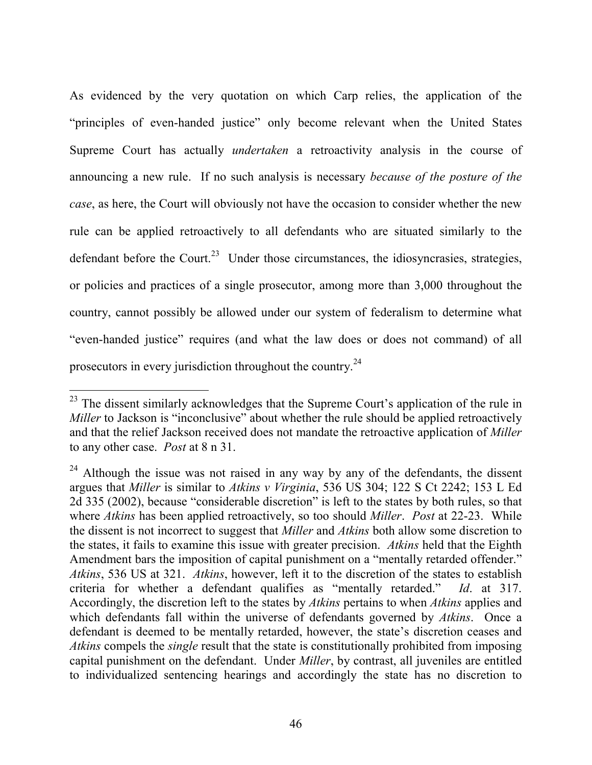As evidenced by the very quotation on which Carp relies, the application of the "principles of even-handed justice" only become relevant when the United States Supreme Court has actually *undertaken* a retroactivity analysis in the course of announcing a new rule. If no such analysis is necessary *because of the posture of the case*, as here, the Court will obviously not have the occasion to consider whether the new rule can be applied retroactively to all defendants who are situated similarly to the defendant before the Court.[23] Under those circumstances, the idiosyncrasies, strategies, or policies and practices of a single prosecutor, among more than 3,000 throughout the country, cannot possibly be allowed under our system of federalism to determine what "even-handed justice" requires (and what the law does or does not command) of all prosecutors in every jurisdiction throughout the country.[24]

---

[23] The dissent similarly acknowledges that the Supreme Court's application of the rule in *Miller* to Jackson is "inconclusive" about whether the rule should be applied retroactively and that the relief Jackson received does not mandate the retroactive application of *Miller* to any other case. *Post* at 8 n 31.

[24] Although the issue was not raised in any way by any of the defendants, the dissent argues that *Miller* is similar to *Atkins v Virginia*, 536 US 304; 122 S Ct 2242; 153 L Ed 2d 335 (2002), because "considerable discretion" is left to the states by both rules, so that where *Atkins* has been applied retroactively, so too should *Miller*. *Post* at 22-23. While the dissent is not incorrect to suggest that *Miller* and *Atkins* both allow some discretion to the states, it fails to examine this issue with greater precision. *Atkins* held that the Eighth Amendment bars the imposition of capital punishment on a "mentally retarded offender." *Atkins*, 536 US at 321. *Atkins*, however, left it to the discretion of the states to establish criteria for whether a defendant qualifies as "mentally retarded." *Id*. at 317. Accordingly, the discretion left to the states by *Atkins* pertains to when *Atkins* applies and which defendants fall within the universe of defendants governed by *Atkins*. Once a defendant is deemed to be mentally retarded, however, the state's discretion ceases and *Atkins* compels the *single* result that the state is constitutionally prohibited from imposing capital punishment on the defendant. Under *Miller*, by contrast, all juveniles are entitled to individualized sentencing hearings and accordingly the state has no discretion to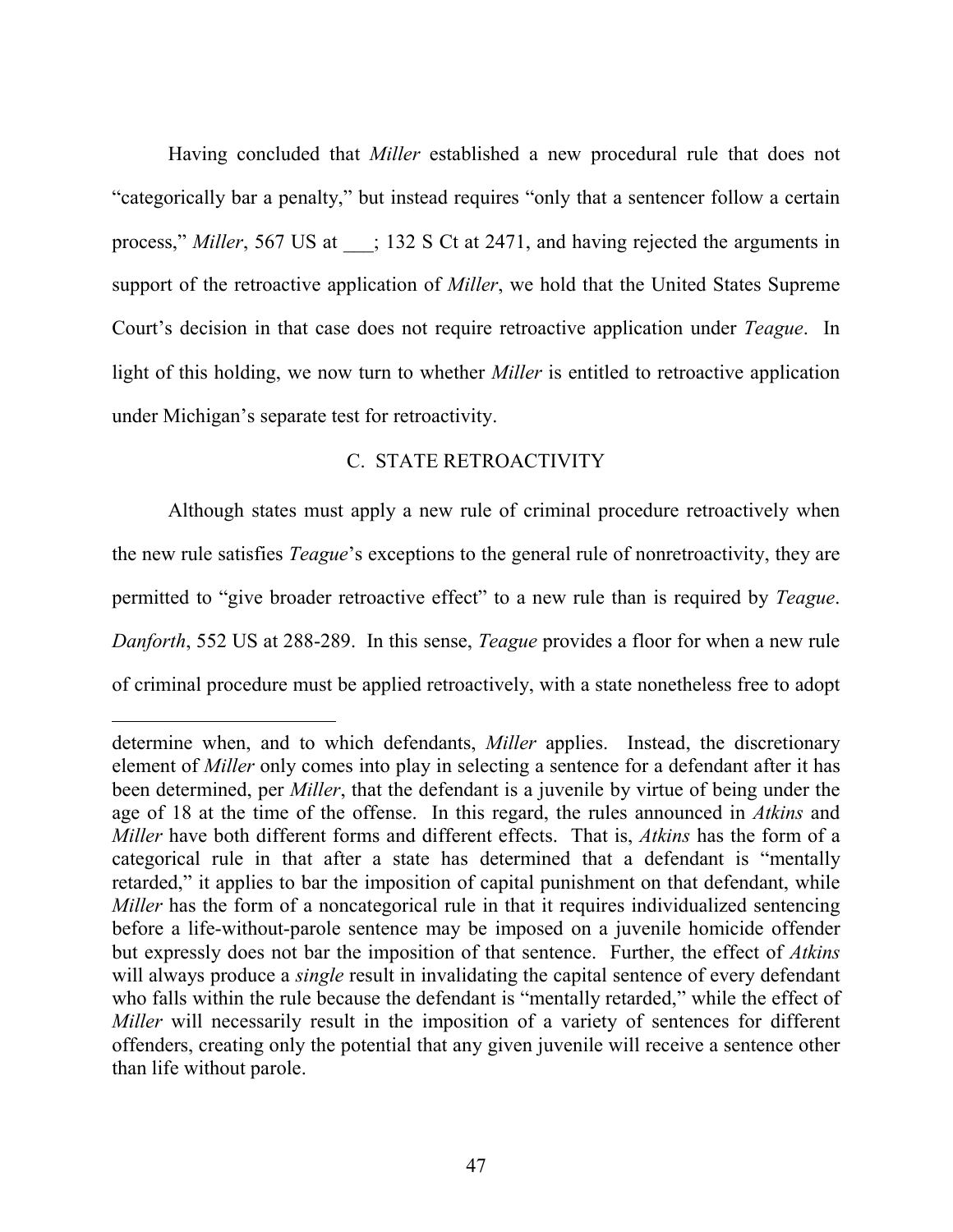Having concluded that *Miller* established a new procedural rule that does not "categorically bar a penalty," but instead requires "only that a sentencer follow a certain process," *Miller*, 567 US at ___; 132 S Ct at 2471, and having rejected the arguments in support of the retroactive application of *Miller*, we hold that the United States Supreme Court's decision in that case does not require retroactive application under *Teague*. In light of this holding, we now turn to whether *Miller* is entitled to retroactive application under Michigan's separate test for retroactivity.

### C. STATE RETROACTIVITY

Although states must apply a new rule of criminal procedure retroactively when the new rule satisfies *Teague*'s exceptions to the general rule of nonretroactivity, they are permitted to "give broader retroactive effect" to a new rule than is required by *Teague*. *Danforth*, 552 US at 288-289. In this sense, *Teague* provides a floor for when a new rule of criminal procedure must be applied retroactively, with a state nonetheless free to adopt

---

determine when, and to which defendants, *Miller* applies. Instead, the discretionary element of *Miller* only comes into play in selecting a sentence for a defendant after it has been determined, per *Miller*, that the defendant is a juvenile by virtue of being under the age of 18 at the time of the offense. In this regard, the rules announced in *Atkins* and *Miller* have both different forms and different effects. That is, *Atkins* has the form of a categorical rule in that after a state has determined that a defendant is "mentally retarded," it applies to bar the imposition of capital punishment on that defendant, while *Miller* has the form of a noncategorical rule in that it requires individualized sentencing before a life-without-parole sentence may be imposed on a juvenile homicide offender but expressly does not bar the imposition of that sentence. Further, the effect of *Atkins* will always produce a *single* result in invalidating the capital sentence of every defendant who falls within the rule because the defendant is "mentally retarded," while the effect of *Miller* will necessarily result in the imposition of a variety of sentences for different offenders, creating only the potential that any given juvenile will receive a sentence other than life without parole.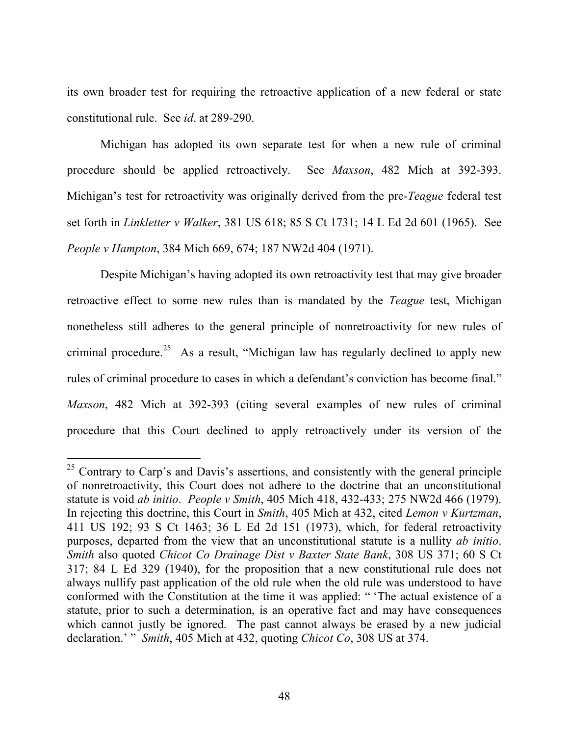its own broader test for requiring the retroactive application of a new federal or state constitutional rule. See *id*. at 289-290.

Michigan has adopted its own separate test for when a new rule of criminal procedure should be applied retroactively. See *Maxson*, 482 Mich at 392-393. Michigan's test for retroactivity was originally derived from the pre-*Teague* federal test set forth in *Linkletter v Walker*, 381 US 618; 85 S Ct 1731; 14 L Ed 2d 601 (1965). See *People v Hampton*, 384 Mich 669, 674; 187 NW2d 404 (1971).

Despite Michigan's having adopted its own retroactivity test that may give broader retroactive effect to some new rules than is mandated by the *Teague* test, Michigan nonetheless still adheres to the general principle of nonretroactivity for new rules of criminal procedure.[25] As a result, "Michigan law has regularly declined to apply new rules of criminal procedure to cases in which a defendant's conviction has become final." *Maxson*, 482 Mich at 392-393 (citing several examples of new rules of criminal procedure that this Court declined to apply retroactively under its version of the

---

[25] Contrary to Carp's and Davis's assertions, and consistently with the general principle of nonretroactivity, this Court does not adhere to the doctrine that an unconstitutional statute is void *ab initio*. *People v Smith*, 405 Mich 418, 432-433; 275 NW2d 466 (1979). In rejecting this doctrine, this Court in *Smith*, 405 Mich at 432, cited *Lemon v Kurtzman*, 411 US 192; 93 S Ct 1463; 36 L Ed 2d 151 (1973), which, for federal retroactivity purposes, departed from the view that an unconstitutional statute is a nullity *ab initio*. *Smith* also quoted *Chicot Co Drainage Dist v Baxter State Bank*, 308 US 371; 60 S Ct 317; 84 L Ed 329 (1940), for the proposition that a new constitutional rule does not always nullify past application of the old rule when the old rule was understood to have conformed with the Constitution at the time it was applied: " 'The actual existence of a statute, prior to such a determination, is an operative fact and may have consequences which cannot justly be ignored. The past cannot always be erased by a new judicial declaration.' " *Smith*, 405 Mich at 432, quoting *Chicot Co*, 308 US at 374.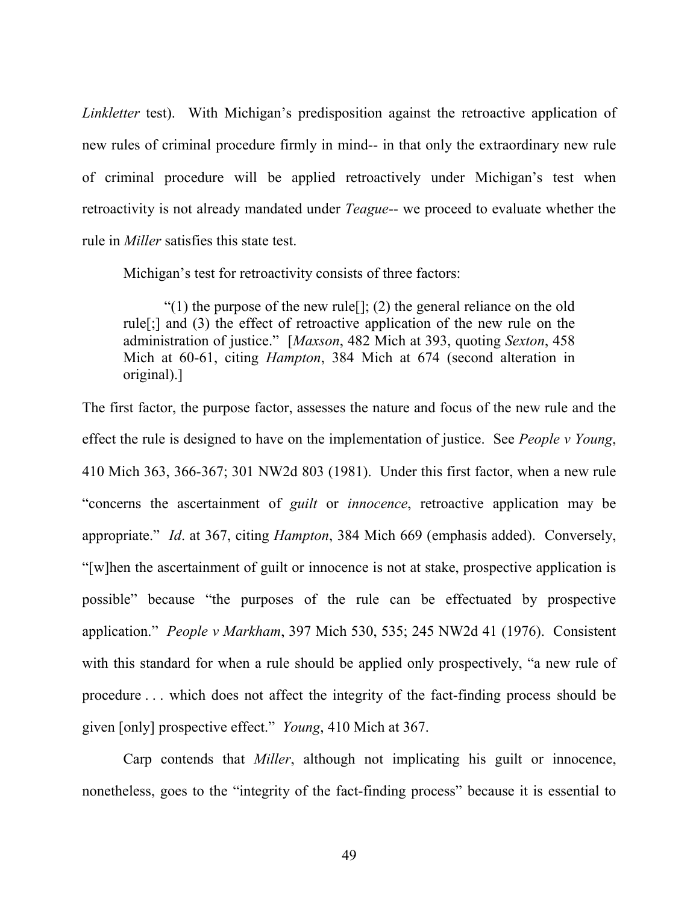*Linkletter* test). With Michigan's predisposition against the retroactive application of new rules of criminal procedure firmly in mind-- in that only the extraordinary new rule of criminal procedure will be applied retroactively under Michigan's test when retroactivity is not already mandated under *Teague*-- we proceed to evaluate whether the rule in *Miller* satisfies this state test.

Michigan's test for retroactivity consists of three factors:

> "(1) the purpose of the new rule[]; (2) the general reliance on the old rule[;] and (3) the effect of retroactive application of the new rule on the administration of justice." [*Maxson*, 482 Mich at 393, quoting *Sexton*, 458 Mich at 60-61, citing *Hampton*, 384 Mich at 674 (second alteration in original).]

The first factor, the purpose factor, assesses the nature and focus of the new rule and the effect the rule is designed to have on the implementation of justice. See *People v Young*, 410 Mich 363, 366-367; 301 NW2d 803 (1981). Under this first factor, when a new rule "concerns the ascertainment of *guilt* or *innocence*, retroactive application may be appropriate." *Id*. at 367, citing *Hampton*, 384 Mich 669 (emphasis added). Conversely, "[w]hen the ascertainment of guilt or innocence is not at stake, prospective application is possible" because "the purposes of the rule can be effectuated by prospective application." *People v Markham*, 397 Mich 530, 535; 245 NW2d 41 (1976). Consistent with this standard for when a rule should be applied only prospectively, "a new rule of procedure . . . which does not affect the integrity of the fact-finding process should be given [only] prospective effect." *Young*, 410 Mich at 367.

Carp contends that *Miller*, although not implicating his guilt or innocence, nonetheless, goes to the "integrity of the fact-finding process" because it is essential to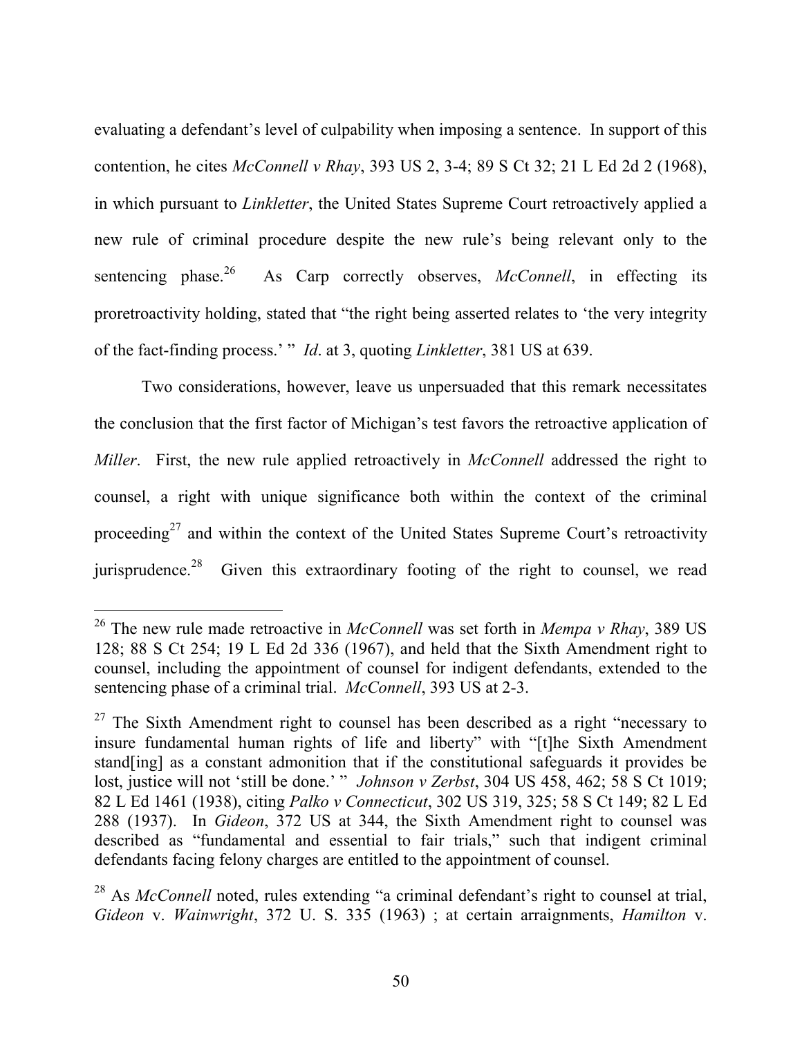evaluating a defendant's level of culpability when imposing a sentence. In support of this contention, he cites *McConnell v Rhay*, 393 US 2, 3-4; 89 S Ct 32; 21 L Ed 2d 2 (1968), in which pursuant to *Linkletter*, the United States Supreme Court retroactively applied a new rule of criminal procedure despite the new rule's being relevant only to the sentencing phase.[26] As Carp correctly observes, *McConnell*, in effecting its proretroactivity holding, stated that "the right being asserted relates to 'the very integrity of the fact-finding process.' " *Id*. at 3, quoting *Linkletter*, 381 US at 639.

Two considerations, however, leave us unpersuaded that this remark necessitates the conclusion that the first factor of Michigan's test favors the retroactive application of *Miller*. First, the new rule applied retroactively in *McConnell* addressed the right to counsel, a right with unique significance both within the context of the criminal proceeding[27] and within the context of the United States Supreme Court's retroactivity jurisprudence.[28] Given this extraordinary footing of the right to counsel, we read

---

[26] The new rule made retroactive in *McConnell* was set forth in *Mempa v Rhay*, 389 US 128; 88 S Ct 254; 19 L Ed 2d 336 (1967), and held that the Sixth Amendment right to counsel, including the appointment of counsel for indigent defendants, extended to the sentencing phase of a criminal trial. *McConnell*, 393 US at 2-3.

[27] The Sixth Amendment right to counsel has been described as a right "necessary to insure fundamental human rights of life and liberty" with "[t]he Sixth Amendment stand[ing] as a constant admonition that if the constitutional safeguards it provides be lost, justice will not 'still be done.' " *Johnson v Zerbst*, 304 US 458, 462; 58 S Ct 1019; 82 L Ed 1461 (1938), citing *Palko v Connecticut*, 302 US 319, 325; 58 S Ct 149; 82 L Ed 288 (1937). In *Gideon*, 372 US at 344, the Sixth Amendment right to counsel was described as "fundamental and essential to fair trials," such that indigent criminal defendants facing felony charges are entitled to the appointment of counsel.

[28] As *McConnell* noted, rules extending "a criminal defendant's right to counsel at trial, *Gideon* v. *Wainwright*, 372 U. S. 335 (1963) ; at certain arraignments, *Hamilton* v.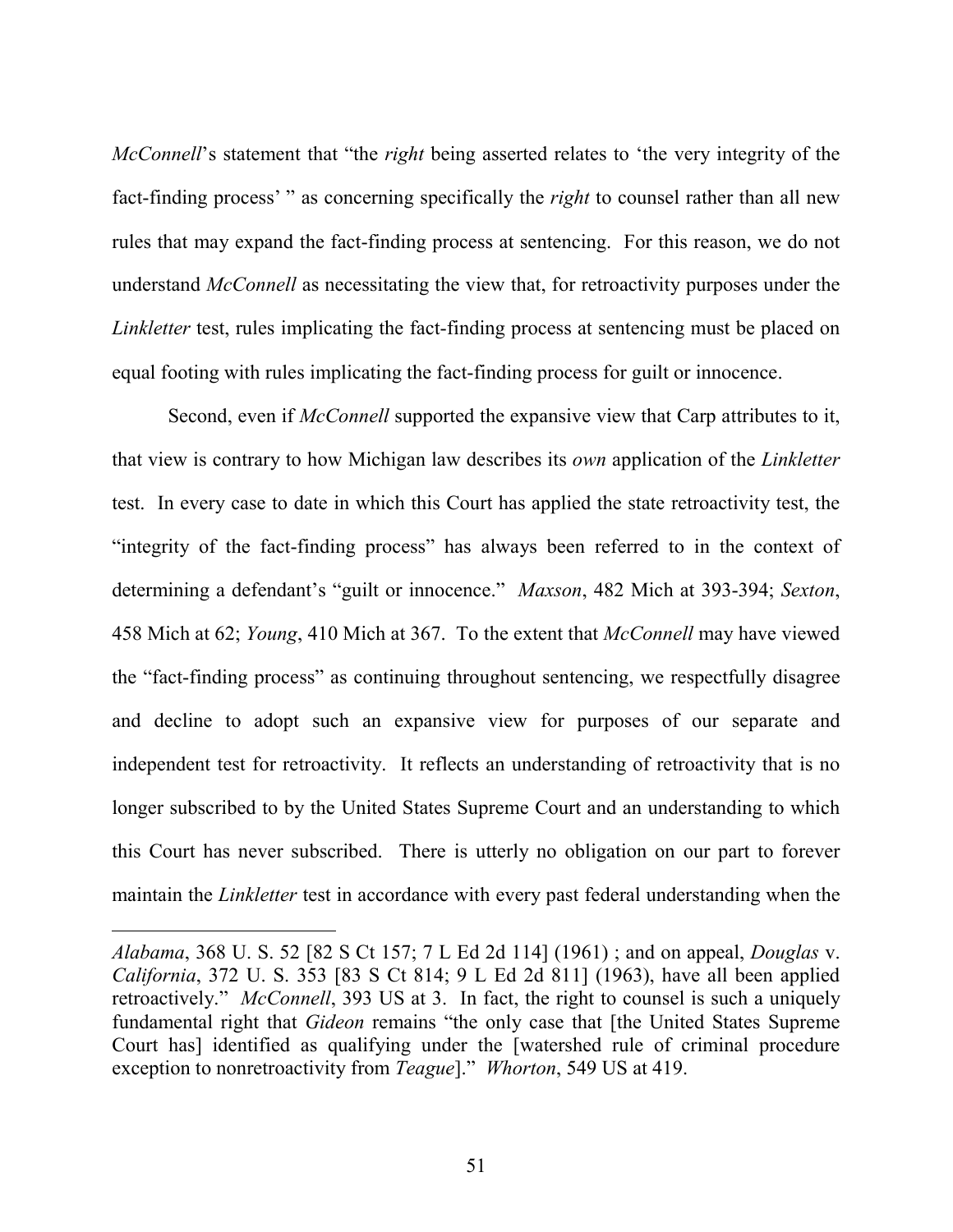*McConnell*'s statement that "the *right* being asserted relates to 'the very integrity of the fact-finding process' " as concerning specifically the *right* to counsel rather than all new rules that may expand the fact-finding process at sentencing. For this reason, we do not understand *McConnell* as necessitating the view that, for retroactivity purposes under the *Linkletter* test, rules implicating the fact-finding process at sentencing must be placed on equal footing with rules implicating the fact-finding process for guilt or innocence.

Second, even if *McConnell* supported the expansive view that Carp attributes to it, that view is contrary to how Michigan law describes its *own* application of the *Linkletter* test. In every case to date in which this Court has applied the state retroactivity test, the "integrity of the fact-finding process" has always been referred to in the context of determining a defendant's "guilt or innocence." *Maxson*, 482 Mich at 393-394; *Sexton*, 458 Mich at 62; *Young*, 410 Mich at 367. To the extent that *McConnell* may have viewed the "fact-finding process" as continuing throughout sentencing, we respectfully disagree and decline to adopt such an expansive view for purposes of our separate and independent test for retroactivity. It reflects an understanding of retroactivity that is no longer subscribed to by the United States Supreme Court and an understanding to which this Court has never subscribed. There is utterly no obligation on our part to forever maintain the *Linkletter* test in accordance with every past federal understanding when the

---

*Alabama*, 368 U. S. 52 [82 S Ct 157; 7 L Ed 2d 114] (1961) ; and on appeal, *Douglas* v. *California*, 372 U. S. 353 [83 S Ct 814; 9 L Ed 2d 811] (1963), have all been applied retroactively." *McConnell*, 393 US at 3. In fact, the right to counsel is such a uniquely fundamental right that *Gideon* remains "the only case that [the United States Supreme Court has] identified as qualifying under the [watershed rule of criminal procedure exception to nonretroactivity from *Teague*]." *Whorton*, 549 US at 419.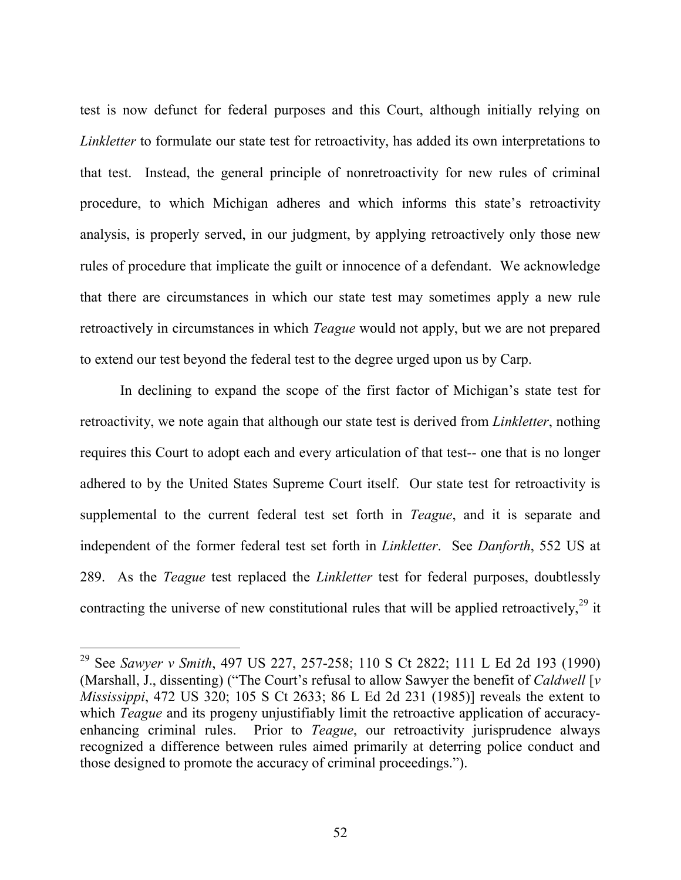test is now defunct for federal purposes and this Court, although initially relying on *Linkletter* to formulate our state test for retroactivity, has added its own interpretations to that test. Instead, the general principle of nonretroactivity for new rules of criminal procedure, to which Michigan adheres and which informs this state's retroactivity analysis, is properly served, in our judgment, by applying retroactively only those new rules of procedure that implicate the guilt or innocence of a defendant. We acknowledge that there are circumstances in which our state test may sometimes apply a new rule retroactively in circumstances in which *Teague* would not apply, but we are not prepared to extend our test beyond the federal test to the degree urged upon us by Carp.

In declining to expand the scope of the first factor of Michigan's state test for retroactivity, we note again that although our state test is derived from *Linkletter*, nothing requires this Court to adopt each and every articulation of that test-- one that is no longer adhered to by the United States Supreme Court itself. Our state test for retroactivity is supplemental to the current federal test set forth in *Teague*, and it is separate and independent of the former federal test set forth in *Linkletter*. See *Danforth*, 552 US at 289. As the *Teague* test replaced the *Linkletter* test for federal purposes, doubtlessly contracting the universe of new constitutional rules that will be applied retroactively,[29] it

---

[29] See *Sawyer v Smith*, 497 US 227, 257-258; 110 S Ct 2822; 111 L Ed 2d 193 (1990) (Marshall, J., dissenting) ("The Court's refusal to allow Sawyer the benefit of *Caldwell* [*v Mississippi*, 472 US 320; 105 S Ct 2633; 86 L Ed 2d 231 (1985)] reveals the extent to which *Teague* and its progeny unjustifiably limit the retroactive application of accuracy-enhancing criminal rules. Prior to *Teague*, our retroactivity jurisprudence always recognized a difference between rules aimed primarily at deterring police conduct and those designed to promote the accuracy of criminal proceedings.").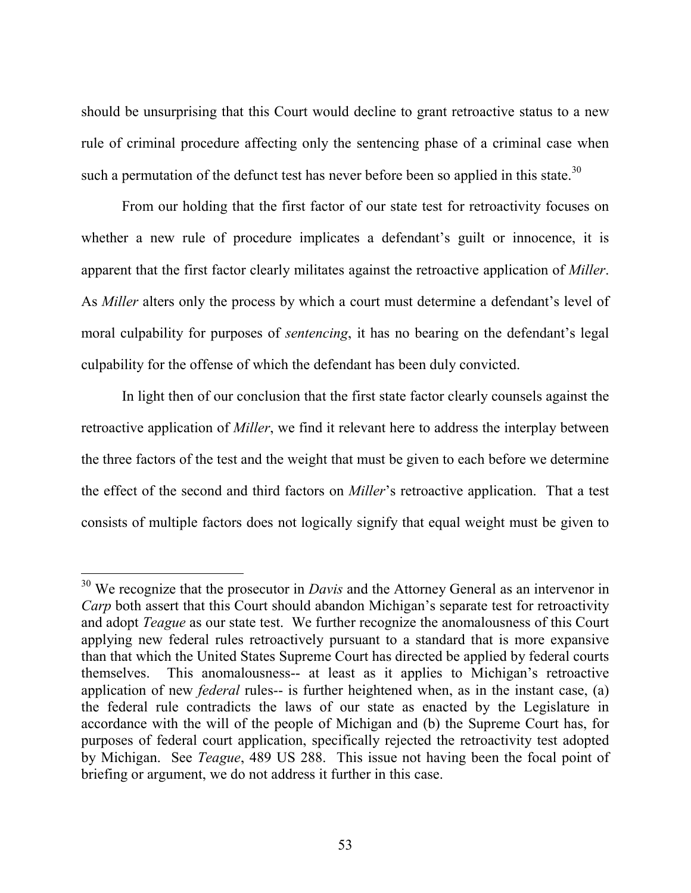should be unsurprising that this Court would decline to grant retroactive status to a new rule of criminal procedure affecting only the sentencing phase of a criminal case when such a permutation of the defunct test has never before been so applied in this state.[30]

From our holding that the first factor of our state test for retroactivity focuses on whether a new rule of procedure implicates a defendant's guilt or innocence, it is apparent that the first factor clearly militates against the retroactive application of *Miller*. As *Miller* alters only the process by which a court must determine a defendant's level of moral culpability for purposes of *sentencing*, it has no bearing on the defendant's legal culpability for the offense of which the defendant has been duly convicted.

In light then of our conclusion that the first state factor clearly counsels against the retroactive application of *Miller*, we find it relevant here to address the interplay between the three factors of the test and the weight that must be given to each before we determine the effect of the second and third factors on *Miller*'s retroactive application. That a test consists of multiple factors does not logically signify that equal weight must be given to

---

[30] We recognize that the prosecutor in *Davis* and the Attorney General as an intervenor in *Carp* both assert that this Court should abandon Michigan's separate test for retroactivity and adopt *Teague* as our state test. We further recognize the anomalousness of this Court applying new federal rules retroactively pursuant to a standard that is more expansive than that which the United States Supreme Court has directed be applied by federal courts themselves. This anomalousness-- at least as it applies to Michigan's retroactive application of new *federal* rules-- is further heightened when, as in the instant case, (a) the federal rule contradicts the laws of our state as enacted by the Legislature in accordance with the will of the people of Michigan and (b) the Supreme Court has, for purposes of federal court application, specifically rejected the retroactivity test adopted by Michigan. See *Teague*, 489 US 288. This issue not having been the focal point of briefing or argument, we do not address it further in this case.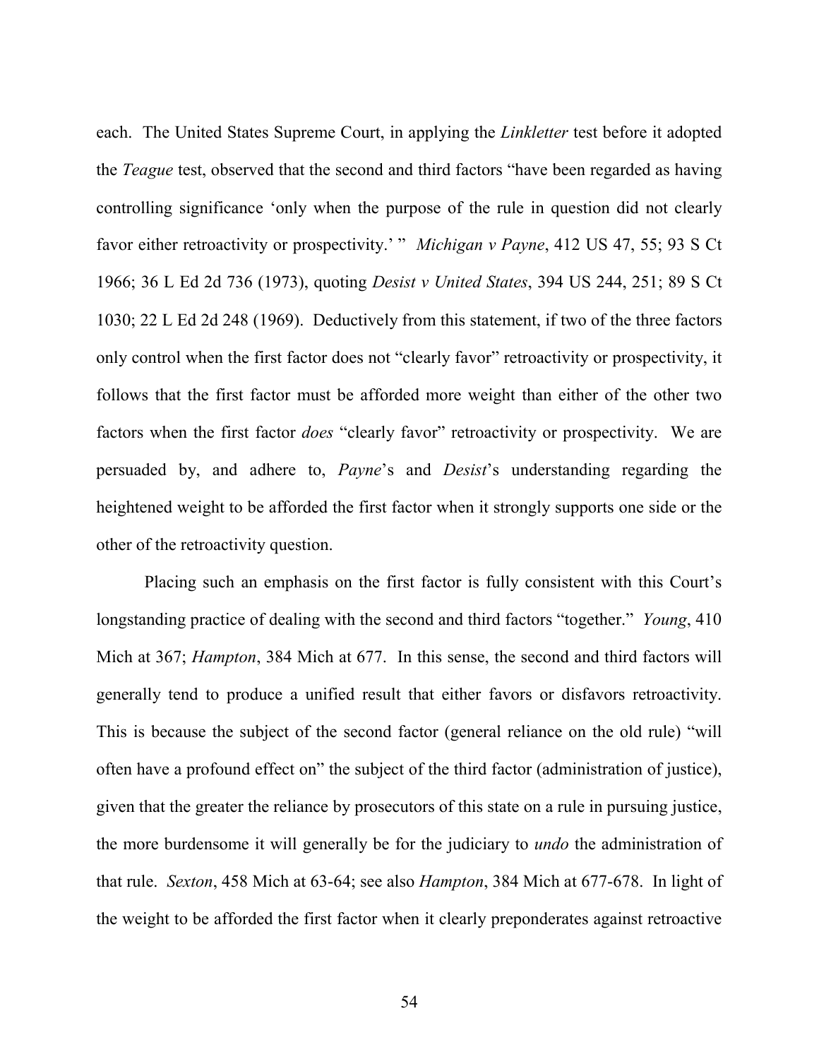each. The United States Supreme Court, in applying the *Linkletter* test before it adopted the *Teague* test, observed that the second and third factors "have been regarded as having controlling significance 'only when the purpose of the rule in question did not clearly favor either retroactivity or prospectivity.' " *Michigan v Payne*, 412 US 47, 55; 93 S Ct 1966; 36 L Ed 2d 736 (1973), quoting *Desist v United States*, 394 US 244, 251; 89 S Ct 1030; 22 L Ed 2d 248 (1969). Deductively from this statement, if two of the three factors only control when the first factor does not "clearly favor" retroactivity or prospectivity, it follows that the first factor must be afforded more weight than either of the other two factors when the first factor *does* "clearly favor" retroactivity or prospectivity. We are persuaded by, and adhere to, *Payne*'s and *Desist*'s understanding regarding the heightened weight to be afforded the first factor when it strongly supports one side or the other of the retroactivity question.

Placing such an emphasis on the first factor is fully consistent with this Court's longstanding practice of dealing with the second and third factors "together." *Young*, 410 Mich at 367; *Hampton*, 384 Mich at 677. In this sense, the second and third factors will generally tend to produce a unified result that either favors or disfavors retroactivity. This is because the subject of the second factor (general reliance on the old rule) "will often have a profound effect on" the subject of the third factor (administration of justice), given that the greater the reliance by prosecutors of this state on a rule in pursuing justice, the more burdensome it will generally be for the judiciary to *undo* the administration of that rule. *Sexton*, 458 Mich at 63-64; see also *Hampton*, 384 Mich at 677-678. In light of the weight to be afforded the first factor when it clearly preponderates against retroactive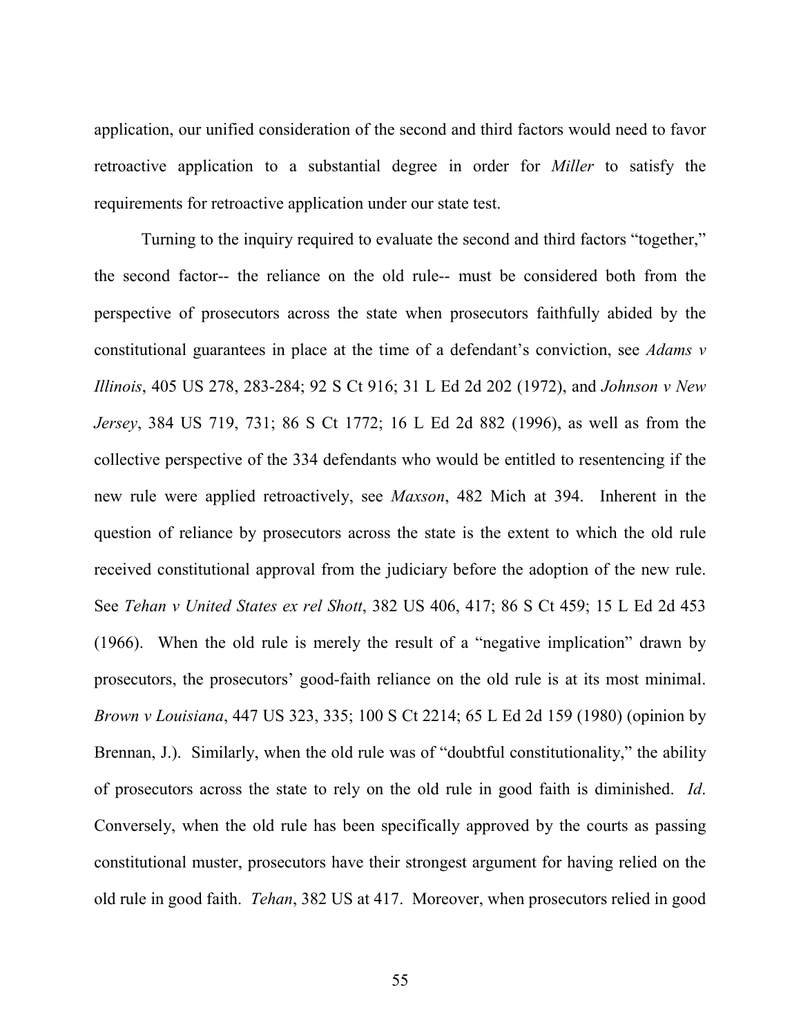application, our unified consideration of the second and third factors would need to favor retroactive application to a substantial degree in order for *Miller* to satisfy the requirements for retroactive application under our state test.

Turning to the inquiry required to evaluate the second and third factors "together," the second factor-- the reliance on the old rule-- must be considered both from the perspective of prosecutors across the state when prosecutors faithfully abided by the constitutional guarantees in place at the time of a defendant's conviction, see *Adams v Illinois*, 405 US 278, 283-284; 92 S Ct 916; 31 L Ed 2d 202 (1972), and *Johnson v New Jersey*, 384 US 719, 731; 86 S Ct 1772; 16 L Ed 2d 882 (1996), as well as from the collective perspective of the 334 defendants who would be entitled to resentencing if the new rule were applied retroactively, see *Maxson*, 482 Mich at 394. Inherent in the question of reliance by prosecutors across the state is the extent to which the old rule received constitutional approval from the judiciary before the adoption of the new rule. See *Tehan v United States ex rel Shott*, 382 US 406, 417; 86 S Ct 459; 15 L Ed 2d 453 (1966). When the old rule is merely the result of a "negative implication" drawn by prosecutors, the prosecutors' good-faith reliance on the old rule is at its most minimal. *Brown v Louisiana*, 447 US 323, 335; 100 S Ct 2214; 65 L Ed 2d 159 (1980) (opinion by Brennan, J.). Similarly, when the old rule was of "doubtful constitutionality," the ability of prosecutors across the state to rely on the old rule in good faith is diminished. *Id*. Conversely, when the old rule has been specifically approved by the courts as passing constitutional muster, prosecutors have their strongest argument for having relied on the old rule in good faith. *Tehan*, 382 US at 417. Moreover, when prosecutors relied in good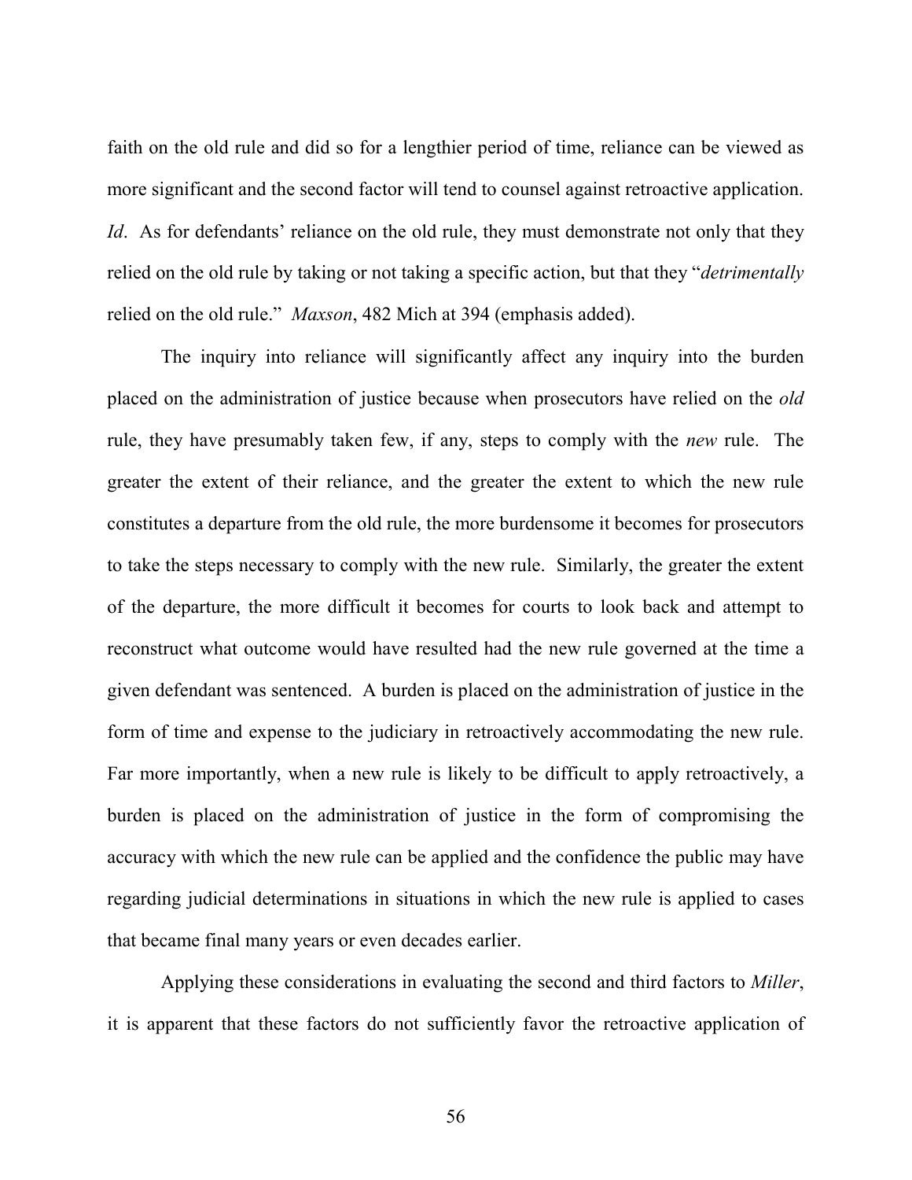faith on the old rule and did so for a lengthier period of time, reliance can be viewed as more significant and the second factor will tend to counsel against retroactive application. *Id*. As for defendants' reliance on the old rule, they must demonstrate not only that they relied on the old rule by taking or not taking a specific action, but that they "*detrimentally* relied on the old rule." *Maxson*, 482 Mich at 394 (emphasis added).

The inquiry into reliance will significantly affect any inquiry into the burden placed on the administration of justice because when prosecutors have relied on the *old* rule, they have presumably taken few, if any, steps to comply with the *new* rule. The greater the extent of their reliance, and the greater the extent to which the new rule constitutes a departure from the old rule, the more burdensome it becomes for prosecutors to take the steps necessary to comply with the new rule. Similarly, the greater the extent of the departure, the more difficult it becomes for courts to look back and attempt to reconstruct what outcome would have resulted had the new rule governed at the time a given defendant was sentenced. A burden is placed on the administration of justice in the form of time and expense to the judiciary in retroactively accommodating the new rule. Far more importantly, when a new rule is likely to be difficult to apply retroactively, a burden is placed on the administration of justice in the form of compromising the accuracy with which the new rule can be applied and the confidence the public may have regarding judicial determinations in situations in which the new rule is applied to cases that became final many years or even decades earlier.

Applying these considerations in evaluating the second and third factors to *Miller*, it is apparent that these factors do not sufficiently favor the retroactive application of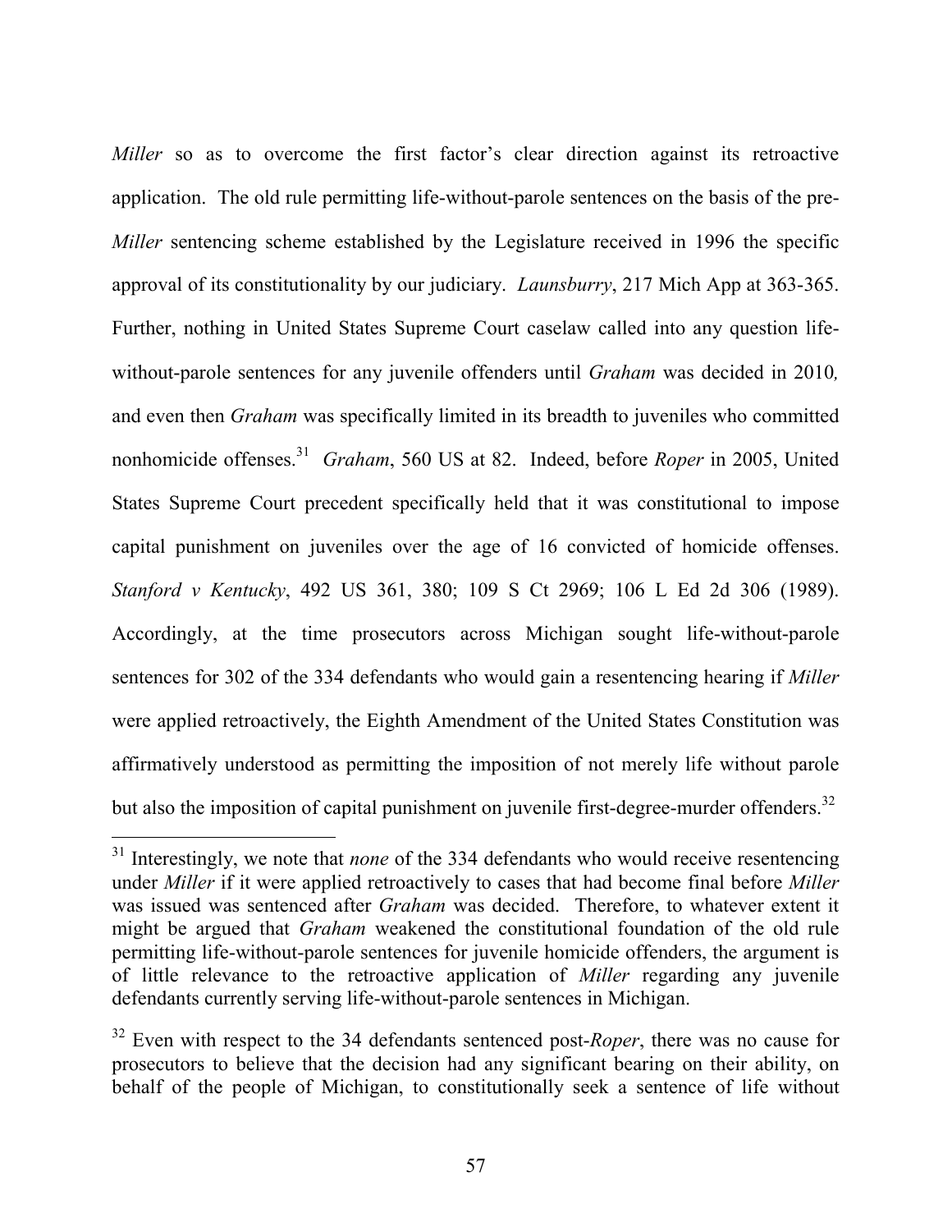*Miller* so as to overcome the first factor's clear direction against its retroactive application. The old rule permitting life-without-parole sentences on the basis of the pre-*Miller* sentencing scheme established by the Legislature received in 1996 the specific approval of its constitutionality by our judiciary. *Launsburry*, 217 Mich App at 363-365. Further, nothing in United States Supreme Court caselaw called into any question life-without-parole sentences for any juvenile offenders until *Graham* was decided in 2010, and even then *Graham* was specifically limited in its breadth to juveniles who committed nonhomicide offenses.[31] *Graham*, 560 US at 82. Indeed, before *Roper* in 2005, United States Supreme Court precedent specifically held that it was constitutional to impose capital punishment on juveniles over the age of 16 convicted of homicide offenses. *Stanford v Kentucky*, 492 US 361, 380; 109 S Ct 2969; 106 L Ed 2d 306 (1989). Accordingly, at the time prosecutors across Michigan sought life-without-parole sentences for 302 of the 334 defendants who would gain a resentencing hearing if *Miller* were applied retroactively, the Eighth Amendment of the United States Constitution was affirmatively understood as permitting the imposition of not merely life without parole but also the imposition of capital punishment on juvenile first-degree-murder offenders.[32]

---

[31] Interestingly, we note that *none* of the 334 defendants who would receive resentencing under *Miller* if it were applied retroactively to cases that had become final before *Miller* was issued was sentenced after *Graham* was decided. Therefore, to whatever extent it might be argued that *Graham* weakened the constitutional foundation of the old rule permitting life-without-parole sentences for juvenile homicide offenders, the argument is of little relevance to the retroactive application of *Miller* regarding any juvenile defendants currently serving life-without-parole sentences in Michigan.

[32] Even with respect to the 34 defendants sentenced post-*Roper*, there was no cause for prosecutors to believe that the decision had any significant bearing on their ability, on behalf of the people of Michigan, to constitutionally seek a sentence of life without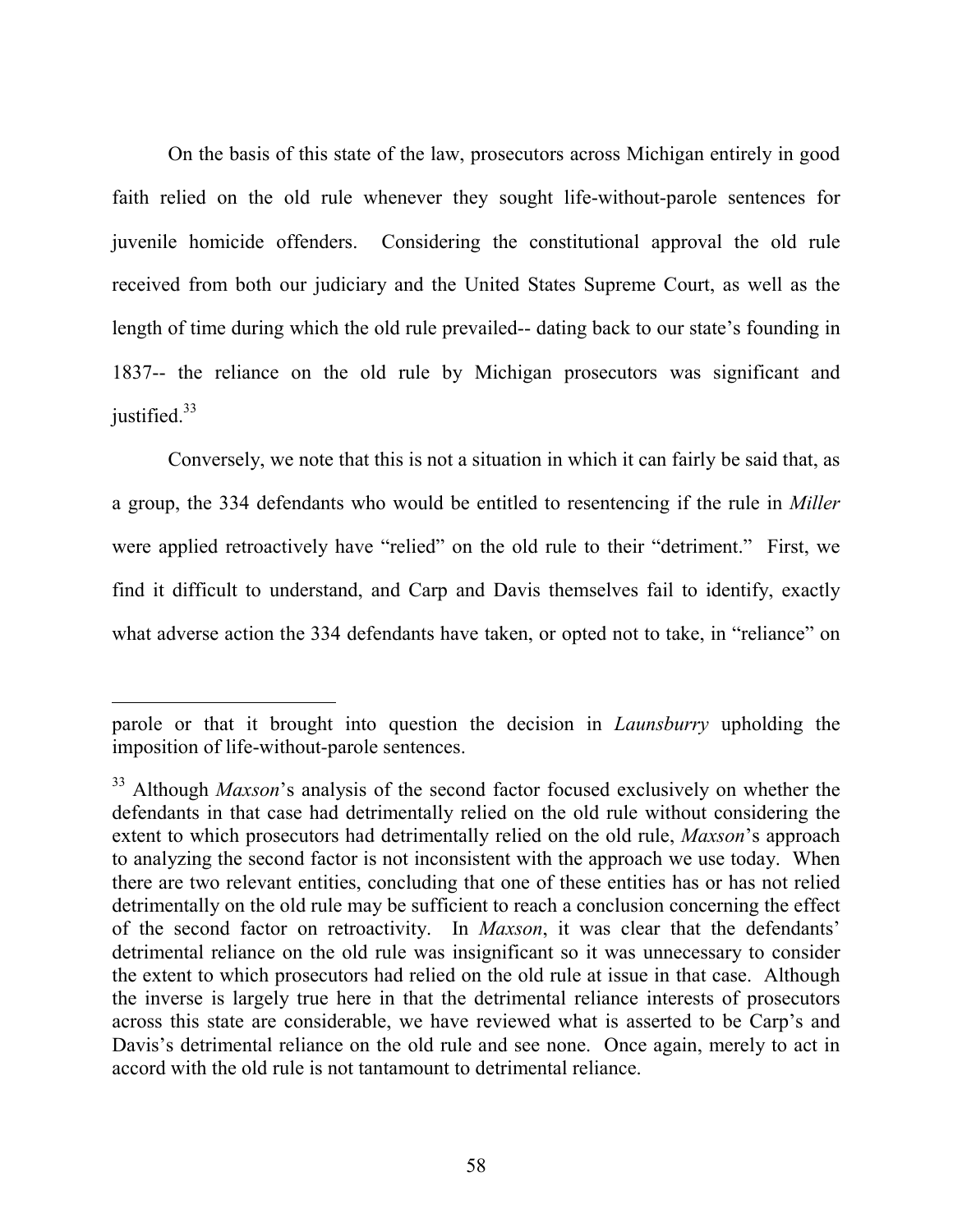On the basis of this state of the law, prosecutors across Michigan entirely in good faith relied on the old rule whenever they sought life-without-parole sentences for juvenile homicide offenders. Considering the constitutional approval the old rule received from both our judiciary and the United States Supreme Court, as well as the length of time during which the old rule prevailed-- dating back to our state's founding in 1837-- the reliance on the old rule by Michigan prosecutors was significant and justified.[33]

Conversely, we note that this is not a situation in which it can fairly be said that, as a group, the 334 defendants who would be entitled to resentencing if the rule in *Miller* were applied retroactively have "relied" on the old rule to their "detriment." First, we find it difficult to understand, and Carp and Davis themselves fail to identify, exactly what adverse action the 334 defendants have taken, or opted not to take, in "reliance" on

---

parole or that it brought into question the decision in *Launsburry* upholding the imposition of life-without-parole sentences.

[33] Although *Maxson*'s analysis of the second factor focused exclusively on whether the defendants in that case had detrimentally relied on the old rule without considering the extent to which prosecutors had detrimentally relied on the old rule, *Maxson*'s approach to analyzing the second factor is not inconsistent with the approach we use today. When there are two relevant entities, concluding that one of these entities has or has not relied detrimentally on the old rule may be sufficient to reach a conclusion concerning the effect of the second factor on retroactivity. In *Maxson*, it was clear that the defendants' detrimental reliance on the old rule was insignificant so it was unnecessary to consider the extent to which prosecutors had relied on the old rule at issue in that case. Although the inverse is largely true here in that the detrimental reliance interests of prosecutors across this state are considerable, we have reviewed what is asserted to be Carp's and Davis's detrimental reliance on the old rule and see none. Once again, merely to act in accord with the old rule is not tantamount to detrimental reliance.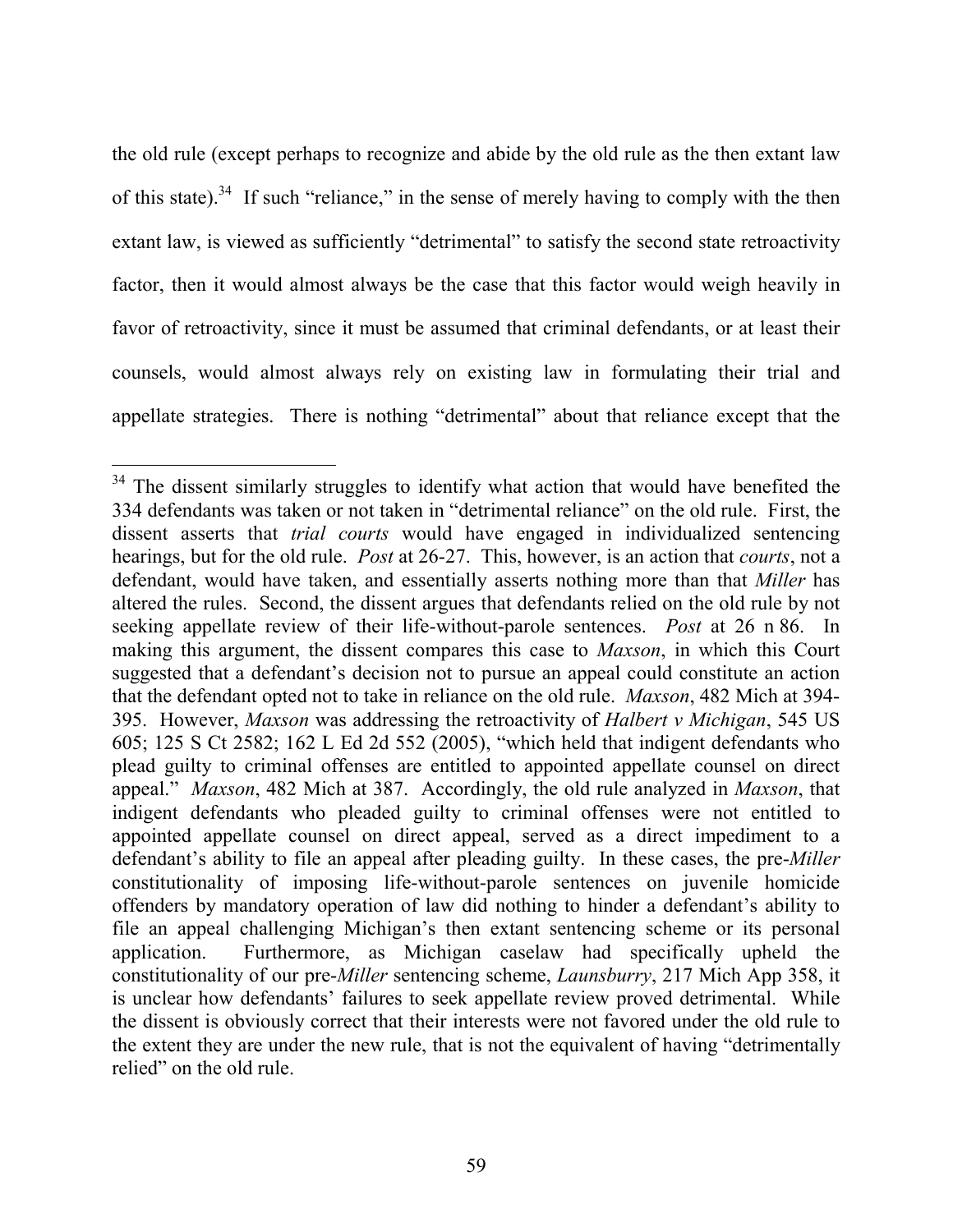the old rule (except perhaps to recognize and abide by the old rule as the then extant law of this state).[34] If such "reliance," in the sense of merely having to comply with the then extant law, is viewed as sufficiently "detrimental" to satisfy the second state retroactivity factor, then it would almost always be the case that this factor would weigh heavily in favor of retroactivity, since it must be assumed that criminal defendants, or at least their counsels, would almost always rely on existing law in formulating their trial and appellate strategies. There is nothing "detrimental" about that reliance except that the

---

[34] The dissent similarly struggles to identify what action that would have benefited the 334 defendants was taken or not taken in "detrimental reliance" on the old rule. First, the dissent asserts that *trial courts* would have engaged in individualized sentencing hearings, but for the old rule. *Post* at 26-27. This, however, is an action that *courts*, not a defendant, would have taken, and essentially asserts nothing more than that *Miller* has altered the rules. Second, the dissent argues that defendants relied on the old rule by not seeking appellate review of their life-without-parole sentences. *Post* at 26 n 86. In making this argument, the dissent compares this case to *Maxson*, in which this Court suggested that a defendant's decision not to pursue an appeal could constitute an action that the defendant opted not to take in reliance on the old rule. *Maxson*, 482 Mich at 394-395. However, *Maxson* was addressing the retroactivity of *Halbert v Michigan*, 545 US 605; 125 S Ct 2582; 162 L Ed 2d 552 (2005), "which held that indigent defendants who plead guilty to criminal offenses are entitled to appointed appellate counsel on direct appeal." *Maxson*, 482 Mich at 387. Accordingly, the old rule analyzed in *Maxson*, that indigent defendants who pleaded guilty to criminal offenses were not entitled to appointed appellate counsel on direct appeal, served as a direct impediment to a defendant's ability to file an appeal after pleading guilty. In these cases, the pre-*Miller* constitutionality of imposing life-without-parole sentences on juvenile homicide offenders by mandatory operation of law did nothing to hinder a defendant's ability to file an appeal challenging Michigan's then extant sentencing scheme or its personal application. Furthermore, as Michigan caselaw had specifically upheld the constitutionality of our pre-*Miller* sentencing scheme, *Launsbury*, 217 Mich App 358, it is unclear how defendants' failures to seek appellate review proved detrimental. While the dissent is obviously correct that their interests were not favored under the old rule to the extent they are under the new rule, that is not the equivalent of having "detrimentally relied" on the old rule.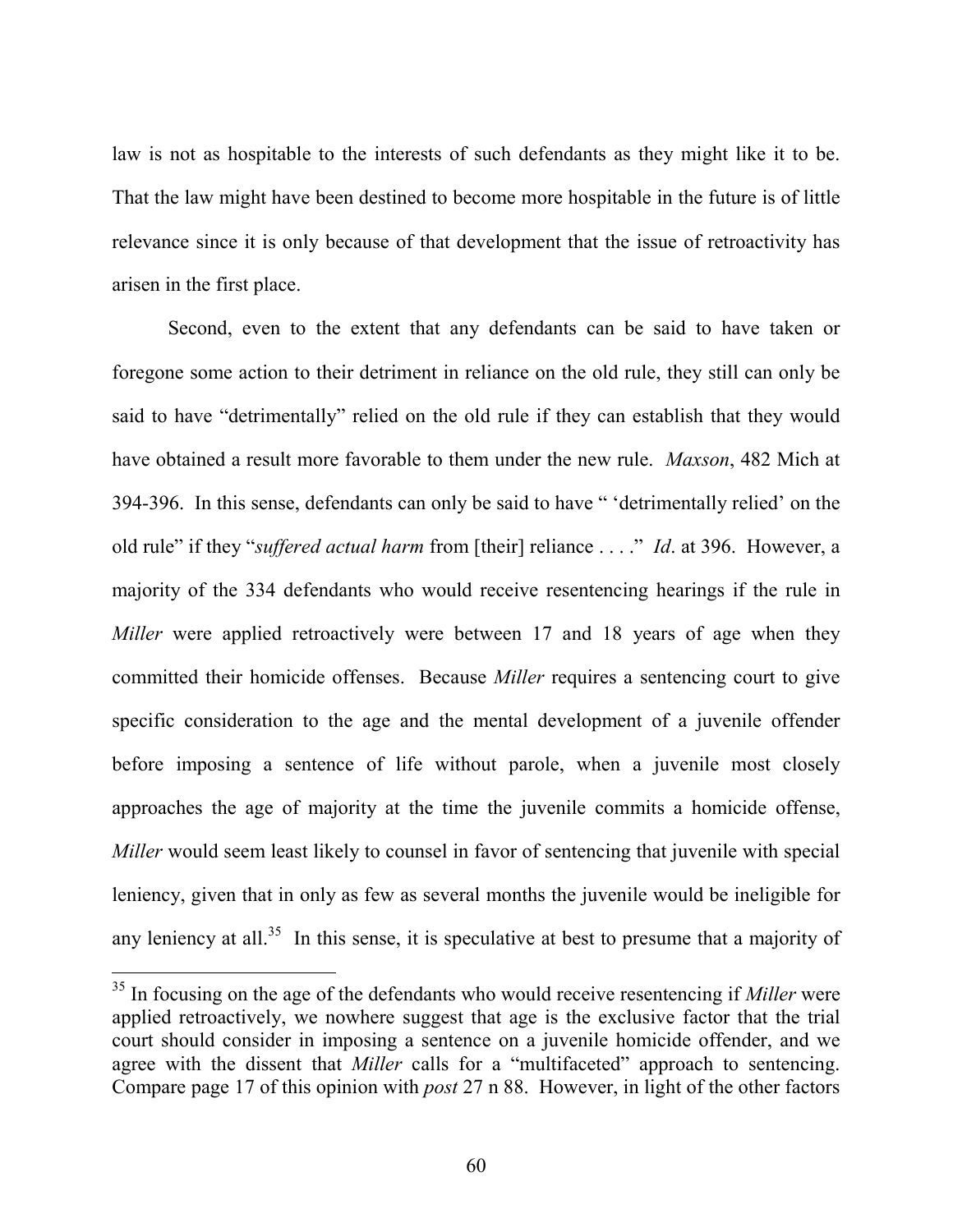law is not as hospitable to the interests of such defendants as they might like it to be. That the law might have been destined to become more hospitable in the future is of little relevance since it is only because of that development that the issue of retroactivity has arisen in the first place.

Second, even to the extent that any defendants can be said to have taken or foregone some action to their detriment in reliance on the old rule, they still can only be said to have "detrimentally" relied on the old rule if they can establish that they would have obtained a result more favorable to them under the new rule. *Maxson*, 482 Mich at 394-396. In this sense, defendants can only be said to have " 'detrimentally relied' on the old rule" if they "*suffered actual harm* from [their] reliance . . . ." *Id*. at 396. However, a majority of the 334 defendants who would receive resentencing hearings if the rule in *Miller* were applied retroactively were between 17 and 18 years of age when they committed their homicide offenses. Because *Miller* requires a sentencing court to give specific consideration to the age and the mental development of a juvenile offender before imposing a sentence of life without parole, when a juvenile most closely approaches the age of majority at the time the juvenile commits a homicide offense, *Miller* would seem least likely to counsel in favor of sentencing that juvenile with special leniency, given that in only as few as several months the juvenile would be ineligible for any leniency at all.[35] In this sense, it is speculative at best to presume that a majority of

[35] In focusing on the age of the defendants who would receive resentencing if *Miller* were applied retroactively, we nowhere suggest that age is the exclusive factor that the trial court should consider in imposing a sentence on a juvenile homicide offender, and we agree with the dissent that *Miller* calls for a "multifaceted" approach to sentencing. Compare page 17 of this opinion with *post* 27 n 88. However, in light of the other factors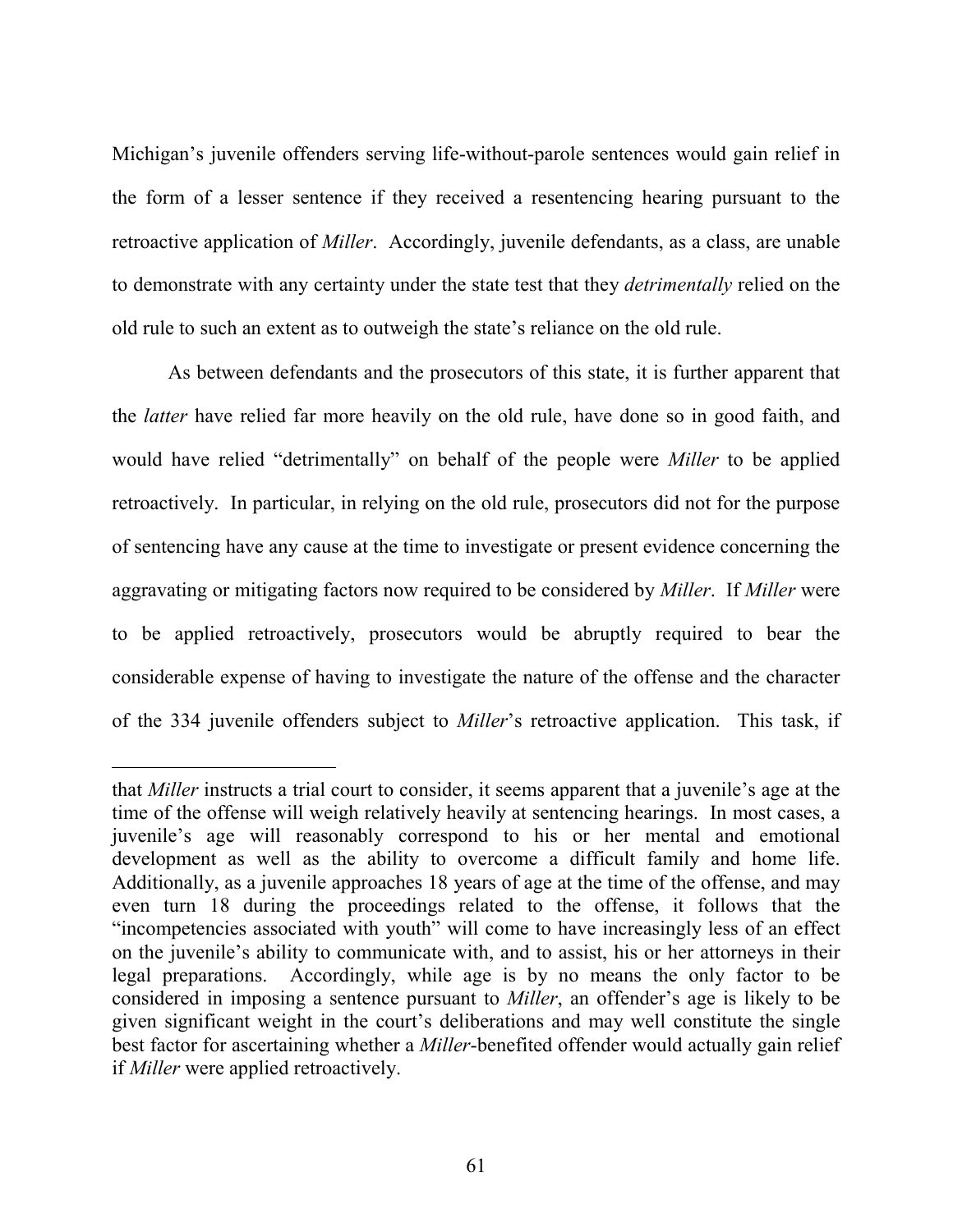Michigan's juvenile offenders serving life-without-parole sentences would gain relief in the form of a lesser sentence if they received a resentencing hearing pursuant to the retroactive application of *Miller*. Accordingly, juvenile defendants, as a class, are unable to demonstrate with any certainty under the state test that they *detrimentally* relied on the old rule to such an extent as to outweigh the state's reliance on the old rule.

As between defendants and the prosecutors of this state, it is further apparent that the *latter* have relied far more heavily on the old rule, have done so in good faith, and would have relied "detrimentally" on behalf of the people were *Miller* to be applied retroactively. In particular, in relying on the old rule, prosecutors did not for the purpose of sentencing have any cause at the time to investigate or present evidence concerning the aggravating or mitigating factors now required to be considered by *Miller*. If *Miller* were to be applied retroactively, prosecutors would be abruptly required to bear the considerable expense of having to investigate the nature of the offense and the character of the 334 juvenile offenders subject to *Miller*'s retroactive application. This task, if

---

that *Miller* instructs a trial court to consider, it seems apparent that a juvenile's age at the time of the offense will weigh relatively heavily at sentencing hearings. In most cases, a juvenile's age will reasonably correspond to his or her mental and emotional development as well as the ability to overcome a difficult family and home life. Additionally, as a juvenile approaches 18 years of age at the time of the offense, and may even turn 18 during the proceedings related to the offense, it follows that the "incompetencies associated with youth" will come to have increasingly less of an effect on the juvenile's ability to communicate with, and to assist, his or her attorneys in their legal preparations. Accordingly, while age is by no means the only factor to be considered in imposing a sentence pursuant to *Miller*, an offender's age is likely to be given significant weight in the court's deliberations and may well constitute the single best factor for ascertaining whether a *Miller*-benefited offender would actually gain relief if *Miller* were applied retroactively.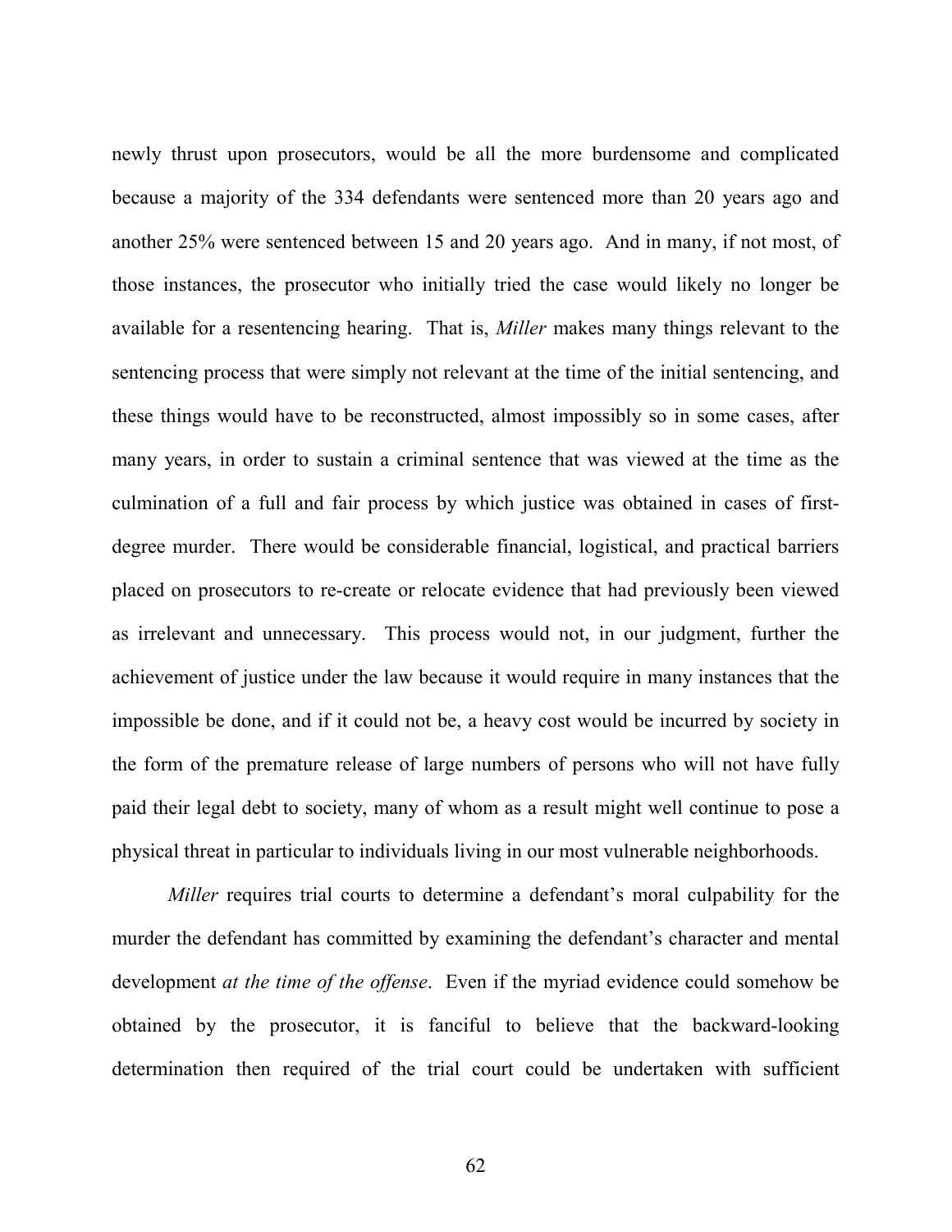newly thrust upon prosecutors, would be all the more burdensome and complicated because a majority of the 334 defendants were sentenced more than 20 years ago and another 25% were sentenced between 15 and 20 years ago. And in many, if not most, of those instances, the prosecutor who initially tried the case would likely no longer be available for a resentencing hearing. That is, *Miller* makes many things relevant to the sentencing process that were simply not relevant at the time of the initial sentencing, and these things would have to be reconstructed, almost impossibly so in some cases, after many years, in order to sustain a criminal sentence that was viewed at the time as the culmination of a full and fair process by which justice was obtained in cases of first-degree murder. There would be considerable financial, logistical, and practical barriers placed on prosecutors to re-create or relocate evidence that had previously been viewed as irrelevant and unnecessary. This process would not, in our judgment, further the achievement of justice under the law because it would require in many instances that the impossible be done, and if it could not be, a heavy cost would be incurred by society in the form of the premature release of large numbers of persons who will not have fully paid their legal debt to society, many of whom as a result might well continue to pose a physical threat in particular to individuals living in our most vulnerable neighborhoods.

*Miller* requires trial courts to determine a defendant's moral culpability for the murder the defendant has committed by examining the defendant's character and mental development *at the time of the offense*. Even if the myriad evidence could somehow be obtained by the prosecutor, it is fanciful to believe that the backward-looking determination then required of the trial court could be undertaken with sufficient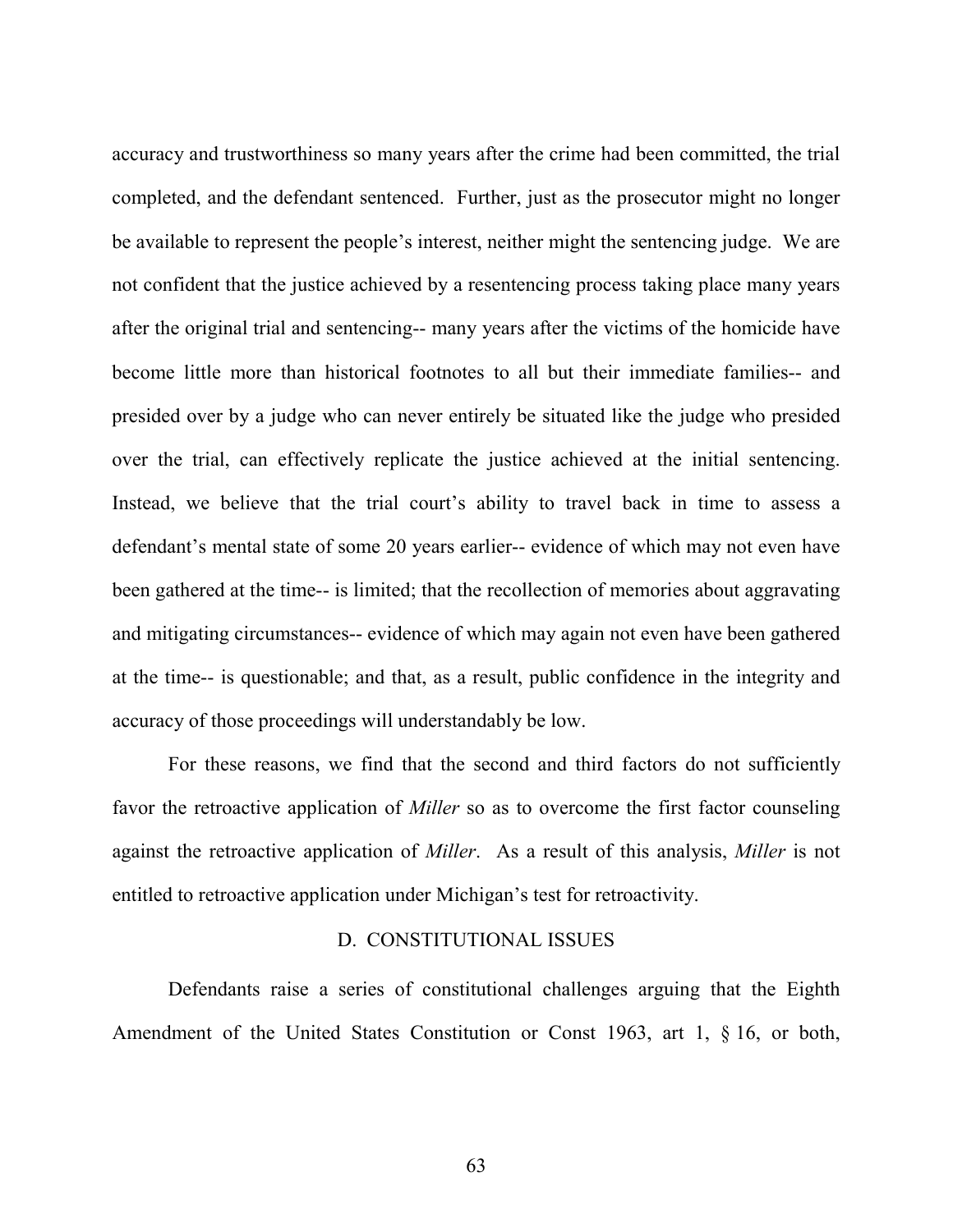accuracy and trustworthiness so many years after the crime had been committed, the trial completed, and the defendant sentenced. Further, just as the prosecutor might no longer be available to represent the people's interest, neither might the sentencing judge. We are not confident that the justice achieved by a resentencing process taking place many years after the original trial and sentencing-- many years after the victims of the homicide have become little more than historical footnotes to all but their immediate families-- and presided over by a judge who can never entirely be situated like the judge who presided over the trial, can effectively replicate the justice achieved at the initial sentencing. Instead, we believe that the trial court's ability to travel back in time to assess a defendant's mental state of some 20 years earlier-- evidence of which may not even have been gathered at the time-- is limited; that the recollection of memories about aggravating and mitigating circumstances-- evidence of which may again not even have been gathered at the time-- is questionable; and that, as a result, public confidence in the integrity and accuracy of those proceedings will understandably be low.

For these reasons, we find that the second and third factors do not sufficiently favor the retroactive application of *Miller* so as to overcome the first factor counseling against the retroactive application of *Miller*. As a result of this analysis, *Miller* is not entitled to retroactive application under Michigan's test for retroactivity.

### D. CONSTITUTIONAL ISSUES

Defendants raise a series of constitutional challenges arguing that the Eighth Amendment of the United States Constitution or Const 1963, art 1, § 16, or both,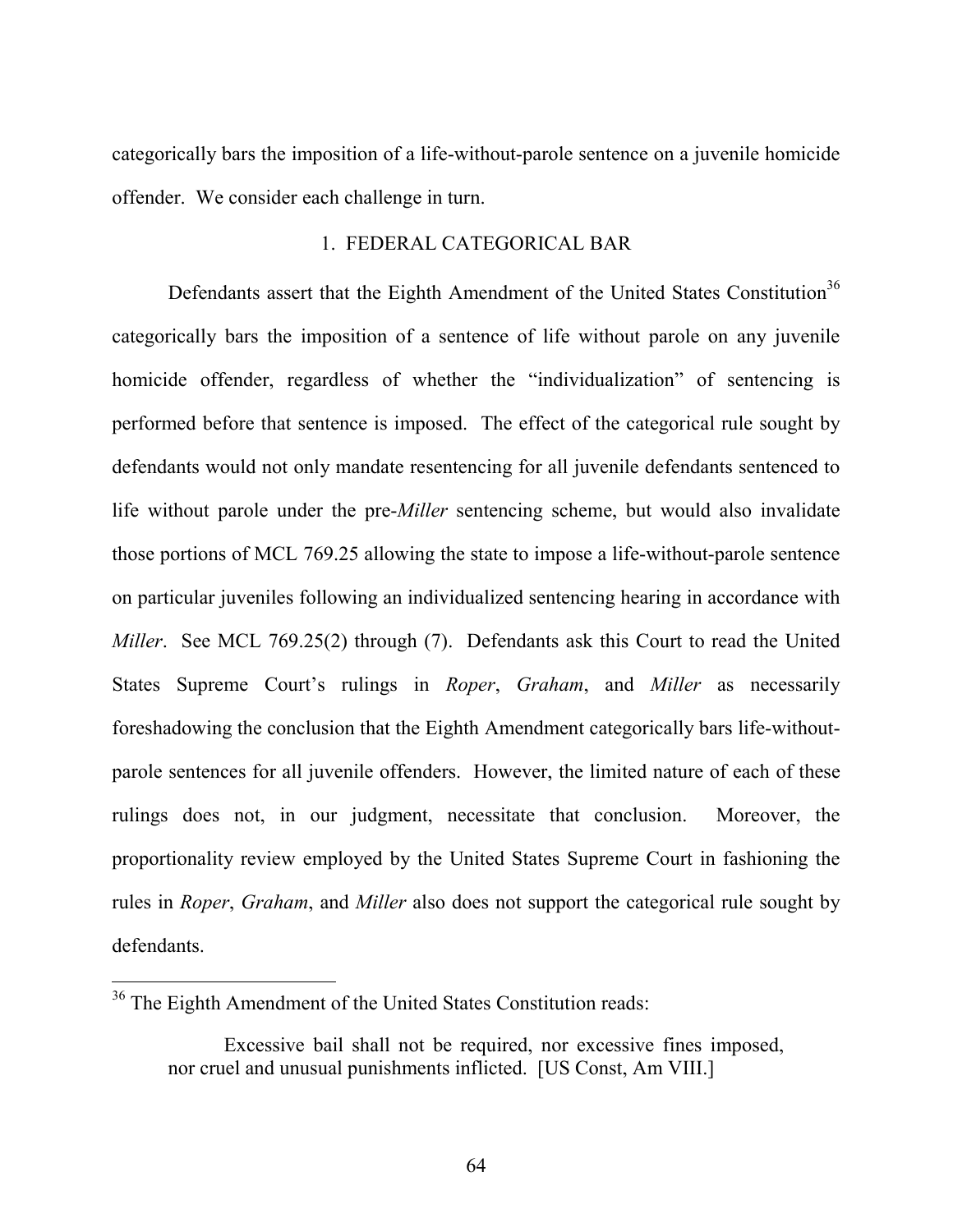categorically bars the imposition of a life-without-parole sentence on a juvenile homicide offender. We consider each challenge in turn.

### 1. FEDERAL CATEGORICAL BAR

Defendants assert that the Eighth Amendment of the United States Constitution[36] categorically bars the imposition of a sentence of life without parole on any juvenile homicide offender, regardless of whether the "individualization" of sentencing is performed before that sentence is imposed. The effect of the categorical rule sought by defendants would not only mandate resentencing for all juvenile defendants sentenced to life without parole under the pre-*Miller* sentencing scheme, but would also invalidate those portions of MCL 769.25 allowing the state to impose a life-without-parole sentence on particular juveniles following an individualized sentencing hearing in accordance with *Miller*. See MCL 769.25(2) through (7). Defendants ask this Court to read the United States Supreme Court's rulings in *Roper*, *Graham*, and *Miller* as necessarily foreshadowing the conclusion that the Eighth Amendment categorically bars life-without-parole sentences for all juvenile offenders. However, the limited nature of each of these rulings does not, in our judgment, necessitate that conclusion. Moreover, the proportionality review employed by the United States Supreme Court in fashioning the rules in *Roper*, *Graham*, and *Miller* also does not support the categorical rule sought by defendants.

---

[36] The Eighth Amendment of the United States Constitution reads:

> Excessive bail shall not be required, nor excessive fines imposed, nor cruel and unusual punishments inflicted. [US Const, Am VIII.]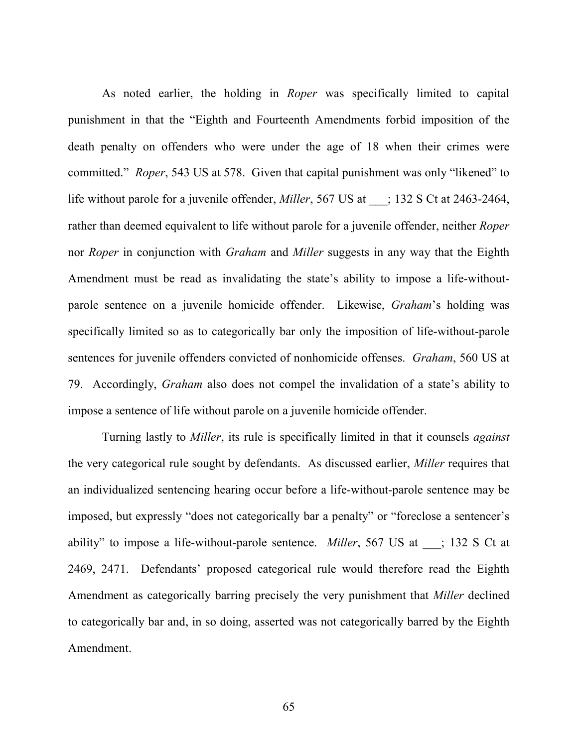As noted earlier, the holding in *Roper* was specifically limited to capital punishment in that the "Eighth and Fourteenth Amendments forbid imposition of the death penalty on offenders who were under the age of 18 when their crimes were committed." *Roper*, 543 US at 578. Given that capital punishment was only "likened" to life without parole for a juvenile offender, *Miller*, 567 US at ___; 132 S Ct at 2463-2464, rather than deemed equivalent to life without parole for a juvenile offender, neither *Roper* nor *Roper* in conjunction with *Graham* and *Miller* suggests in any way that the Eighth Amendment must be read as invalidating the state's ability to impose a life-without-parole sentence on a juvenile homicide offender. Likewise, *Graham*'s holding was specifically limited so as to categorically bar only the imposition of life-without-parole sentences for juvenile offenders convicted of nonhomicide offenses. *Graham*, 560 US at 79. Accordingly, *Graham* also does not compel the invalidation of a state's ability to impose a sentence of life without parole on a juvenile homicide offender.

Turning lastly to *Miller*, its rule is specifically limited in that it counsels *against* the very categorical rule sought by defendants. As discussed earlier, *Miller* requires that an individualized sentencing hearing occur before a life-without-parole sentence may be imposed, but expressly "does not categorically bar a penalty" or "foreclose a sentencer's ability" to impose a life-without-parole sentence. *Miller*, 567 US at ___; 132 S Ct at 2469, 2471. Defendants' proposed categorical rule would therefore read the Eighth Amendment as categorically barring precisely the very punishment that *Miller* declined to categorically bar and, in so doing, asserted was not categorically barred by the Eighth Amendment.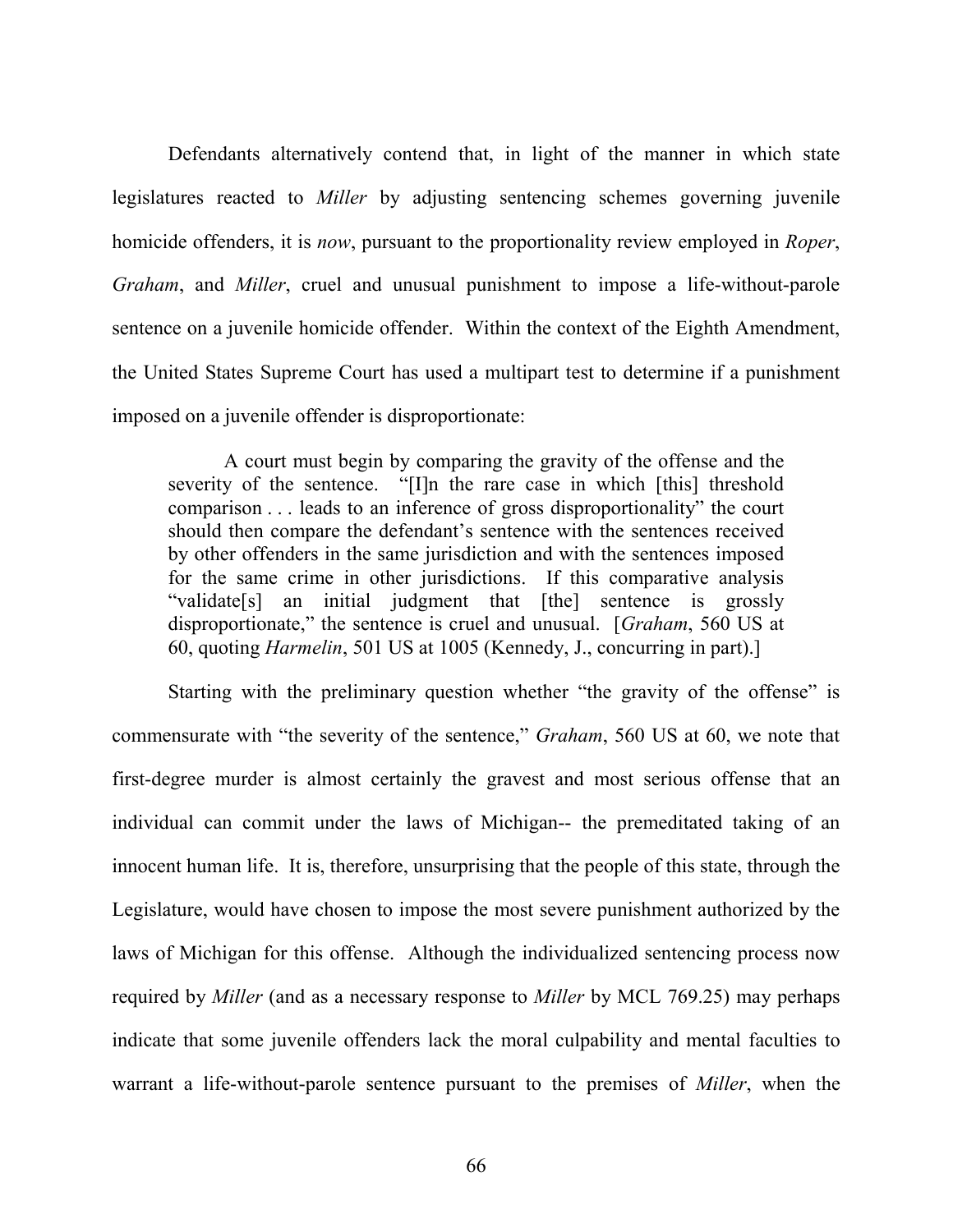Defendants alternatively contend that, in light of the manner in which state legislatures reacted to *Miller* by adjusting sentencing schemes governing juvenile homicide offenders, it is *now*, pursuant to the proportionality review employed in *Roper*, *Graham*, and *Miller*, cruel and unusual punishment to impose a life-without-parole sentence on a juvenile homicide offender. Within the context of the Eighth Amendment, the United States Supreme Court has used a multipart test to determine if a punishment imposed on a juvenile offender is disproportionate:

> A court must begin by comparing the gravity of the offense and the severity of the sentence. "[I]n the rare case in which [this] threshold comparison . . . leads to an inference of gross disproportionality" the court should then compare the defendant's sentence with the sentences received by other offenders in the same jurisdiction and with the sentences imposed for the same crime in other jurisdictions. If this comparative analysis "validate[s] an initial judgment that [the] sentence is grossly disproportionate," the sentence is cruel and unusual. [*Graham*, 560 US at 60, quoting *Harmelin*, 501 US at 1005 (Kennedy, J., concurring in part).]

Starting with the preliminary question whether "the gravity of the offense" is commensurate with "the severity of the sentence," *Graham*, 560 US at 60, we note that first-degree murder is almost certainly the gravest and most serious offense that an individual can commit under the laws of Michigan-- the premeditated taking of an innocent human life. It is, therefore, unsurprising that the people of this state, through the Legislature, would have chosen to impose the most severe punishment authorized by the laws of Michigan for this offense. Although the individualized sentencing process now required by *Miller* (and as a necessary response to *Miller* by MCL 769.25) may perhaps indicate that some juvenile offenders lack the moral culpability and mental faculties to warrant a life-without-parole sentence pursuant to the premises of *Miller*, when the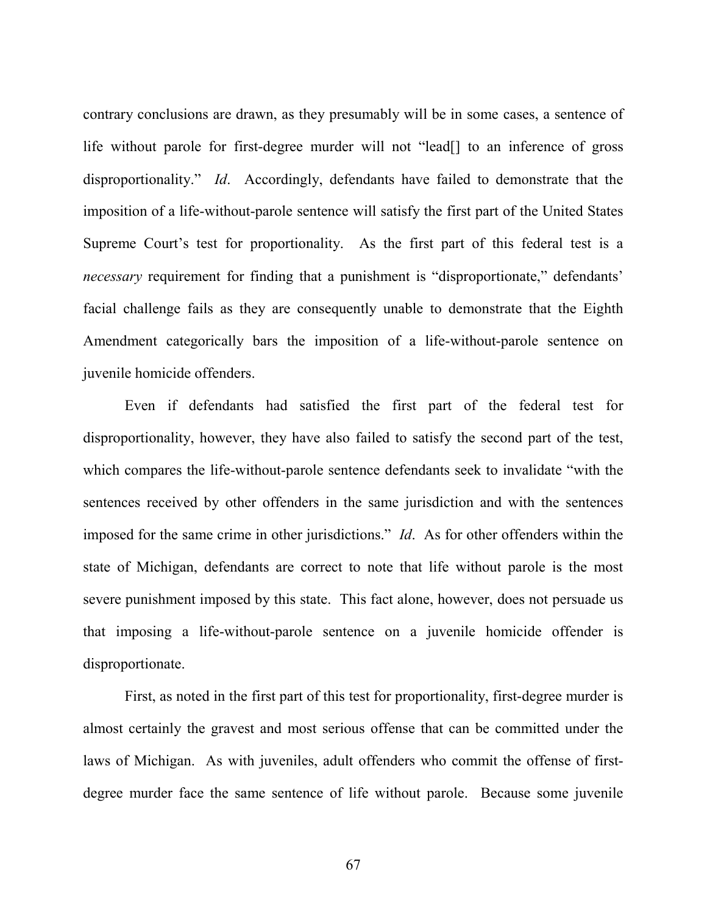contrary conclusions are drawn, as they presumably will be in some cases, a sentence of life without parole for first-degree murder will not "lead[] to an inference of gross disproportionality." *Id*. Accordingly, defendants have failed to demonstrate that the imposition of a life-without-parole sentence will satisfy the first part of the United States Supreme Court's test for proportionality. As the first part of this federal test is a *necessary* requirement for finding that a punishment is "disproportionate," defendants' facial challenge fails as they are consequently unable to demonstrate that the Eighth Amendment categorically bars the imposition of a life-without-parole sentence on juvenile homicide offenders.

Even if defendants had satisfied the first part of the federal test for disproportionality, however, they have also failed to satisfy the second part of the test, which compares the life-without-parole sentence defendants seek to invalidate "with the sentences received by other offenders in the same jurisdiction and with the sentences imposed for the same crime in other jurisdictions." *Id*. As for other offenders within the state of Michigan, defendants are correct to note that life without parole is the most severe punishment imposed by this state. This fact alone, however, does not persuade us that imposing a life-without-parole sentence on a juvenile homicide offender is disproportionate.

First, as noted in the first part of this test for proportionality, first-degree murder is almost certainly the gravest and most serious offense that can be committed under the laws of Michigan. As with juveniles, adult offenders who commit the offense of first-degree murder face the same sentence of life without parole. Because some juvenile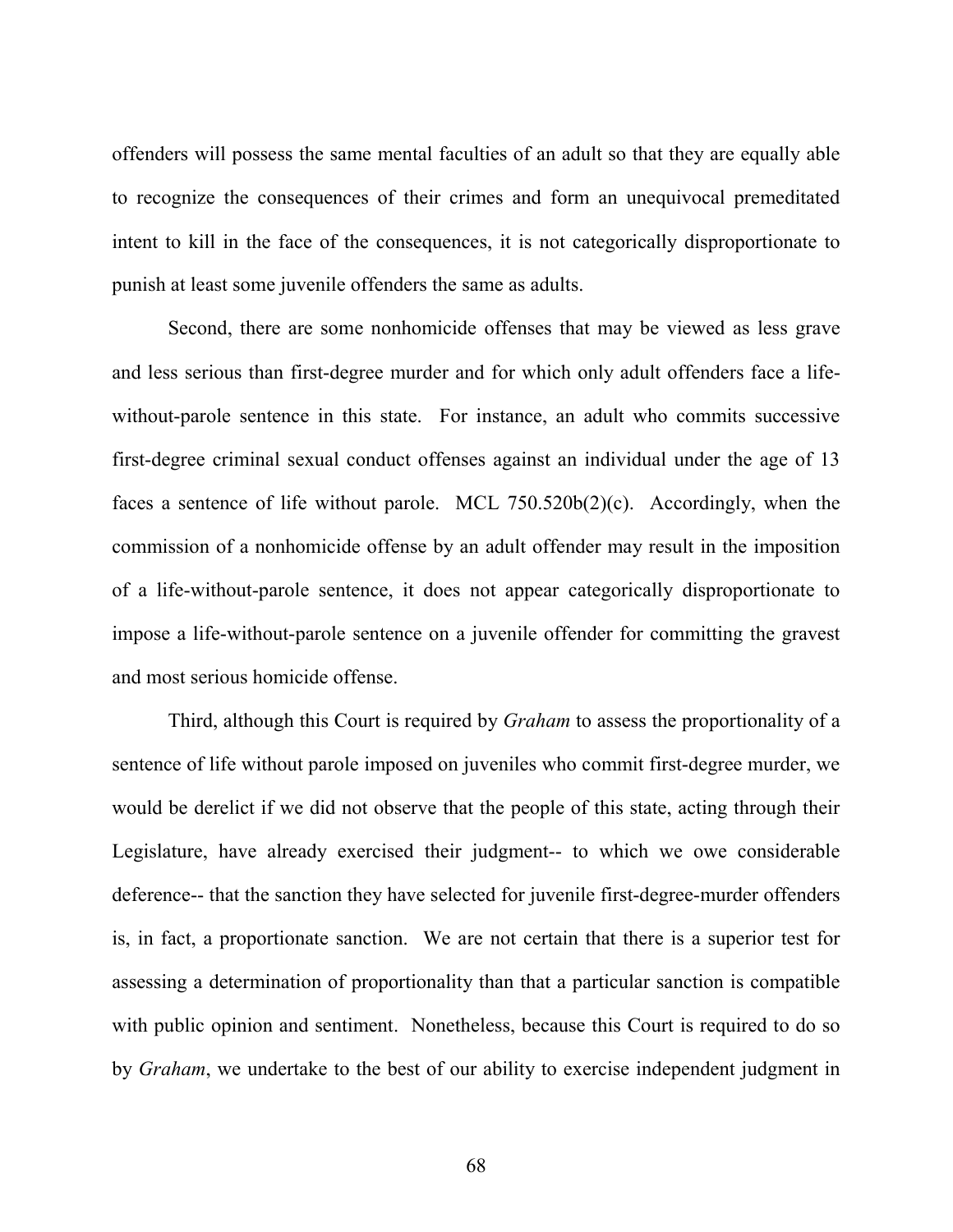offenders will possess the same mental faculties of an adult so that they are equally able to recognize the consequences of their crimes and form an unequivocal premeditated intent to kill in the face of the consequences, it is not categorically disproportionate to punish at least some juvenile offenders the same as adults.

Second, there are some nonhomicide offenses that may be viewed as less grave and less serious than first-degree murder and for which only adult offenders face a life-without-parole sentence in this state. For instance, an adult who commits successive first-degree criminal sexual conduct offenses against an individual under the age of 13 faces a sentence of life without parole. MCL 750.520b(2)(c). Accordingly, when the commission of a nonhomicide offense by an adult offender may result in the imposition of a life-without-parole sentence, it does not appear categorically disproportionate to impose a life-without-parole sentence on a juvenile offender for committing the gravest and most serious homicide offense.

Third, although this Court is required by *Graham* to assess the proportionality of a sentence of life without parole imposed on juveniles who commit first-degree murder, we would be derelict if we did not observe that the people of this state, acting through their Legislature, have already exercised their judgment-- to which we owe considerable deference-- that the sanction they have selected for juvenile first-degree-murder offenders is, in fact, a proportionate sanction. We are not certain that there is a superior test for assessing a determination of proportionality than that a particular sanction is compatible with public opinion and sentiment. Nonetheless, because this Court is required to do so by *Graham*, we undertake to the best of our ability to exercise independent judgment in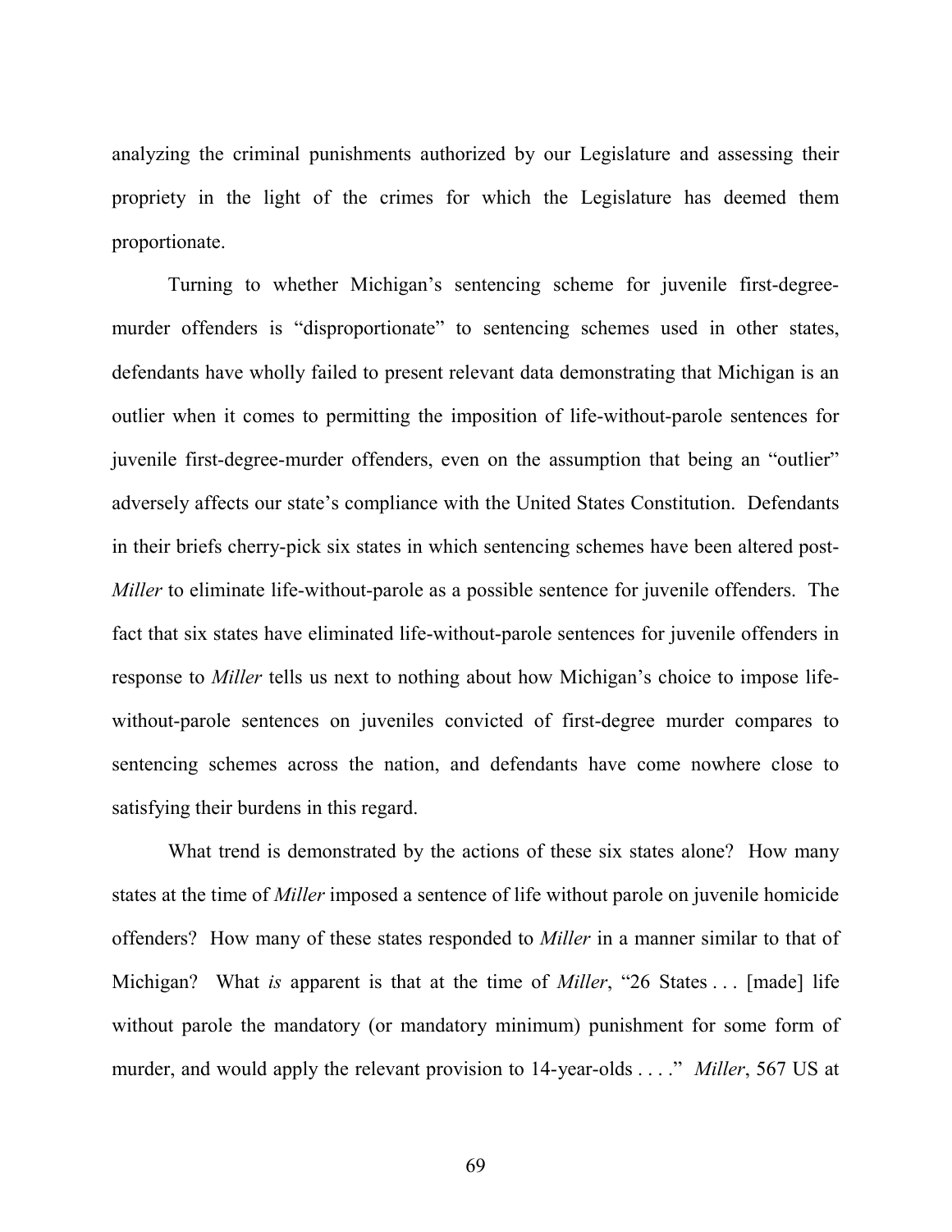analyzing the criminal punishments authorized by our Legislature and assessing their propriety in the light of the crimes for which the Legislature has deemed them proportionate.

Turning to whether Michigan's sentencing scheme for juvenile first-degree-murder offenders is "disproportionate" to sentencing schemes used in other states, defendants have wholly failed to present relevant data demonstrating that Michigan is an outlier when it comes to permitting the imposition of life-without-parole sentences for juvenile first-degree-murder offenders, even on the assumption that being an "outlier" adversely affects our state's compliance with the United States Constitution. Defendants in their briefs cherry-pick six states in which sentencing schemes have been altered post-*Miller* to eliminate life-without-parole as a possible sentence for juvenile offenders. The fact that six states have eliminated life-without-parole sentences for juvenile offenders in response to *Miller* tells us next to nothing about how Michigan's choice to impose life-without-parole sentences on juveniles convicted of first-degree murder compares to sentencing schemes across the nation, and defendants have come nowhere close to satisfying their burdens in this regard.

What trend is demonstrated by the actions of these six states alone? How many states at the time of *Miller* imposed a sentence of life without parole on juvenile homicide offenders? How many of these states responded to *Miller* in a manner similar to that of Michigan? What *is* apparent is that at the time of *Miller*, "26 States . . . [made] life without parole the mandatory (or mandatory minimum) punishment for some form of murder, and would apply the relevant provision to 14-year-olds . . . ." *Miller*, 567 US at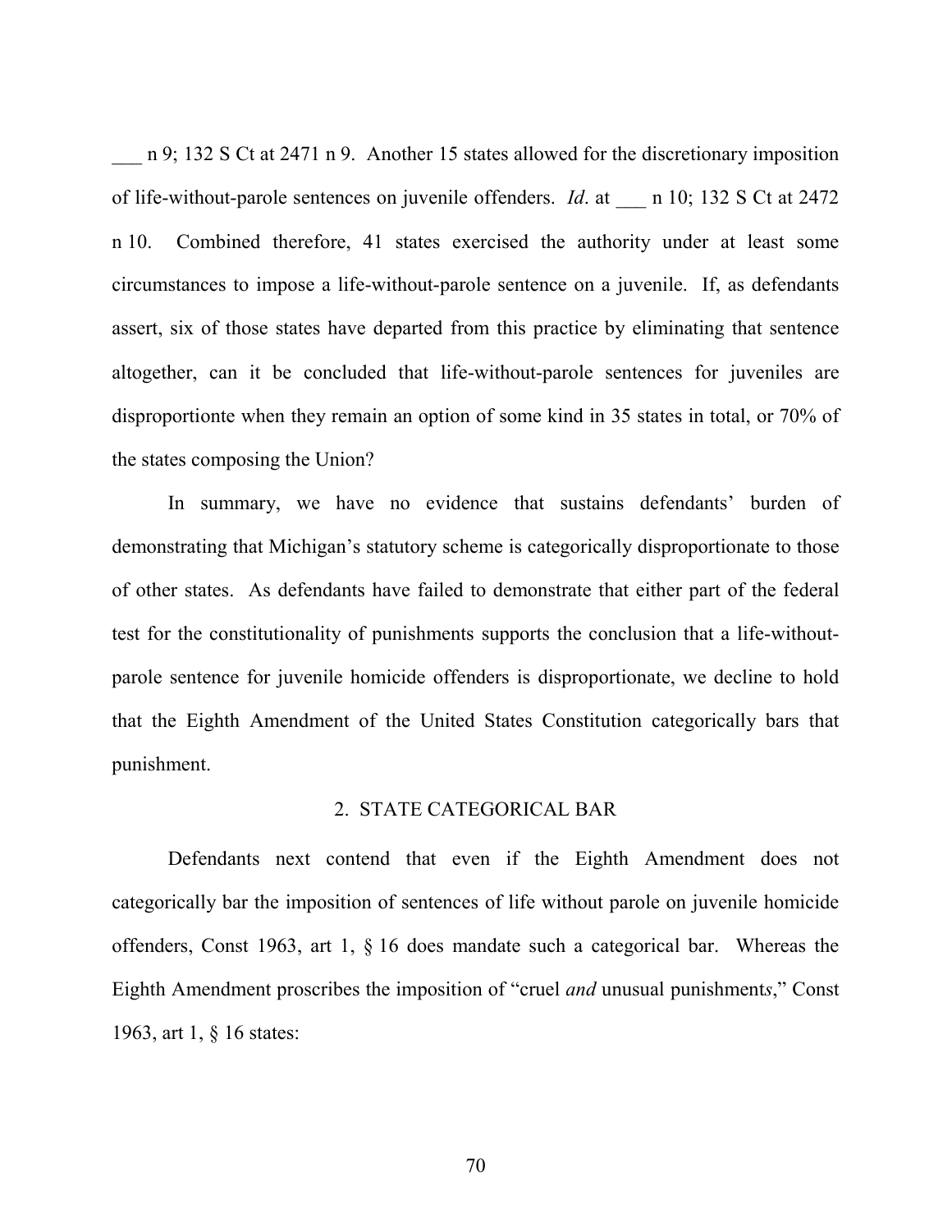___ n 9; 132 S Ct at 2471 n 9. Another 15 states allowed for the discretionary imposition of life-without-parole sentences on juvenile offenders. *Id*. at ___ n 10; 132 S Ct at 2472 n 10. Combined therefore, 41 states exercised the authority under at least some circumstances to impose a life-without-parole sentence on a juvenile. If, as defendants assert, six of those states have departed from this practice by eliminating that sentence altogether, can it be concluded that life-without-parole sentences for juveniles are disproportionte when they remain an option of some kind in 35 states in total, or 70% of the states composing the Union?

In summary, we have no evidence that sustains defendants' burden of demonstrating that Michigan's statutory scheme is categorically disproportionate to those of other states. As defendants have failed to demonstrate that either part of the federal test for the constitutionality of punishments supports the conclusion that a life-without-parole sentence for juvenile homicide offenders is disproportionate, we decline to hold that the Eighth Amendment of the United States Constitution categorically bars that punishment.

### 2. STATE CATEGORICAL BAR

Defendants next contend that even if the Eighth Amendment does not categorically bar the imposition of sentences of life without parole on juvenile homicide offenders, Const 1963, art 1, § 16 does mandate such a categorical bar. Whereas the Eighth Amendment proscribes the imposition of "cruel *and* unusual punishment*s*," Const 1963, art 1, § 16 states: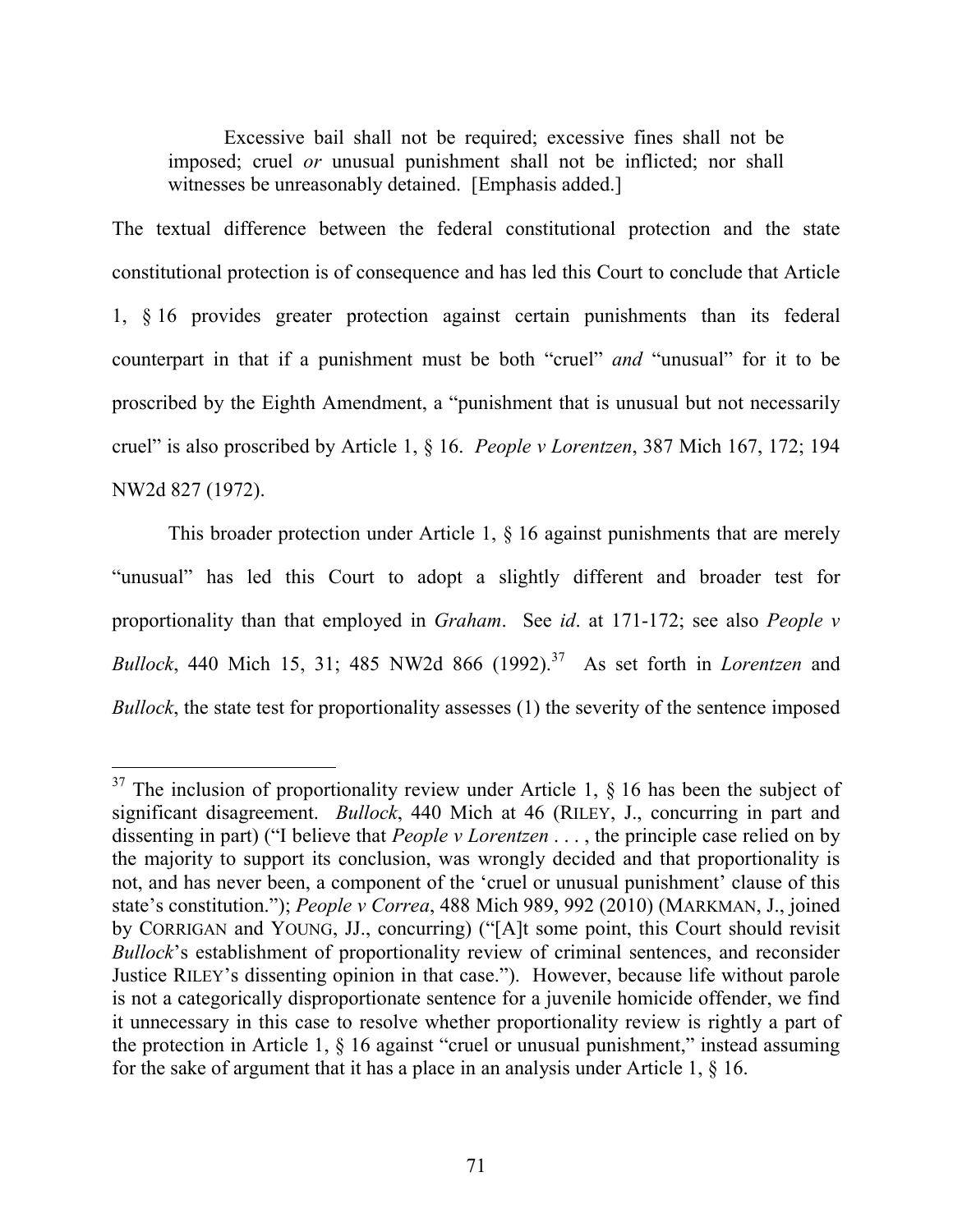> Excessive bail shall not be required; excessive fines shall not be imposed; cruel *or* unusual punishment shall not be inflicted; nor shall witnesses be unreasonably detained. [Emphasis added.]

The textual difference between the federal constitutional protection and the state constitutional protection is of consequence and has led this Court to conclude that Article 1, § 16 provides greater protection against certain punishments than its federal counterpart in that if a punishment must be both "cruel" *and* "unusual" for it to be proscribed by the Eighth Amendment, a "punishment that is unusual but not necessarily cruel" is also proscribed by Article 1, § 16. *People v Lorentzen*, 387 Mich 167, 172; 194 NW2d 827 (1972).

This broader protection under Article 1, § 16 against punishments that are merely "unusual" has led this Court to adopt a slightly different and broader test for proportionality than that employed in *Graham*. See *id*. at 171-172; see also *People v Bullock*, 440 Mich 15, 31; 485 NW2d 866 (1992).[37] As set forth in *Lorentzen* and *Bullock*, the state test for proportionality assesses (1) the severity of the sentence imposed

---

[37] The inclusion of proportionality review under Article 1, § 16 has been the subject of significant disagreement. *Bullock*, 440 Mich at 46 (RILEY, J., concurring in part and dissenting in part) ("I believe that *People v Lorentzen* . . . , the principle case relied on by the majority to support its conclusion, was wrongly decided and that proportionality is not, and has never been, a component of the 'cruel or unusual punishment' clause of this state's constitution."); *People v Correa*, 488 Mich 989, 992 (2010) (MARKMAN, J., joined by CORRIGAN and YOUNG, JJ., concurring) ("[A]t some point, this Court should revisit *Bullock*'s establishment of proportionality review of criminal sentences, and reconsider Justice RILEY's dissenting opinion in that case."). However, because life without parole is not a categorically disproportionate sentence for a juvenile homicide offender, we find it unnecessary in this case to resolve whether proportionality review is rightly a part of the protection in Article 1, § 16 against "cruel or unusual punishment," instead assuming for the sake of argument that it has a place in an analysis under Article 1, § 16.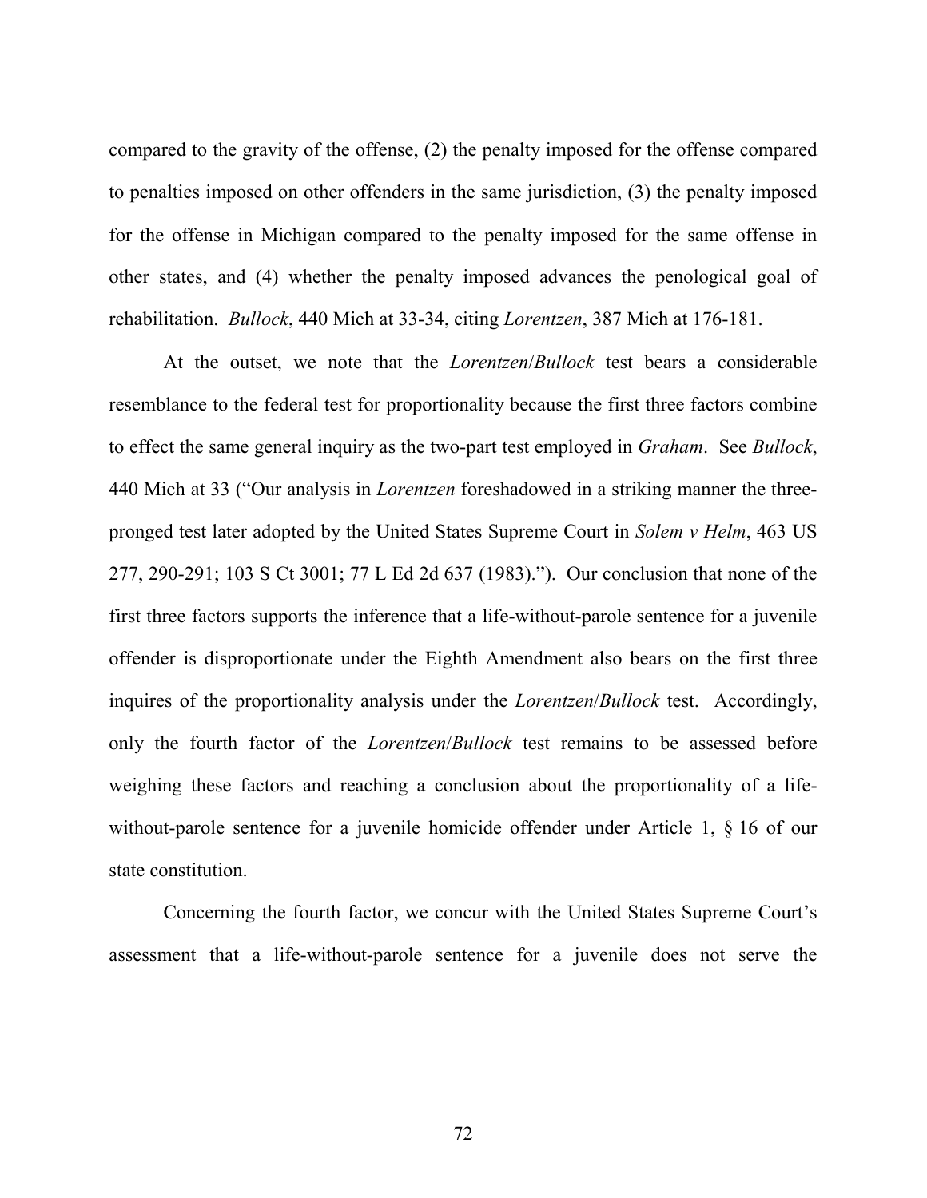compared to the gravity of the offense, (2) the penalty imposed for the offense compared to penalties imposed on other offenders in the same jurisdiction, (3) the penalty imposed for the offense in Michigan compared to the penalty imposed for the same offense in other states, and (4) whether the penalty imposed advances the penological goal of rehabilitation. *Bullock*, 440 Mich at 33-34, citing *Lorentzen*, 387 Mich at 176-181.

At the outset, we note that the *Lorentzen*/*Bullock* test bears a considerable resemblance to the federal test for proportionality because the first three factors combine to effect the same general inquiry as the two-part test employed in *Graham*. See *Bullock*, 440 Mich at 33 ("Our analysis in *Lorentzen* foreshadowed in a striking manner the three-pronged test later adopted by the United States Supreme Court in *Solem v Helm*, 463 US 277, 290-291; 103 S Ct 3001; 77 L Ed 2d 637 (1983)."). Our conclusion that none of the first three factors supports the inference that a life-without-parole sentence for a juvenile offender is disproportionate under the Eighth Amendment also bears on the first three inquires of the proportionality analysis under the *Lorentzen*/*Bullock* test. Accordingly, only the fourth factor of the *Lorentzen*/*Bullock* test remains to be assessed before weighing these factors and reaching a conclusion about the proportionality of a life-without-parole sentence for a juvenile homicide offender under Article 1, § 16 of our state constitution.

Concerning the fourth factor, we concur with the United States Supreme Court's assessment that a life-without-parole sentence for a juvenile does not serve the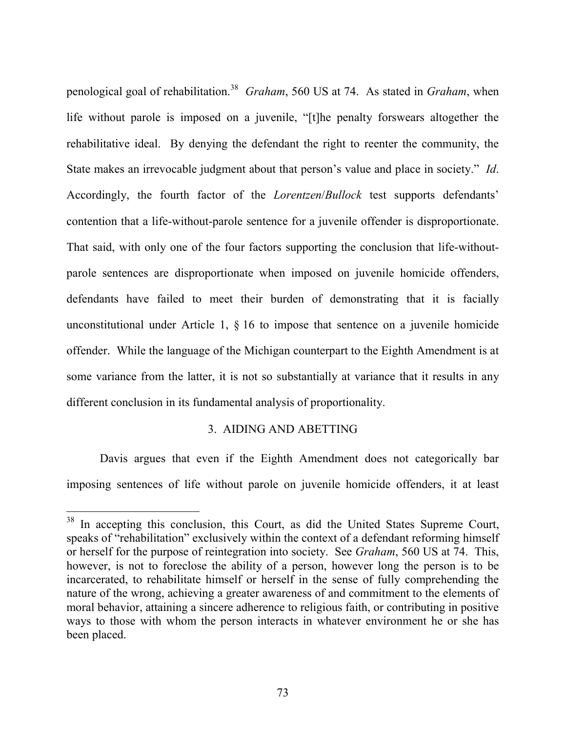penological goal of rehabilitation.[38] *Graham*, 560 US at 74. As stated in *Graham*, when life without parole is imposed on a juvenile, "[t]he penalty forswears altogether the rehabilitative ideal. By denying the defendant the right to reenter the community, the State makes an irrevocable judgment about that person's value and place in society." *Id*. Accordingly, the fourth factor of the *Lorentzen*/*Bullock* test supports defendants' contention that a life-without-parole sentence for a juvenile offender is disproportionate. That said, with only one of the four factors supporting the conclusion that life-without-parole sentences are disproportionate when imposed on juvenile homicide offenders, defendants have failed to meet their burden of demonstrating that it is facially unconstitutional under Article 1, § 16 to impose that sentence on a juvenile homicide offender. While the language of the Michigan counterpart to the Eighth Amendment is at some variance from the latter, it is not so substantially at variance that it results in any different conclusion in its fundamental analysis of proportionality.

### 3. AIDING AND ABETTING

Davis argues that even if the Eighth Amendment does not categorically bar imposing sentences of life without parole on juvenile homicide offenders, it at least

---

[38] In accepting this conclusion, this Court, as did the United States Supreme Court, speaks of "rehabilitation" exclusively within the context of a defendant reforming himself or herself for the purpose of reintegration into society. See *Graham*, 560 US at 74. This, however, is not to foreclose the ability of a person, however long the person is to be incarcerated, to rehabilitate himself or herself in the sense of fully comprehending the nature of the wrong, achieving a greater awareness of and commitment to the elements of moral behavior, attaining a sincere adherence to religious faith, or contributing in positive ways to those with whom the person interacts in whatever environment he or she has been placed.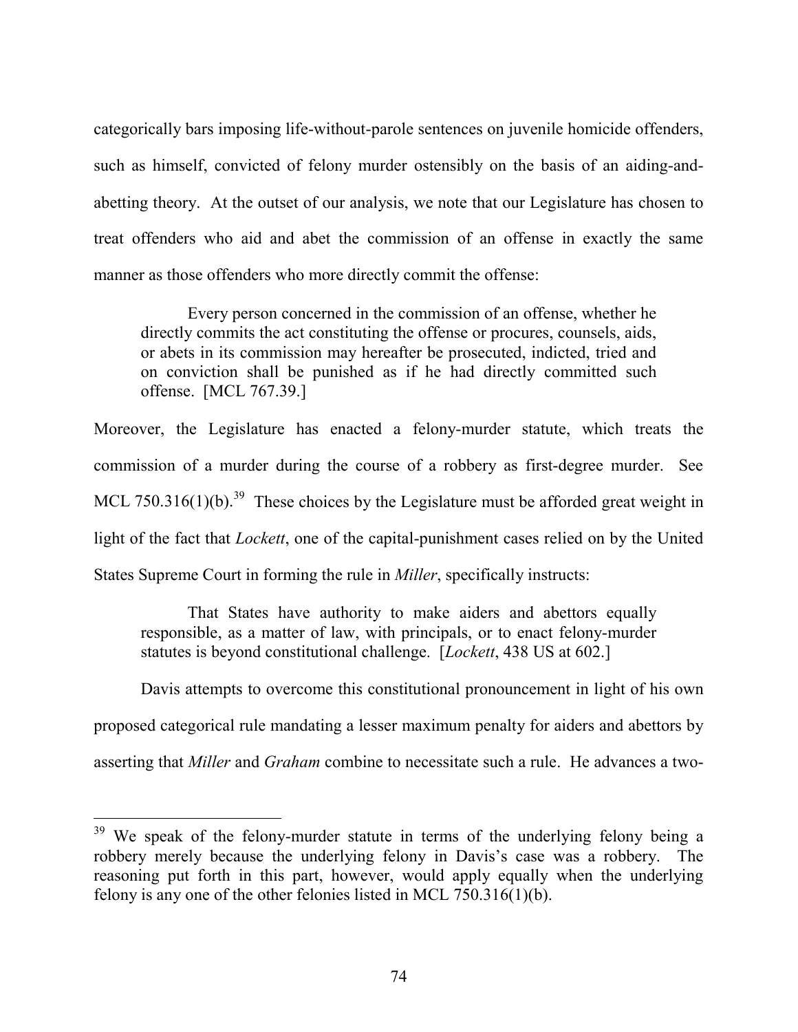categorically bars imposing life-without-parole sentences on juvenile homicide offenders, such as himself, convicted of felony murder ostensibly on the basis of an aiding-and-abetting theory. At the outset of our analysis, we note that our Legislature has chosen to treat offenders who aid and abet the commission of an offense in exactly the same manner as those offenders who more directly commit the offense:

> Every person concerned in the commission of an offense, whether he directly commits the act constituting the offense or procures, counsels, aids, or abets in its commission may hereafter be prosecuted, indicted, tried and on conviction shall be punished as if he had directly committed such offense. [MCL 767.39.]

Moreover, the Legislature has enacted a felony-murder statute, which treats the commission of a murder during the course of a robbery as first-degree murder. See MCL 750.316(1)(b).[39] These choices by the Legislature must be afforded great weight in light of the fact that *Lockett*, one of the capital-punishment cases relied on by the United States Supreme Court in forming the rule in *Miller*, specifically instructs:

> That States have authority to make aiders and abettors equally responsible, as a matter of law, with principals, or to enact felony-murder statutes is beyond constitutional challenge. [*Lockett*, 438 US at 602.]

Davis attempts to overcome this constitutional pronouncement in light of his own proposed categorical rule mandating a lesser maximum penalty for aiders and abettors by asserting that *Miller* and *Graham* combine to necessitate such a rule. He advances a two-

---

[39] We speak of the felony-murder statute in terms of the underlying felony being a robbery merely because the underlying felony in Davis's case was a robbery. The reasoning put forth in this part, however, would apply equally when the underlying felony is any one of the other felonies listed in MCL 750.316(1)(b).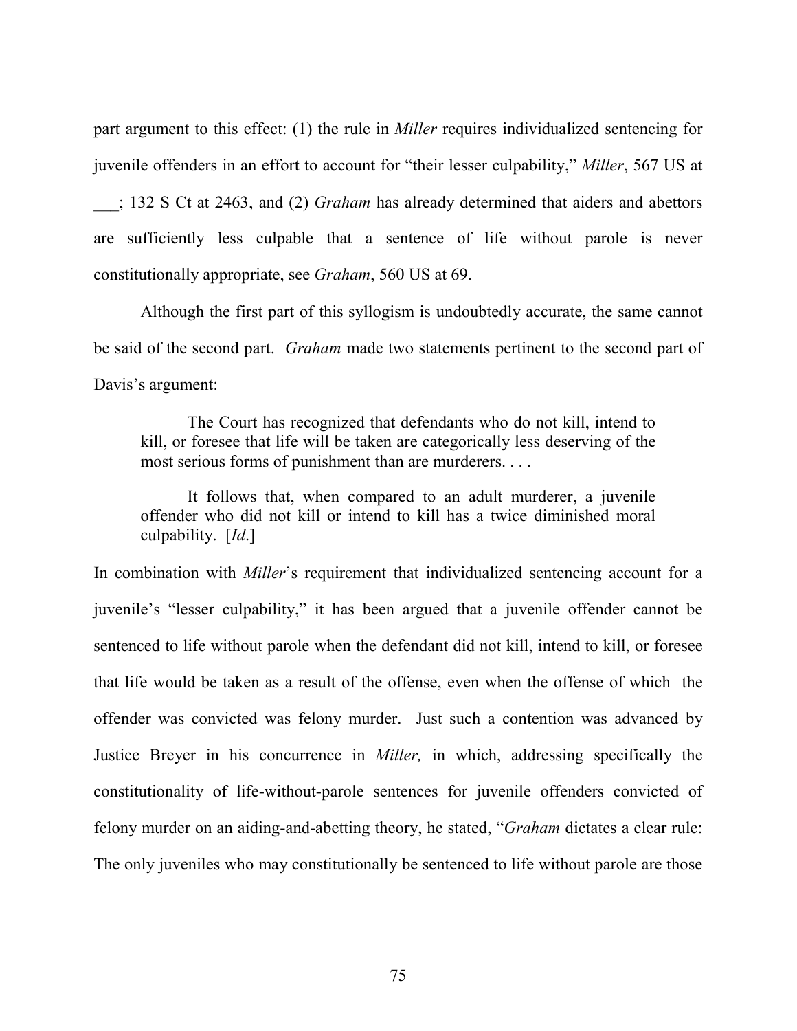part argument to this effect: (1) the rule in *Miller* requires individualized sentencing for juvenile offenders in an effort to account for "their lesser culpability," *Miller*, 567 US at ___; 132 S Ct at 2463, and (2) *Graham* has already determined that aiders and abettors are sufficiently less culpable that a sentence of life without parole is never constitutionally appropriate, see *Graham*, 560 US at 69.

Although the first part of this syllogism is undoubtedly accurate, the same cannot be said of the second part. *Graham* made two statements pertinent to the second part of Davis's argument:

> The Court has recognized that defendants who do not kill, intend to kill, or foresee that life will be taken are categorically less deserving of the most serious forms of punishment than are murderers. . . .
>
> It follows that, when compared to an adult murderer, a juvenile offender who did not kill or intend to kill has a twice diminished moral culpability. [*Id*.]

In combination with *Miller*'s requirement that individualized sentencing account for a juvenile's "lesser culpability," it has been argued that a juvenile offender cannot be sentenced to life without parole when the defendant did not kill, intend to kill, or foresee that life would be taken as a result of the offense, even when the offense of which the offender was convicted was felony murder. Just such a contention was advanced by Justice Breyer in his concurrence in *Miller,* in which, addressing specifically the constitutionality of life-without-parole sentences for juvenile offenders convicted of felony murder on an aiding-and-abetting theory, he stated, "*Graham* dictates a clear rule: The only juveniles who may constitutionally be sentenced to life without parole are those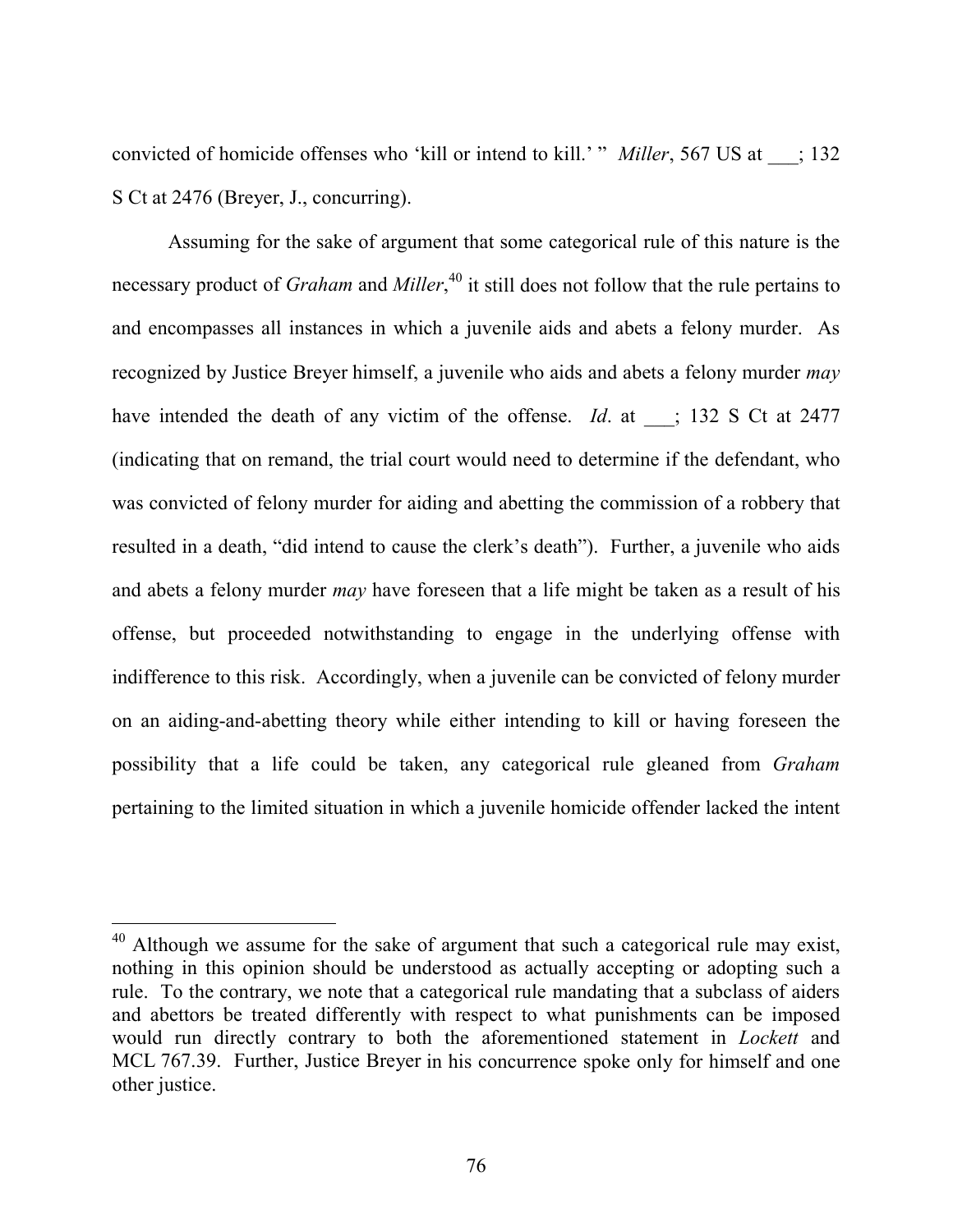convicted of homicide offenses who 'kill or intend to kill.' " *Miller*, 567 US at ___; 132 S Ct at 2476 (Breyer, J., concurring).

Assuming for the sake of argument that some categorical rule of this nature is the necessary product of *Graham* and *Miller*,[40] it still does not follow that the rule pertains to and encompasses all instances in which a juvenile aids and abets a felony murder. As recognized by Justice Breyer himself, a juvenile who aids and abets a felony murder *may* have intended the death of any victim of the offense. *Id*. at ___; 132 S Ct at 2477 (indicating that on remand, the trial court would need to determine if the defendant, who was convicted of felony murder for aiding and abetting the commission of a robbery that resulted in a death, "did intend to cause the clerk's death"). Further, a juvenile who aids and abets a felony murder *may* have foreseen that a life might be taken as a result of his offense, but proceeded notwithstanding to engage in the underlying offense with indifference to this risk. Accordingly, when a juvenile can be convicted of felony murder on an aiding-and-abetting theory while either intending to kill or having foreseen the possibility that a life could be taken, any categorical rule gleaned from *Graham* pertaining to the limited situation in which a juvenile homicide offender lacked the intent

[40] Although we assume for the sake of argument that such a categorical rule may exist, nothing in this opinion should be understood as actually accepting or adopting such a rule. To the contrary, we note that a categorical rule mandating that a subclass of aiders and abettors be treated differently with respect to what punishments can be imposed would run directly contrary to both the aforementioned statement in *Lockett* and MCL 767.39. Further, Justice Breyer in his concurrence spoke only for himself and one other justice.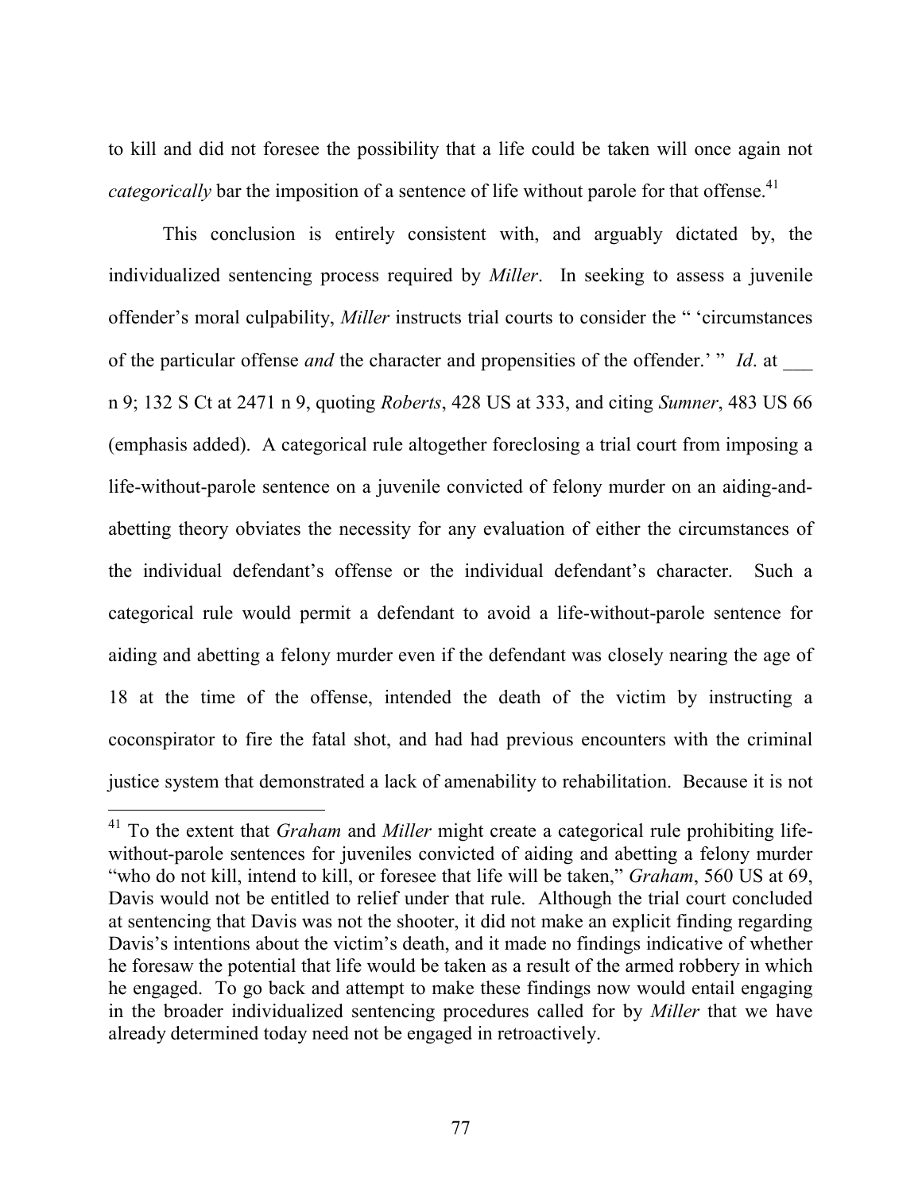to kill and did not foresee the possibility that a life could be taken will once again not *categorically* bar the imposition of a sentence of life without parole for that offense.[41]

This conclusion is entirely consistent with, and arguably dictated by, the individualized sentencing process required by *Miller*. In seeking to assess a juvenile offender's moral culpability, *Miller* instructs trial courts to consider the " 'circumstances of the particular offense *and* the character and propensities of the offender.' " *Id*. at ___ n 9; 132 S Ct at 2471 n 9, quoting *Roberts*, 428 US at 333, and citing *Sumner*, 483 US 66 (emphasis added). A categorical rule altogether foreclosing a trial court from imposing a life-without-parole sentence on a juvenile convicted of felony murder on an aiding-and-abetting theory obviates the necessity for any evaluation of either the circumstances of the individual defendant's offense or the individual defendant's character. Such a categorical rule would permit a defendant to avoid a life-without-parole sentence for aiding and abetting a felony murder even if the defendant was closely nearing the age of 18 at the time of the offense, intended the death of the victim by instructing a coconspirator to fire the fatal shot, and had had previous encounters with the criminal justice system that demonstrated a lack of amenability to rehabilitation. Because it is not

[41] To the extent that *Graham* and *Miller* might create a categorical rule prohibiting life-without-parole sentences for juveniles convicted of aiding and abetting a felony murder "who do not kill, intend to kill, or foresee that life will be taken," *Graham*, 560 US at 69, Davis would not be entitled to relief under that rule. Although the trial court concluded at sentencing that Davis was not the shooter, it did not make an explicit finding regarding Davis's intentions about the victim's death, and it made no findings indicative of whether he foresaw the potential that life would be taken as a result of the armed robbery in which he engaged. To go back and attempt to make these findings now would entail engaging in the broader individualized sentencing procedures called for by *Miller* that we have already determined today need not be engaged in retroactively.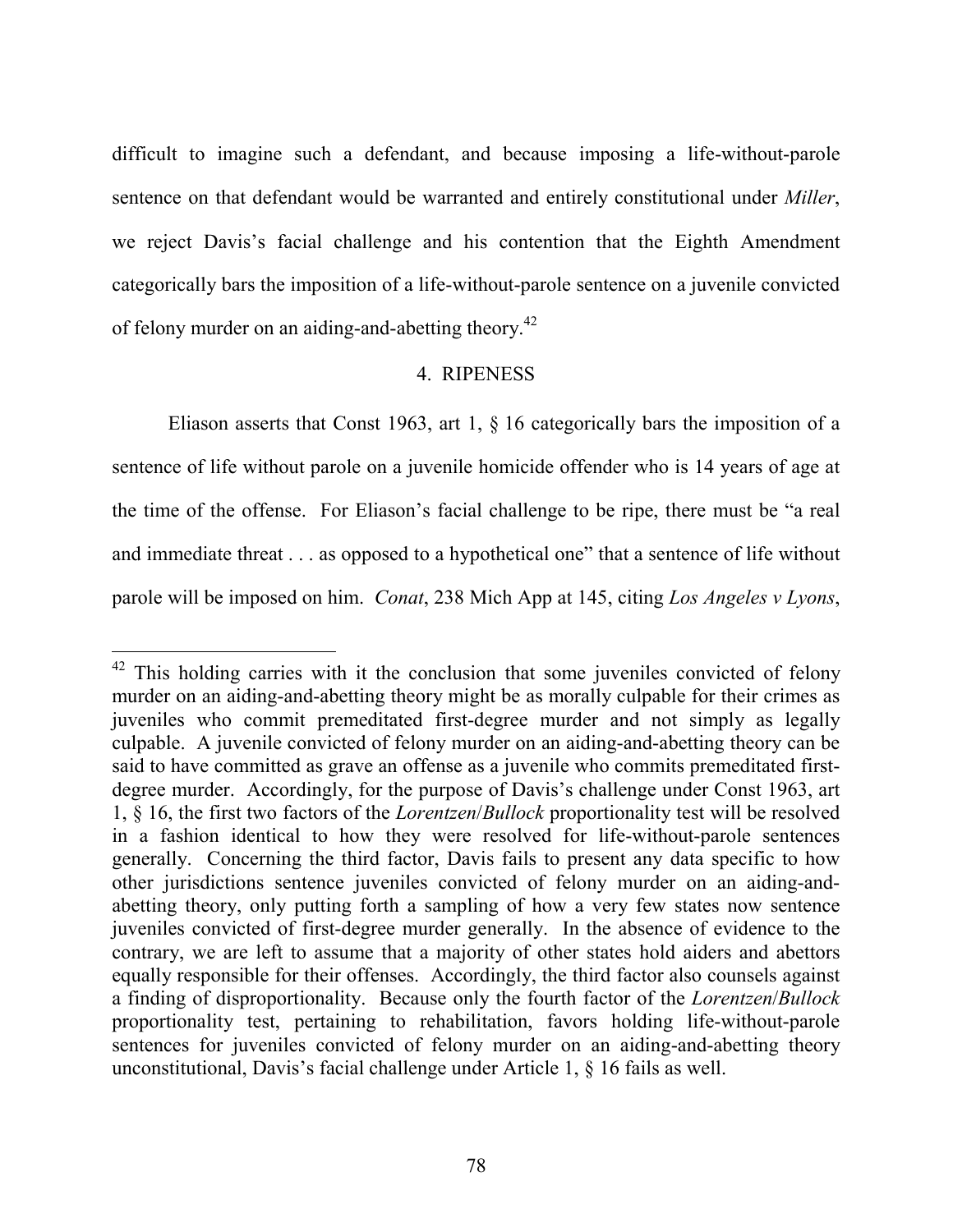difficult to imagine such a defendant, and because imposing a life-without-parole sentence on that defendant would be warranted and entirely constitutional under *Miller*, we reject Davis's facial challenge and his contention that the Eighth Amendment categorically bars the imposition of a life-without-parole sentence on a juvenile convicted of felony murder on an aiding-and-abetting theory.[42]

4. RIPENESS

Eliason asserts that Const 1963, art 1, § 16 categorically bars the imposition of a sentence of life without parole on a juvenile homicide offender who is 14 years of age at the time of the offense. For Eliason's facial challenge to be ripe, there must be "a real and immediate threat . . . as opposed to a hypothetical one" that a sentence of life without parole will be imposed on him. *Conat*, 238 Mich App at 145, citing *Los Angeles v Lyons*,

---

[42] This holding carries with it the conclusion that some juveniles convicted of felony murder on an aiding-and-abetting theory might be as morally culpable for their crimes as juveniles who commit premeditated first-degree murder and not simply as legally culpable. A juvenile convicted of felony murder on an aiding-and-abetting theory can be said to have committed as grave an offense as a juvenile who commits premeditated first-degree murder. Accordingly, for the purpose of Davis's challenge under Const 1963, art 1, § 16, the first two factors of the *Lorentzen*/*Bullock* proportionality test will be resolved in a fashion identical to how they were resolved for life-without-parole sentences generally. Concerning the third factor, Davis fails to present any data specific to how other jurisdictions sentence juveniles convicted of felony murder on an aiding-and-abetting theory, only putting forth a sampling of how a very few states now sentence juveniles convicted of first-degree murder generally. In the absence of evidence to the contrary, we are left to assume that a majority of other states hold aiders and abettors equally responsible for their offenses. Accordingly, the third factor also counsels against a finding of disproportionality. Because only the fourth factor of the *Lorentzen*/*Bullock* proportionality test, pertaining to rehabilitation, favors holding life-without-parole sentences for juveniles convicted of felony murder on an aiding-and-abetting theory unconstitutional, Davis's facial challenge under Article 1, § 16 fails as well.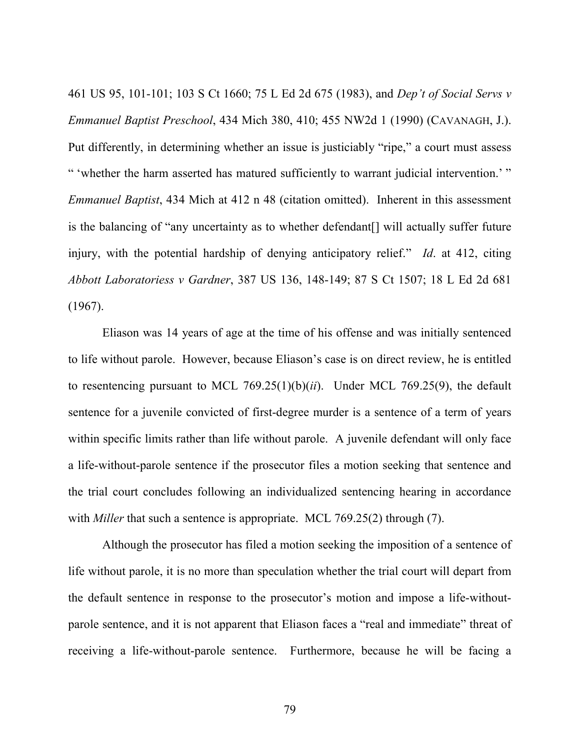461 US 95, 101-101; 103 S Ct 1660; 75 L Ed 2d 675 (1983), and *Dep't of Social Servs v Emmanuel Baptist Preschool*, 434 Mich 380, 410; 455 NW2d 1 (1990) (CAVANAGH, J.). Put differently, in determining whether an issue is justiciably "ripe," a court must assess " 'whether the harm asserted has matured sufficiently to warrant judicial intervention.' " *Emmanuel Baptist*, 434 Mich at 412 n 48 (citation omitted). Inherent in this assessment is the balancing of "any uncertainty as to whether defendant[] will actually suffer future injury, with the potential hardship of denying anticipatory relief." *Id*. at 412, citing *Abbott Laboratoriess v Gardner*, 387 US 136, 148-149; 87 S Ct 1507; 18 L Ed 2d 681 (1967).

Eliason was 14 years of age at the time of his offense and was initially sentenced to life without parole. However, because Eliason's case is on direct review, he is entitled to resentencing pursuant to MCL 769.25(1)(b)(*ii*). Under MCL 769.25(9), the default sentence for a juvenile convicted of first-degree murder is a sentence of a term of years within specific limits rather than life without parole. A juvenile defendant will only face a life-without-parole sentence if the prosecutor files a motion seeking that sentence and the trial court concludes following an individualized sentencing hearing in accordance with *Miller* that such a sentence is appropriate. MCL 769.25(2) through (7).

Although the prosecutor has filed a motion seeking the imposition of a sentence of life without parole, it is no more than speculation whether the trial court will depart from the default sentence in response to the prosecutor's motion and impose a life-without-parole sentence, and it is not apparent that Eliason faces a "real and immediate" threat of receiving a life-without-parole sentence. Furthermore, because he will be facing a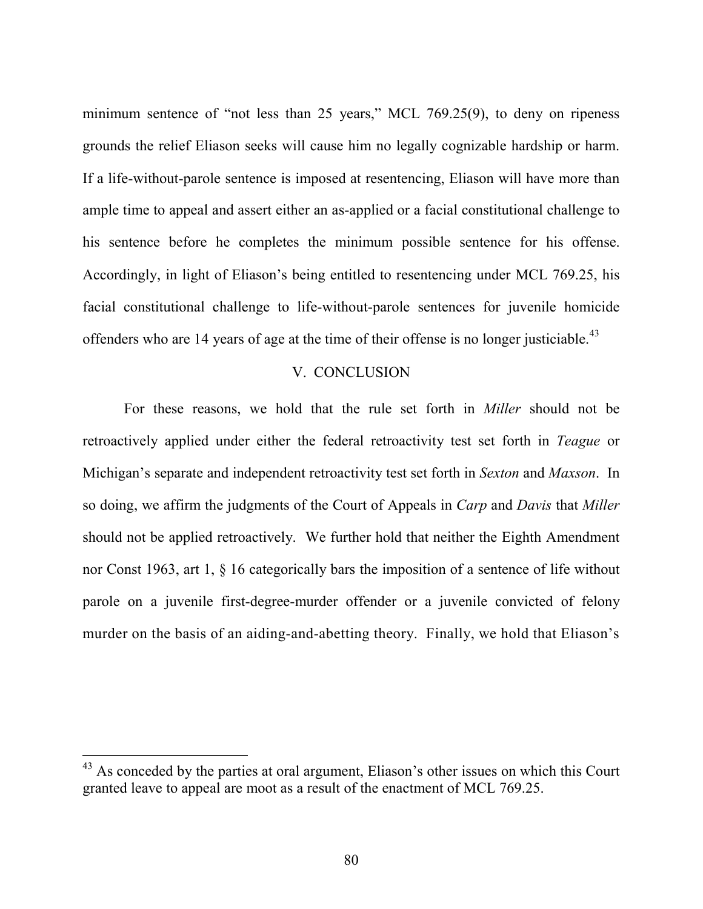minimum sentence of "not less than 25 years," MCL 769.25(9), to deny on ripeness grounds the relief Eliason seeks will cause him no legally cognizable hardship or harm. If a life-without-parole sentence is imposed at resentencing, Eliason will have more than ample time to appeal and assert either an as-applied or a facial constitutional challenge to his sentence before he completes the minimum possible sentence for his offense. Accordingly, in light of Eliason's being entitled to resentencing under MCL 769.25, his facial constitutional challenge to life-without-parole sentences for juvenile homicide offenders who are 14 years of age at the time of their offense is no longer justiciable.[43]

## V. CONCLUSION

For these reasons, we hold that the rule set forth in *Miller* should not be retroactively applied under either the federal retroactivity test set forth in *Teague* or Michigan's separate and independent retroactivity test set forth in *Sexton* and *Maxson*. In so doing, we affirm the judgments of the Court of Appeals in *Carp* and *Davis* that *Miller* should not be applied retroactively. We further hold that neither the Eighth Amendment nor Const 1963, art 1, § 16 categorically bars the imposition of a sentence of life without parole on a juvenile first-degree-murder offender or a juvenile convicted of felony murder on the basis of an aiding-and-abetting theory. Finally, we hold that Eliason's

---

[43] As conceded by the parties at oral argument, Eliason's other issues on which this Court granted leave to appeal are moot as a result of the enactment of MCL 769.25.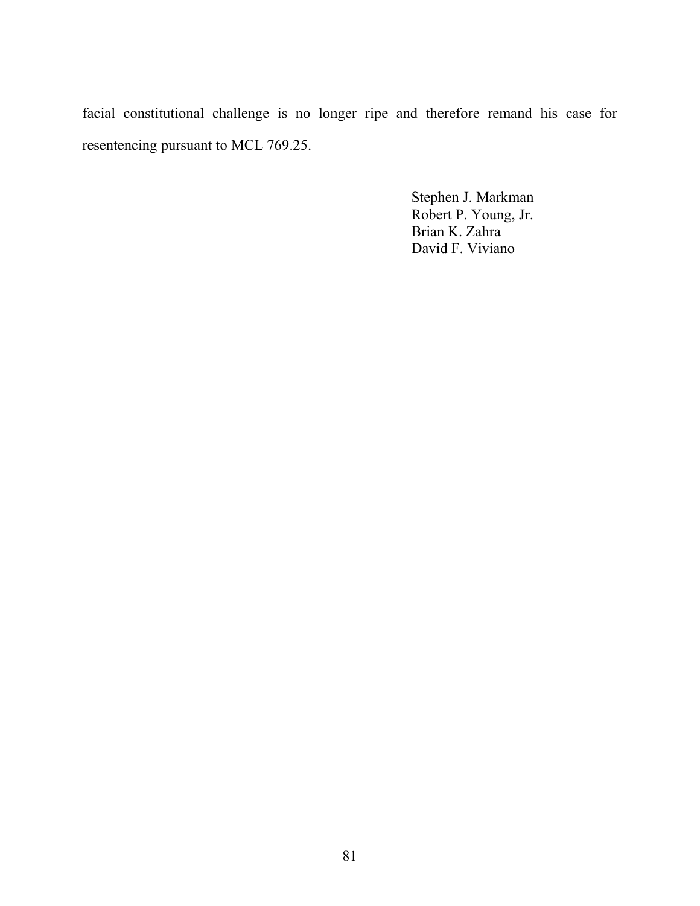facial constitutional challenge is no longer ripe and therefore remand his case for resentencing pursuant to MCL 769.25.

Stephen J. Markman
Robert P. Young, Jr.
Brian K. Zahra
David F. Viviano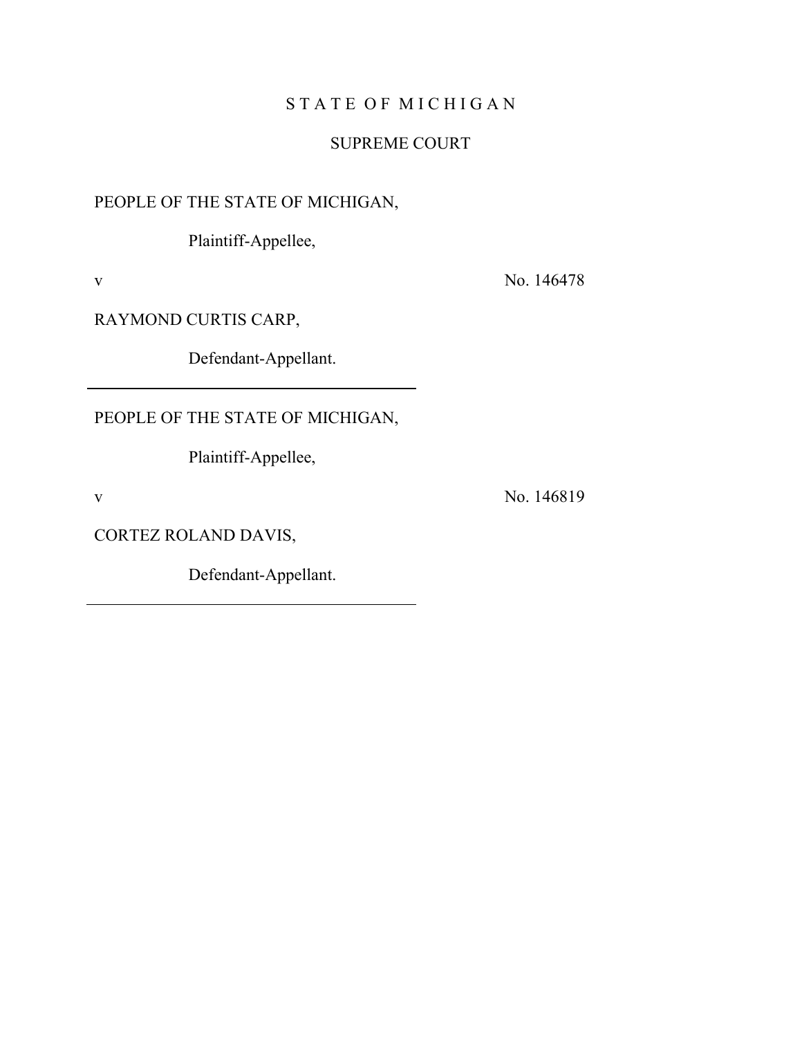S T A T E O F M I C H I G A N

SUPREME COURT

PEOPLE OF THE STATE OF MICHIGAN,

Plaintiff-Appellee,

v No. 146478

RAYMOND CURTIS CARP,

Defendant-Appellant.

---

PEOPLE OF THE STATE OF MICHIGAN,

Plaintiff-Appellee,

v No. 146819

CORTEZ ROLAND DAVIS,

Defendant-Appellant.

---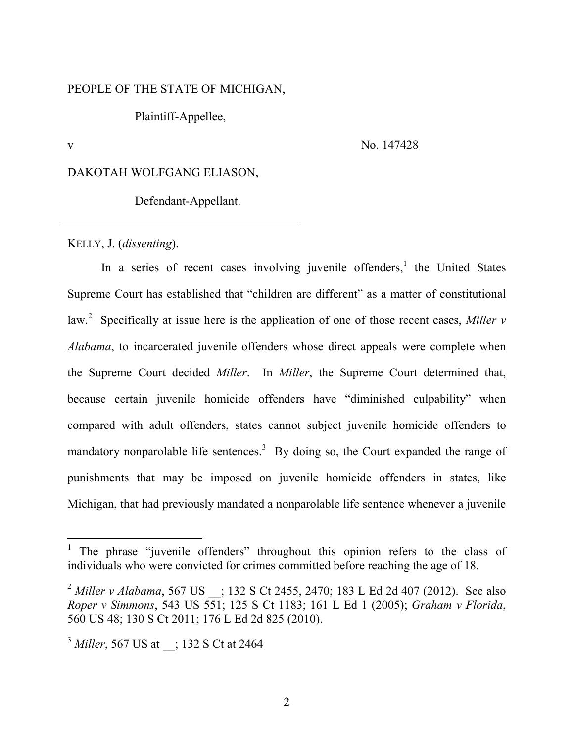PEOPLE OF THE STATE OF MICHIGAN,

Plaintiff-Appellee,

v No. 147428

DAKOTAH WOLFGANG ELIASON,

Defendant-Appellant.

---

KELLY, J. (*dissenting*).

In a series of recent cases involving juvenile offenders,[1] the United States Supreme Court has established that "children are different" as a matter of constitutional law.[2] Specifically at issue here is the application of one of those recent cases, *Miller v Alabama*, to incarcerated juvenile offenders whose direct appeals were complete when the Supreme Court decided *Miller*. In *Miller*, the Supreme Court determined that, because certain juvenile homicide offenders have "diminished culpability" when compared with adult offenders, states cannot subject juvenile homicide offenders to mandatory nonparolable life sentences.[3] By doing so, the Court expanded the range of punishments that may be imposed on juvenile homicide offenders in states, like Michigan, that had previously mandated a nonparolable life sentence whenever a juvenile

---

[1] The phrase "juvenile offenders" throughout this opinion refers to the class of individuals who were convicted for crimes committed before reaching the age of 18.

[2] *Miller v Alabama*, 567 US __; 132 S Ct 2455, 2470; 183 L Ed 2d 407 (2012). See also *Roper v Simmons*, 543 US 551; 125 S Ct 1183; 161 L Ed 1 (2005); *Graham v Florida*, 560 US 48; 130 S Ct 2011; 176 L Ed 2d 825 (2010).

[3] *Miller*, 567 US at __; 132 S Ct at 2464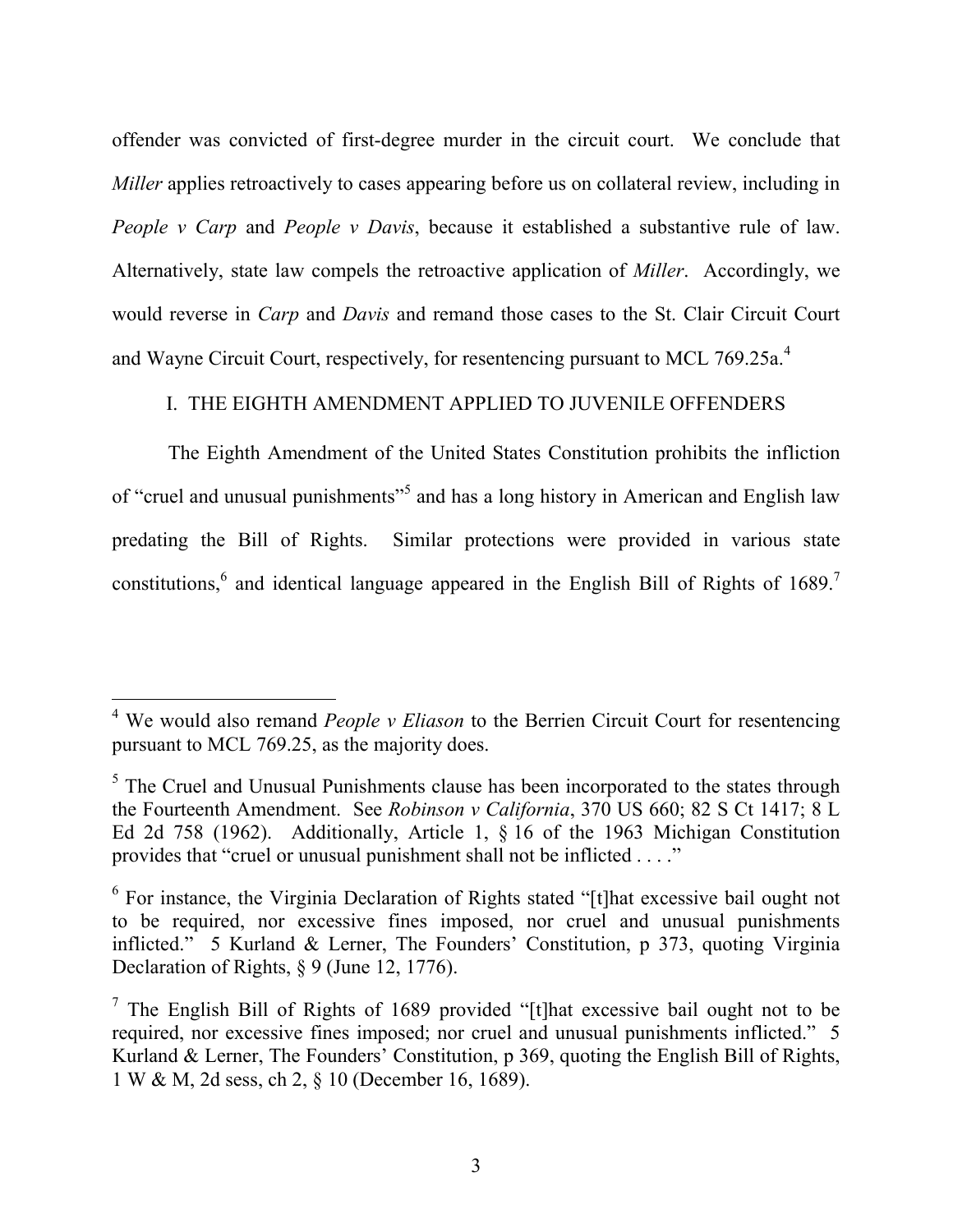offender was convicted of first-degree murder in the circuit court. We conclude that *Miller* applies retroactively to cases appearing before us on collateral review, including in *People v Carp* and *People v Davis*, because it established a substantive rule of law. Alternatively, state law compels the retroactive application of *Miller*. Accordingly, we would reverse in *Carp* and *Davis* and remand those cases to the St. Clair Circuit Court and Wayne Circuit Court, respectively, for resentencing pursuant to MCL 769.25a.[4]

## I. THE EIGHTH AMENDMENT APPLIED TO JUVENILE OFFENDERS

The Eighth Amendment of the United States Constitution prohibits the infliction of "cruel and unusual punishments"[5] and has a long history in American and English law predating the Bill of Rights. Similar protections were provided in various state constitutions,[6] and identical language appeared in the English Bill of Rights of 1689.[7]

---

[4] We would also remand *People v Eliason* to the Berrien Circuit Court for resentencing pursuant to MCL 769.25, as the majority does.

[5] The Cruel and Unusual Punishments clause has been incorporated to the states through the Fourteenth Amendment. See *Robinson v California*, 370 US 660; 82 S Ct 1417; 8 L Ed 2d 758 (1962). Additionally, Article 1, § 16 of the 1963 Michigan Constitution provides that "cruel or unusual punishment shall not be inflicted . . . ."

[6] For instance, the Virginia Declaration of Rights stated "[t]hat excessive bail ought not to be required, nor excessive fines imposed, nor cruel and unusual punishments inflicted." 5 Kurland & Lerner, The Founders' Constitution, p 373, quoting Virginia Declaration of Rights, § 9 (June 12, 1776).

[7] The English Bill of Rights of 1689 provided "[t]hat excessive bail ought not to be required, nor excessive fines imposed; nor cruel and unusual punishments inflicted." 5 Kurland & Lerner, The Founders' Constitution, p 369, quoting the English Bill of Rights, 1 W & M, 2d sess, ch 2, § 10 (December 16, 1689).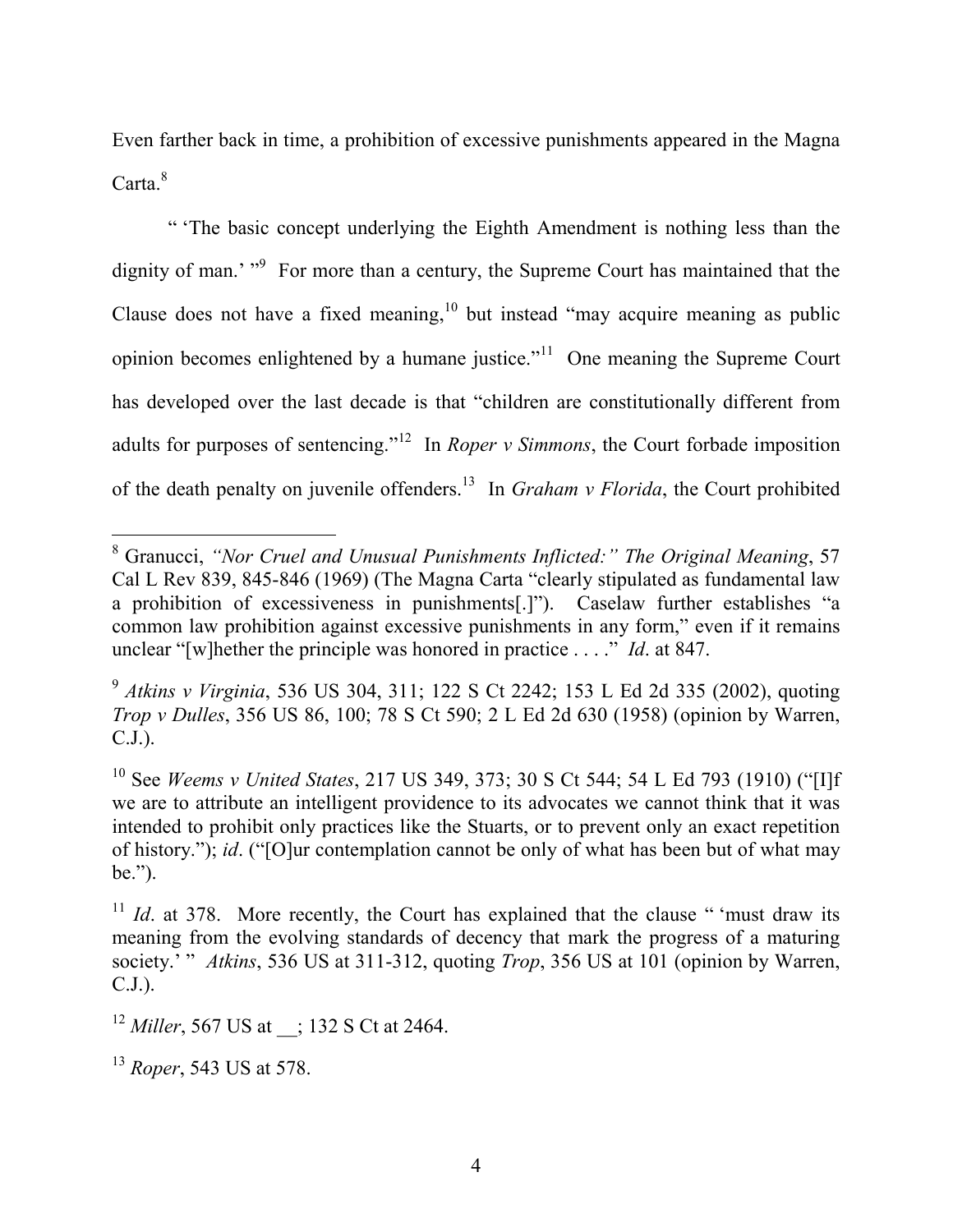Even farther back in time, a prohibition of excessive punishments appeared in the Magna Carta.[8]

" 'The basic concept underlying the Eighth Amendment is nothing less than the dignity of man.' "[9] For more than a century, the Supreme Court has maintained that the Clause does not have a fixed meaning,[10] but instead "may acquire meaning as public opinion becomes enlightened by a humane justice."[11] One meaning the Supreme Court has developed over the last decade is that "children are constitutionally different from adults for purposes of sentencing."[12] In *Roper v Simmons*, the Court forbade imposition of the death penalty on juvenile offenders.[13] In *Graham v Florida*, the Court prohibited

---

[8] Granucci, *"Nor Cruel and Unusual Punishments Inflicted:" The Original Meaning*, 57 Cal L Rev 839, 845-846 (1969) (The Magna Carta "clearly stipulated as fundamental law a prohibition of excessiveness in punishments[.]"). Caselaw further establishes "a common law prohibition against excessive punishments in any form," even if it remains unclear "[w]hether the principle was honored in practice . . . ." *Id*. at 847.

[9] *Atkins v Virginia*, 536 US 304, 311; 122 S Ct 2242; 153 L Ed 2d 335 (2002), quoting *Trop v Dulles*, 356 US 86, 100; 78 S Ct 590; 2 L Ed 2d 630 (1958) (opinion by Warren, C.J.).

[10] See *Weems v United States*, 217 US 349, 373; 30 S Ct 544; 54 L Ed 793 (1910) ("[I]f we are to attribute an intelligent providence to its advocates we cannot think that it was intended to prohibit only practices like the Stuarts, or to prevent only an exact repetition of history."); *id*. ("[O]ur contemplation cannot be only of what has been but of what may be.").

[11] *Id*. at 378. More recently, the Court has explained that the clause " 'must draw its meaning from the evolving standards of decency that mark the progress of a maturing society.' " *Atkins*, 536 US at 311-312, quoting *Trop*, 356 US at 101 (opinion by Warren, C.J.).

[12] *Miller*, 567 US at __; 132 S Ct at 2464.

[13] *Roper*, 543 US at 578.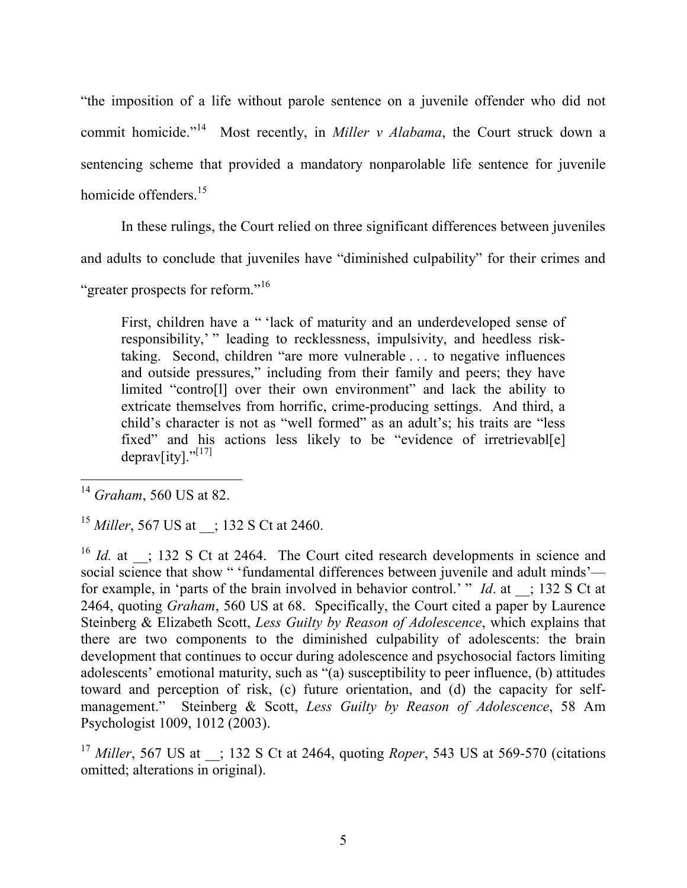"the imposition of a life without parole sentence on a juvenile offender who did not commit homicide."[14] Most recently, in *Miller v Alabama*, the Court struck down a sentencing scheme that provided a mandatory nonparolable life sentence for juvenile homicide offenders.[15]

In these rulings, the Court relied on three significant differences between juveniles and adults to conclude that juveniles have "diminished culpability" for their crimes and "greater prospects for reform."[16]

> First, children have a " 'lack of maturity and an underdeveloped sense of responsibility,' " leading to recklessness, impulsivity, and heedless risk-taking. Second, children "are more vulnerable . . . to negative influences and outside pressures," including from their family and peers; they have limited "contro[l] over their own environment" and lack the ability to extricate themselves from horrific, crime-producing settings. And third, a child's character is not as "well formed" as an adult's; his traits are "less fixed" and his actions less likely to be "evidence of irretrievabl[e] deprav[ity]."[17]

---

[14] *Graham*, 560 US at 82.

[15] *Miller*, 567 US at __; 132 S Ct at 2460.

[16] *Id.* at __; 132 S Ct at 2464. The Court cited research developments in science and social science that show " 'fundamental differences between juvenile and adult minds'—for example, in 'parts of the brain involved in behavior control.' " *Id*. at __; 132 S Ct at 2464, quoting *Graham*, 560 US at 68. Specifically, the Court cited a paper by Laurence Steinberg & Elizabeth Scott, *Less Guilty by Reason of Adolescence*, which explains that there are two components to the diminished culpability of adolescents: the brain development that continues to occur during adolescence and psychosocial factors limiting adolescents' emotional maturity, such as "(a) susceptibility to peer influence, (b) attitudes toward and perception of risk, (c) future orientation, and (d) the capacity for self-management." Steinberg & Scott, *Less Guilty by Reason of Adolescence*, 58 Am Psychologist 1009, 1012 (2003).

[17] *Miller*, 567 US at __; 132 S Ct at 2464, quoting *Roper*, 543 US at 569-570 (citations omitted; alterations in original).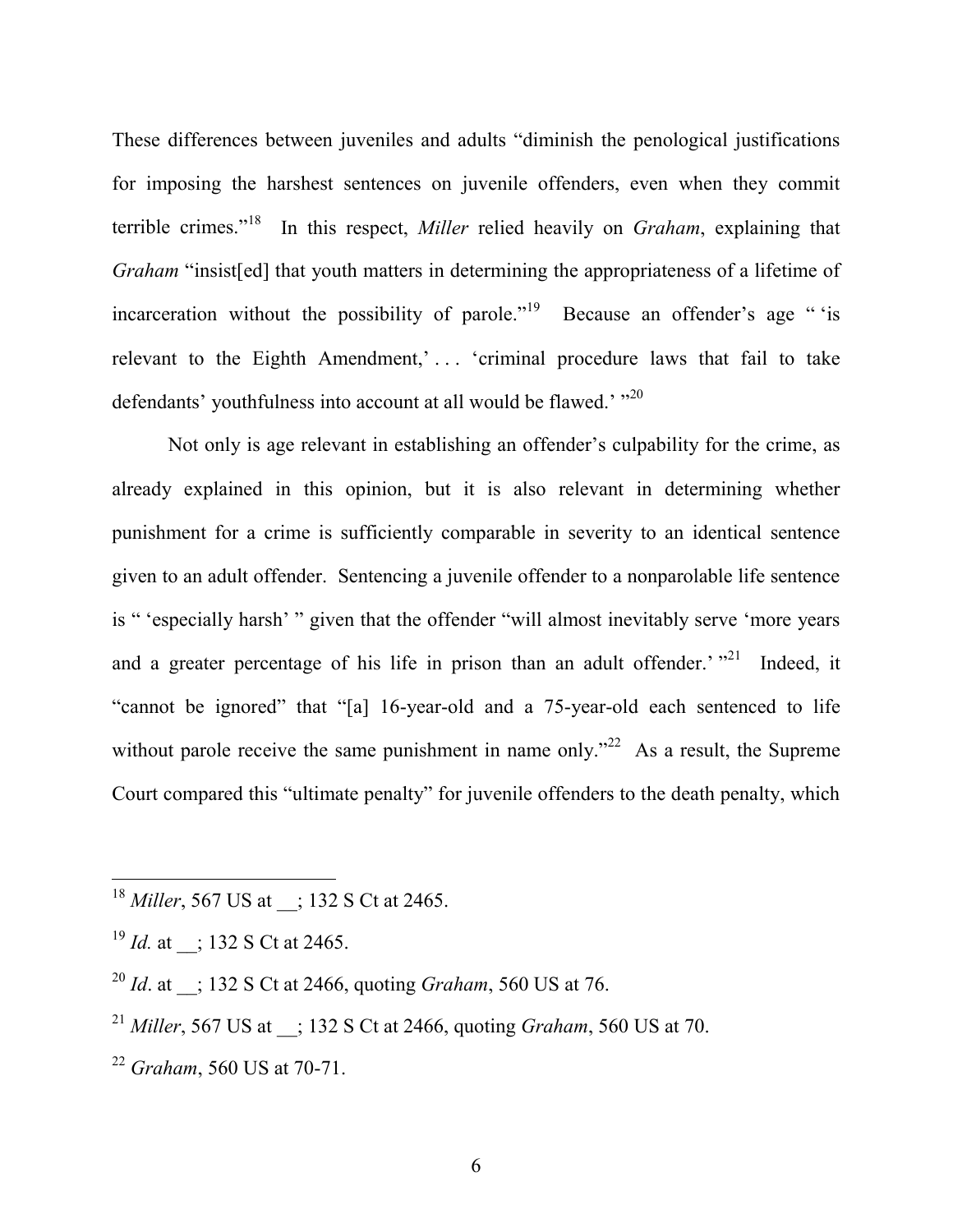These differences between juveniles and adults "diminish the penological justifications for imposing the harshest sentences on juvenile offenders, even when they commit terrible crimes."[18] In this respect, *Miller* relied heavily on *Graham*, explaining that *Graham* "insist[ed] that youth matters in determining the appropriateness of a lifetime of incarceration without the possibility of parole."[19] Because an offender's age " 'is relevant to the Eighth Amendment,' . . . 'criminal procedure laws that fail to take defendants' youthfulness into account at all would be flawed.' "[20]

Not only is age relevant in establishing an offender's culpability for the crime, as already explained in this opinion, but it is also relevant in determining whether punishment for a crime is sufficiently comparable in severity to an identical sentence given to an adult offender. Sentencing a juvenile offender to a nonparolable life sentence is " 'especially harsh' " given that the offender "will almost inevitably serve 'more years and a greater percentage of his life in prison than an adult offender.' "[21] Indeed, it "cannot be ignored" that "[a] 16-year-old and a 75-year-old each sentenced to life without parole receive the same punishment in name only."[22] As a result, the Supreme Court compared this "ultimate penalty" for juvenile offenders to the death penalty, which

---

[18] *Miller*, 567 US at __; 132 S Ct at 2465.

[19] *Id.* at __; 132 S Ct at 2465.

[20] *Id*. at __; 132 S Ct at 2466, quoting *Graham*, 560 US at 76.

[21] *Miller*, 567 US at __; 132 S Ct at 2466, quoting *Graham*, 560 US at 70.

[22] *Graham*, 560 US at 70-71.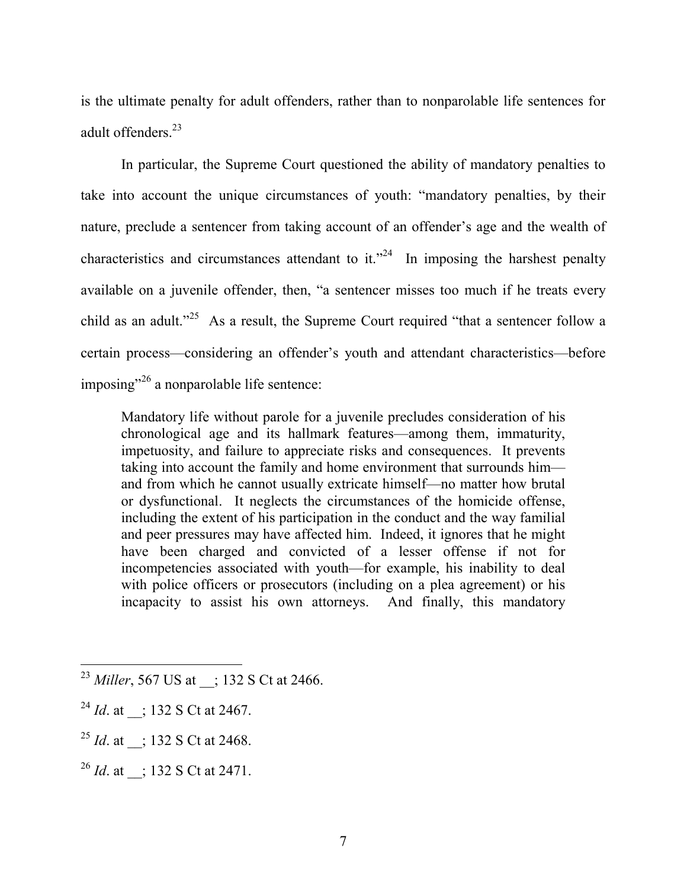is the ultimate penalty for adult offenders, rather than to nonparolable life sentences for adult offenders.[23]

In particular, the Supreme Court questioned the ability of mandatory penalties to take into account the unique circumstances of youth: "mandatory penalties, by their nature, preclude a sentencer from taking account of an offender's age and the wealth of characteristics and circumstances attendant to it."[24] In imposing the harshest penalty available on a juvenile offender, then, "a sentencer misses too much if he treats every child as an adult."[25] As a result, the Supreme Court required "that a sentencer follow a certain process—considering an offender's youth and attendant characteristics—before imposing"[26] a nonparolable life sentence:

> Mandatory life without parole for a juvenile precludes consideration of his chronological age and its hallmark features—among them, immaturity, impetuosity, and failure to appreciate risks and consequences. It prevents taking into account the family and home environment that surrounds him—and from which he cannot usually extricate himself—no matter how brutal or dysfunctional. It neglects the circumstances of the homicide offense, including the extent of his participation in the conduct and the way familial and peer pressures may have affected him. Indeed, it ignores that he might have been charged and convicted of a lesser offense if not for incompetencies associated with youth—for example, his inability to deal with police officers or prosecutors (including on a plea agreement) or his incapacity to assist his own attorneys. And finally, this mandatory

---

[23] *Miller*, 567 US at __; 132 S Ct at 2466.

[24] *Id*. at __; 132 S Ct at 2467.

[25] *Id*. at __; 132 S Ct at 2468.

[26] *Id*. at __; 132 S Ct at 2471.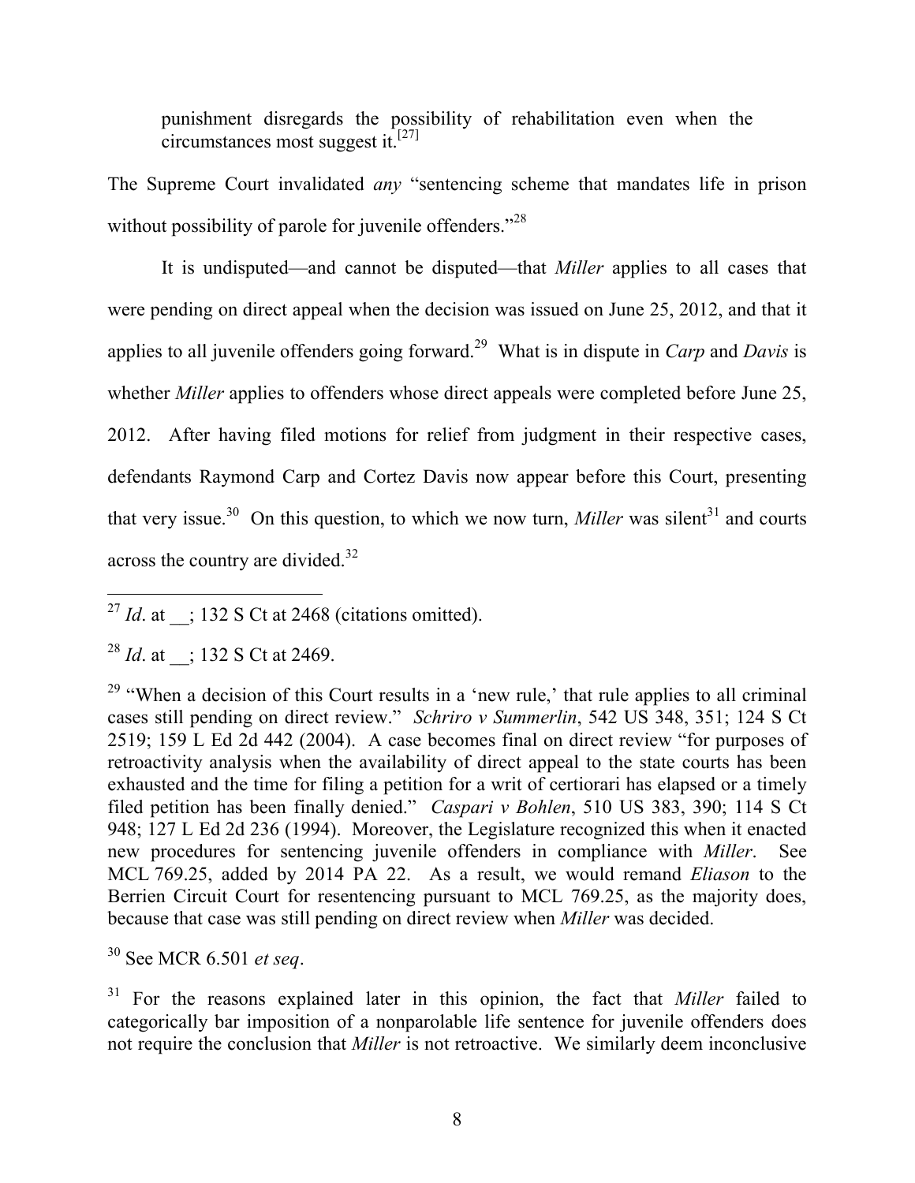punishment disregards the possibility of rehabilitation even when the circumstances most suggest it.[27]

The Supreme Court invalidated *any* "sentencing scheme that mandates life in prison without possibility of parole for juvenile offenders."[28]

It is undisputed—and cannot be disputed—that *Miller* applies to all cases that were pending on direct appeal when the decision was issued on June 25, 2012, and that it applies to all juvenile offenders going forward.[29] What is in dispute in *Carp* and *Davis* is whether *Miller* applies to offenders whose direct appeals were completed before June 25, 2012. After having filed motions for relief from judgment in their respective cases, defendants Raymond Carp and Cortez Davis now appear before this Court, presenting that very issue.[30] On this question, to which we now turn, *Miller* was silent[31] and courts across the country are divided.[32]

---

[27] *Id*. at __; 132 S Ct at 2468 (citations omitted).

[28] *Id*. at __; 132 S Ct at 2469.

[29] "When a decision of this Court results in a 'new rule,' that rule applies to all criminal cases still pending on direct review." *Schriro v Summerlin*, 542 US 348, 351; 124 S Ct 2519; 159 L Ed 2d 442 (2004). A case becomes final on direct review "for purposes of retroactivity analysis when the availability of direct appeal to the state courts has been exhausted and the time for filing a petition for a writ of certiorari has elapsed or a timely filed petition has been finally denied." *Caspari v Bohlen*, 510 US 383, 390; 114 S Ct 948; 127 L Ed 2d 236 (1994). Moreover, the Legislature recognized this when it enacted new procedures for sentencing juvenile offenders in compliance with *Miller*. See MCL 769.25, added by 2014 PA 22. As a result, we would remand *Eliason* to the Berrien Circuit Court for resentencing pursuant to MCL 769.25, as the majority does, because that case was still pending on direct review when *Miller* was decided.

[30] See MCR 6.501 *et seq*.

[31] For the reasons explained later in this opinion, the fact that *Miller* failed to categorically bar imposition of a nonparolable life sentence for juvenile offenders does not require the conclusion that *Miller* is not retroactive. We similarly deem inconclusive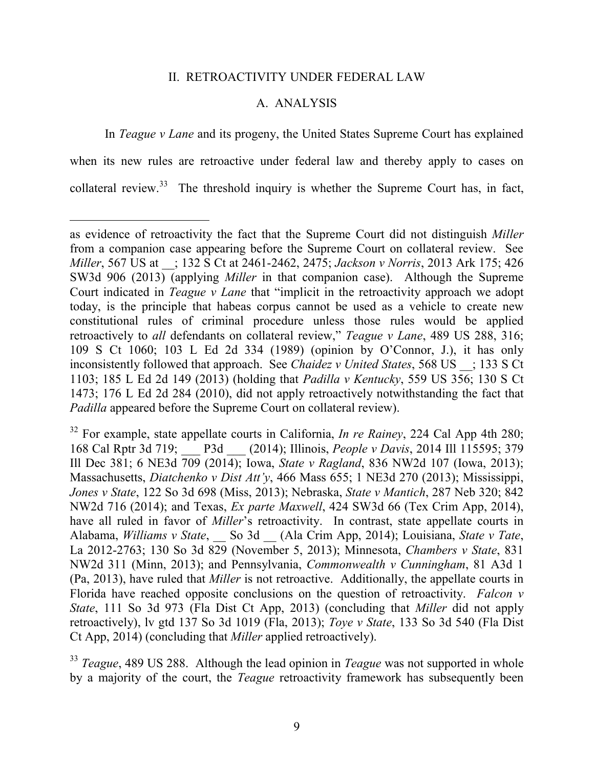## II. RETROACTIVITY UNDER FEDERAL LAW

### A. ANALYSIS

In *Teague v Lane* and its progeny, the United States Supreme Court has explained when its new rules are retroactive under federal law and thereby apply to cases on collateral review.[33] The threshold inquiry is whether the Supreme Court has, in fact,

---

as evidence of retroactivity the fact that the Supreme Court did not distinguish *Miller* from a companion case appearing before the Supreme Court on collateral review. See *Miller*, 567 US at __; 132 S Ct at 2461-2462, 2475; *Jackson v Norris*, 2013 Ark 175; 426 SW3d 906 (2013) (applying *Miller* in that companion case). Although the Supreme Court indicated in *Teague v Lane* that "implicit in the retroactivity approach we adopt today, is the principle that habeas corpus cannot be used as a vehicle to create new constitutional rules of criminal procedure unless those rules would be applied retroactively to *all* defendants on collateral review," *Teague v Lane*, 489 US 288, 316; 109 S Ct 1060; 103 L Ed 2d 334 (1989) (opinion by O'Connor, J.), it has only inconsistently followed that approach. See *Chaidez v United States*, 568 US __; 133 S Ct 1103; 185 L Ed 2d 149 (2013) (holding that *Padilla v Kentucky*, 559 US 356; 130 S Ct 1473; 176 L Ed 2d 284 (2010), did not apply retroactively notwithstanding the fact that *Padilla* appeared before the Supreme Court on collateral review).

[32] For example, state appellate courts in California, *In re Rainey*, 224 Cal App 4th 280; 168 Cal Rptr 3d 719; ___ P3d ___ (2014); Illinois, *People v Davis*, 2014 Ill 115595; 379 Ill Dec 381; 6 NE3d 709 (2014); Iowa, *State v Ragland*, 836 NW2d 107 (Iowa, 2013); Massachusetts, *Diatchenko v Dist Att'y*, 466 Mass 655; 1 NE3d 270 (2013); Mississippi, *Jones v State*, 122 So 3d 698 (Miss, 2013); Nebraska, *State v Mantich*, 287 Neb 320; 842 NW2d 716 (2014); and Texas, *Ex parte Maxwell*, 424 SW3d 66 (Tex Crim App, 2014), have all ruled in favor of *Miller*'s retroactivity. In contrast, state appellate courts in Alabama, *Williams v State*, __ So 3d __ (Ala Crim App, 2014); Louisiana, *State v Tate*, La 2012-2763; 130 So 3d 829 (November 5, 2013); Minnesota, *Chambers v State*, 831 NW2d 311 (Minn, 2013); and Pennsylvania, *Commonwealth v Cunningham*, 81 A3d 1 (Pa, 2013), have ruled that *Miller* is not retroactive. Additionally, the appellate courts in Florida have reached opposite conclusions on the question of retroactivity. *Falcon v State*, 111 So 3d 973 (Fla Dist Ct App, 2013) (concluding that *Miller* did not apply retroactively), lv gtd 137 So 3d 1019 (Fla, 2013); *Toye v State*, 133 So 3d 540 (Fla Dist Ct App, 2014) (concluding that *Miller* applied retroactively).

[33] *Teague*, 489 US 288. Although the lead opinion in *Teague* was not supported in whole by a majority of the court, the *Teague* retroactivity framework has subsequently been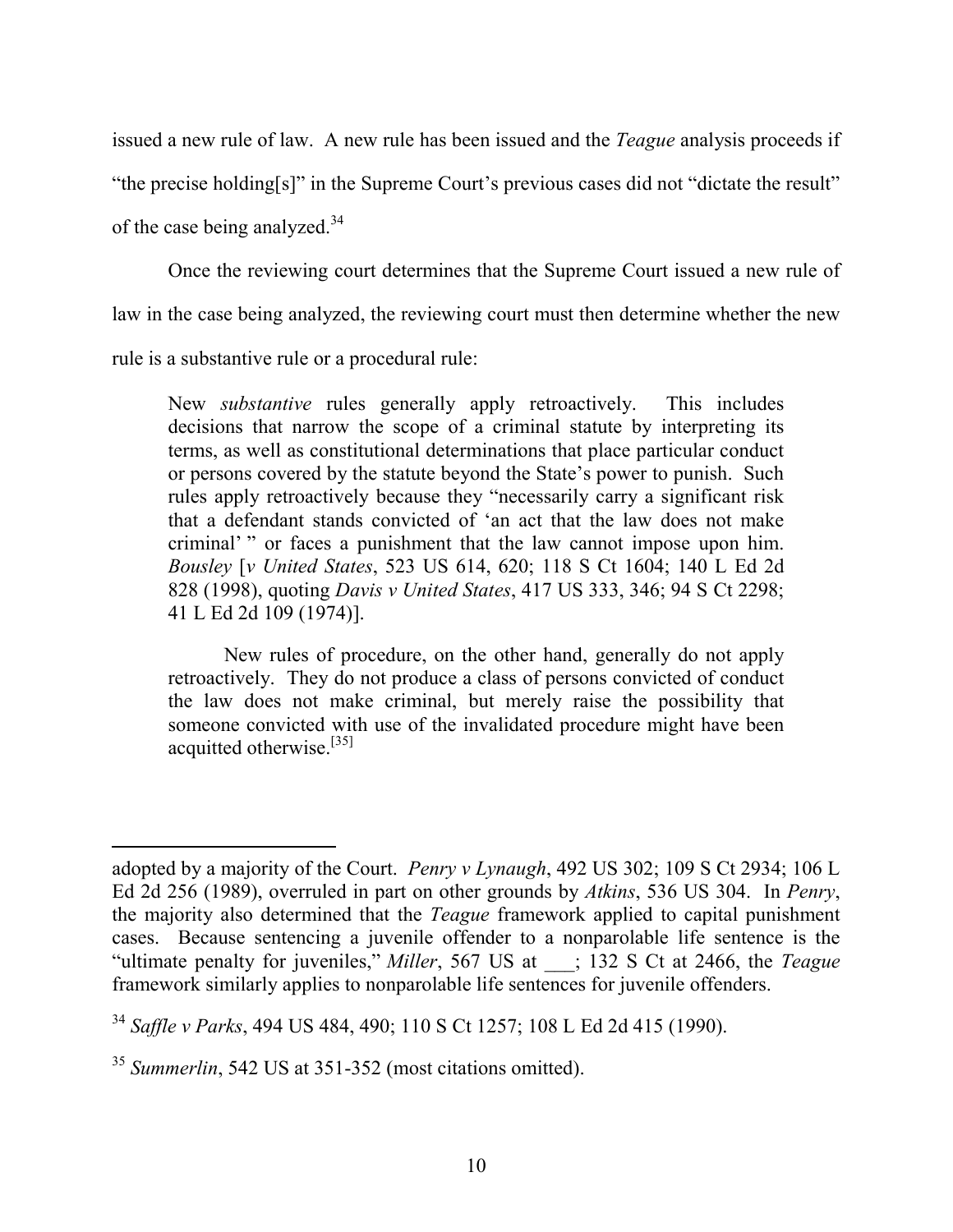issued a new rule of law. A new rule has been issued and the *Teague* analysis proceeds if "the precise holding[s]" in the Supreme Court's previous cases did not "dictate the result" of the case being analyzed.[34]

Once the reviewing court determines that the Supreme Court issued a new rule of law in the case being analyzed, the reviewing court must then determine whether the new rule is a substantive rule or a procedural rule:

> New *substantive* rules generally apply retroactively. This includes decisions that narrow the scope of a criminal statute by interpreting its terms, as well as constitutional determinations that place particular conduct or persons covered by the statute beyond the State's power to punish. Such rules apply retroactively because they "necessarily carry a significant risk that a defendant stands convicted of 'an act that the law does not make criminal' " or faces a punishment that the law cannot impose upon him. *Bousley* [*v United States*, 523 US 614, 620; 118 S Ct 1604; 140 L Ed 2d 828 (1998), quoting *Davis v United States*, 417 US 333, 346; 94 S Ct 2298; 41 L Ed 2d 109 (1974)].
>
> New rules of procedure, on the other hand, generally do not apply retroactively. They do not produce a class of persons convicted of conduct the law does not make criminal, but merely raise the possibility that someone convicted with use of the invalidated procedure might have been acquitted otherwise.[35]

---

adopted by a majority of the Court. *Penry v Lynaugh*, 492 US 302; 109 S Ct 2934; 106 L Ed 2d 256 (1989), overruled in part on other grounds by *Atkins*, 536 US 304. In *Penry*, the majority also determined that the *Teague* framework applied to capital punishment cases. Because sentencing a juvenile offender to a nonparolable life sentence is the "ultimate penalty for juveniles," *Miller*, 567 US at ___; 132 S Ct at 2466, the *Teague* framework similarly applies to nonparolable life sentences for juvenile offenders.

[34] *Saffle v Parks*, 494 US 484, 490; 110 S Ct 1257; 108 L Ed 2d 415 (1990).

[35] *Summerlin*, 542 US at 351-352 (most citations omitted).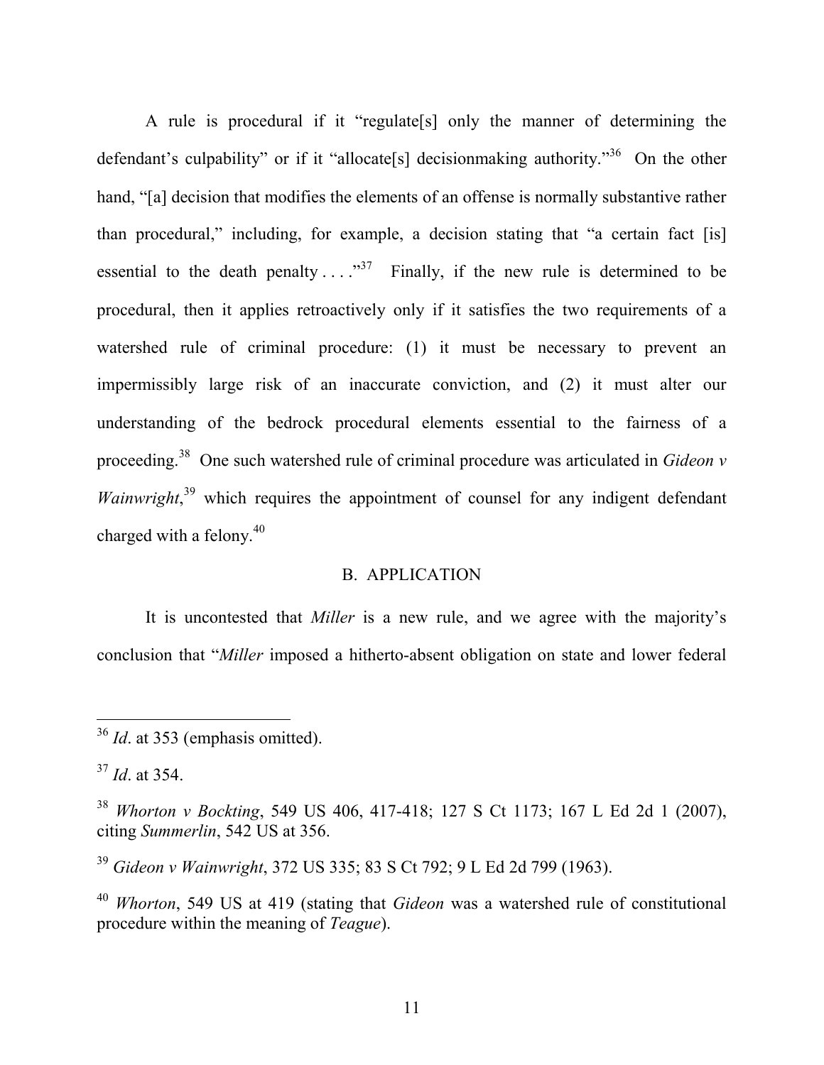A rule is procedural if it "regulate[s] only the manner of determining the defendant's culpability" or if it "allocate[s] decisionmaking authority."[36] On the other hand, "[a] decision that modifies the elements of an offense is normally substantive rather than procedural," including, for example, a decision stating that "a certain fact [is] essential to the death penalty . . . ."[37] Finally, if the new rule is determined to be procedural, then it applies retroactively only if it satisfies the two requirements of a watershed rule of criminal procedure: (1) it must be necessary to prevent an impermissibly large risk of an inaccurate conviction, and (2) it must alter our understanding of the bedrock procedural elements essential to the fairness of a proceeding.[38] One such watershed rule of criminal procedure was articulated in *Gideon v Wainwright*,[39] which requires the appointment of counsel for any indigent defendant charged with a felony.[40]

B. APPLICATION

It is uncontested that *Miller* is a new rule, and we agree with the majority's conclusion that "*Miller* imposed a hitherto-absent obligation on state and lower federal

---

[36] *Id*. at 353 (emphasis omitted).

[37] *Id*. at 354.

[38] *Whorton v Bockting*, 549 US 406, 417-418; 127 S Ct 1173; 167 L Ed 2d 1 (2007), citing *Summerlin*, 542 US at 356.

[39] *Gideon v Wainwright*, 372 US 335; 83 S Ct 792; 9 L Ed 2d 799 (1963).

[40] *Whorton*, 549 US at 419 (stating that *Gideon* was a watershed rule of constitutional procedure within the meaning of *Teague*).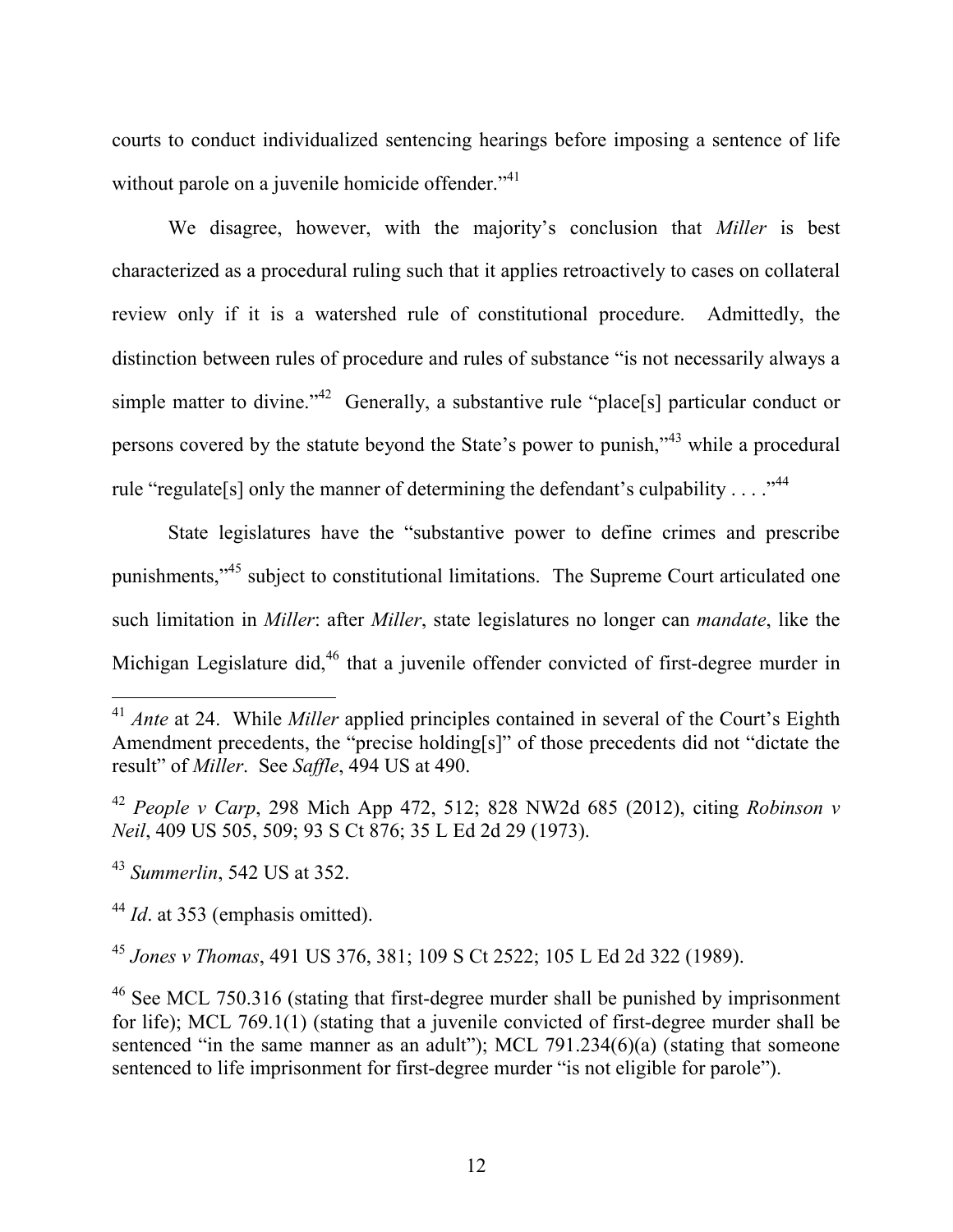courts to conduct individualized sentencing hearings before imposing a sentence of life without parole on a juvenile homicide offender."[41]

We disagree, however, with the majority's conclusion that *Miller* is best characterized as a procedural ruling such that it applies retroactively to cases on collateral review only if it is a watershed rule of constitutional procedure. Admittedly, the distinction between rules of procedure and rules of substance "is not necessarily always a simple matter to divine."[42] Generally, a substantive rule "place[s] particular conduct or persons covered by the statute beyond the State's power to punish,"[43] while a procedural rule "regulate[s] only the manner of determining the defendant's culpability . . . ."[44]

State legislatures have the "substantive power to define crimes and prescribe punishments,"[45] subject to constitutional limitations. The Supreme Court articulated one such limitation in *Miller*: after *Miller*, state legislatures no longer can *mandate*, like the Michigan Legislature did,[46] that a juvenile offender convicted of first-degree murder in

---

[41] *Ante* at 24. While *Miller* applied principles contained in several of the Court's Eighth Amendment precedents, the "precise holding[s]" of those precedents did not "dictate the result" of *Miller*. See *Saffle*, 494 US at 490.

[42] *People v Carp*, 298 Mich App 472, 512; 828 NW2d 685 (2012), citing *Robinson v Neil*, 409 US 505, 509; 93 S Ct 876; 35 L Ed 2d 29 (1973).

[43] *Summerlin*, 542 US at 352.

[44] *Id*. at 353 (emphasis omitted).

[45] *Jones v Thomas*, 491 US 376, 381; 109 S Ct 2522; 105 L Ed 2d 322 (1989).

[46] See MCL 750.316 (stating that first-degree murder shall be punished by imprisonment for life); MCL 769.1(1) (stating that a juvenile convicted of first-degree murder shall be sentenced "in the same manner as an adult"); MCL 791.234(6)(a) (stating that someone sentenced to life imprisonment for first-degree murder "is not eligible for parole").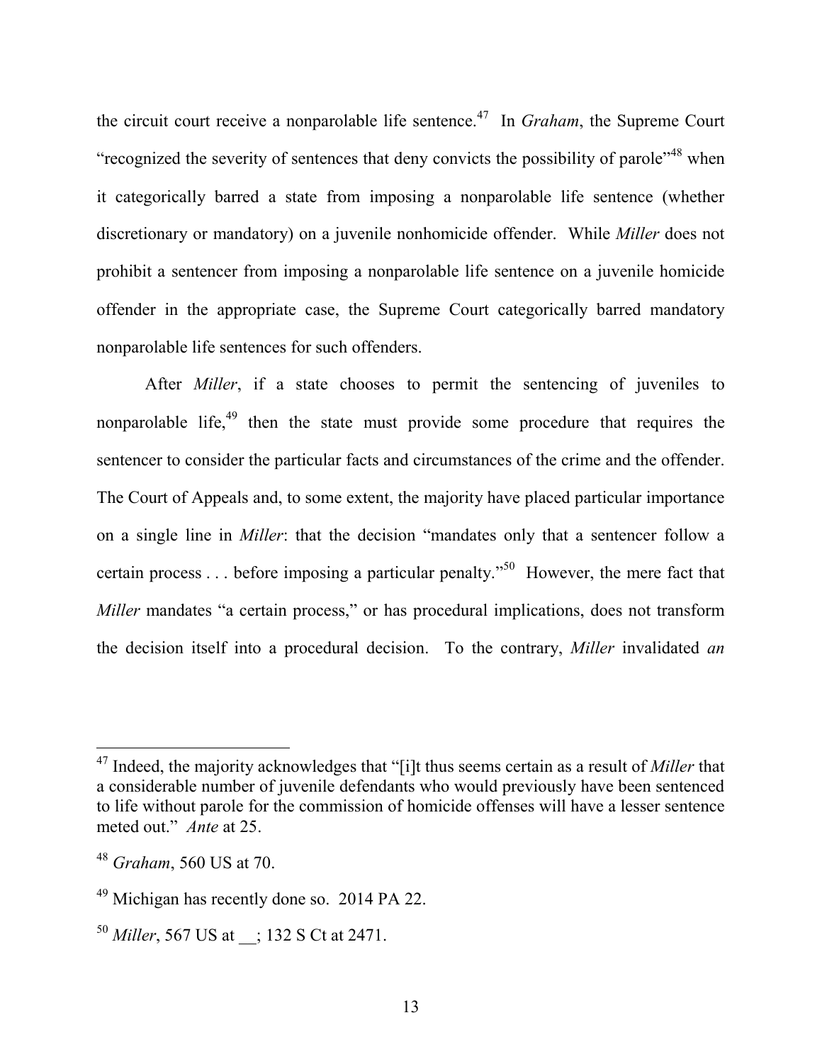the circuit court receive a nonparolable life sentence.[47] In *Graham*, the Supreme Court "recognized the severity of sentences that deny convicts the possibility of parole"[48] when it categorically barred a state from imposing a nonparolable life sentence (whether discretionary or mandatory) on a juvenile nonhomicide offender. While *Miller* does not prohibit a sentencer from imposing a nonparolable life sentence on a juvenile homicide offender in the appropriate case, the Supreme Court categorically barred mandatory nonparolable life sentences for such offenders.

After *Miller*, if a state chooses to permit the sentencing of juveniles to nonparolable life,[49] then the state must provide some procedure that requires the sentencer to consider the particular facts and circumstances of the crime and the offender. The Court of Appeals and, to some extent, the majority have placed particular importance on a single line in *Miller*: that the decision "mandates only that a sentencer follow a certain process . . . before imposing a particular penalty."[50] However, the mere fact that *Miller* mandates "a certain process," or has procedural implications, does not transform the decision itself into a procedural decision. To the contrary, *Miller* invalidated *an*

---

[47] Indeed, the majority acknowledges that "[i]t thus seems certain as a result of *Miller* that a considerable number of juvenile defendants who would previously have been sentenced to life without parole for the commission of homicide offenses will have a lesser sentence meted out." *Ante* at 25.

[48] *Graham*, 560 US at 70.

[49] Michigan has recently done so. 2014 PA 22.

[50] *Miller*, 567 US at __; 132 S Ct at 2471.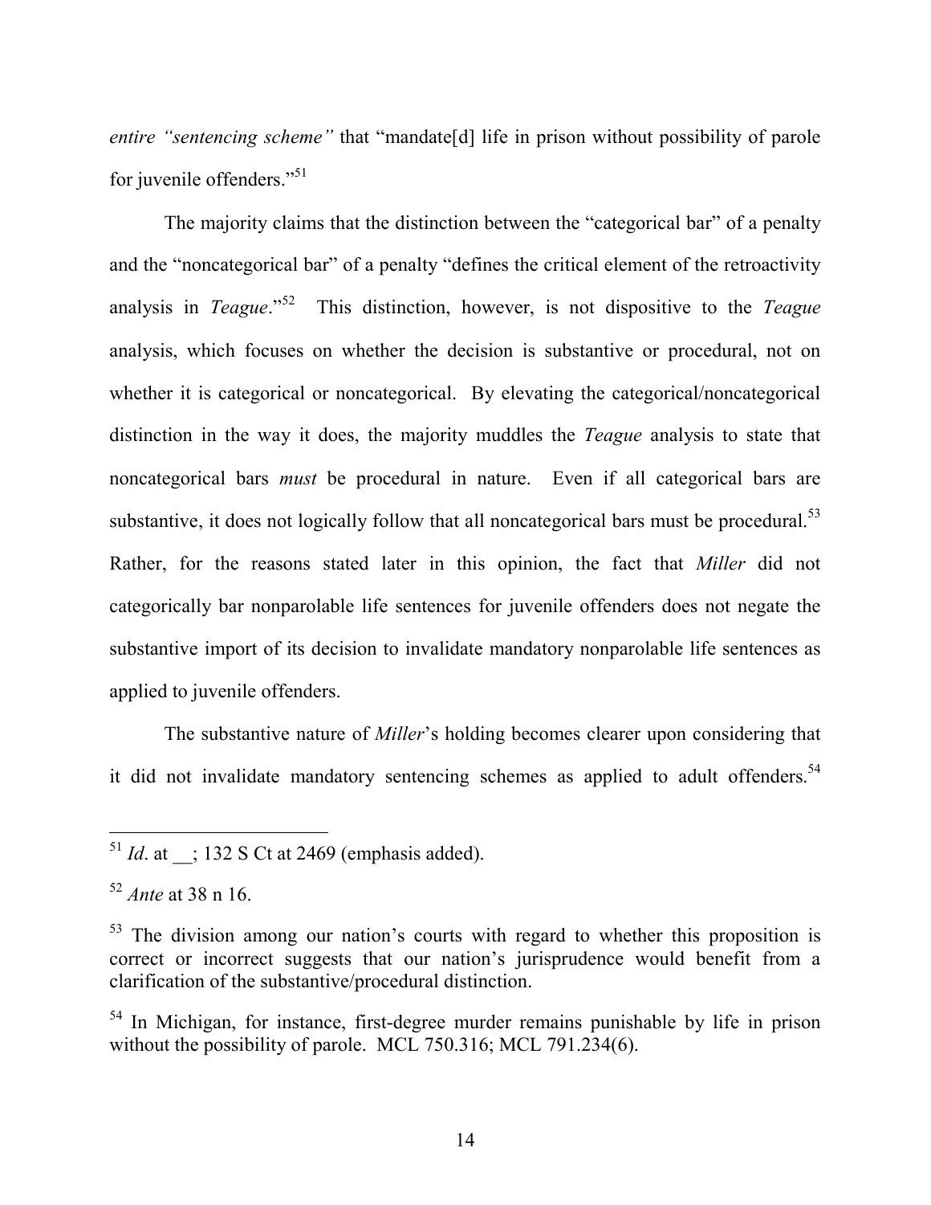*entire "sentencing scheme"* that "mandate[d] life in prison without possibility of parole for juvenile offenders."[51]

The majority claims that the distinction between the "categorical bar" of a penalty and the "noncategorical bar" of a penalty "defines the critical element of the retroactivity analysis in *Teague*."[52] This distinction, however, is not dispositive to the *Teague* analysis, which focuses on whether the decision is substantive or procedural, not on whether it is categorical or noncategorical. By elevating the categorical/noncategorical distinction in the way it does, the majority muddles the *Teague* analysis to state that noncategorical bars *must* be procedural in nature. Even if all categorical bars are substantive, it does not logically follow that all noncategorical bars must be procedural.[53] Rather, for the reasons stated later in this opinion, the fact that *Miller* did not categorically bar nonparolable life sentences for juvenile offenders does not negate the substantive import of its decision to invalidate mandatory nonparolable life sentences as applied to juvenile offenders.

The substantive nature of *Miller*'s holding becomes clearer upon considering that it did not invalidate mandatory sentencing schemes as applied to adult offenders.[54]

---

[51] *Id*. at __; 132 S Ct at 2469 (emphasis added).

[52] *Ante* at 38 n 16.

[53] The division among our nation's courts with regard to whether this proposition is correct or incorrect suggests that our nation's jurisprudence would benefit from a clarification of the substantive/procedural distinction.

[54] In Michigan, for instance, first-degree murder remains punishable by life in prison without the possibility of parole. MCL 750.316; MCL 791.234(6).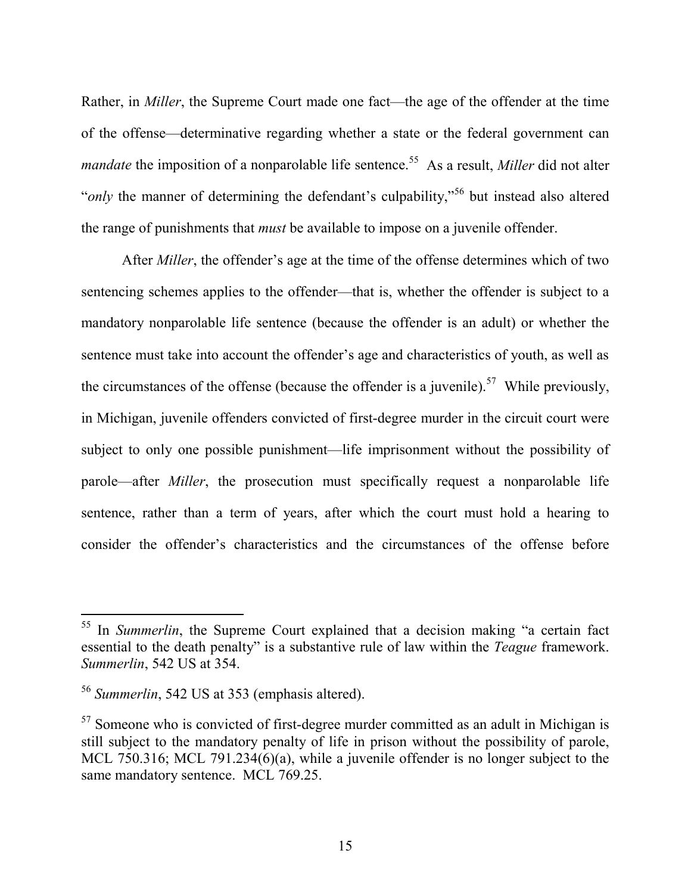Rather, in *Miller*, the Supreme Court made one fact—the age of the offender at the time of the offense—determinative regarding whether a state or the federal government can *mandate* the imposition of a nonparolable life sentence.[55] As a result, *Miller* did not alter "*only* the manner of determining the defendant's culpability,"[56] but instead also altered the range of punishments that *must* be available to impose on a juvenile offender.

After *Miller*, the offender's age at the time of the offense determines which of two sentencing schemes applies to the offender—that is, whether the offender is subject to a mandatory nonparolable life sentence (because the offender is an adult) or whether the sentence must take into account the offender's age and characteristics of youth, as well as the circumstances of the offense (because the offender is a juvenile).[57] While previously, in Michigan, juvenile offenders convicted of first-degree murder in the circuit court were subject to only one possible punishment—life imprisonment without the possibility of parole—after *Miller*, the prosecution must specifically request a nonparolable life sentence, rather than a term of years, after which the court must hold a hearing to consider the offender's characteristics and the circumstances of the offense before

---

[55] In *Summerlin*, the Supreme Court explained that a decision making "a certain fact essential to the death penalty" is a substantive rule of law within the *Teague* framework. *Summerlin*, 542 US at 354.

[56] *Summerlin*, 542 US at 353 (emphasis altered).

[57] Someone who is convicted of first-degree murder committed as an adult in Michigan is still subject to the mandatory penalty of life in prison without the possibility of parole, MCL 750.316; MCL 791.234(6)(a), while a juvenile offender is no longer subject to the same mandatory sentence. MCL 769.25.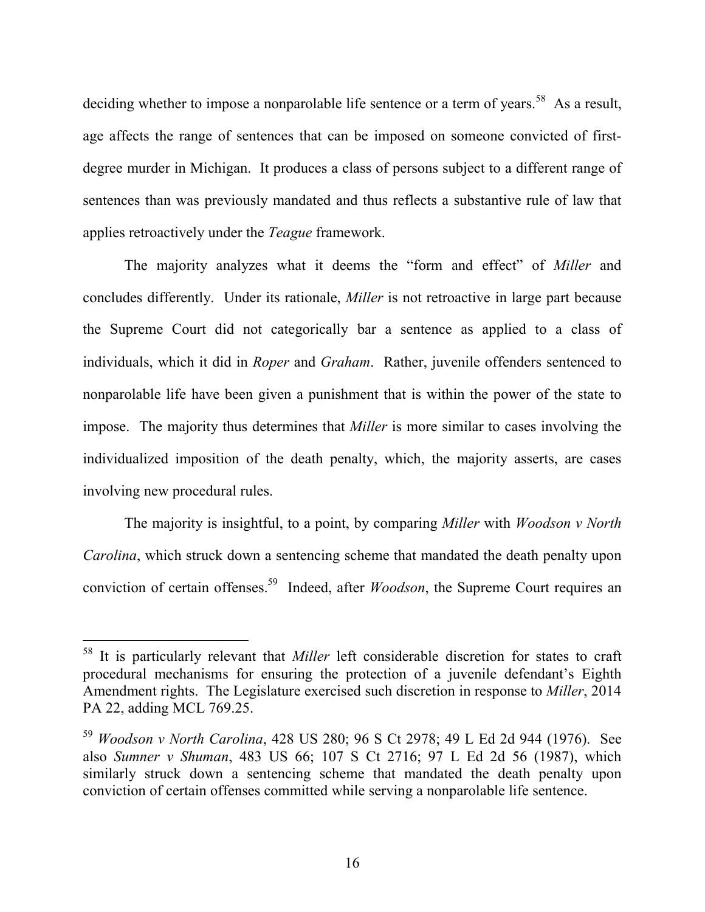deciding whether to impose a nonparolable life sentence or a term of years.[58] As a result, age affects the range of sentences that can be imposed on someone convicted of first-degree murder in Michigan. It produces a class of persons subject to a different range of sentences than was previously mandated and thus reflects a substantive rule of law that applies retroactively under the *Teague* framework.

The majority analyzes what it deems the "form and effect" of *Miller* and concludes differently. Under its rationale, *Miller* is not retroactive in large part because the Supreme Court did not categorically bar a sentence as applied to a class of individuals, which it did in *Roper* and *Graham*. Rather, juvenile offenders sentenced to nonparolable life have been given a punishment that is within the power of the state to impose. The majority thus determines that *Miller* is more similar to cases involving the individualized imposition of the death penalty, which, the majority asserts, are cases involving new procedural rules.

The majority is insightful, to a point, by comparing *Miller* with *Woodson v North Carolina*, which struck down a sentencing scheme that mandated the death penalty upon conviction of certain offenses.[59] Indeed, after *Woodson*, the Supreme Court requires an

---

[58] It is particularly relevant that *Miller* left considerable discretion for states to craft procedural mechanisms for ensuring the protection of a juvenile defendant's Eighth Amendment rights. The Legislature exercised such discretion in response to *Miller*, 2014 PA 22, adding MCL 769.25.

[59] *Woodson v North Carolina*, 428 US 280; 96 S Ct 2978; 49 L Ed 2d 944 (1976). See also *Sumner v Shuman*, 483 US 66; 107 S Ct 2716; 97 L Ed 2d 56 (1987), which similarly struck down a sentencing scheme that mandated the death penalty upon conviction of certain offenses committed while serving a nonparolable life sentence.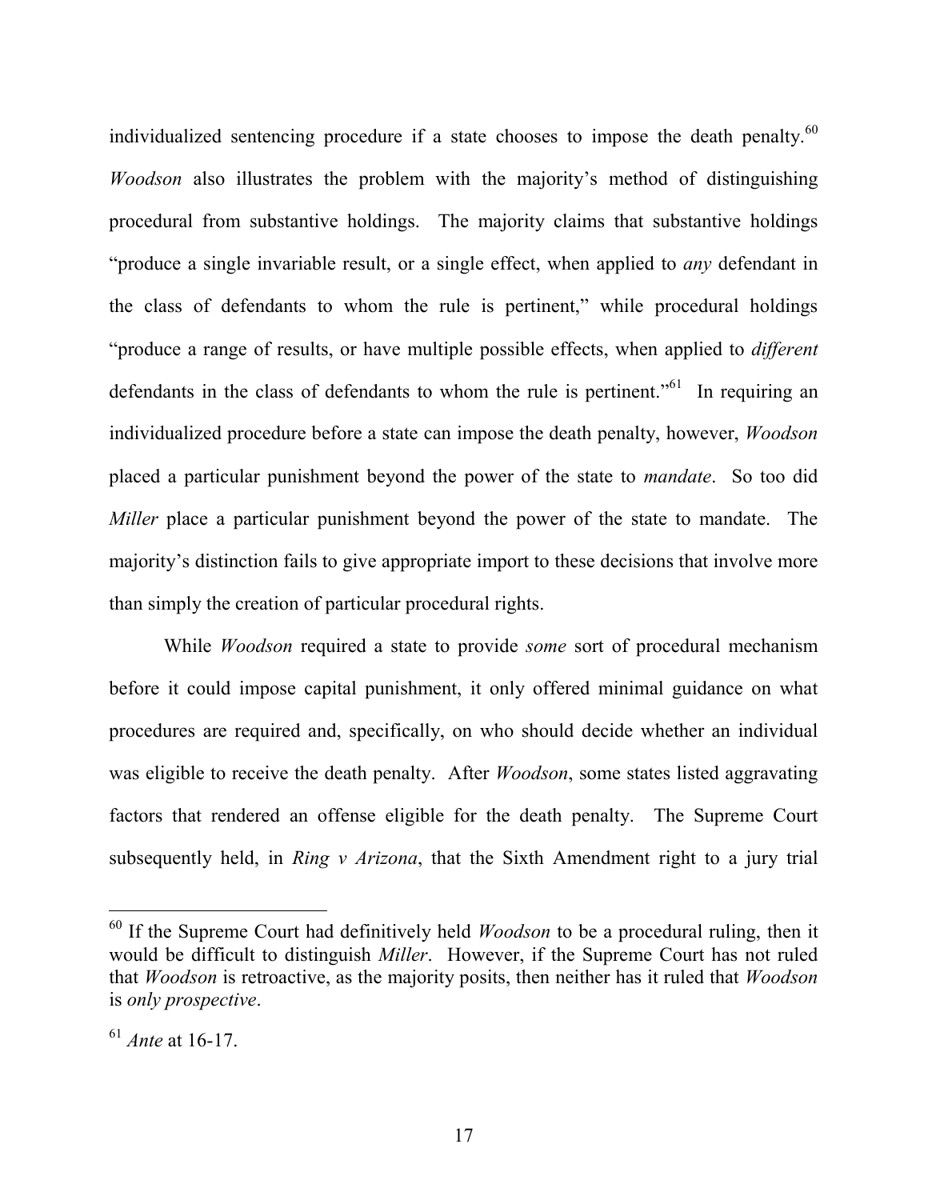individualized sentencing procedure if a state chooses to impose the death penalty.[60] *Woodson* also illustrates the problem with the majority's method of distinguishing procedural from substantive holdings. The majority claims that substantive holdings "produce a single invariable result, or a single effect, when applied to *any* defendant in the class of defendants to whom the rule is pertinent," while procedural holdings "produce a range of results, or have multiple possible effects, when applied to *different* defendants in the class of defendants to whom the rule is pertinent."[61] In requiring an individualized procedure before a state can impose the death penalty, however, *Woodson* placed a particular punishment beyond the power of the state to *mandate*. So too did *Miller* place a particular punishment beyond the power of the state to mandate. The majority's distinction fails to give appropriate import to these decisions that involve more than simply the creation of particular procedural rights.

While *Woodson* required a state to provide *some* sort of procedural mechanism before it could impose capital punishment, it only offered minimal guidance on what procedures are required and, specifically, on who should decide whether an individual was eligible to receive the death penalty. After *Woodson*, some states listed aggravating factors that rendered an offense eligible for the death penalty. The Supreme Court subsequently held, in *Ring v Arizona*, that the Sixth Amendment right to a jury trial

---

[60] If the Supreme Court had definitively held *Woodson* to be a procedural ruling, then it would be difficult to distinguish *Miller*. However, if the Supreme Court has not ruled that *Woodson* is retroactive, as the majority posits, then neither has it ruled that *Woodson* is *only prospective*.

[61] *Ante* at 16-17.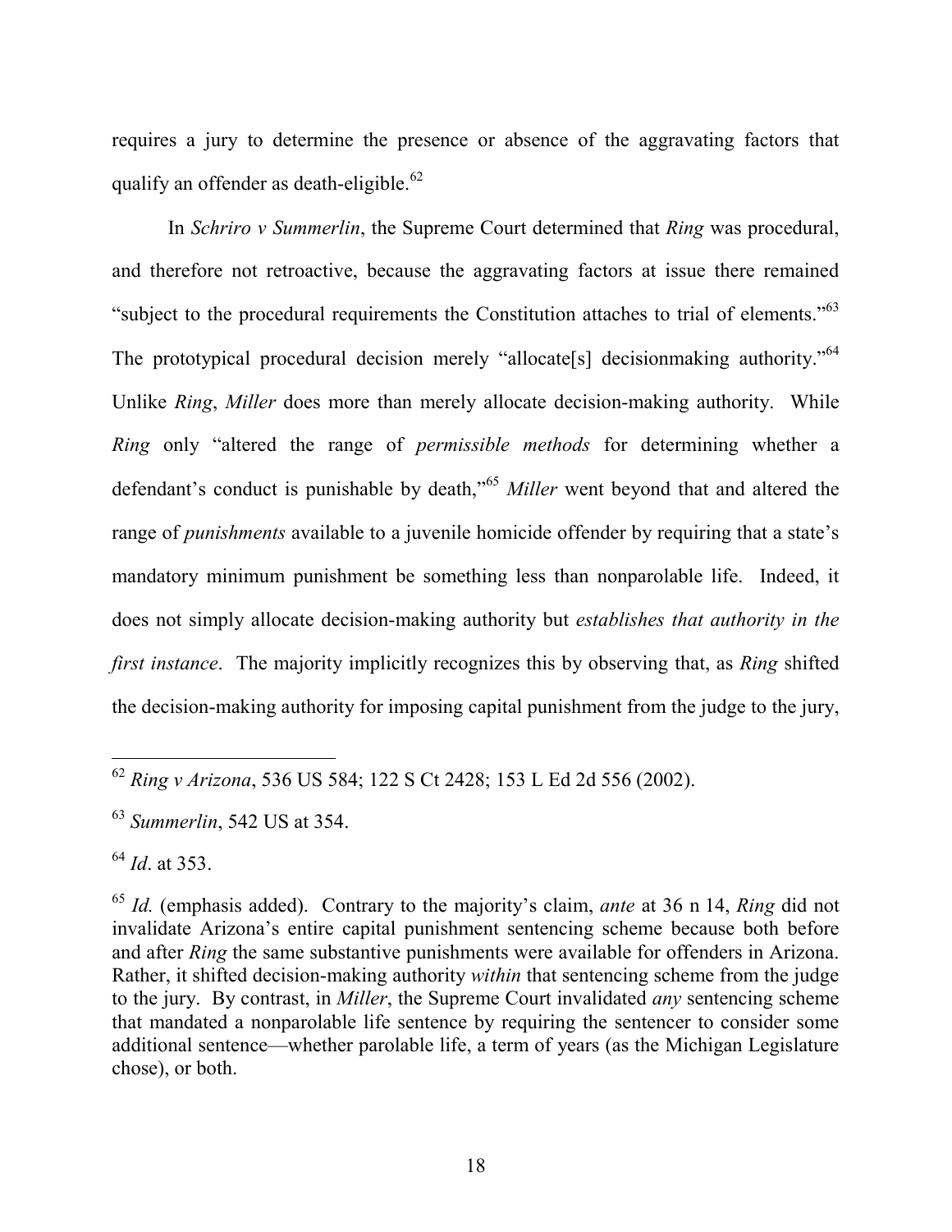requires a jury to determine the presence or absence of the aggravating factors that qualify an offender as death-eligible.[62]

In *Schriro v Summerlin*, the Supreme Court determined that *Ring* was procedural, and therefore not retroactive, because the aggravating factors at issue there remained "subject to the procedural requirements the Constitution attaches to trial of elements."[63] The prototypical procedural decision merely "allocate[s] decisionmaking authority."[64] Unlike *Ring*, *Miller* does more than merely allocate decision-making authority. While *Ring* only "altered the range of *permissible methods* for determining whether a defendant's conduct is punishable by death,"[65] *Miller* went beyond that and altered the range of *punishments* available to a juvenile homicide offender by requiring that a state's mandatory minimum punishment be something less than nonparolable life. Indeed, it does not simply allocate decision-making authority but *establishes that authority in the first instance*. The majority implicitly recognizes this by observing that, as *Ring* shifted the decision-making authority for imposing capital punishment from the judge to the jury,

---

[62] *Ring v Arizona*, 536 US 584; 122 S Ct 2428; 153 L Ed 2d 556 (2002).

[63] *Summerlin*, 542 US at 354.

[64] *Id*. at 353.

[65] *Id.* (emphasis added). Contrary to the majority's claim, *ante* at 36 n 14, *Ring* did not invalidate Arizona's entire capital punishment sentencing scheme because both before and after *Ring* the same substantive punishments were available for offenders in Arizona. Rather, it shifted decision-making authority *within* that sentencing scheme from the judge to the jury. By contrast, in *Miller*, the Supreme Court invalidated *any* sentencing scheme that mandated a nonparolable life sentence by requiring the sentencer to consider some additional sentence—whether parolable life, a term of years (as the Michigan Legislature chose), or both.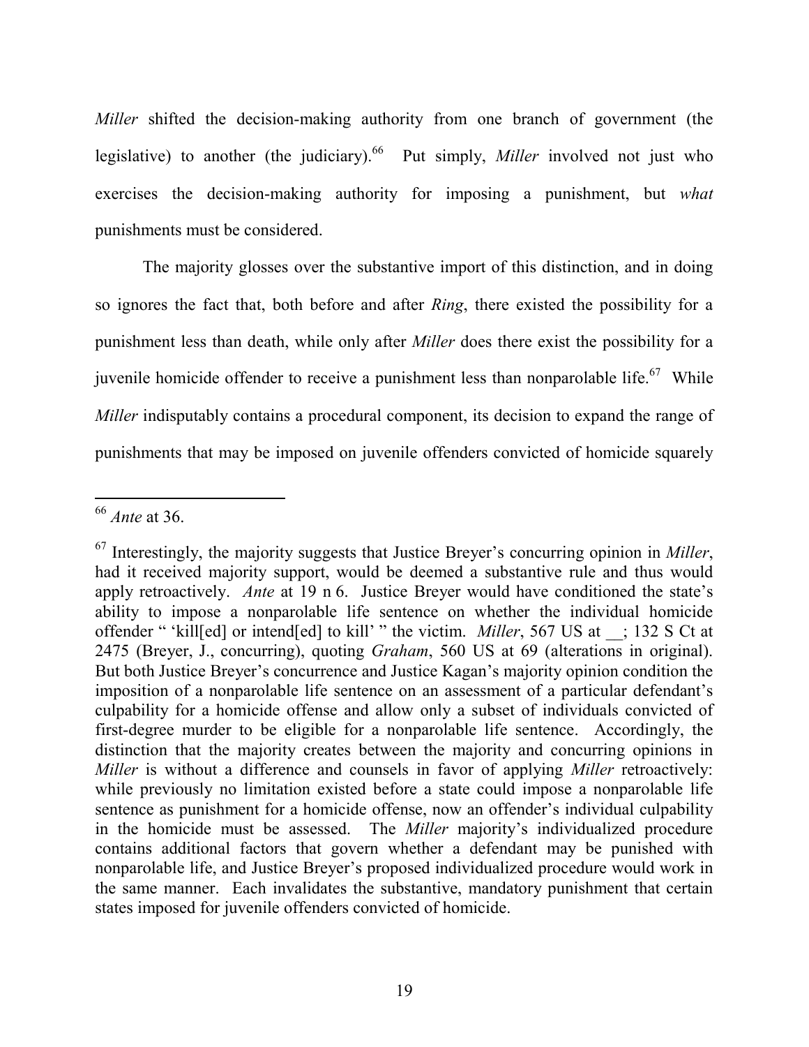*Miller* shifted the decision-making authority from one branch of government (the legislative) to another (the judiciary).[66] Put simply, *Miller* involved not just who exercises the decision-making authority for imposing a punishment, but *what* punishments must be considered.

The majority glosses over the substantive import of this distinction, and in doing so ignores the fact that, both before and after *Ring*, there existed the possibility for a punishment less than death, while only after *Miller* does there exist the possibility for a juvenile homicide offender to receive a punishment less than nonparolable life.[67] While *Miller* indisputably contains a procedural component, its decision to expand the range of punishments that may be imposed on juvenile offenders convicted of homicide squarely

---

[66] *Ante* at 36.

[67] Interestingly, the majority suggests that Justice Breyer's concurring opinion in *Miller*, had it received majority support, would be deemed a substantive rule and thus would apply retroactively. *Ante* at 19 n 6. Justice Breyer would have conditioned the state's ability to impose a nonparolable life sentence on whether the individual homicide offender " 'kill[ed] or intend[ed] to kill' " the victim. *Miller*, 567 US at __; 132 S Ct at 2475 (Breyer, J., concurring), quoting *Graham*, 560 US at 69 (alterations in original). But both Justice Breyer's concurrence and Justice Kagan's majority opinion condition the imposition of a nonparolable life sentence on an assessment of a particular defendant's culpability for a homicide offense and allow only a subset of individuals convicted of first-degree murder to be eligible for a nonparolable life sentence. Accordingly, the distinction that the majority creates between the majority and concurring opinions in *Miller* is without a difference and counsels in favor of applying *Miller* retroactively: while previously no limitation existed before a state could impose a nonparolable life sentence as punishment for a homicide offense, now an offender's individual culpability in the homicide must be assessed. The *Miller* majority's individualized procedure contains additional factors that govern whether a defendant may be punished with nonparolable life, and Justice Breyer's proposed individualized procedure would work in the same manner. Each invalidates the substantive, mandatory punishment that certain states imposed for juvenile offenders convicted of homicide.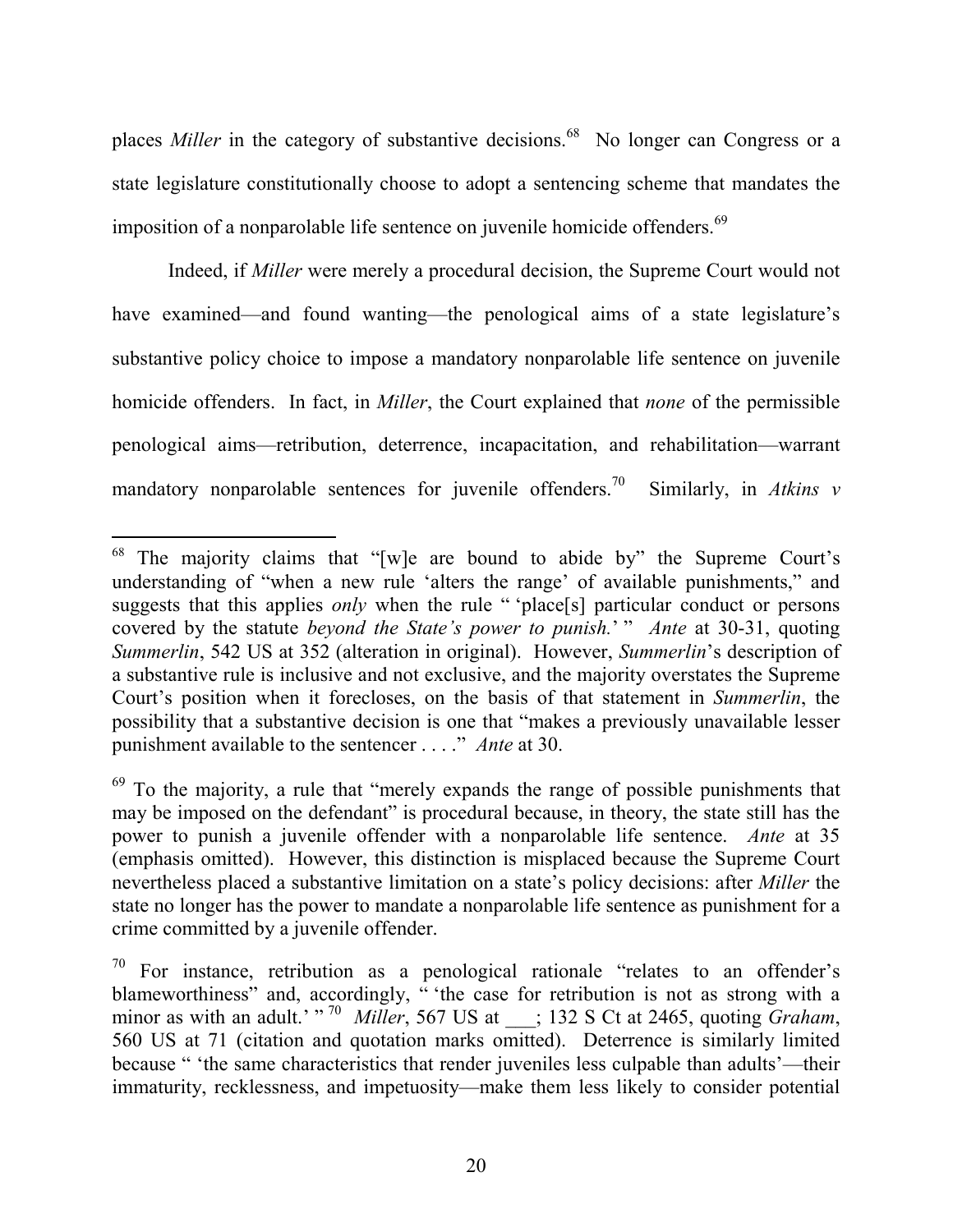places *Miller* in the category of substantive decisions.[68] No longer can Congress or a state legislature constitutionally choose to adopt a sentencing scheme that mandates the imposition of a nonparolable life sentence on juvenile homicide offenders.[69]

Indeed, if *Miller* were merely a procedural decision, the Supreme Court would not have examined—and found wanting—the penological aims of a state legislature's substantive policy choice to impose a mandatory nonparolable life sentence on juvenile homicide offenders. In fact, in *Miller*, the Court explained that *none* of the permissible penological aims—retribution, deterrence, incapacitation, and rehabilitation—warrant mandatory nonparolable sentences for juvenile offenders.[70] Similarly, in *Atkins v*

---

[68] The majority claims that "[w]e are bound to abide by" the Supreme Court's understanding of "when a new rule 'alters the range' of available punishments," and suggests that this applies *only* when the rule " 'place[s] particular conduct or persons covered by the statute *beyond the State's power to punish.*' " *Ante* at 30-31, quoting *Summerlin*, 542 US at 352 (alteration in original). However, *Summerlin*'s description of a substantive rule is inclusive and not exclusive, and the majority overstates the Supreme Court's position when it forecloses, on the basis of that statement in *Summerlin*, the possibility that a substantive decision is one that "makes a previously unavailable lesser punishment available to the sentencer . . . ." *Ante* at 30.

[69] To the majority, a rule that "merely expands the range of possible punishments that may be imposed on the defendant" is procedural because, in theory, the state still has the power to punish a juvenile offender with a nonparolable life sentence. *Ante* at 35 (emphasis omitted). However, this distinction is misplaced because the Supreme Court nevertheless placed a substantive limitation on a state's policy decisions: after *Miller* the state no longer has the power to mandate a nonparolable life sentence as punishment for a crime committed by a juvenile offender.

[70] For instance, retribution as a penological rationale "relates to an offender's blameworthiness" and, accordingly, " 'the case for retribution is not as strong with a minor as with an adult.' " [70] *Miller*, 567 US at ___; 132 S Ct at 2465, quoting *Graham*, 560 US at 71 (citation and quotation marks omitted). Deterrence is similarly limited because " 'the same characteristics that render juveniles less culpable than adults'—their immaturity, recklessness, and impetuosity—make them less likely to consider potential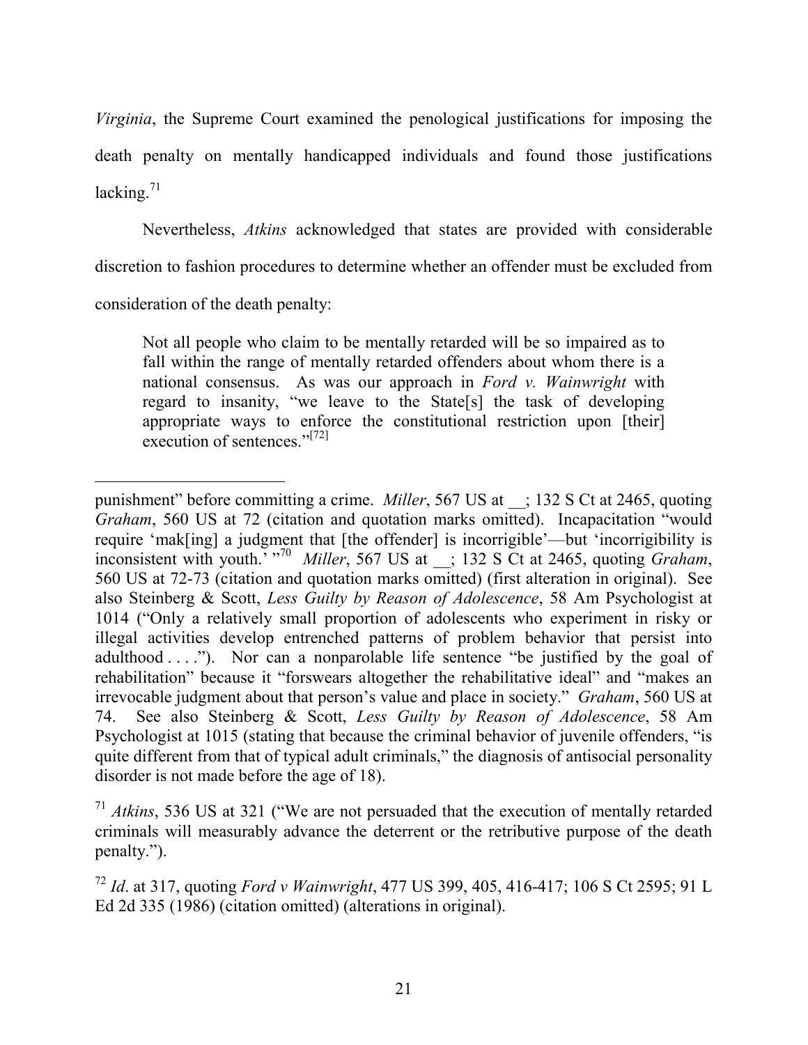*Virginia*, the Supreme Court examined the penological justifications for imposing the death penalty on mentally handicapped individuals and found those justifications lacking.[71]

Nevertheless, *Atkins* acknowledged that states are provided with considerable discretion to fashion procedures to determine whether an offender must be excluded from consideration of the death penalty:

> Not all people who claim to be mentally retarded will be so impaired as to fall within the range of mentally retarded offenders about whom there is a national consensus. As was our approach in *Ford v. Wainwright* with regard to insanity, "we leave to the State[s] the task of developing appropriate ways to enforce the constitutional restriction upon [their] execution of sentences."[72]

---

punishment" before committing a crime. *Miller*, 567 US at __; 132 S Ct at 2465, quoting *Graham*, 560 US at 72 (citation and quotation marks omitted). Incapacitation "would require 'mak[ing] a judgment that [the offender] is incorrigible'—but 'incorrigibility is inconsistent with youth.' "[70] *Miller*, 567 US at __; 132 S Ct at 2465, quoting *Graham*, 560 US at 72-73 (citation and quotation marks omitted) (first alteration in original). See also Steinberg & Scott, *Less Guilty by Reason of Adolescence*, 58 Am Psychologist at 1014 ("Only a relatively small proportion of adolescents who experiment in risky or illegal activities develop entrenched patterns of problem behavior that persist into adulthood . . . ."). Nor can a nonparolable life sentence "be justified by the goal of rehabilitation" because it "forswears altogether the rehabilitative ideal" and "makes an irrevocable judgment about that person's value and place in society." *Graham*, 560 US at 74. See also Steinberg & Scott, *Less Guilty by Reason of Adolescence*, 58 Am Psychologist at 1015 (stating that because the criminal behavior of juvenile offenders, "is quite different from that of typical adult criminals," the diagnosis of antisocial personality disorder is not made before the age of 18).

[71] *Atkins*, 536 US at 321 ("We are not persuaded that the execution of mentally retarded criminals will measurably advance the deterrent or the retributive purpose of the death penalty.").

[72] *Id*. at 317, quoting *Ford v Wainwright*, 477 US 399, 405, 416-417; 106 S Ct 2595; 91 L Ed 2d 335 (1986) (citation omitted) (alterations in original).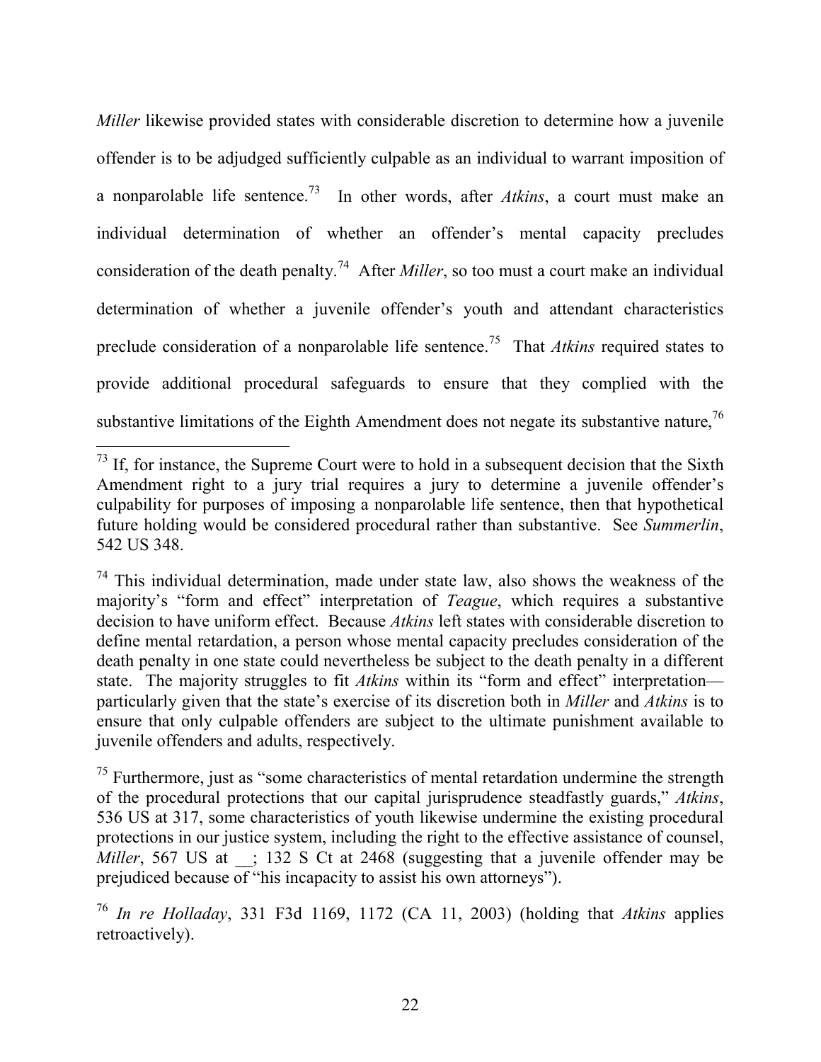*Miller* likewise provided states with considerable discretion to determine how a juvenile offender is to be adjudged sufficiently culpable as an individual to warrant imposition of a nonparolable life sentence.[73] In other words, after *Atkins*, a court must make an individual determination of whether an offender's mental capacity precludes consideration of the death penalty.[74] After *Miller*, so too must a court make an individual determination of whether a juvenile offender's youth and attendant characteristics preclude consideration of a nonparolable life sentence.[75] That *Atkins* required states to provide additional procedural safeguards to ensure that they complied with the substantive limitations of the Eighth Amendment does not negate its substantive nature,[76]

---

[73] If, for instance, the Supreme Court were to hold in a subsequent decision that the Sixth Amendment right to a jury trial requires a jury to determine a juvenile offender's culpability for purposes of imposing a nonparolable life sentence, then that hypothetical future holding would be considered procedural rather than substantive. See *Summerlin*, 542 US 348.

[74] This individual determination, made under state law, also shows the weakness of the majority's "form and effect" interpretation of *Teague*, which requires a substantive decision to have uniform effect. Because *Atkins* left states with considerable discretion to define mental retardation, a person whose mental capacity precludes consideration of the death penalty in one state could nevertheless be subject to the death penalty in a different state. The majority struggles to fit *Atkins* within its "form and effect" interpretation—particularly given that the state's exercise of its discretion both in *Miller* and *Atkins* is to ensure that only culpable offenders are subject to the ultimate punishment available to juvenile offenders and adults, respectively.

[75] Furthermore, just as "some characteristics of mental retardation undermine the strength of the procedural protections that our capital jurisprudence steadfastly guards," *Atkins*, 536 US at 317, some characteristics of youth likewise undermine the existing procedural protections in our justice system, including the right to the effective assistance of counsel, *Miller*, 567 US at __; 132 S Ct at 2468 (suggesting that a juvenile offender may be prejudiced because of "his incapacity to assist his own attorneys").

[76] *In re Holladay*, 331 F3d 1169, 1172 (CA 11, 2003) (holding that *Atkins* applies retroactively).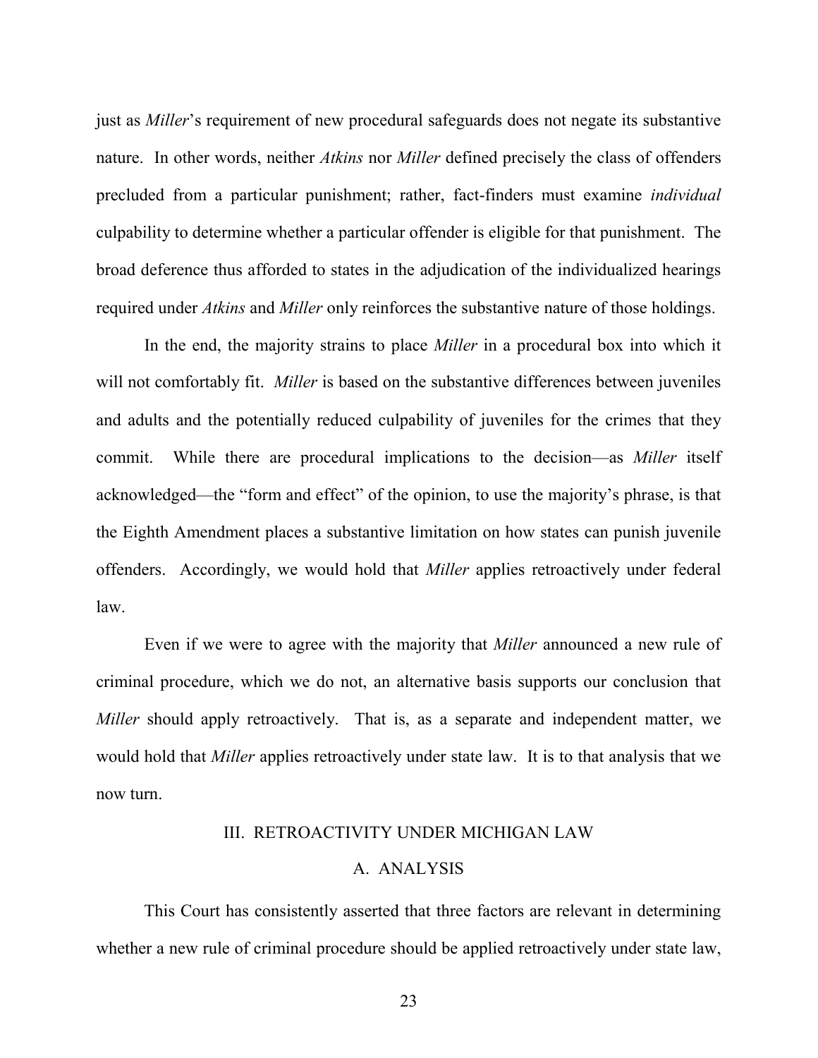just as *Miller*'s requirement of new procedural safeguards does not negate its substantive nature. In other words, neither *Atkins* nor *Miller* defined precisely the class of offenders precluded from a particular punishment; rather, fact-finders must examine *individual* culpability to determine whether a particular offender is eligible for that punishment. The broad deference thus afforded to states in the adjudication of the individualized hearings required under *Atkins* and *Miller* only reinforces the substantive nature of those holdings.

In the end, the majority strains to place *Miller* in a procedural box into which it will not comfortably fit. *Miller* is based on the substantive differences between juveniles and adults and the potentially reduced culpability of juveniles for the crimes that they commit. While there are procedural implications to the decision—as *Miller* itself acknowledged—the "form and effect" of the opinion, to use the majority's phrase, is that the Eighth Amendment places a substantive limitation on how states can punish juvenile offenders. Accordingly, we would hold that *Miller* applies retroactively under federal law.

Even if we were to agree with the majority that *Miller* announced a new rule of criminal procedure, which we do not, an alternative basis supports our conclusion that *Miller* should apply retroactively. That is, as a separate and independent matter, we would hold that *Miller* applies retroactively under state law. It is to that analysis that we now turn.

## III. RETROACTIVITY UNDER MICHIGAN LAW

### A. ANALYSIS

This Court has consistently asserted that three factors are relevant in determining whether a new rule of criminal procedure should be applied retroactively under state law,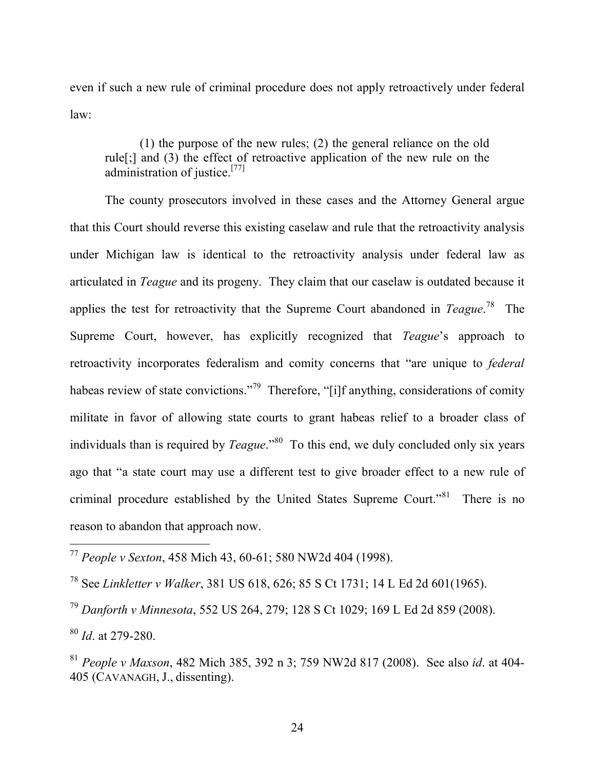even if such a new rule of criminal procedure does not apply retroactively under federal law:

> (1) the purpose of the new rules; (2) the general reliance on the old rule[;] and (3) the effect of retroactive application of the new rule on the administration of justice.[77]

The county prosecutors involved in these cases and the Attorney General argue that this Court should reverse this existing caselaw and rule that the retroactivity analysis under Michigan law is identical to the retroactivity analysis under federal law as articulated in *Teague* and its progeny. They claim that our caselaw is outdated because it applies the test for retroactivity that the Supreme Court abandoned in *Teague*.[78] The Supreme Court, however, has explicitly recognized that *Teague*'s approach to retroactivity incorporates federalism and comity concerns that "are unique to *federal* habeas review of state convictions."[79] Therefore, "[i]f anything, considerations of comity militate in favor of allowing state courts to grant habeas relief to a broader class of individuals than is required by *Teague*."[80] To this end, we duly concluded only six years ago that "a state court may use a different test to give broader effect to a new rule of criminal procedure established by the United States Supreme Court."[81] There is no reason to abandon that approach now.

---

[77] *People v Sexton*, 458 Mich 43, 60-61; 580 NW2d 404 (1998).

[78] See *Linkletter v Walker*, 381 US 618, 626; 85 S Ct 1731; 14 L Ed 2d 601(1965).

[79] *Danforth v Minnesota*, 552 US 264, 279; 128 S Ct 1029; 169 L Ed 2d 859 (2008).

[80] *Id*. at 279-280.

[81] *People v Maxson*, 482 Mich 385, 392 n 3; 759 NW2d 817 (2008). See also *id*. at 404-405 (CAVANAGH, J., dissenting).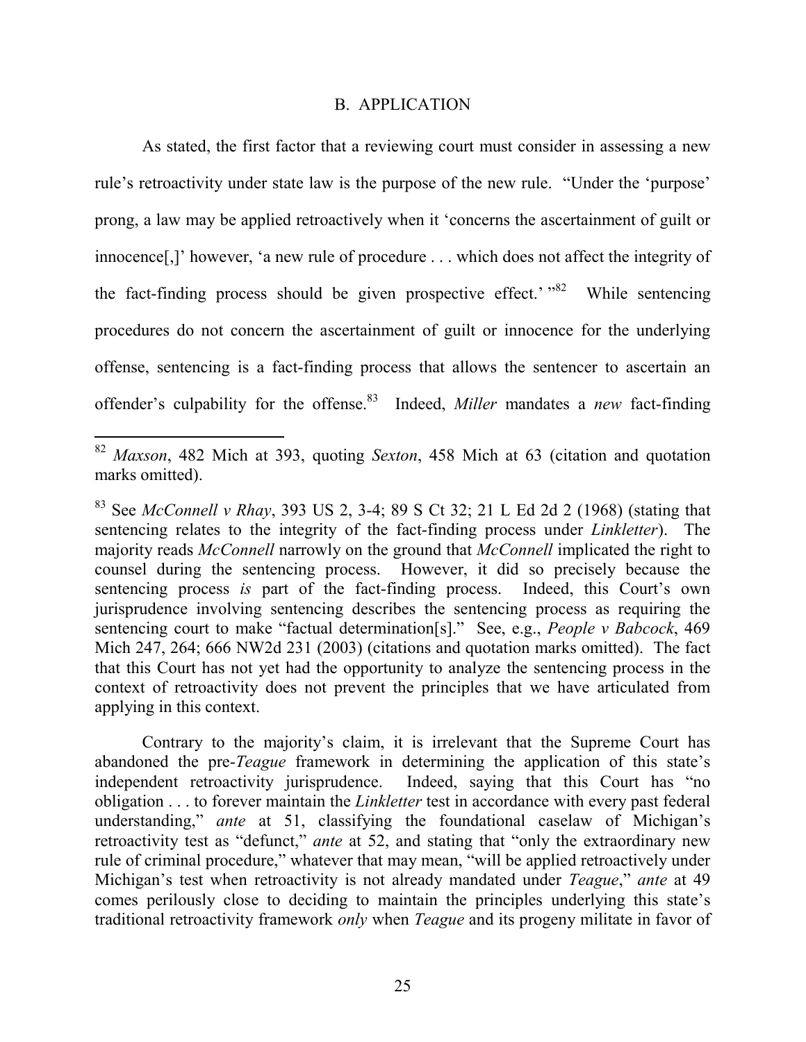## B. APPLICATION

As stated, the first factor that a reviewing court must consider in assessing a new rule's retroactivity under state law is the purpose of the new rule. "Under the 'purpose' prong, a law may be applied retroactively when it 'concerns the ascertainment of guilt or innocence[,]' however, 'a new rule of procedure . . . which does not affect the integrity of the fact-finding process should be given prospective effect.' "[82] While sentencing procedures do not concern the ascertainment of guilt or innocence for the underlying offense, sentencing is a fact-finding process that allows the sentencer to ascertain an offender's culpability for the offense.[83] Indeed, *Miller* mandates a *new* fact-finding

---

[82] *Maxson*, 482 Mich at 393, quoting *Sexton*, 458 Mich at 63 (citation and quotation marks omitted).

[83] See *McConnell v Rhay*, 393 US 2, 3-4; 89 S Ct 32; 21 L Ed 2d 2 (1968) (stating that sentencing relates to the integrity of the fact-finding process under *Linkletter*). The majority reads *McConnell* narrowly on the ground that *McConnell* implicated the right to counsel during the sentencing process. However, it did so precisely because the sentencing process *is* part of the fact-finding process. Indeed, this Court's own jurisprudence involving sentencing describes the sentencing process as requiring the sentencing court to make "factual determination[s]." See, e.g., *People v Babcock*, 469 Mich 247, 264; 666 NW2d 231 (2003) (citations and quotation marks omitted). The fact that this Court has not yet had the opportunity to analyze the sentencing process in the context of retroactivity does not prevent the principles that we have articulated from applying in this context.

Contrary to the majority's claim, it is irrelevant that the Supreme Court has abandoned the pre-*Teague* framework in determining the application of this state's independent retroactivity jurisprudence. Indeed, saying that this Court has "no obligation . . . to forever maintain the *Linkletter* test in accordance with every past federal understanding," *ante* at 51, classifying the foundational caselaw of Michigan's retroactivity test as "defunct," *ante* at 52, and stating that "only the extraordinary new rule of criminal procedure," whatever that may mean, "will be applied retroactively under Michigan's test when retroactivity is not already mandated under *Teague*," *ante* at 49 comes perilously close to deciding to maintain the principles underlying this state's traditional retroactivity framework *only* when *Teague* and its progeny militate in favor of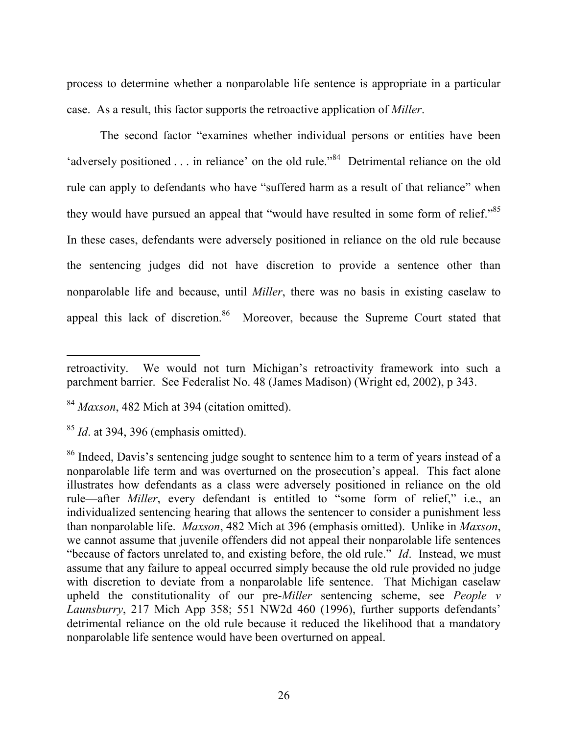process to determine whether a nonparolable life sentence is appropriate in a particular case. As a result, this factor supports the retroactive application of *Miller*.

The second factor "examines whether individual persons or entities have been 'adversely positioned . . . in reliance' on the old rule."[84] Detrimental reliance on the old rule can apply to defendants who have "suffered harm as a result of that reliance" when they would have pursued an appeal that "would have resulted in some form of relief."[85] In these cases, defendants were adversely positioned in reliance on the old rule because the sentencing judges did not have discretion to provide a sentence other than nonparolable life and because, until *Miller*, there was no basis in existing caselaw to appeal this lack of discretion.[86] Moreover, because the Supreme Court stated that

---

retroactivity. We would not turn Michigan's retroactivity framework into such a parchment barrier. See Federalist No. 48 (James Madison) (Wright ed, 2002), p 343.

[84] *Maxson*, 482 Mich at 394 (citation omitted).

[85] *Id*. at 394, 396 (emphasis omitted).

[86] Indeed, Davis's sentencing judge sought to sentence him to a term of years instead of a nonparolable life term and was overturned on the prosecution's appeal. This fact alone illustrates how defendants as a class were adversely positioned in reliance on the old rule—after *Miller*, every defendant is entitled to "some form of relief," i.e., an individualized sentencing hearing that allows the sentencer to consider a punishment less than nonparolable life. *Maxson*, 482 Mich at 396 (emphasis omitted). Unlike in *Maxson*, we cannot assume that juvenile offenders did not appeal their nonparolable life sentences "because of factors unrelated to, and existing before, the old rule." *Id*. Instead, we must assume that any failure to appeal occurred simply because the old rule provided no judge with discretion to deviate from a nonparolable life sentence. That Michigan caselaw upheld the constitutionality of our pre-*Miller* sentencing scheme, see *People v Launsburry*, 217 Mich App 358; 551 NW2d 460 (1996), further supports defendants' detrimental reliance on the old rule because it reduced the likelihood that a mandatory nonparolable life sentence would have been overturned on appeal.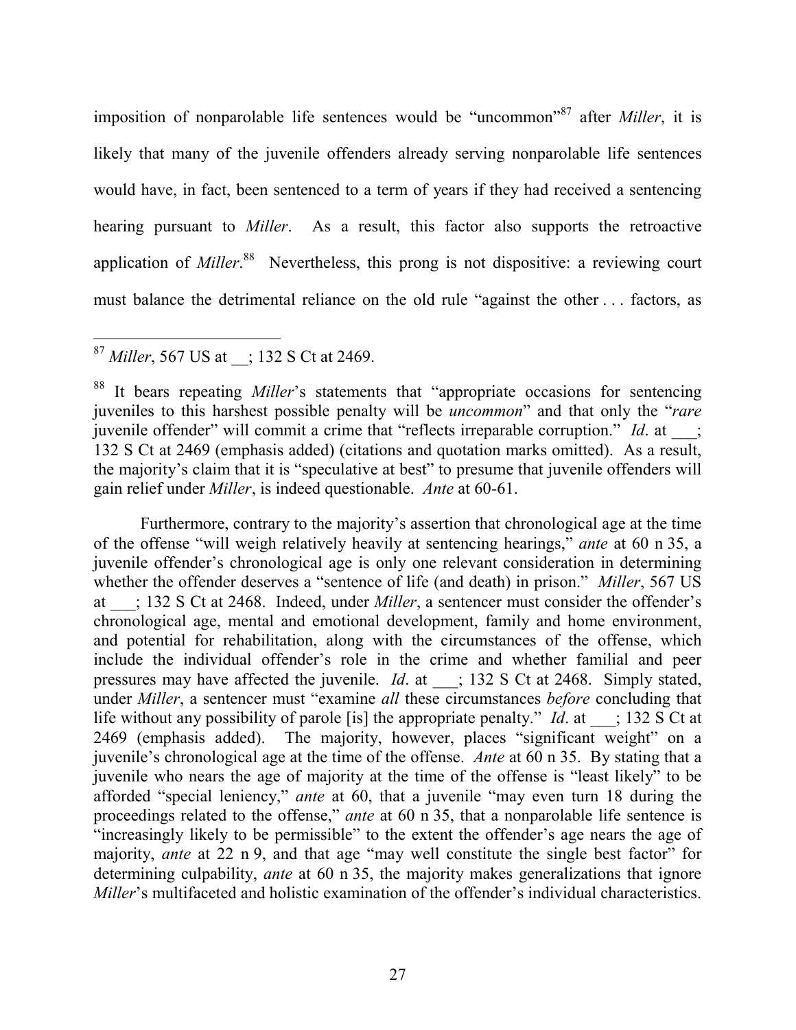imposition of nonparolable life sentences would be "uncommon"[87] after *Miller*, it is likely that many of the juvenile offenders already serving nonparolable life sentences would have, in fact, been sentenced to a term of years if they had received a sentencing hearing pursuant to *Miller*. As a result, this factor also supports the retroactive application of *Miller*.[88] Nevertheless, this prong is not dispositive: a reviewing court must balance the detrimental reliance on the old rule "against the other . . . factors, as

---

[87] *Miller*, 567 US at __; 132 S Ct at 2469.

[88] It bears repeating *Miller*'s statements that "appropriate occasions for sentencing juveniles to this harshest possible penalty will be *uncommon*" and that only the "*rare* juvenile offender" will commit a crime that "reflects irreparable corruption." *Id*. at ___; 132 S Ct at 2469 (emphasis added) (citations and quotation marks omitted). As a result, the majority's claim that it is "speculative at best" to presume that juvenile offenders will gain relief under *Miller*, is indeed questionable. *Ante* at 60-61.

Furthermore, contrary to the majority's assertion that chronological age at the time of the offense "will weigh relatively heavily at sentencing hearings," *ante* at 60 n 35, a juvenile offender's chronological age is only one relevant consideration in determining whether the offender deserves a "sentence of life (and death) in prison." *Miller*, 567 US at ___; 132 S Ct at 2468. Indeed, under *Miller*, a sentencer must consider the offender's chronological age, mental and emotional development, family and home environment, and potential for rehabilitation, along with the circumstances of the offense, which include the individual offender's role in the crime and whether familial and peer pressures may have affected the juvenile. *Id*. at ___; 132 S Ct at 2468. Simply stated, under *Miller*, a sentencer must "examine *all* these circumstances *before* concluding that life without any possibility of parole [is] the appropriate penalty." *Id*. at ___; 132 S Ct at 2469 (emphasis added). The majority, however, places "significant weight" on a juvenile's chronological age at the time of the offense. *Ante* at 60 n 35. By stating that a juvenile who nears the age of majority at the time of the offense is "least likely" to be afforded "special leniency," *ante* at 60, that a juvenile "may even turn 18 during the proceedings related to the offense," *ante* at 60 n 35, that a nonparolable life sentence is "increasingly likely to be permissible" to the extent the offender's age nears the age of majority, *ante* at 22 n 9, and that age "may well constitute the single best factor" for determining culpability, *ante* at 60 n 35, the majority makes generalizations that ignore *Miller*'s multifaceted and holistic examination of the offender's individual characteristics.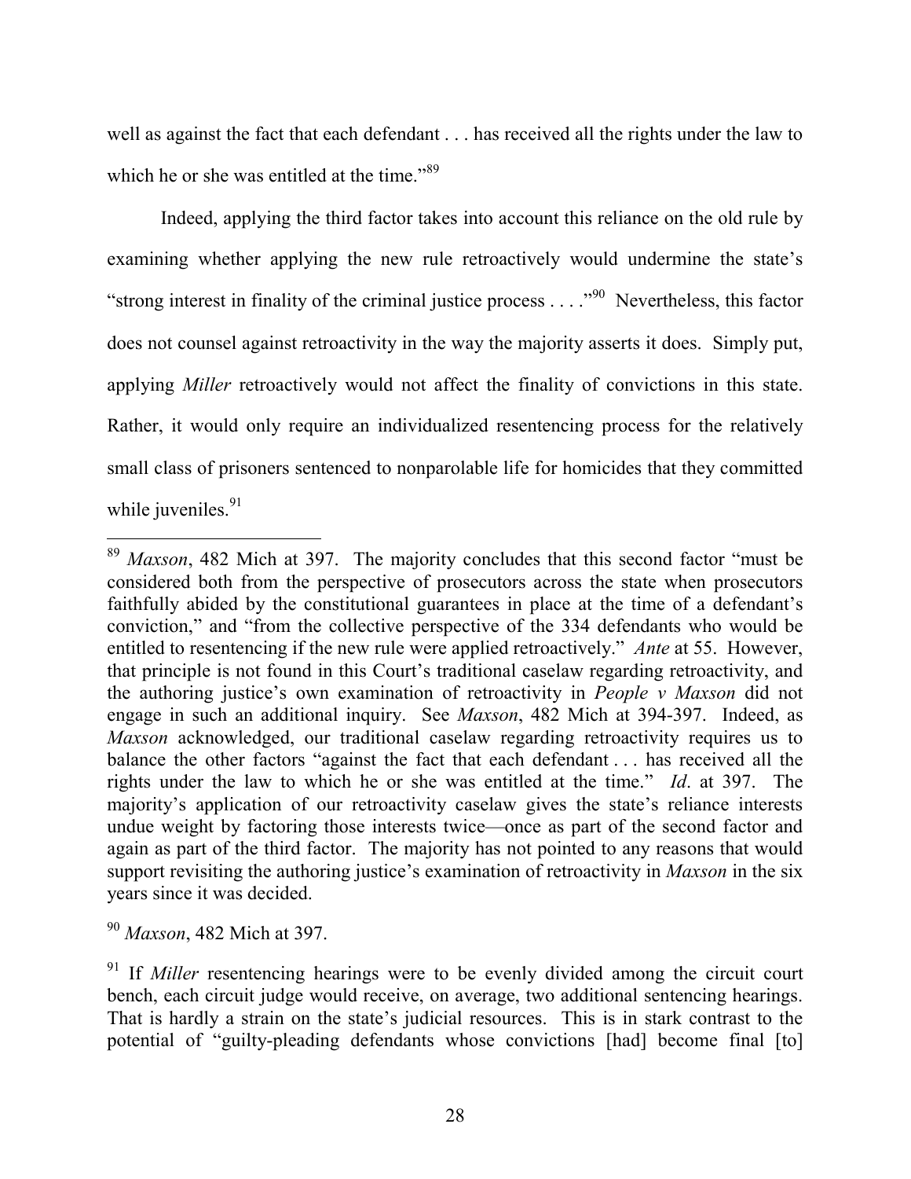well as against the fact that each defendant . . . has received all the rights under the law to which he or she was entitled at the time."[89]

Indeed, applying the third factor takes into account this reliance on the old rule by examining whether applying the new rule retroactively would undermine the state's "strong interest in finality of the criminal justice process . . . ."[90] Nevertheless, this factor does not counsel against retroactivity in the way the majority asserts it does. Simply put, applying *Miller* retroactively would not affect the finality of convictions in this state. Rather, it would only require an individualized resentencing process for the relatively small class of prisoners sentenced to nonparolable life for homicides that they committed while juveniles.[91]

---

[89] *Maxson*, 482 Mich at 397. The majority concludes that this second factor "must be considered both from the perspective of prosecutors across the state when prosecutors faithfully abided by the constitutional guarantees in place at the time of a defendant's conviction," and "from the collective perspective of the 334 defendants who would be entitled to resentencing if the new rule were applied retroactively." *Ante* at 55. However, that principle is not found in this Court's traditional caselaw regarding retroactivity, and the authoring justice's own examination of retroactivity in *People v Maxson* did not engage in such an additional inquiry. See *Maxson*, 482 Mich at 394-397. Indeed, as *Maxson* acknowledged, our traditional caselaw regarding retroactivity requires us to balance the other factors "against the fact that each defendant . . . has received all the rights under the law to which he or she was entitled at the time." *Id*. at 397. The majority's application of our retroactivity caselaw gives the state's reliance interests undue weight by factoring those interests twice—once as part of the second factor and again as part of the third factor. The majority has not pointed to any reasons that would support revisiting the authoring justice's examination of retroactivity in *Maxson* in the six years since it was decided.

[90] *Maxson*, 482 Mich at 397.

[91] If *Miller* resentencing hearings were to be evenly divided among the circuit court bench, each circuit judge would receive, on average, two additional sentencing hearings. That is hardly a strain on the state's judicial resources. This is in stark contrast to the potential of "guilty-pleading defendants whose convictions [had] become final [to]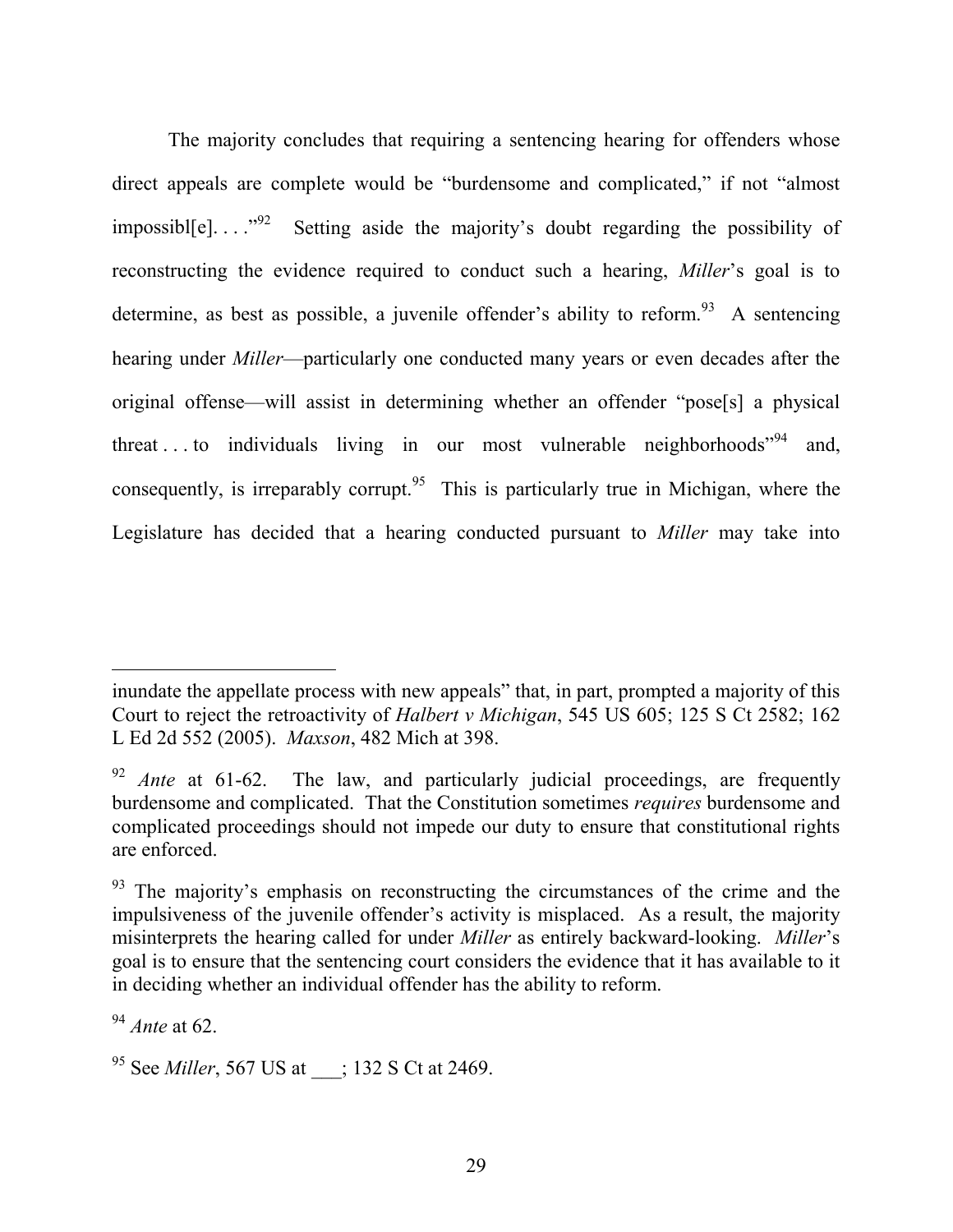The majority concludes that requiring a sentencing hearing for offenders whose direct appeals are complete would be "burdensome and complicated," if not "almost impossibl[e]. . . ."[92] Setting aside the majority's doubt regarding the possibility of reconstructing the evidence required to conduct such a hearing, *Miller*'s goal is to determine, as best as possible, a juvenile offender's ability to reform.[93] A sentencing hearing under *Miller*—particularly one conducted many years or even decades after the original offense—will assist in determining whether an offender "pose[s] a physical threat . . . to individuals living in our most vulnerable neighborhoods"[94] and, consequently, is irreparably corrupt.[95] This is particularly true in Michigan, where the Legislature has decided that a hearing conducted pursuant to *Miller* may take into

---

inundate the appellate process with new appeals" that, in part, prompted a majority of this Court to reject the retroactivity of *Halbert v Michigan*, 545 US 605; 125 S Ct 2582; 162 L Ed 2d 552 (2005). *Maxson*, 482 Mich at 398.

[92] *Ante* at 61-62. The law, and particularly judicial proceedings, are frequently burdensome and complicated. That the Constitution sometimes *requires* burdensome and complicated proceedings should not impede our duty to ensure that constitutional rights are enforced.

[93] The majority's emphasis on reconstructing the circumstances of the crime and the impulsiveness of the juvenile offender's activity is misplaced. As a result, the majority misinterprets the hearing called for under *Miller* as entirely backward-looking. *Miller*'s goal is to ensure that the sentencing court considers the evidence that it has available to it in deciding whether an individual offender has the ability to reform.

[94] *Ante* at 62.

[95] See *Miller*, 567 US at ___; 132 S Ct at 2469.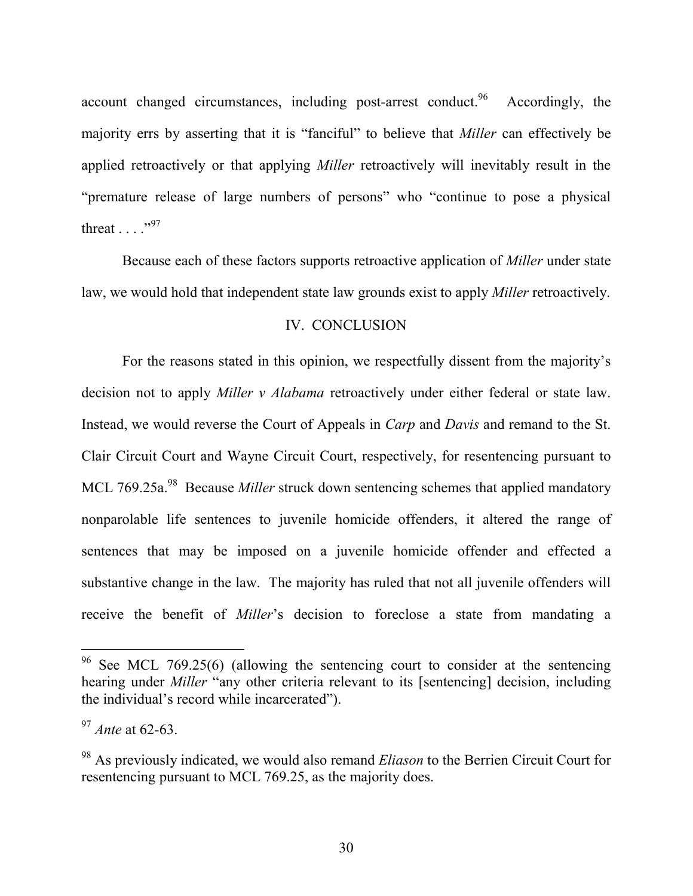account changed circumstances, including post-arrest conduct.[96] Accordingly, the majority errs by asserting that it is "fanciful" to believe that *Miller* can effectively be applied retroactively or that applying *Miller* retroactively will inevitably result in the "premature release of large numbers of persons" who "continue to pose a physical threat . . . ."[97]

Because each of these factors supports retroactive application of *Miller* under state law, we would hold that independent state law grounds exist to apply *Miller* retroactively.

## IV. CONCLUSION

For the reasons stated in this opinion, we respectfully dissent from the majority's decision not to apply *Miller v Alabama* retroactively under either federal or state law. Instead, we would reverse the Court of Appeals in *Carp* and *Davis* and remand to the St. Clair Circuit Court and Wayne Circuit Court, respectively, for resentencing pursuant to MCL 769.25a.[98] Because *Miller* struck down sentencing schemes that applied mandatory nonparolable life sentences to juvenile homicide offenders, it altered the range of sentences that may be imposed on a juvenile homicide offender and effected a substantive change in the law. The majority has ruled that not all juvenile offenders will receive the benefit of *Miller*'s decision to foreclose a state from mandating a

---

[96] See MCL 769.25(6) (allowing the sentencing court to consider at the sentencing hearing under *Miller* "any other criteria relevant to its [sentencing] decision, including the individual's record while incarcerated").

[97] *Ante* at 62-63.

[98] As previously indicated, we would also remand *Eliason* to the Berrien Circuit Court for resentencing pursuant to MCL 769.25, as the majority does.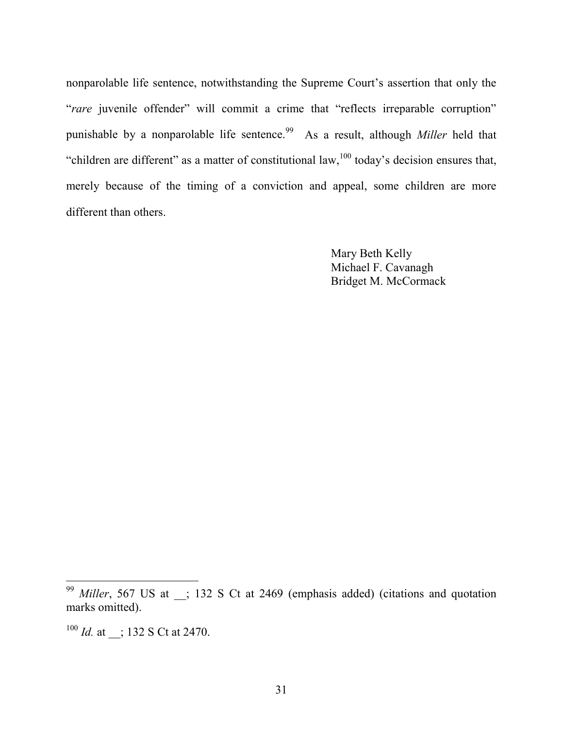nonparolable life sentence, notwithstanding the Supreme Court's assertion that only the "*rare* juvenile offender" will commit a crime that "reflects irreparable corruption" punishable by a nonparolable life sentence.[99] As a result, although *Miller* held that "children are different" as a matter of constitutional law,[100] today's decision ensures that, merely because of the timing of a conviction and appeal, some children are more different than others.

Mary Beth Kelly
Michael F. Cavanagh
Bridget M. McCormack

---

[99] *Miller*, 567 US at __; 132 S Ct at 2469 (emphasis added) (citations and quotation marks omitted).

[100] *Id.* at __; 132 S Ct at 2470.